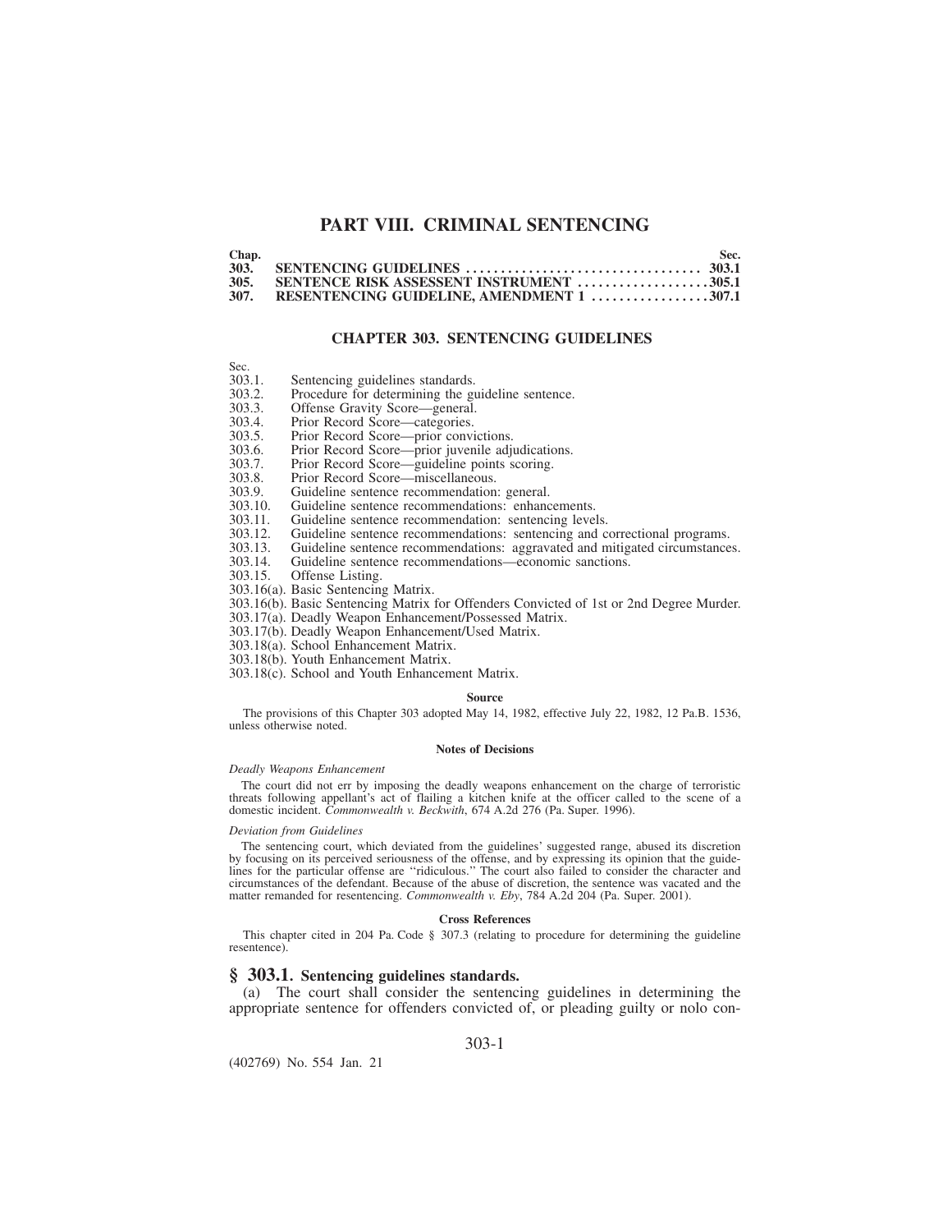# PART VIII. CRIMINAL SENTENCING

| Chap. | | Sec. |
|---|---|---|
| **303.** | **SENTENCING GUIDELINES** | **303.1** |
| **305.** | **SENTENCE RISK ASSESSENT INSTRUMENT** | **305.1** |
| **307.** | **RESENTENCING GUIDELINE, AMENDMENT 1** | **307.1** |

## CHAPTER 303. SENTENCING GUIDELINES

Sec.

303.1. Sentencing guidelines standards.
303.2. Procedure for determining the guideline sentence.
303.3. Offense Gravity Score—general.
303.4. Prior Record Score—categories.
303.5. Prior Record Score—prior convictions.
303.6. Prior Record Score—prior juvenile adjudications.
303.7. Prior Record Score—guideline points scoring.
303.8. Prior Record Score—miscellaneous.
303.9. Guideline sentence recommendation: general.
303.10. Guideline sentence recommendations: enhancements.
303.11. Guideline sentence recommendation: sentencing levels.
303.12. Guideline sentence recommendations: sentencing and correctional programs.
303.13. Guideline sentence recommendations: aggravated and mitigated circumstances.
303.14. Guideline sentence recommendations—economic sanctions.
303.15. Offense Listing.
303.16(a). Basic Sentencing Matrix.
303.16(b). Basic Sentencing Matrix for Offenders Convicted of 1st or 2nd Degree Murder.
303.17(a). Deadly Weapon Enhancement/Possessed Matrix.
303.17(b). Deadly Weapon Enhancement/Used Matrix.
303.18(a). School Enhancement Matrix.
303.18(b). Youth Enhancement Matrix.
303.18(c). School and Youth Enhancement Matrix.

#### Source

The provisions of this Chapter 303 adopted May 14, 1982, effective July 22, 1982, 12 Pa.B. 1536, unless otherwise noted.

#### Notes of Decisions

*Deadly Weapons Enhancement*

The court did not err by imposing the deadly weapons enhancement on the charge of terroristic threats following appellant's act of flailing a kitchen knife at the officer called to the scene of a domestic incident. *Commonwealth v. Beckwith*, 674 A.2d 276 (Pa. Super. 1996).

*Deviation from Guidelines*

The sentencing court, which deviated from the guidelines' suggested range, abused its discretion by focusing on its perceived seriousness of the offense, and by expressing its opinion that the guidelines for the particular offense are ''ridiculous.'' The court also failed to consider the character and circumstances of the defendant. Because of the abuse of discretion, the sentence was vacated and the matter remanded for resentencing. *Commonwealth v. Eby*, 784 A.2d 204 (Pa. Super. 2001).

#### Cross References

This chapter cited in 204 Pa. Code § 307.3 (relating to procedure for determining the guideline resentence).

### § 303.1. Sentencing guidelines standards.

(a) The court shall consider the sentencing guidelines in determining the appropriate sentence for offenders convicted of, or pleading guilty or nolo con-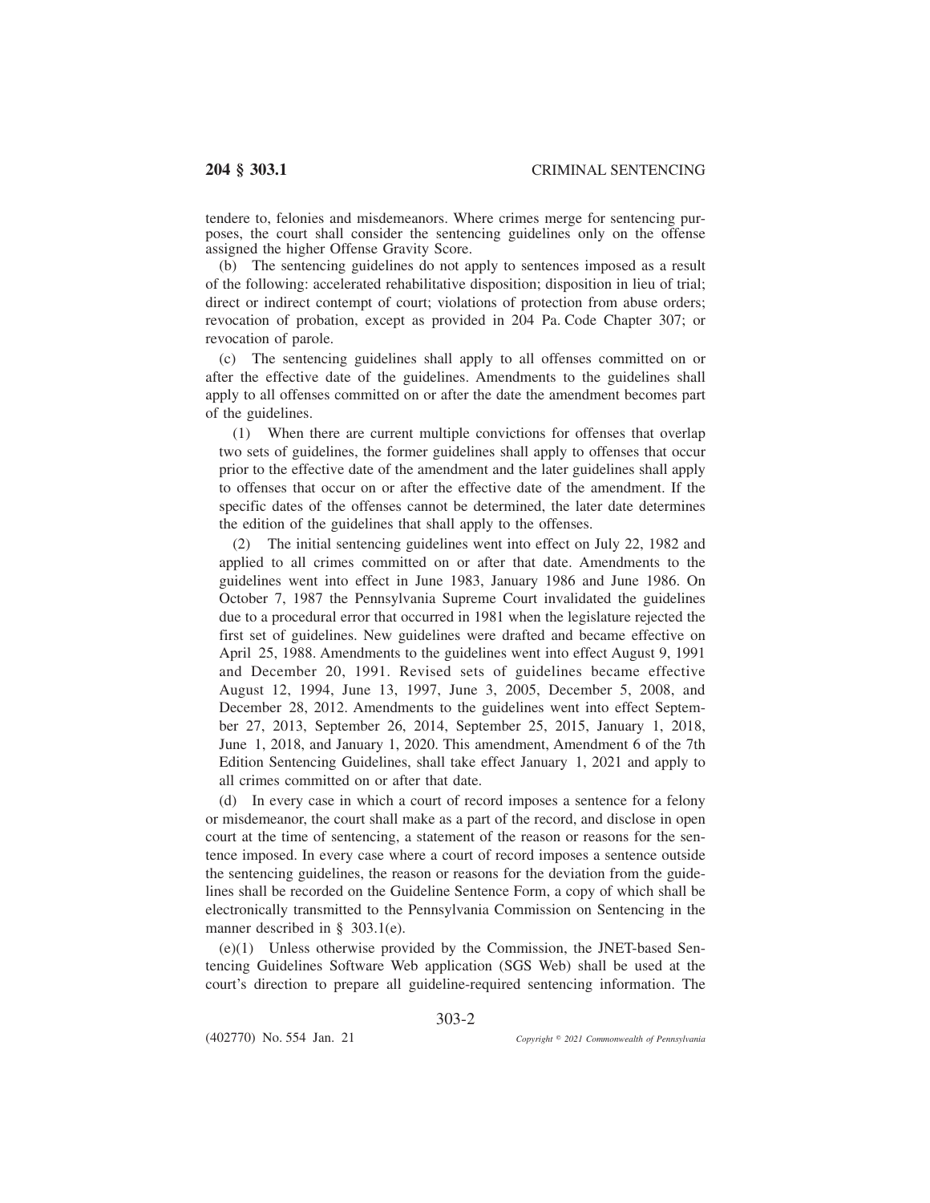tendere to, felonies and misdemeanors. Where crimes merge for sentencing purposes, the court shall consider the sentencing guidelines only on the offense assigned the higher Offense Gravity Score.

(b) The sentencing guidelines do not apply to sentences imposed as a result of the following: accelerated rehabilitative disposition; disposition in lieu of trial; direct or indirect contempt of court; violations of protection from abuse orders; revocation of probation, except as provided in 204 Pa. Code Chapter 307; or revocation of parole.

(c) The sentencing guidelines shall apply to all offenses committed on or after the effective date of the guidelines. Amendments to the guidelines shall apply to all offenses committed on or after the date the amendment becomes part of the guidelines.

(1) When there are current multiple convictions for offenses that overlap two sets of guidelines, the former guidelines shall apply to offenses that occur prior to the effective date of the amendment and the later guidelines shall apply to offenses that occur on or after the effective date of the amendment. If the specific dates of the offenses cannot be determined, the later date determines the edition of the guidelines that shall apply to the offenses.

(2) The initial sentencing guidelines went into effect on July 22, 1982 and applied to all crimes committed on or after that date. Amendments to the guidelines went into effect in June 1983, January 1986 and June 1986. On October 7, 1987 the Pennsylvania Supreme Court invalidated the guidelines due to a procedural error that occurred in 1981 when the legislature rejected the first set of guidelines. New guidelines were drafted and became effective on April 25, 1988. Amendments to the guidelines went into effect August 9, 1991 and December 20, 1991. Revised sets of guidelines became effective August 12, 1994, June 13, 1997, June 3, 2005, December 5, 2008, and December 28, 2012. Amendments to the guidelines went into effect September 27, 2013, September 26, 2014, September 25, 2015, January 1, 2018, June 1, 2018, and January 1, 2020. This amendment, Amendment 6 of the 7th Edition Sentencing Guidelines, shall take effect January 1, 2021 and apply to all crimes committed on or after that date.

(d) In every case in which a court of record imposes a sentence for a felony or misdemeanor, the court shall make as a part of the record, and disclose in open court at the time of sentencing, a statement of the reason or reasons for the sentence imposed. In every case where a court of record imposes a sentence outside the sentencing guidelines, the reason or reasons for the deviation from the guidelines shall be recorded on the Guideline Sentence Form, a copy of which shall be electronically transmitted to the Pennsylvania Commission on Sentencing in the manner described in § 303.1(e).

(e)(1) Unless otherwise provided by the Commission, the JNET-based Sentencing Guidelines Software Web application (SGS Web) shall be used at the court's direction to prepare all guideline-required sentencing information. The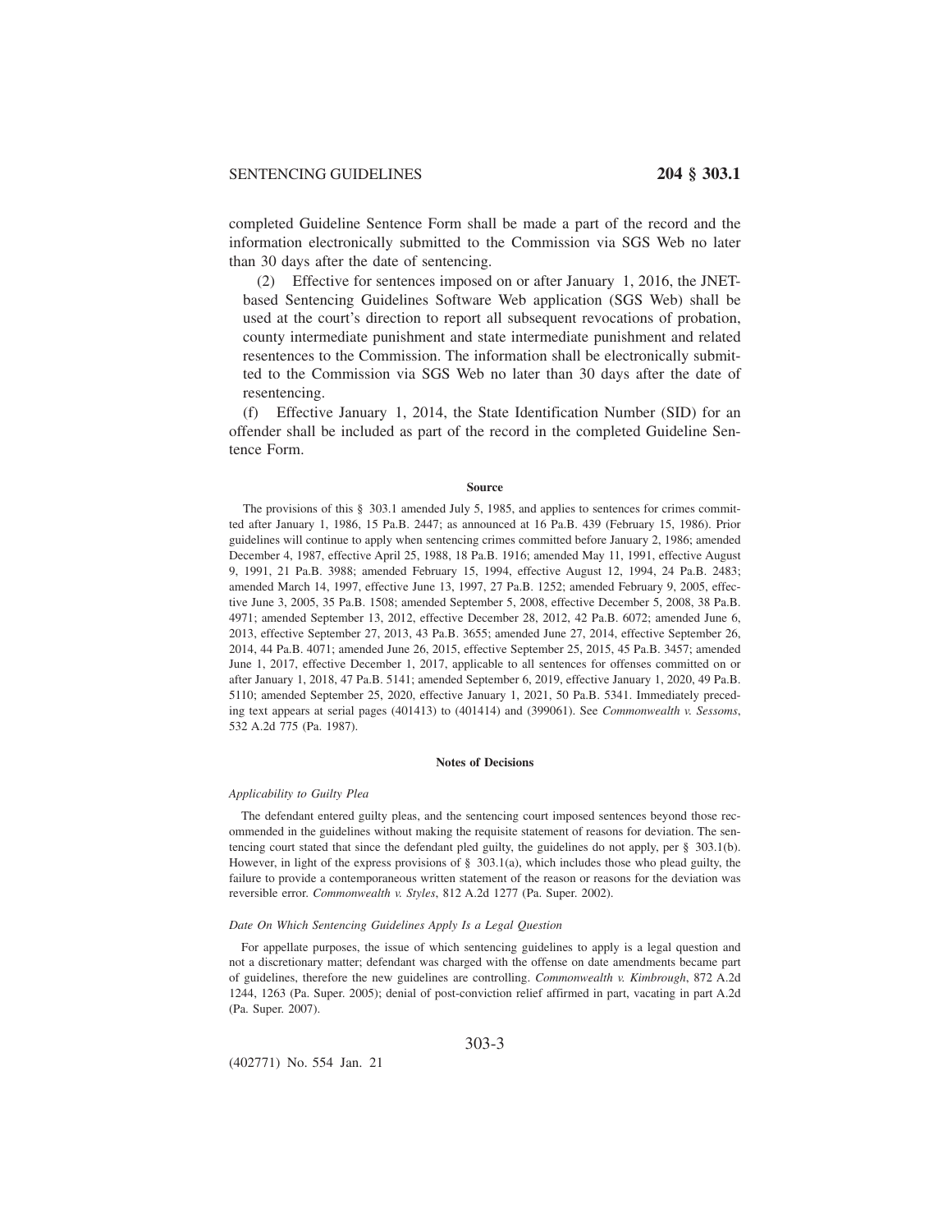completed Guideline Sentence Form shall be made a part of the record and the information electronically submitted to the Commission via SGS Web no later than 30 days after the date of sentencing.

(2) Effective for sentences imposed on or after January 1, 2016, the JNET-based Sentencing Guidelines Software Web application (SGS Web) shall be used at the court's direction to report all subsequent revocations of probation, county intermediate punishment and state intermediate punishment and related resentences to the Commission. The information shall be electronically submitted to the Commission via SGS Web no later than 30 days after the date of resentencing.

(f) Effective January 1, 2014, the State Identification Number (SID) for an offender shall be included as part of the record in the completed Guideline Sentence Form.

#### Source

The provisions of this § 303.1 amended July 5, 1985, and applies to sentences for crimes committed after January 1, 1986, 15 Pa.B. 2447; as announced at 16 Pa.B. 439 (February 15, 1986). Prior guidelines will continue to apply when sentencing crimes committed before January 2, 1986; amended December 4, 1987, effective April 25, 1988, 18 Pa.B. 1916; amended May 11, 1991, effective August 9, 1991, 21 Pa.B. 3988; amended February 15, 1994, effective August 12, 1994, 24 Pa.B. 2483; amended March 14, 1997, effective June 13, 1997, 27 Pa.B. 1252; amended February 9, 2005, effective June 3, 2005, 35 Pa.B. 1508; amended September 5, 2008, effective December 5, 2008, 38 Pa.B. 4971; amended September 13, 2012, effective December 28, 2012, 42 Pa.B. 6072; amended June 6, 2013, effective September 27, 2013, 43 Pa.B. 3655; amended June 27, 2014, effective September 26, 2014, 44 Pa.B. 4071; amended June 26, 2015, effective September 25, 2015, 45 Pa.B. 3457; amended June 1, 2017, effective December 1, 2017, applicable to all sentences for offenses committed on or after January 1, 2018, 47 Pa.B. 5141; amended September 6, 2019, effective January 1, 2020, 49 Pa.B. 5110; amended September 25, 2020, effective January 1, 2021, 50 Pa.B. 5341. Immediately preceding text appears at serial pages (401413) to (401414) and (399061). See *Commonwealth v. Sessoms*, 532 A.2d 775 (Pa. 1987).

#### Notes of Decisions

*Applicability to Guilty Plea*

The defendant entered guilty pleas, and the sentencing court imposed sentences beyond those recommended in the guidelines without making the requisite statement of reasons for deviation. The sentencing court stated that since the defendant pled guilty, the guidelines do not apply, per § 303.1(b). However, in light of the express provisions of § 303.1(a), which includes those who plead guilty, the failure to provide a contemporaneous written statement of the reason or reasons for the deviation was reversible error. *Commonwealth v. Styles*, 812 A.2d 1277 (Pa. Super. 2002).

*Date On Which Sentencing Guidelines Apply Is a Legal Question*

For appellate purposes, the issue of which sentencing guidelines to apply is a legal question and not a discretionary matter; defendant was charged with the offense on date amendments became part of guidelines, therefore the new guidelines are controlling. *Commonwealth v. Kimbrough*, 872 A.2d 1244, 1263 (Pa. Super. 2005); denial of post-conviction relief affirmed in part, vacating in part A.2d (Pa. Super. 2007).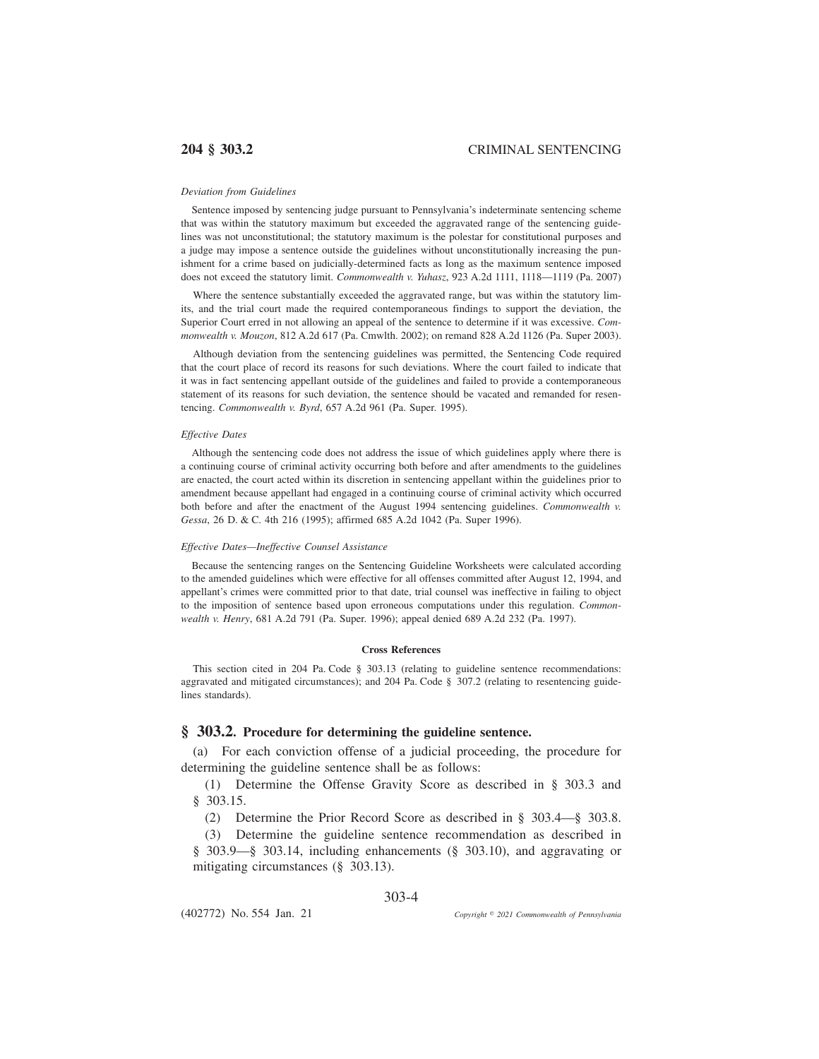*Deviation from Guidelines*

Sentence imposed by sentencing judge pursuant to Pennsylvania's indeterminate sentencing scheme that was within the statutory maximum but exceeded the aggravated range of the sentencing guidelines was not unconstitutional; the statutory maximum is the polestar for constitutional purposes and a judge may impose a sentence outside the guidelines without unconstitutionally increasing the punishment for a crime based on judicially-determined facts as long as the maximum sentence imposed does not exceed the statutory limit. *Commonwealth v. Yuhasz*, 923 A.2d 1111, 1118—1119 (Pa. 2007)

Where the sentence substantially exceeded the aggravated range, but was within the statutory limits, and the trial court made the required contemporaneous findings to support the deviation, the Superior Court erred in not allowing an appeal of the sentence to determine if it was excessive. *Commonwealth v. Mouzon*, 812 A.2d 617 (Pa. Cmwlth. 2002); on remand 828 A.2d 1126 (Pa. Super 2003).

Although deviation from the sentencing guidelines was permitted, the Sentencing Code required that the court place of record its reasons for such deviations. Where the court failed to indicate that it was in fact sentencing appellant outside of the guidelines and failed to provide a contemporaneous statement of its reasons for such deviation, the sentence should be vacated and remanded for resentencing. *Commonwealth v. Byrd*, 657 A.2d 961 (Pa. Super. 1995).

*Effective Dates*

Although the sentencing code does not address the issue of which guidelines apply where there is a continuing course of criminal activity occurring both before and after amendments to the guidelines are enacted, the court acted within its discretion in sentencing appellant within the guidelines prior to amendment because appellant had engaged in a continuing course of criminal activity which occurred both before and after the enactment of the August 1994 sentencing guidelines. *Commonwealth v. Gessa*, 26 D. & C. 4th 216 (1995); affirmed 685 A.2d 1042 (Pa. Super 1996).

*Effective Dates—Ineffective Counsel Assistance*

Because the sentencing ranges on the Sentencing Guideline Worksheets were calculated according to the amended guidelines which were effective for all offenses committed after August 12, 1994, and appellant's crimes were committed prior to that date, trial counsel was ineffective in failing to object to the imposition of sentence based upon erroneous computations under this regulation. *Commonwealth v. Henry*, 681 A.2d 791 (Pa. Super. 1996); appeal denied 689 A.2d 232 (Pa. 1997).

**Cross References**

This section cited in 204 Pa. Code § 303.13 (relating to guideline sentence recommendations: aggravated and mitigated circumstances); and 204 Pa. Code § 307.2 (relating to resentencing guidelines standards).

## § 303.2. Procedure for determining the guideline sentence.

(a) For each conviction offense of a judicial proceeding, the procedure for determining the guideline sentence shall be as follows:

(1) Determine the Offense Gravity Score as described in § 303.3 and § 303.15.

(2) Determine the Prior Record Score as described in § 303.4—§ 303.8.

(3) Determine the guideline sentence recommendation as described in § 303.9—§ 303.14, including enhancements (§ 303.10), and aggravating or mitigating circumstances (§ 303.13).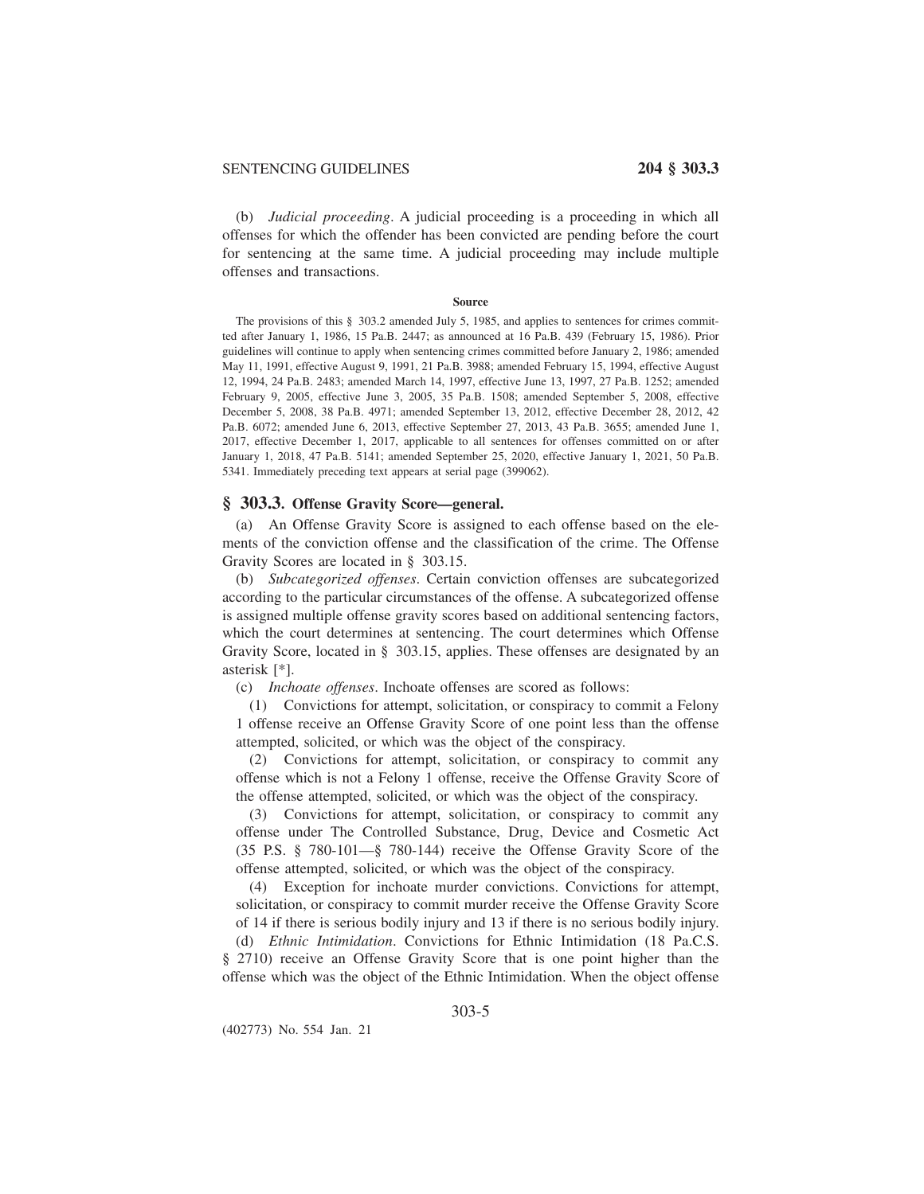(b) *Judicial proceeding*. A judicial proceeding is a proceeding in which all offenses for which the offender has been convicted are pending before the court for sentencing at the same time. A judicial proceeding may include multiple offenses and transactions.

**Source**

The provisions of this § 303.2 amended July 5, 1985, and applies to sentences for crimes committed after January 1, 1986, 15 Pa.B. 2447; as announced at 16 Pa.B. 439 (February 15, 1986). Prior guidelines will continue to apply when sentencing crimes committed before January 2, 1986; amended May 11, 1991, effective August 9, 1991, 21 Pa.B. 3988; amended February 15, 1994, effective August 12, 1994, 24 Pa.B. 2483; amended March 14, 1997, effective June 13, 1997, 27 Pa.B. 1252; amended February 9, 2005, effective June 3, 2005, 35 Pa.B. 1508; amended September 5, 2008, effective December 5, 2008, 38 Pa.B. 4971; amended September 13, 2012, effective December 28, 2012, 42 Pa.B. 6072; amended June 6, 2013, effective September 27, 2013, 43 Pa.B. 3655; amended June 1, 2017, effective December 1, 2017, applicable to all sentences for offenses committed on or after January 1, 2018, 47 Pa.B. 5141; amended September 25, 2020, effective January 1, 2021, 50 Pa.B. 5341. Immediately preceding text appears at serial page (399062).

## § 303.3. Offense Gravity Score—general.

(a) An Offense Gravity Score is assigned to each offense based on the elements of the conviction offense and the classification of the crime. The Offense Gravity Scores are located in § 303.15.

(b) *Subcategorized offenses*. Certain conviction offenses are subcategorized according to the particular circumstances of the offense. A subcategorized offense is assigned multiple offense gravity scores based on additional sentencing factors, which the court determines at sentencing. The court determines which Offense Gravity Score, located in § 303.15, applies. These offenses are designated by an asterisk [*].

(c) *Inchoate offenses*. Inchoate offenses are scored as follows:

(1) Convictions for attempt, solicitation, or conspiracy to commit a Felony 1 offense receive an Offense Gravity Score of one point less than the offense attempted, solicited, or which was the object of the conspiracy.

(2) Convictions for attempt, solicitation, or conspiracy to commit any offense which is not a Felony 1 offense, receive the Offense Gravity Score of the offense attempted, solicited, or which was the object of the conspiracy.

(3) Convictions for attempt, solicitation, or conspiracy to commit any offense under The Controlled Substance, Drug, Device and Cosmetic Act (35 P.S. § 780-101—§ 780-144) receive the Offense Gravity Score of the offense attempted, solicited, or which was the object of the conspiracy.

(4) Exception for inchoate murder convictions. Convictions for attempt, solicitation, or conspiracy to commit murder receive the Offense Gravity Score of 14 if there is serious bodily injury and 13 if there is no serious bodily injury.

(d) *Ethnic Intimidation*. Convictions for Ethnic Intimidation (18 Pa.C.S. § 2710) receive an Offense Gravity Score that is one point higher than the offense which was the object of the Ethnic Intimidation. When the object offense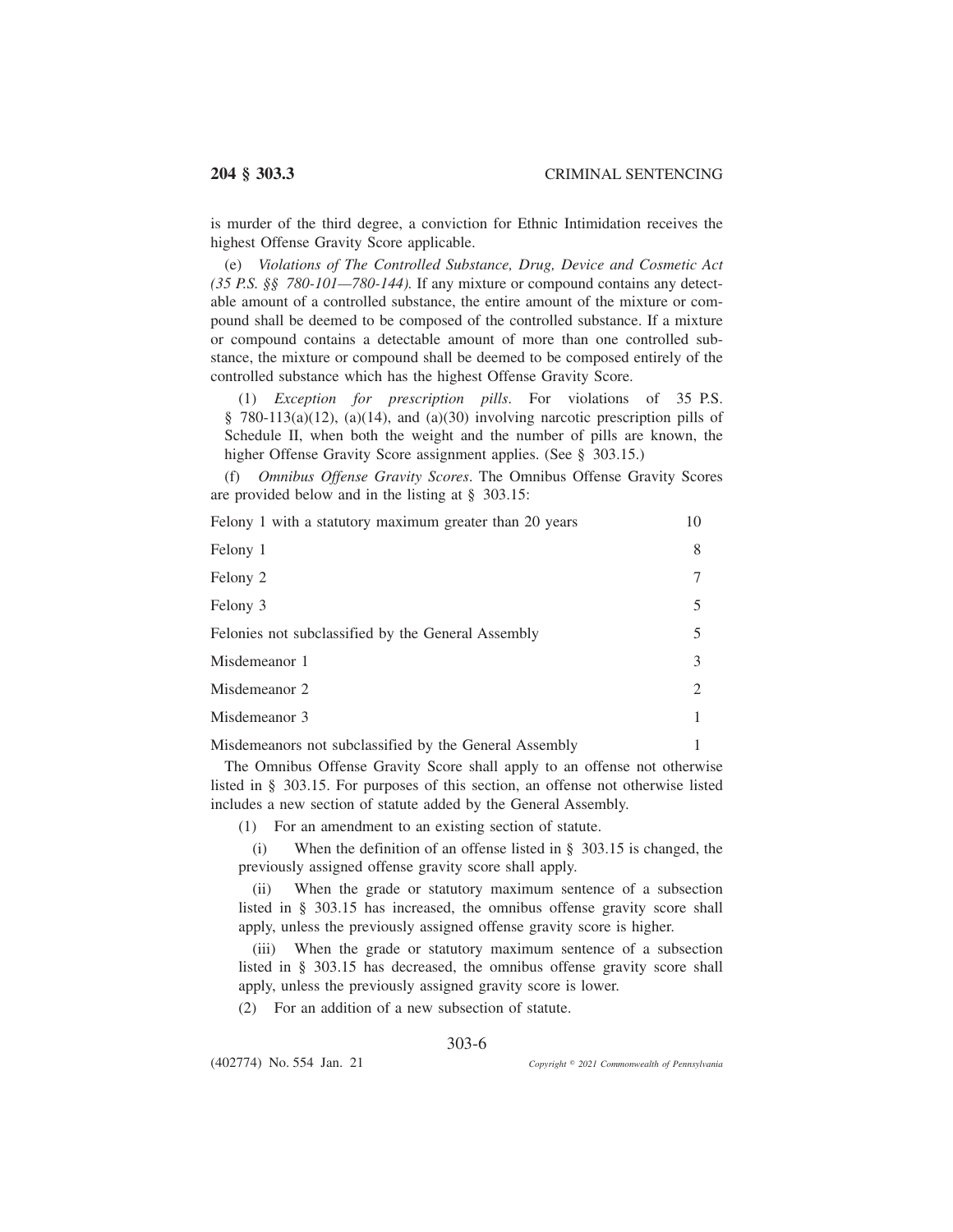is murder of the third degree, a conviction for Ethnic Intimidation receives the highest Offense Gravity Score applicable.

(e) *Violations of The Controlled Substance, Drug, Device and Cosmetic Act (35 P.S. §§ 780-101—780-144).* If any mixture or compound contains any detectable amount of a controlled substance, the entire amount of the mixture or compound shall be deemed to be composed of the controlled substance. If a mixture or compound contains a detectable amount of more than one controlled substance, the mixture or compound shall be deemed to be composed entirely of the controlled substance which has the highest Offense Gravity Score.

(1) *Exception for prescription pills.* For violations of 35 P.S. § 780-113(a)(12), (a)(14), and (a)(30) involving narcotic prescription pills of Schedule II, when both the weight and the number of pills are known, the higher Offense Gravity Score assignment applies. (See § 303.15.)

(f) *Omnibus Offense Gravity Scores.* The Omnibus Offense Gravity Scores are provided below and in the listing at § 303.15:

| | |
|---|---|
| Felony 1 with a statutory maximum greater than 20 years | 10 |
| Felony 1 | 8 |
| Felony 2 | 7 |
| Felony 3 | 5 |
| Felonies not subclassified by the General Assembly | 5 |
| Misdemeanor 1 | 3 |
| Misdemeanor 2 | 2 |
| Misdemeanor 3 | 1 |
| Misdemeanors not subclassified by the General Assembly | 1 |

The Omnibus Offense Gravity Score shall apply to an offense not otherwise listed in § 303.15. For purposes of this section, an offense not otherwise listed includes a new section of statute added by the General Assembly.

(1) For an amendment to an existing section of statute.

(i) When the definition of an offense listed in § 303.15 is changed, the previously assigned offense gravity score shall apply.

(ii) When the grade or statutory maximum sentence of a subsection listed in § 303.15 has increased, the omnibus offense gravity score shall apply, unless the previously assigned offense gravity score is higher.

(iii) When the grade or statutory maximum sentence of a subsection listed in § 303.15 has decreased, the omnibus offense gravity score shall apply, unless the previously assigned gravity score is lower.

(2) For an addition of a new subsection of statute.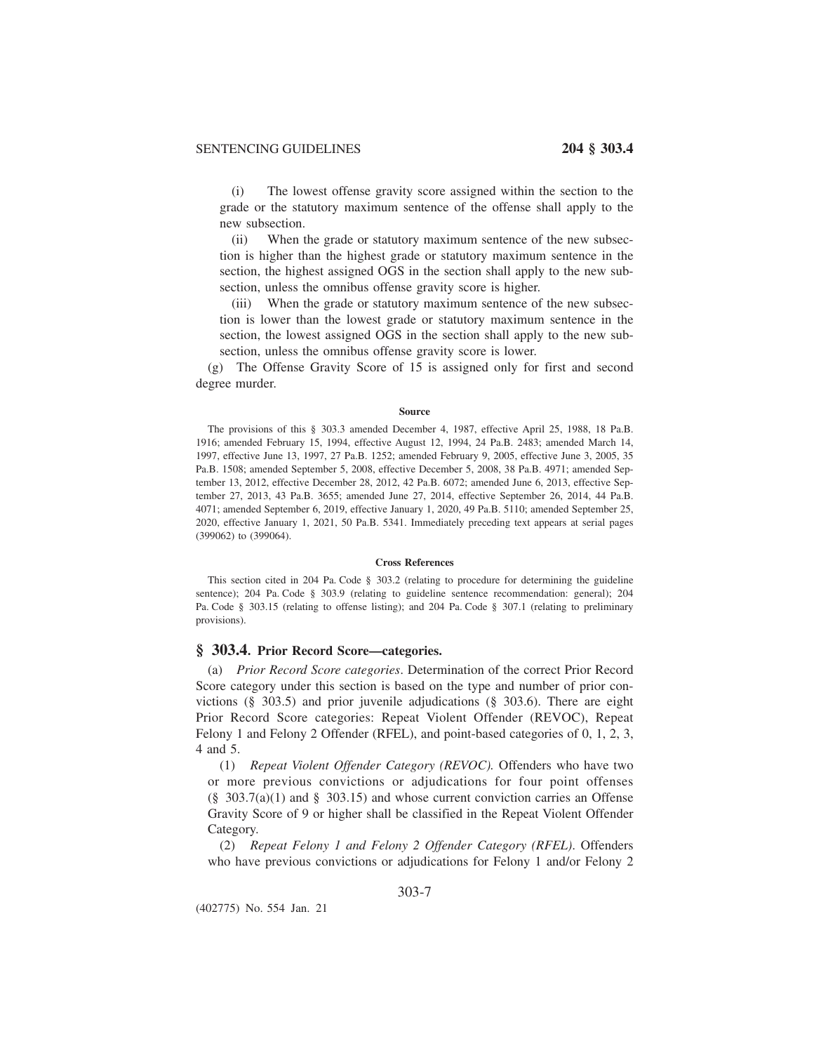(i) The lowest offense gravity score assigned within the section to the grade or the statutory maximum sentence of the offense shall apply to the new subsection.

(ii) When the grade or statutory maximum sentence of the new subsection is higher than the highest grade or statutory maximum sentence in the section, the highest assigned OGS in the section shall apply to the new subsection, unless the omnibus offense gravity score is higher.

(iii) When the grade or statutory maximum sentence of the new subsection is lower than the lowest grade or statutory maximum sentence in the section, the lowest assigned OGS in the section shall apply to the new subsection, unless the omnibus offense gravity score is lower.

(g) The Offense Gravity Score of 15 is assigned only for first and second degree murder.

#### Source

The provisions of this § 303.3 amended December 4, 1987, effective April 25, 1988, 18 Pa.B. 1916; amended February 15, 1994, effective August 12, 1994, 24 Pa.B. 2483; amended March 14, 1997, effective June 13, 1997, 27 Pa.B. 1252; amended February 9, 2005, effective June 3, 2005, 35 Pa.B. 1508; amended September 5, 2008, effective December 5, 2008, 38 Pa.B. 4971; amended September 13, 2012, effective December 28, 2012, 42 Pa.B. 6072; amended June 6, 2013, effective September 27, 2013, 43 Pa.B. 3655; amended June 27, 2014, effective September 26, 2014, 44 Pa.B. 4071; amended September 6, 2019, effective January 1, 2020, 49 Pa.B. 5110; amended September 25, 2020, effective January 1, 2021, 50 Pa.B. 5341. Immediately preceding text appears at serial pages (399062) to (399064).

#### Cross References

This section cited in 204 Pa. Code § 303.2 (relating to procedure for determining the guideline sentence); 204 Pa. Code § 303.9 (relating to guideline sentence recommendation: general); 204 Pa. Code § 303.15 (relating to offense listing); and 204 Pa. Code § 307.1 (relating to preliminary provisions).

## § 303.4. Prior Record Score—categories.

(a) *Prior Record Score categories*. Determination of the correct Prior Record Score category under this section is based on the type and number of prior convictions (§ 303.5) and prior juvenile adjudications (§ 303.6). There are eight Prior Record Score categories: Repeat Violent Offender (REVOC), Repeat Felony 1 and Felony 2 Offender (RFEL), and point-based categories of 0, 1, 2, 3, 4 and 5.

(1) *Repeat Violent Offender Category (REVOC).* Offenders who have two or more previous convictions or adjudications for four point offenses (§ 303.7(a)(1) and § 303.15) and whose current conviction carries an Offense Gravity Score of 9 or higher shall be classified in the Repeat Violent Offender Category.

(2) *Repeat Felony 1 and Felony 2 Offender Category (RFEL).* Offenders who have previous convictions or adjudications for Felony 1 and/or Felony 2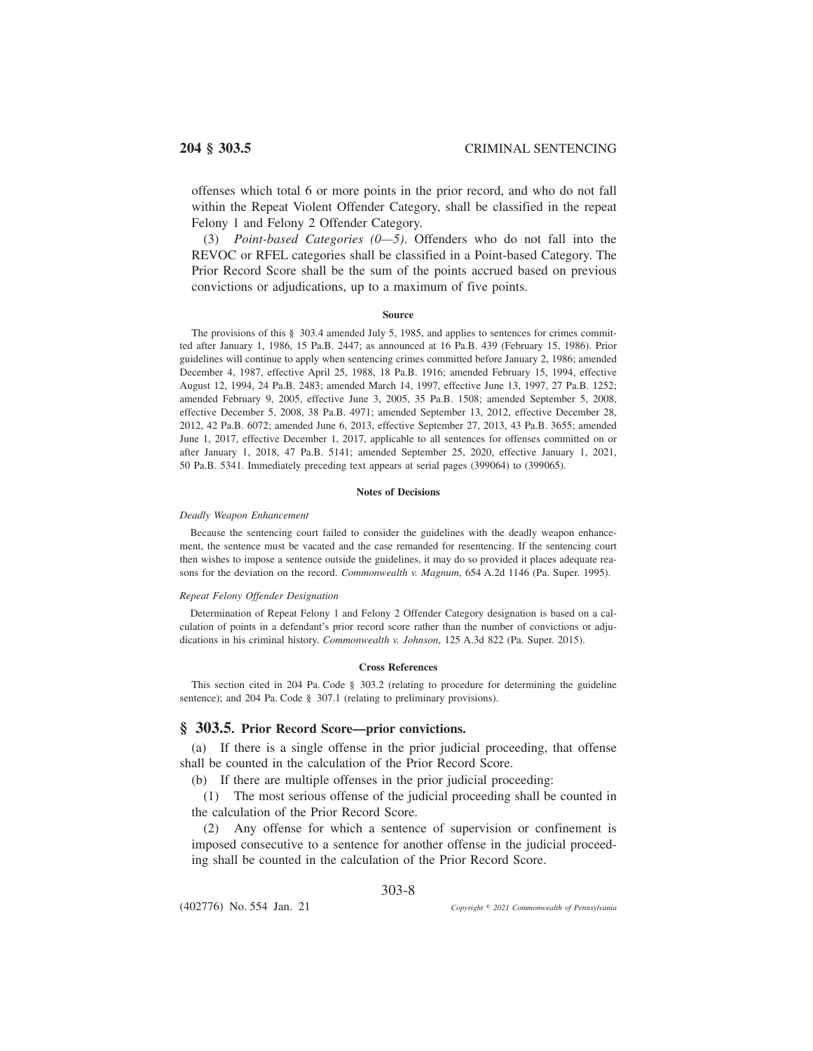offenses which total 6 or more points in the prior record, and who do not fall within the Repeat Violent Offender Category, shall be classified in the repeat Felony 1 and Felony 2 Offender Category.

(3) *Point-based Categories (0—5).* Offenders who do not fall into the REVOC or RFEL categories shall be classified in a Point-based Category. The Prior Record Score shall be the sum of the points accrued based on previous convictions or adjudications, up to a maximum of five points.

#### Source

The provisions of this § 303.4 amended July 5, 1985, and applies to sentences for crimes committed after January 1, 1986, 15 Pa.B. 2447; as announced at 16 Pa.B. 439 (February 15, 1986). Prior guidelines will continue to apply when sentencing crimes committed before January 2, 1986; amended December 4, 1987, effective April 25, 1988, 18 Pa.B. 1916; amended February 15, 1994, effective August 12, 1994, 24 Pa.B. 2483; amended March 14, 1997, effective June 13, 1997, 27 Pa.B. 1252; amended February 9, 2005, effective June 3, 2005, 35 Pa.B. 1508; amended September 5, 2008, effective December 5, 2008, 38 Pa.B. 4971; amended September 13, 2012, effective December 28, 2012, 42 Pa.B. 6072; amended June 6, 2013, effective September 27, 2013, 43 Pa.B. 3655; amended June 1, 2017, effective December 1, 2017, applicable to all sentences for offenses committed on or after January 1, 2018, 47 Pa.B. 5141; amended September 25, 2020, effective January 1, 2021, 50 Pa.B. 5341. Immediately preceding text appears at serial pages (399064) to (399065).

#### Notes of Decisions

*Deadly Weapon Enhancement*

Because the sentencing court failed to consider the guidelines with the deadly weapon enhancement, the sentence must be vacated and the case remanded for resentencing. If the sentencing court then wishes to impose a sentence outside the guidelines, it may do so provided it places adequate reasons for the deviation on the record. *Commonwealth v. Magnum*, 654 A.2d 1146 (Pa. Super. 1995).

*Repeat Felony Offender Designation*

Determination of Repeat Felony 1 and Felony 2 Offender Category designation is based on a calculation of points in a defendant's prior record score rather than the number of convictions or adjudications in his criminal history. *Commonwealth v. Johnson*, 125 A.3d 822 (Pa. Super. 2015).

#### Cross References

This section cited in 204 Pa. Code § 303.2 (relating to procedure for determining the guideline sentence); and 204 Pa. Code § 307.1 (relating to preliminary provisions).

## § 303.5. Prior Record Score—prior convictions.

(a) If there is a single offense in the prior judicial proceeding, that offense shall be counted in the calculation of the Prior Record Score.

(b) If there are multiple offenses in the prior judicial proceeding:

(1) The most serious offense of the judicial proceeding shall be counted in the calculation of the Prior Record Score.

(2) Any offense for which a sentence of supervision or confinement is imposed consecutive to a sentence for another offense in the judicial proceeding shall be counted in the calculation of the Prior Record Score.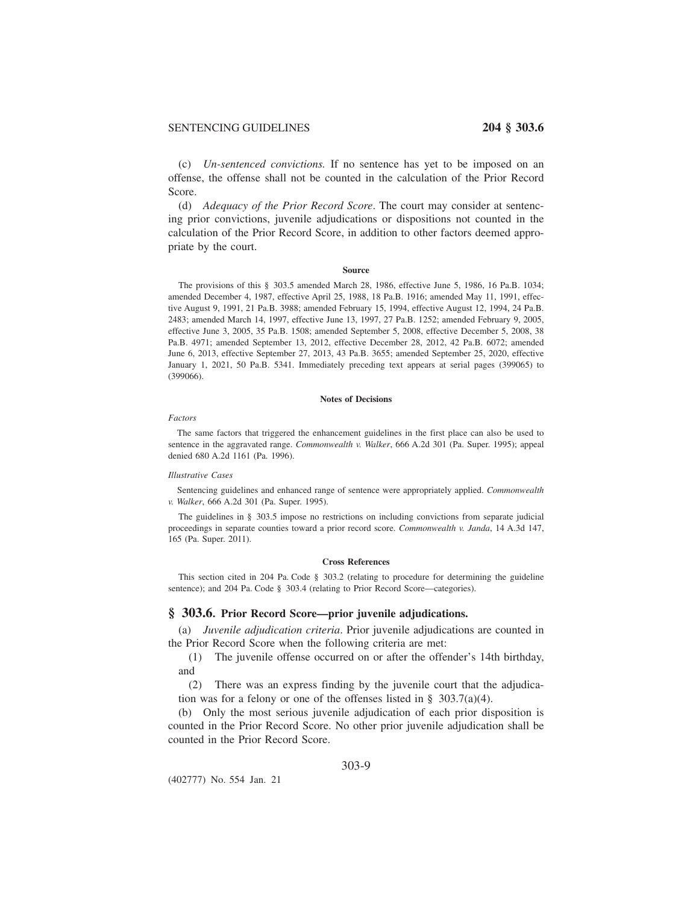(c) *Un-sentenced convictions.* If no sentence has yet to be imposed on an offense, the offense shall not be counted in the calculation of the Prior Record Score.

(d) *Adequacy of the Prior Record Score*. The court may consider at sentencing prior convictions, juvenile adjudications or dispositions not counted in the calculation of the Prior Record Score, in addition to other factors deemed appropriate by the court.

#### Source

The provisions of this § 303.5 amended March 28, 1986, effective June 5, 1986, 16 Pa.B. 1034; amended December 4, 1987, effective April 25, 1988, 18 Pa.B. 1916; amended May 11, 1991, effective August 9, 1991, 21 Pa.B. 3988; amended February 15, 1994, effective August 12, 1994, 24 Pa.B. 2483; amended March 14, 1997, effective June 13, 1997, 27 Pa.B. 1252; amended February 9, 2005, effective June 3, 2005, 35 Pa.B. 1508; amended September 5, 2008, effective December 5, 2008, 38 Pa.B. 4971; amended September 13, 2012, effective December 28, 2012, 42 Pa.B. 6072; amended June 6, 2013, effective September 27, 2013, 43 Pa.B. 3655; amended September 25, 2020, effective January 1, 2021, 50 Pa.B. 5341. Immediately preceding text appears at serial pages (399065) to (399066).

#### Notes of Decisions

*Factors*

The same factors that triggered the enhancement guidelines in the first place can also be used to sentence in the aggravated range. *Commonwealth v. Walker*, 666 A.2d 301 (Pa. Super. 1995); appeal denied 680 A.2d 1161 (Pa. 1996).

*Illustrative Cases*

Sentencing guidelines and enhanced range of sentence were appropriately applied. *Commonwealth v. Walker*, 666 A.2d 301 (Pa. Super. 1995).

The guidelines in § 303.5 impose no restrictions on including convictions from separate judicial proceedings in separate counties toward a prior record score. *Commonwealth v. Janda*, 14 A.3d 147, 165 (Pa. Super. 2011).

#### Cross References

This section cited in 204 Pa. Code § 303.2 (relating to procedure for determining the guideline sentence); and 204 Pa. Code § 303.4 (relating to Prior Record Score—categories).

## § 303.6. Prior Record Score—prior juvenile adjudications.

(a) *Juvenile adjudication criteria*. Prior juvenile adjudications are counted in the Prior Record Score when the following criteria are met:

(1) The juvenile offense occurred on or after the offender's 14th birthday, and

(2) There was an express finding by the juvenile court that the adjudication was for a felony or one of the offenses listed in § 303.7(a)(4).

(b) Only the most serious juvenile adjudication of each prior disposition is counted in the Prior Record Score. No other prior juvenile adjudication shall be counted in the Prior Record Score.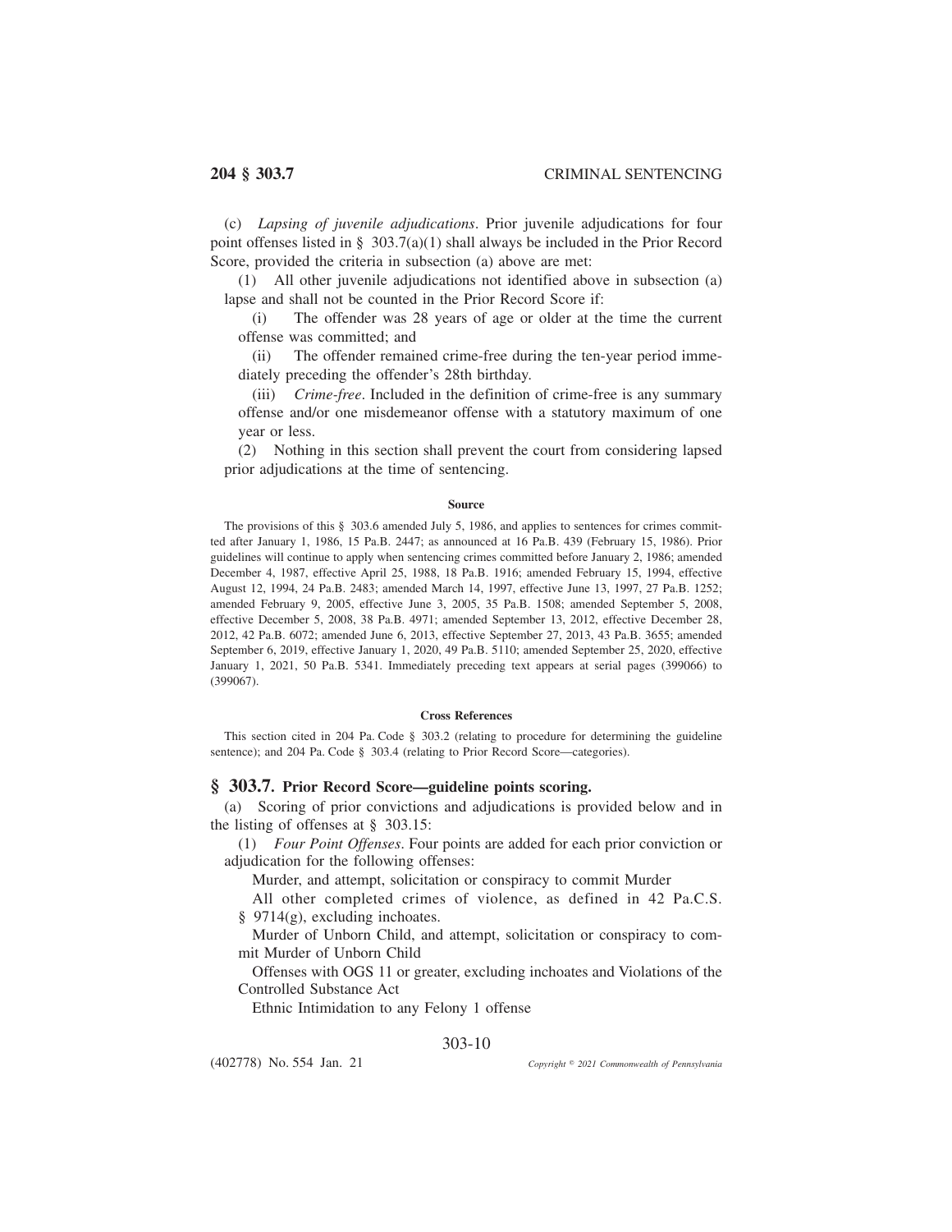(c) *Lapsing of juvenile adjudications*. Prior juvenile adjudications for four point offenses listed in § 303.7(a)(1) shall always be included in the Prior Record Score, provided the criteria in subsection (a) above are met:

(1) All other juvenile adjudications not identified above in subsection (a) lapse and shall not be counted in the Prior Record Score if:

(i) The offender was 28 years of age or older at the time the current offense was committed; and

(ii) The offender remained crime-free during the ten-year period immediately preceding the offender's 28th birthday.

(iii) *Crime-free*. Included in the definition of crime-free is any summary offense and/or one misdemeanor offense with a statutory maximum of one year or less.

(2) Nothing in this section shall prevent the court from considering lapsed prior adjudications at the time of sentencing.

#### Source

The provisions of this § 303.6 amended July 5, 1986, and applies to sentences for crimes committed after January 1, 1986, 15 Pa.B. 2447; as announced at 16 Pa.B. 439 (February 15, 1986). Prior guidelines will continue to apply when sentencing crimes committed before January 2, 1986; amended December 4, 1987, effective April 25, 1988, 18 Pa.B. 1916; amended February 15, 1994, effective August 12, 1994, 24 Pa.B. 2483; amended March 14, 1997, effective June 13, 1997, 27 Pa.B. 1252; amended February 9, 2005, effective June 3, 2005, 35 Pa.B. 1508; amended September 5, 2008, effective December 5, 2008, 38 Pa.B. 4971; amended September 13, 2012, effective December 28, 2012, 42 Pa.B. 6072; amended June 6, 2013, effective September 27, 2013, 43 Pa.B. 3655; amended September 6, 2019, effective January 1, 2020, 49 Pa.B. 5110; amended September 25, 2020, effective January 1, 2021, 50 Pa.B. 5341. Immediately preceding text appears at serial pages (399066) to (399067).

#### Cross References

This section cited in 204 Pa. Code § 303.2 (relating to procedure for determining the guideline sentence); and 204 Pa. Code § 303.4 (relating to Prior Record Score—categories).

## § 303.7. Prior Record Score—guideline points scoring.

(a) Scoring of prior convictions and adjudications is provided below and in the listing of offenses at § 303.15:

(1) *Four Point Offenses*. Four points are added for each prior conviction or adjudication for the following offenses:

Murder, and attempt, solicitation or conspiracy to commit Murder

All other completed crimes of violence, as defined in 42 Pa.C.S. § 9714(g), excluding inchoates.

Murder of Unborn Child, and attempt, solicitation or conspiracy to commit Murder of Unborn Child

Offenses with OGS 11 or greater, excluding inchoates and Violations of the Controlled Substance Act

Ethnic Intimidation to any Felony 1 offense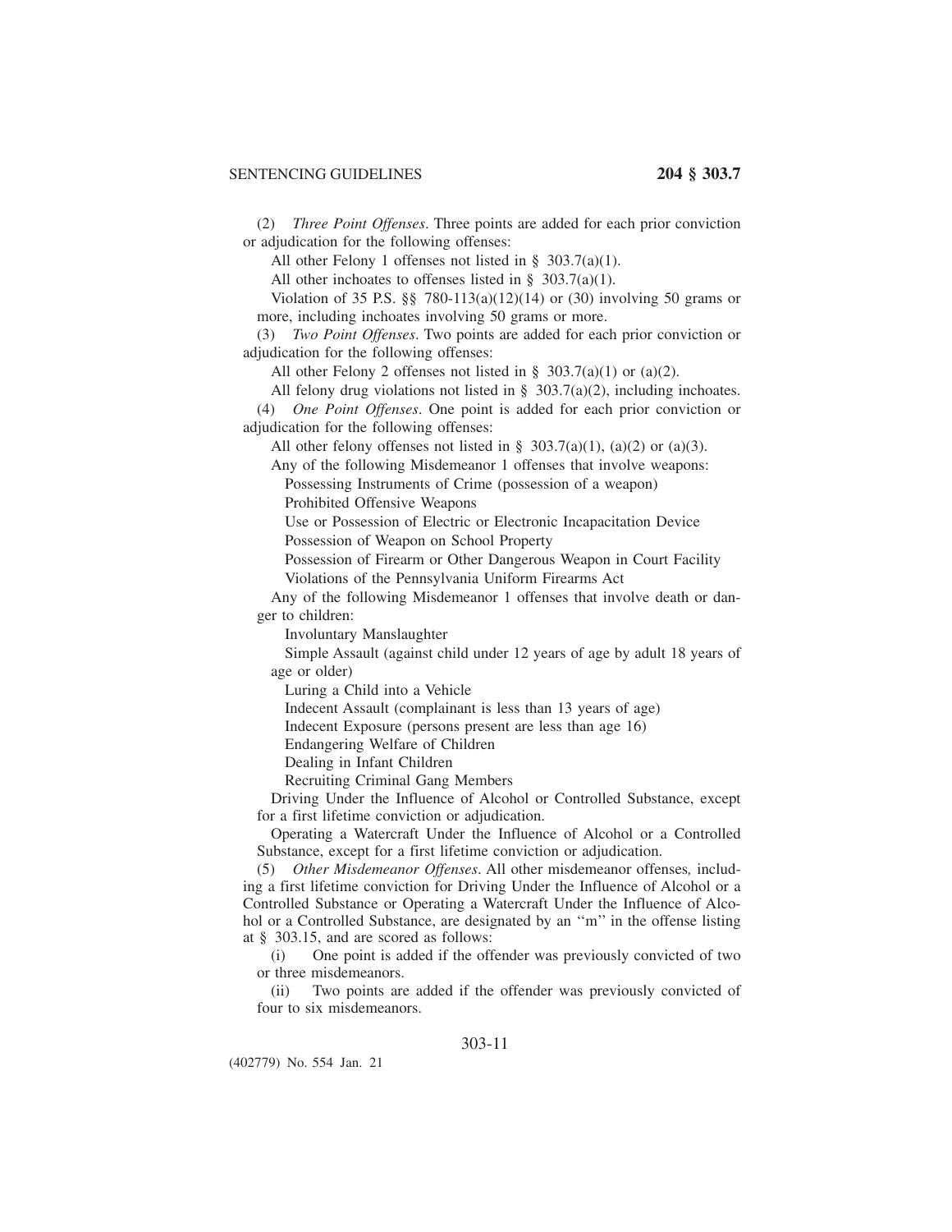(2) *Three Point Offenses*. Three points are added for each prior conviction or adjudication for the following offenses:

All other Felony 1 offenses not listed in § 303.7(a)(1).

All other inchoates to offenses listed in § 303.7(a)(1).

Violation of 35 P.S. §§ 780-113(a)(12)(14) or (30) involving 50 grams or more, including inchoates involving 50 grams or more.

(3) *Two Point Offenses*. Two points are added for each prior conviction or adjudication for the following offenses:

All other Felony 2 offenses not listed in § 303.7(a)(1) or (a)(2).

All felony drug violations not listed in § 303.7(a)(2), including inchoates.

(4) *One Point Offenses*. One point is added for each prior conviction or adjudication for the following offenses:

All other felony offenses not listed in § 303.7(a)(1), (a)(2) or (a)(3).

Any of the following Misdemeanor 1 offenses that involve weapons:

Possessing Instruments of Crime (possession of a weapon)

Prohibited Offensive Weapons

Use or Possession of Electric or Electronic Incapacitation Device

Possession of Weapon on School Property

Possession of Firearm or Other Dangerous Weapon in Court Facility

Violations of the Pennsylvania Uniform Firearms Act

Any of the following Misdemeanor 1 offenses that involve death or danger to children:

Involuntary Manslaughter

Simple Assault (against child under 12 years of age by adult 18 years of age or older)

Luring a Child into a Vehicle

Indecent Assault (complainant is less than 13 years of age)

Indecent Exposure (persons present are less than age 16)

Endangering Welfare of Children

Dealing in Infant Children

Recruiting Criminal Gang Members

Driving Under the Influence of Alcohol or Controlled Substance, except for a first lifetime conviction or adjudication.

Operating a Watercraft Under the Influence of Alcohol or a Controlled Substance, except for a first lifetime conviction or adjudication.

(5) *Other Misdemeanor Offenses*. All other misdemeanor offenses, including a first lifetime conviction for Driving Under the Influence of Alcohol or a Controlled Substance or Operating a Watercraft Under the Influence of Alcohol or a Controlled Substance, are designated by an ''m'' in the offense listing at § 303.15, and are scored as follows:

(i) One point is added if the offender was previously convicted of two or three misdemeanors.

(ii) Two points are added if the offender was previously convicted of four to six misdemeanors.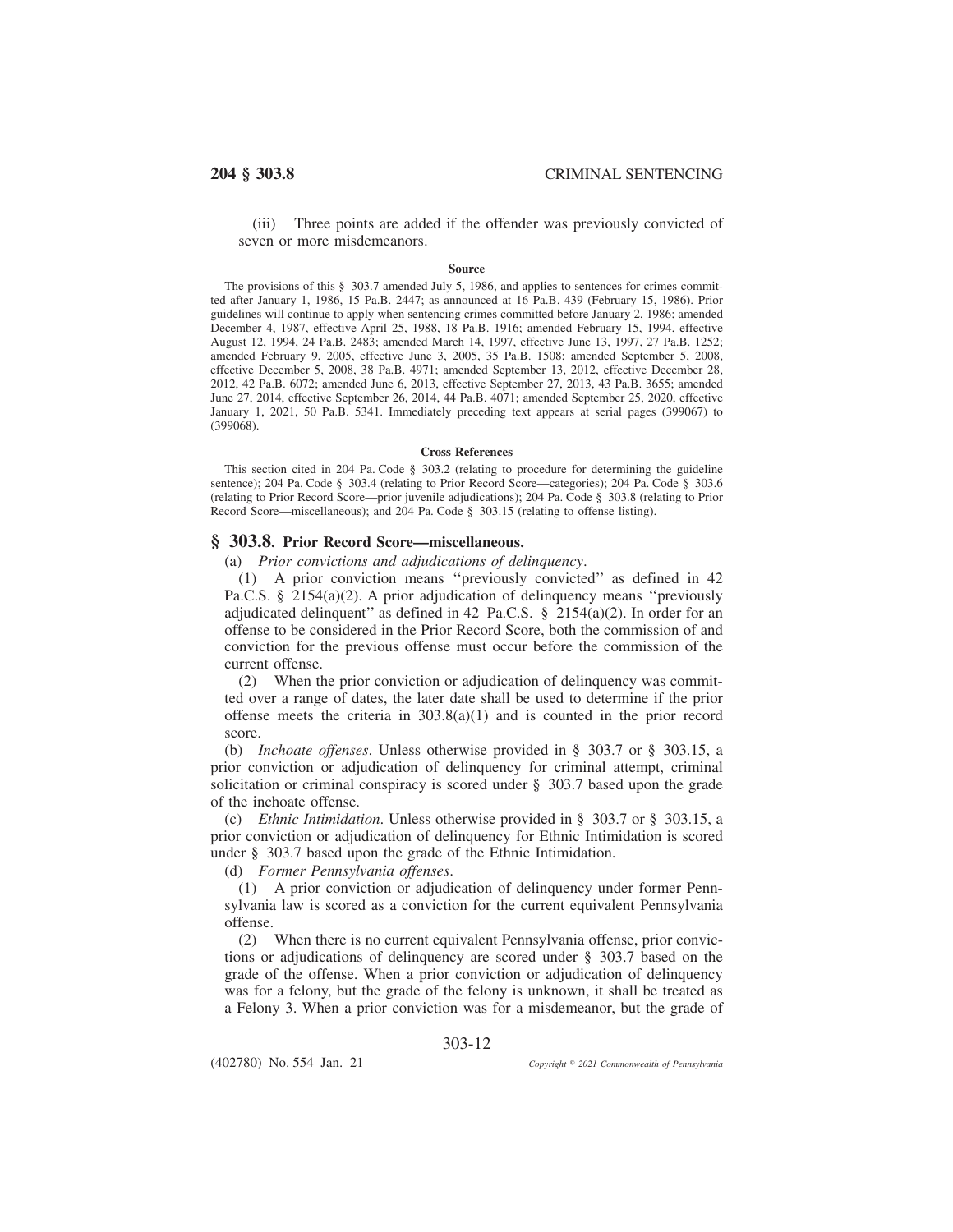(iii) Three points are added if the offender was previously convicted of seven or more misdemeanors.

**Source**

The provisions of this § 303.7 amended July 5, 1986, and applies to sentences for crimes committed after January 1, 1986, 15 Pa.B. 2447; as announced at 16 Pa.B. 439 (February 15, 1986). Prior guidelines will continue to apply when sentencing crimes committed before January 2, 1986; amended December 4, 1987, effective April 25, 1988, 18 Pa.B. 1916; amended February 15, 1994, effective August 12, 1994, 24 Pa.B. 2483; amended March 14, 1997, effective June 13, 1997, 27 Pa.B. 1252; amended February 9, 2005, effective June 3, 2005, 35 Pa.B. 1508; amended September 5, 2008, effective December 5, 2008, 38 Pa.B. 4971; amended September 13, 2012, effective December 28, 2012, 42 Pa.B. 6072; amended June 6, 2013, effective September 27, 2013, 43 Pa.B. 3655; amended June 27, 2014, effective September 26, 2014, 44 Pa.B. 4071; amended September 25, 2020, effective January 1, 2021, 50 Pa.B. 5341. Immediately preceding text appears at serial pages (399067) to (399068).

**Cross References**

This section cited in 204 Pa. Code § 303.2 (relating to procedure for determining the guideline sentence); 204 Pa. Code § 303.4 (relating to Prior Record Score—categories); 204 Pa. Code § 303.6 (relating to Prior Record Score—prior juvenile adjudications); 204 Pa. Code § 303.8 (relating to Prior Record Score—miscellaneous); and 204 Pa. Code § 303.15 (relating to offense listing).

## § 303.8. Prior Record Score—miscellaneous.

(a) *Prior convictions and adjudications of delinquency*.

(1) A prior conviction means ''previously convicted'' as defined in 42 Pa.C.S. § 2154(a)(2). A prior adjudication of delinquency means ''previously adjudicated delinquent'' as defined in 42 Pa.C.S. § 2154(a)(2). In order for an offense to be considered in the Prior Record Score, both the commission of and conviction for the previous offense must occur before the commission of the current offense.

(2) When the prior conviction or adjudication of delinquency was committed over a range of dates, the later date shall be used to determine if the prior offense meets the criteria in 303.8(a)(1) and is counted in the prior record score.

(b) *Inchoate offenses*. Unless otherwise provided in § 303.7 or § 303.15, a prior conviction or adjudication of delinquency for criminal attempt, criminal solicitation or criminal conspiracy is scored under § 303.7 based upon the grade of the inchoate offense.

(c) *Ethnic Intimidation*. Unless otherwise provided in § 303.7 or § 303.15, a prior conviction or adjudication of delinquency for Ethnic Intimidation is scored under § 303.7 based upon the grade of the Ethnic Intimidation.

(d) *Former Pennsylvania offenses*.

(1) A prior conviction or adjudication of delinquency under former Pennsylvania law is scored as a conviction for the current equivalent Pennsylvania offense.

(2) When there is no current equivalent Pennsylvania offense, prior convictions or adjudications of delinquency are scored under § 303.7 based on the grade of the offense. When a prior conviction or adjudication of delinquency was for a felony, but the grade of the felony is unknown, it shall be treated as a Felony 3. When a prior conviction was for a misdemeanor, but the grade of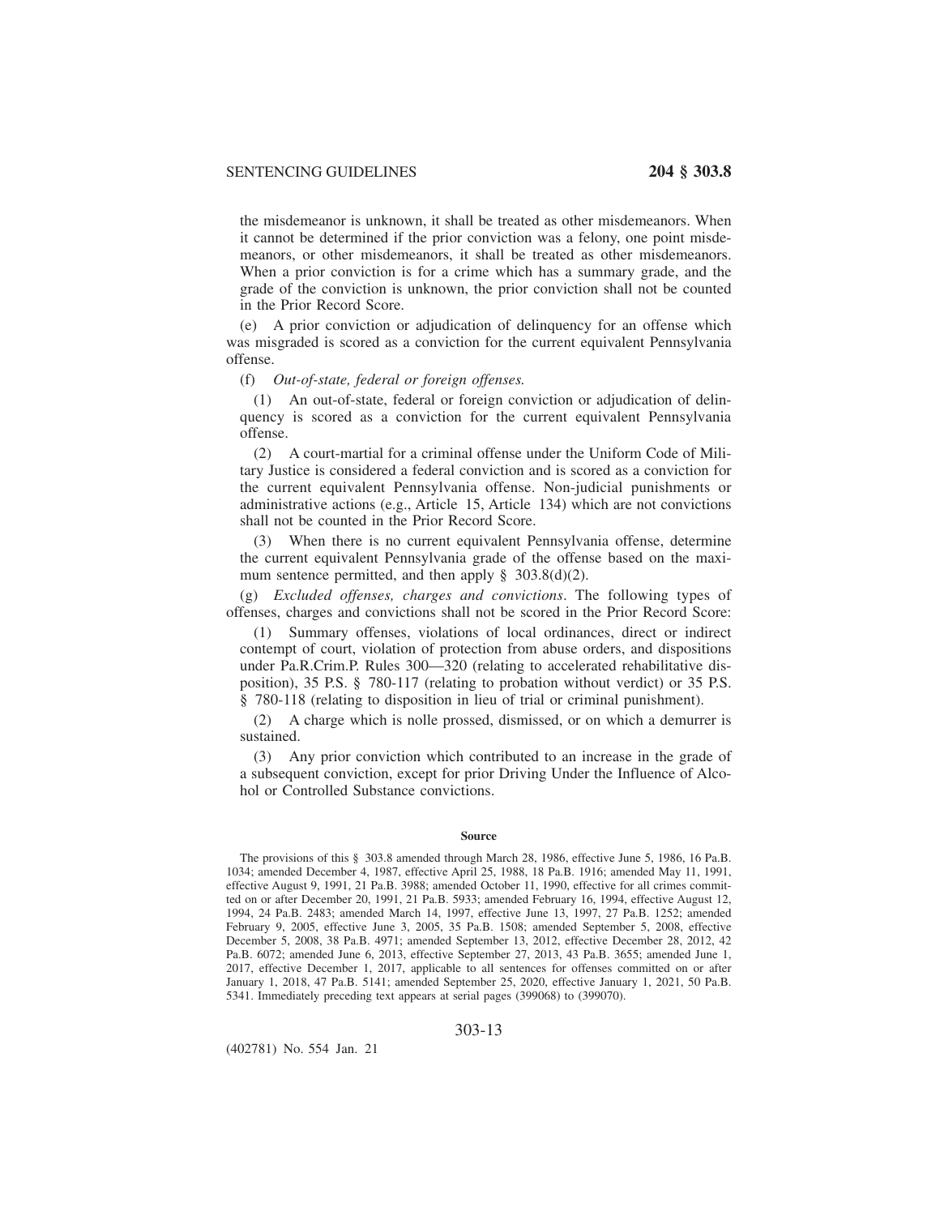the misdemeanor is unknown, it shall be treated as other misdemeanors. When it cannot be determined if the prior conviction was a felony, one point misdemeanors, or other misdemeanors, it shall be treated as other misdemeanors. When a prior conviction is for a crime which has a summary grade, and the grade of the conviction is unknown, the prior conviction shall not be counted in the Prior Record Score.

(e) A prior conviction or adjudication of delinquency for an offense which was misgraded is scored as a conviction for the current equivalent Pennsylvania offense.

(f) *Out-of-state, federal or foreign offenses.*

(1) An out-of-state, federal or foreign conviction or adjudication of delinquency is scored as a conviction for the current equivalent Pennsylvania offense.

(2) A court-martial for a criminal offense under the Uniform Code of Military Justice is considered a federal conviction and is scored as a conviction for the current equivalent Pennsylvania offense. Non-judicial punishments or administrative actions (e.g., Article 15, Article 134) which are not convictions shall not be counted in the Prior Record Score.

(3) When there is no current equivalent Pennsylvania offense, determine the current equivalent Pennsylvania grade of the offense based on the maximum sentence permitted, and then apply § 303.8(d)(2).

(g) *Excluded offenses, charges and convictions*. The following types of offenses, charges and convictions shall not be scored in the Prior Record Score:

(1) Summary offenses, violations of local ordinances, direct or indirect contempt of court, violation of protection from abuse orders, and dispositions under Pa.R.Crim.P. Rules 300—320 (relating to accelerated rehabilitative disposition), 35 P.S. § 780-117 (relating to probation without verdict) or 35 P.S. § 780-118 (relating to disposition in lieu of trial or criminal punishment).

(2) A charge which is nolle prossed, dismissed, or on which a demurrer is sustained.

(3) Any prior conviction which contributed to an increase in the grade of a subsequent conviction, except for prior Driving Under the Influence of Alcohol or Controlled Substance convictions.

#### Source

The provisions of this § 303.8 amended through March 28, 1986, effective June 5, 1986, 16 Pa.B. 1034; amended December 4, 1987, effective April 25, 1988, 18 Pa.B. 1916; amended May 11, 1991, effective August 9, 1991, 21 Pa.B. 3988; amended October 11, 1990, effective for all crimes committed on or after December 20, 1991, 21 Pa.B. 5933; amended February 16, 1994, effective August 12, 1994, 24 Pa.B. 2483; amended March 14, 1997, effective June 13, 1997, 27 Pa.B. 1252; amended February 9, 2005, effective June 3, 2005, 35 Pa.B. 1508; amended September 5, 2008, effective December 5, 2008, 38 Pa.B. 4971; amended September 13, 2012, effective December 28, 2012, 42 Pa.B. 6072; amended June 6, 2013, effective September 27, 2013, 43 Pa.B. 3655; amended June 1, 2017, effective December 1, 2017, applicable to all sentences for offenses committed on or after January 1, 2018, 47 Pa.B. 5141; amended September 25, 2020, effective January 1, 2021, 50 Pa.B. 5341. Immediately preceding text appears at serial pages (399068) to (399070).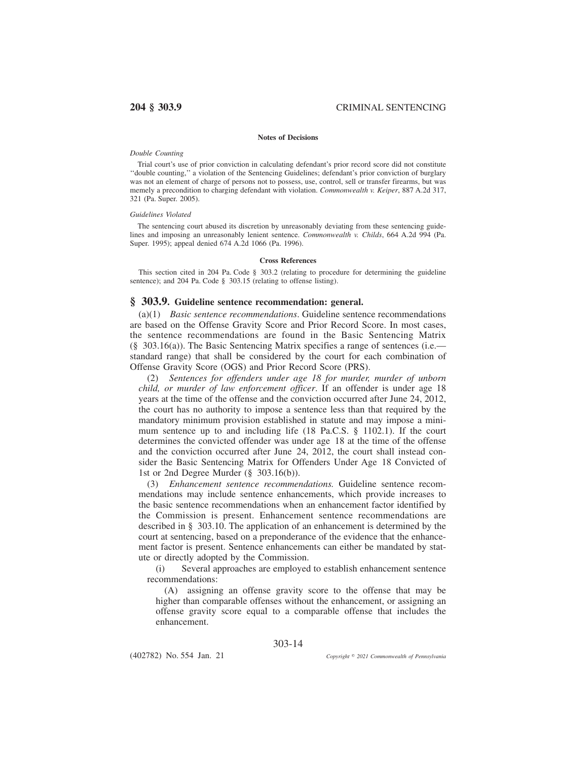**Notes of Decisions**

*Double Counting*

Trial court's use of prior conviction in calculating defendant's prior record score did not constitute ''double counting,'' a violation of the Sentencing Guidelines; defendant's prior conviction of burglary was not an element of charge of persons not to possess, use, control, sell or transfer firearms, but was memely a precondition to charging defendant with violation. *Commonwealth v. Keiper*, 887 A.2d 317, 321 (Pa. Super. 2005).

*Guidelines Violated*

The sentencing court abused its discretion by unreasonably deviating from these sentencing guidelines and imposing an unreasonably lenient sentence. *Commonwealth v. Childs*, 664 A.2d 994 (Pa. Super. 1995); appeal denied 674 A.2d 1066 (Pa. 1996).

**Cross References**

This section cited in 204 Pa. Code § 303.2 (relating to procedure for determining the guideline sentence); and 204 Pa. Code § 303.15 (relating to offense listing).

## § 303.9. Guideline sentence recommendation: general.

(a)(1) *Basic sentence recommendations*. Guideline sentence recommendations are based on the Offense Gravity Score and Prior Record Score. In most cases, the sentence recommendations are found in the Basic Sentencing Matrix (§ 303.16(a)). The Basic Sentencing Matrix specifies a range of sentences (i.e.—standard range) that shall be considered by the court for each combination of Offense Gravity Score (OGS) and Prior Record Score (PRS).

(2) *Sentences for offenders under age 18 for murder, murder of unborn child, or murder of law enforcement officer*. If an offender is under age 18 years at the time of the offense and the conviction occurred after June 24, 2012, the court has no authority to impose a sentence less than that required by the mandatory minimum provision established in statute and may impose a minimum sentence up to and including life (18 Pa.C.S. § 1102.1). If the court determines the convicted offender was under age 18 at the time of the offense and the conviction occurred after June 24, 2012, the court shall instead consider the Basic Sentencing Matrix for Offenders Under Age 18 Convicted of 1st or 2nd Degree Murder (§ 303.16(b)).

(3) *Enhancement sentence recommendations.* Guideline sentence recommendations may include sentence enhancements, which provide increases to the basic sentence recommendations when an enhancement factor identified by the Commission is present. Enhancement sentence recommendations are described in § 303.10. The application of an enhancement is determined by the court at sentencing, based on a preponderance of the evidence that the enhancement factor is present. Sentence enhancements can either be mandated by statute or directly adopted by the Commission.

(i) Several approaches are employed to establish enhancement sentence recommendations:

(A) assigning an offense gravity score to the offense that may be higher than comparable offenses without the enhancement, or assigning an offense gravity score equal to a comparable offense that includes the enhancement.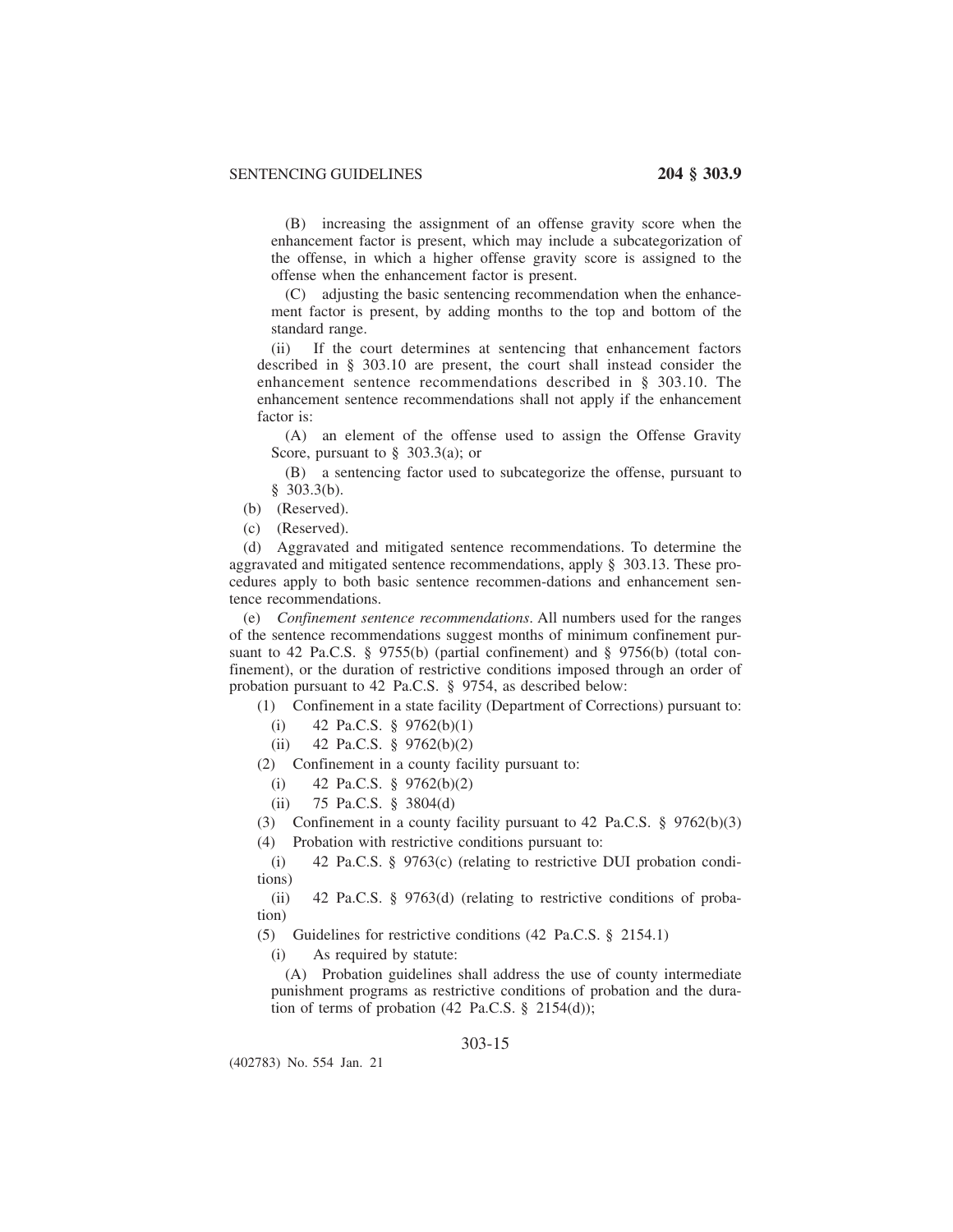(B) increasing the assignment of an offense gravity score when the enhancement factor is present, which may include a subcategorization of the offense, in which a higher offense gravity score is assigned to the offense when the enhancement factor is present.

(C) adjusting the basic sentencing recommendation when the enhancement factor is present, by adding months to the top and bottom of the standard range.

(ii) If the court determines at sentencing that enhancement factors described in § 303.10 are present, the court shall instead consider the enhancement sentence recommendations described in § 303.10. The enhancement sentence recommendations shall not apply if the enhancement factor is:

(A) an element of the offense used to assign the Offense Gravity Score, pursuant to § 303.3(a); or

(B) a sentencing factor used to subcategorize the offense, pursuant to § 303.3(b).

(b) (Reserved).

(c) (Reserved).

(d) Aggravated and mitigated sentence recommendations. To determine the aggravated and mitigated sentence recommendations, apply § 303.13. These procedures apply to both basic sentence recommen-dations and enhancement sentence recommendations.

(e) *Confinement sentence recommendations*. All numbers used for the ranges of the sentence recommendations suggest months of minimum confinement pursuant to 42 Pa.C.S. § 9755(b) (partial confinement) and § 9756(b) (total confinement), or the duration of restrictive conditions imposed through an order of probation pursuant to 42 Pa.C.S. § 9754, as described below:

(1) Confinement in a state facility (Department of Corrections) pursuant to:

(i) 42 Pa.C.S. § 9762(b)(1)

(ii) 42 Pa.C.S. § 9762(b)(2)

(2) Confinement in a county facility pursuant to:

(i) 42 Pa.C.S. § 9762(b)(2)

(ii) 75 Pa.C.S. § 3804(d)

(3) Confinement in a county facility pursuant to 42 Pa.C.S. § 9762(b)(3)

(4) Probation with restrictive conditions pursuant to:

(i) 42 Pa.C.S. § 9763(c) (relating to restrictive DUI probation conditions)

(ii) 42 Pa.C.S. § 9763(d) (relating to restrictive conditions of probation)

(5) Guidelines for restrictive conditions (42 Pa.C.S. § 2154.1)

(i) As required by statute:

(A) Probation guidelines shall address the use of county intermediate punishment programs as restrictive conditions of probation and the duration of terms of probation (42 Pa.C.S. § 2154(d));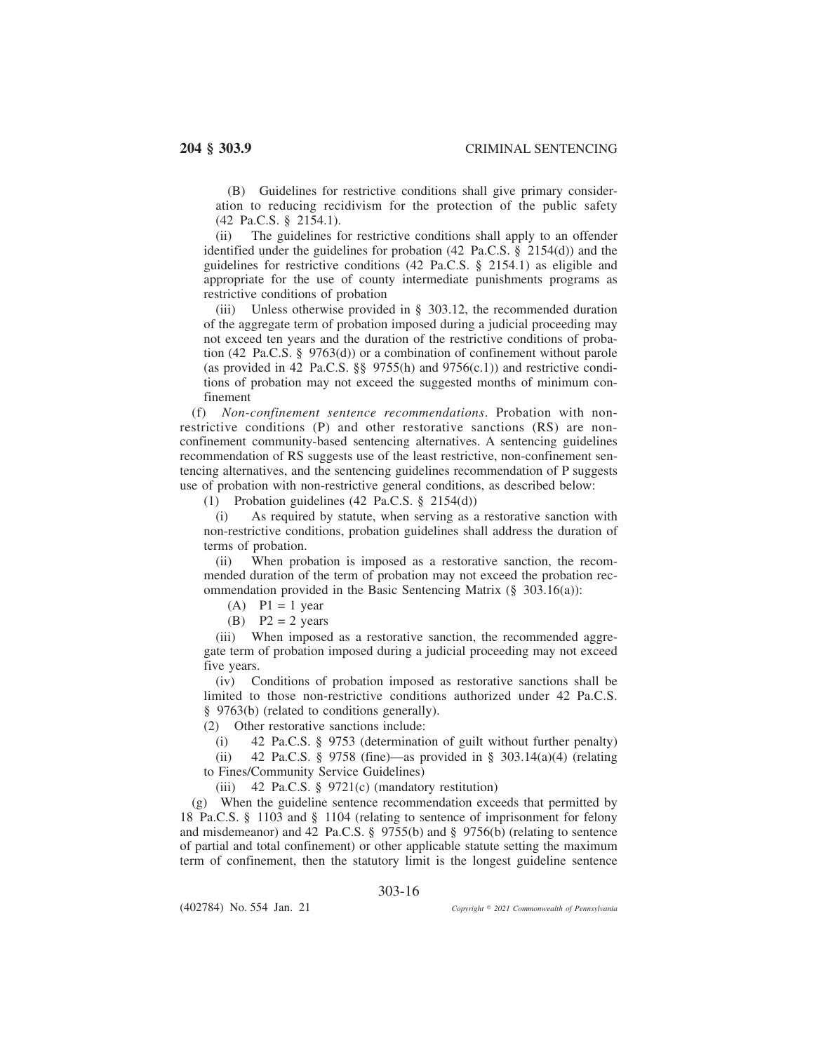(B) Guidelines for restrictive conditions shall give primary consideration to reducing recidivism for the protection of the public safety (42 Pa.C.S. § 2154.1).

(ii) The guidelines for restrictive conditions shall apply to an offender identified under the guidelines for probation (42 Pa.C.S. § 2154(d)) and the guidelines for restrictive conditions (42 Pa.C.S. § 2154.1) as eligible and appropriate for the use of county intermediate punishments programs as restrictive conditions of probation

(iii) Unless otherwise provided in § 303.12, the recommended duration of the aggregate term of probation imposed during a judicial proceeding may not exceed ten years and the duration of the restrictive conditions of probation (42 Pa.C.S. § 9763(d)) or a combination of confinement without parole (as provided in 42 Pa.C.S. §§ 9755(h) and 9756(c.1)) and restrictive conditions of probation may not exceed the suggested months of minimum confinement

(f) *Non-confinement sentence recommendations*. Probation with non-restrictive conditions (P) and other restorative sanctions (RS) are non-confinement community-based sentencing alternatives. A sentencing guidelines recommendation of RS suggests use of the least restrictive, non-confinement sentencing alternatives, and the sentencing guidelines recommendation of P suggests use of probation with non-restrictive general conditions, as described below:

(1) Probation guidelines (42 Pa.C.S. § 2154(d))

(i) As required by statute, when serving as a restorative sanction with non-restrictive conditions, probation guidelines shall address the duration of terms of probation.

(ii) When probation is imposed as a restorative sanction, the recommended duration of the term of probation may not exceed the probation recommendation provided in the Basic Sentencing Matrix (§ 303.16(a)):

(A) P1 = 1 year

(B) P2 = 2 years

(iii) When imposed as a restorative sanction, the recommended aggregate term of probation imposed during a judicial proceeding may not exceed five years.

(iv) Conditions of probation imposed as restorative sanctions shall be limited to those non-restrictive conditions authorized under 42 Pa.C.S. § 9763(b) (related to conditions generally).

(2) Other restorative sanctions include:

(i) 42 Pa.C.S. § 9753 (determination of guilt without further penalty)

(ii) 42 Pa.C.S. § 9758 (fine)—as provided in § 303.14(a)(4) (relating to Fines/Community Service Guidelines)

(iii) 42 Pa.C.S. § 9721(c) (mandatory restitution)

(g) When the guideline sentence recommendation exceeds that permitted by 18 Pa.C.S. § 1103 and § 1104 (relating to sentence of imprisonment for felony and misdemeanor) and 42 Pa.C.S. § 9755(b) and § 9756(b) (relating to sentence of partial and total confinement) or other applicable statute setting the maximum term of confinement, then the statutory limit is the longest guideline sentence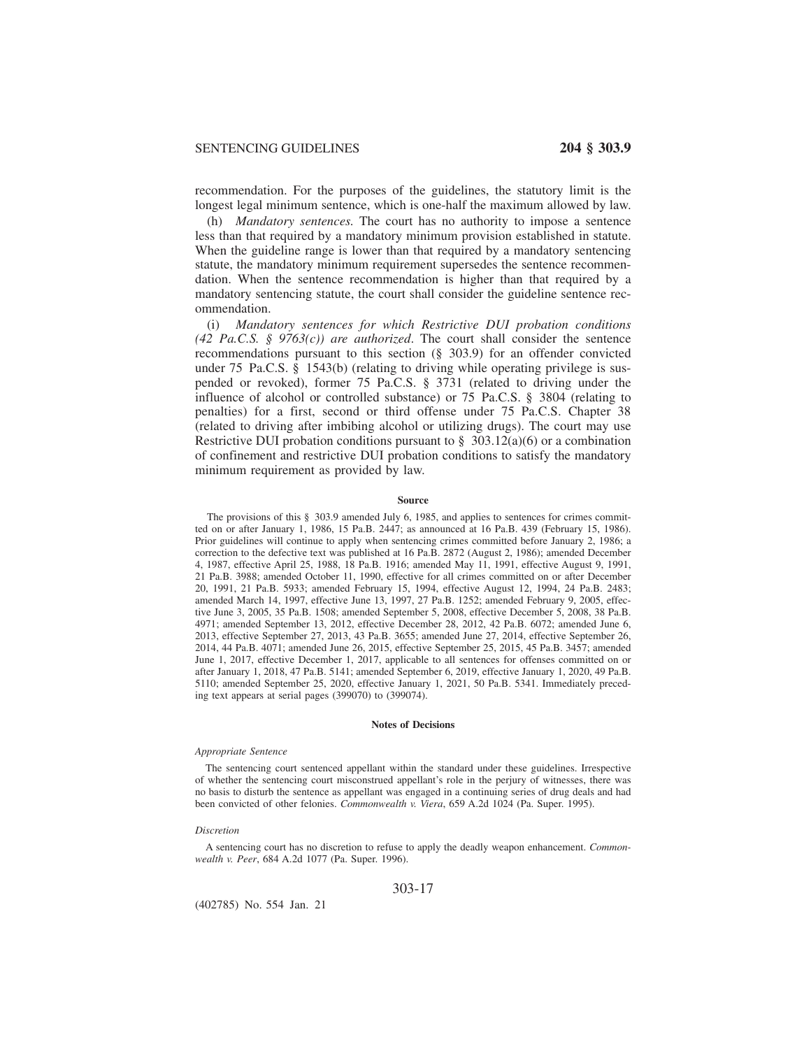recommendation. For the purposes of the guidelines, the statutory limit is the longest legal minimum sentence, which is one-half the maximum allowed by law.

(h) *Mandatory sentences.* The court has no authority to impose a sentence less than that required by a mandatory minimum provision established in statute. When the guideline range is lower than that required by a mandatory sentencing statute, the mandatory minimum requirement supersedes the sentence recommendation. When the sentence recommendation is higher than that required by a mandatory sentencing statute, the court shall consider the guideline sentence recommendation.

(i) *Mandatory sentences for which Restrictive DUI probation conditions (42 Pa.C.S. § 9763(c)) are authorized*. The court shall consider the sentence recommendations pursuant to this section (§ 303.9) for an offender convicted under 75 Pa.C.S. § 1543(b) (relating to driving while operating privilege is suspended or revoked), former 75 Pa.C.S. § 3731 (related to driving under the influence of alcohol or controlled substance) or 75 Pa.C.S. § 3804 (relating to penalties) for a first, second or third offense under 75 Pa.C.S. Chapter 38 (related to driving after imbibing alcohol or utilizing drugs). The court may use Restrictive DUI probation conditions pursuant to § 303.12(a)(6) or a combination of confinement and restrictive DUI probation conditions to satisfy the mandatory minimum requirement as provided by law.

#### Source

The provisions of this § 303.9 amended July 6, 1985, and applies to sentences for crimes committed on or after January 1, 1986, 15 Pa.B. 2447; as announced at 16 Pa.B. 439 (February 15, 1986). Prior guidelines will continue to apply when sentencing crimes committed before January 2, 1986; a correction to the defective text was published at 16 Pa.B. 2872 (August 2, 1986); amended December 4, 1987, effective April 25, 1988, 18 Pa.B. 1916; amended May 11, 1991, effective August 9, 1991, 21 Pa.B. 3988; amended October 11, 1990, effective for all crimes committed on or after December 20, 1991, 21 Pa.B. 5933; amended February 15, 1994, effective August 12, 1994, 24 Pa.B. 2483; amended March 14, 1997, effective June 13, 1997, 27 Pa.B. 1252; amended February 9, 2005, effective June 3, 2005, 35 Pa.B. 1508; amended September 5, 2008, effective December 5, 2008, 38 Pa.B. 4971; amended September 13, 2012, effective December 28, 2012, 42 Pa.B. 6072; amended June 6, 2013, effective September 27, 2013, 43 Pa.B. 3655; amended June 27, 2014, effective September 26, 2014, 44 Pa.B. 4071; amended June 26, 2015, effective September 25, 2015, 45 Pa.B. 3457; amended June 1, 2017, effective December 1, 2017, applicable to all sentences for offenses committed on or after January 1, 2018, 47 Pa.B. 5141; amended September 6, 2019, effective January 1, 2020, 49 Pa.B. 5110; amended September 25, 2020, effective January 1, 2021, 50 Pa.B. 5341. Immediately preceding text appears at serial pages (399070) to (399074).

#### Notes of Decisions

*Appropriate Sentence*

The sentencing court sentenced appellant within the standard under these guidelines. Irrespective of whether the sentencing court misconstrued appellant's role in the perjury of witnesses, there was no basis to disturb the sentence as appellant was engaged in a continuing series of drug deals and had been convicted of other felonies. *Commonwealth v. Viera*, 659 A.2d 1024 (Pa. Super. 1995).

*Discretion*

A sentencing court has no discretion to refuse to apply the deadly weapon enhancement. *Commonwealth v. Peer*, 684 A.2d 1077 (Pa. Super. 1996).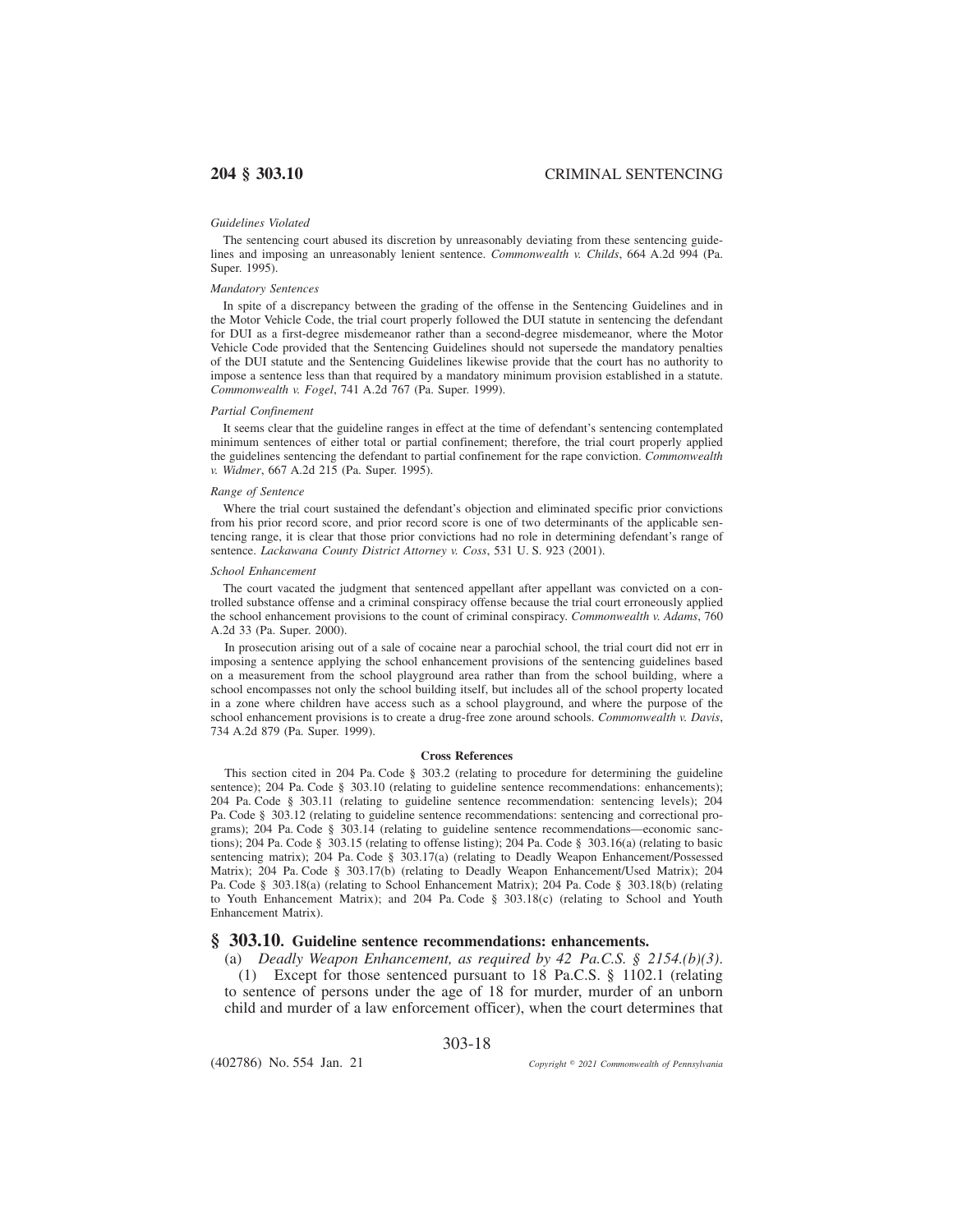*Guidelines Violated*

The sentencing court abused its discretion by unreasonably deviating from these sentencing guidelines and imposing an unreasonably lenient sentence. *Commonwealth v. Childs*, 664 A.2d 994 (Pa. Super. 1995).

*Mandatory Sentences*

In spite of a discrepancy between the grading of the offense in the Sentencing Guidelines and in the Motor Vehicle Code, the trial court properly followed the DUI statute in sentencing the defendant for DUI as a first-degree misdemeanor rather than a second-degree misdemeanor, where the Motor Vehicle Code provided that the Sentencing Guidelines should not supersede the mandatory penalties of the DUI statute and the Sentencing Guidelines likewise provide that the court has no authority to impose a sentence less than that required by a mandatory minimum provision established in a statute. *Commonwealth v. Fogel*, 741 A.2d 767 (Pa. Super. 1999).

*Partial Confinement*

It seems clear that the guideline ranges in effect at the time of defendant's sentencing contemplated minimum sentences of either total or partial confinement; therefore, the trial court properly applied the guidelines sentencing the defendant to partial confinement for the rape conviction. *Commonwealth v. Widmer*, 667 A.2d 215 (Pa. Super. 1995).

*Range of Sentence*

Where the trial court sustained the defendant's objection and eliminated specific prior convictions from his prior record score, and prior record score is one of two determinants of the applicable sentencing range, it is clear that those prior convictions had no role in determining defendant's range of sentence. *Lackawana County District Attorney v. Coss*, 531 U. S. 923 (2001).

*School Enhancement*

The court vacated the judgment that sentenced appellant after appellant was convicted on a controlled substance offense and a criminal conspiracy offense because the trial court erroneously applied the school enhancement provisions to the count of criminal conspiracy. *Commonwealth v. Adams*, 760 A.2d 33 (Pa. Super. 2000).

In prosecution arising out of a sale of cocaine near a parochial school, the trial court did not err in imposing a sentence applying the school enhancement provisions of the sentencing guidelines based on a measurement from the school playground area rather than from the school building, where a school encompasses not only the school building itself, but includes all of the school property located in a zone where children have access such as a school playground, and where the purpose of the school enhancement provisions is to create a drug-free zone around schools. *Commonwealth v. Davis*, 734 A.2d 879 (Pa. Super. 1999).

**Cross References**

This section cited in 204 Pa. Code § 303.2 (relating to procedure for determining the guideline sentence); 204 Pa. Code § 303.10 (relating to guideline sentence recommendations: enhancements); 204 Pa. Code § 303.11 (relating to guideline sentence recommendation: sentencing levels); 204 Pa. Code § 303.12 (relating to guideline sentence recommendations: sentencing and correctional programs); 204 Pa. Code § 303.14 (relating to guideline sentence recommendations—economic sanctions); 204 Pa. Code § 303.15 (relating to offense listing); 204 Pa. Code § 303.16(a) (relating to basic sentencing matrix); 204 Pa. Code § 303.17(a) (relating to Deadly Weapon Enhancement/Possessed Matrix); 204 Pa. Code § 303.17(b) (relating to Deadly Weapon Enhancement/Used Matrix); 204 Pa. Code § 303.18(a) (relating to School Enhancement Matrix); 204 Pa. Code § 303.18(b) (relating to Youth Enhancement Matrix); and 204 Pa. Code § 303.18(c) (relating to School and Youth Enhancement Matrix).

## § 303.10. Guideline sentence recommendations: enhancements.

(a) *Deadly Weapon Enhancement, as required by 42 Pa.C.S. § 2154.(b)(3).*

(1) Except for those sentenced pursuant to 18 Pa.C.S. § 1102.1 (relating to sentence of persons under the age of 18 for murder, murder of an unborn child and murder of a law enforcement officer), when the court determines that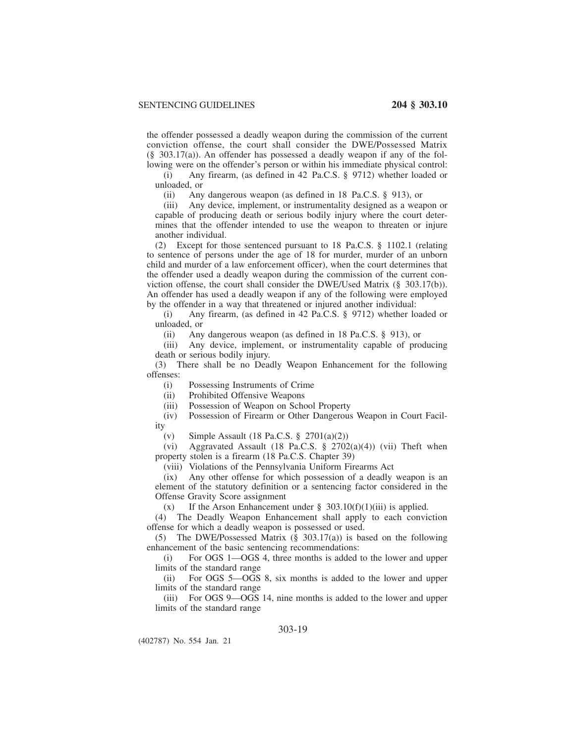the offender possessed a deadly weapon during the commission of the current conviction offense, the court shall consider the DWE/Possessed Matrix (§ 303.17(a)). An offender has possessed a deadly weapon if any of the following were on the offender's person or within his immediate physical control:

(i) Any firearm, (as defined in 42 Pa.C.S. § 9712) whether loaded or unloaded, or

(ii) Any dangerous weapon (as defined in 18 Pa.C.S. § 913), or

(iii) Any device, implement, or instrumentality designed as a weapon or capable of producing death or serious bodily injury where the court determines that the offender intended to use the weapon to threaten or injure another individual.

(2) Except for those sentenced pursuant to 18 Pa.C.S. § 1102.1 (relating to sentence of persons under the age of 18 for murder, murder of an unborn child and murder of a law enforcement officer), when the court determines that the offender used a deadly weapon during the commission of the current conviction offense, the court shall consider the DWE/Used Matrix (§ 303.17(b)). An offender has used a deadly weapon if any of the following were employed by the offender in a way that threatened or injured another individual:

(i) Any firearm, (as defined in 42 Pa.C.S. § 9712) whether loaded or unloaded, or

(ii) Any dangerous weapon (as defined in 18 Pa.C.S. § 913), or

(iii) Any device, implement, or instrumentality capable of producing death or serious bodily injury.

(3) There shall be no Deadly Weapon Enhancement for the following offenses:

(i) Possessing Instruments of Crime

(ii) Prohibited Offensive Weapons

(iii) Possession of Weapon on School Property

(iv) Possession of Firearm or Other Dangerous Weapon in Court Facility

(v) Simple Assault (18 Pa.C.S. § 2701(a)(2))

(vi) Aggravated Assault (18 Pa.C.S. § 2702(a)(4)) (vii) Theft when property stolen is a firearm (18 Pa.C.S. Chapter 39)

(viii) Violations of the Pennsylvania Uniform Firearms Act

(ix) Any other offense for which possession of a deadly weapon is an element of the statutory definition or a sentencing factor considered in the Offense Gravity Score assignment

(x) If the Arson Enhancement under § 303.10(f)(1)(iii) is applied.

(4) The Deadly Weapon Enhancement shall apply to each conviction offense for which a deadly weapon is possessed or used.

(5) The DWE/Possessed Matrix (§ 303.17(a)) is based on the following enhancement of the basic sentencing recommendations:

(i) For OGS 1—OGS 4, three months is added to the lower and upper limits of the standard range

(ii) For OGS 5—OGS 8, six months is added to the lower and upper limits of the standard range

(iii) For OGS 9—OGS 14, nine months is added to the lower and upper limits of the standard range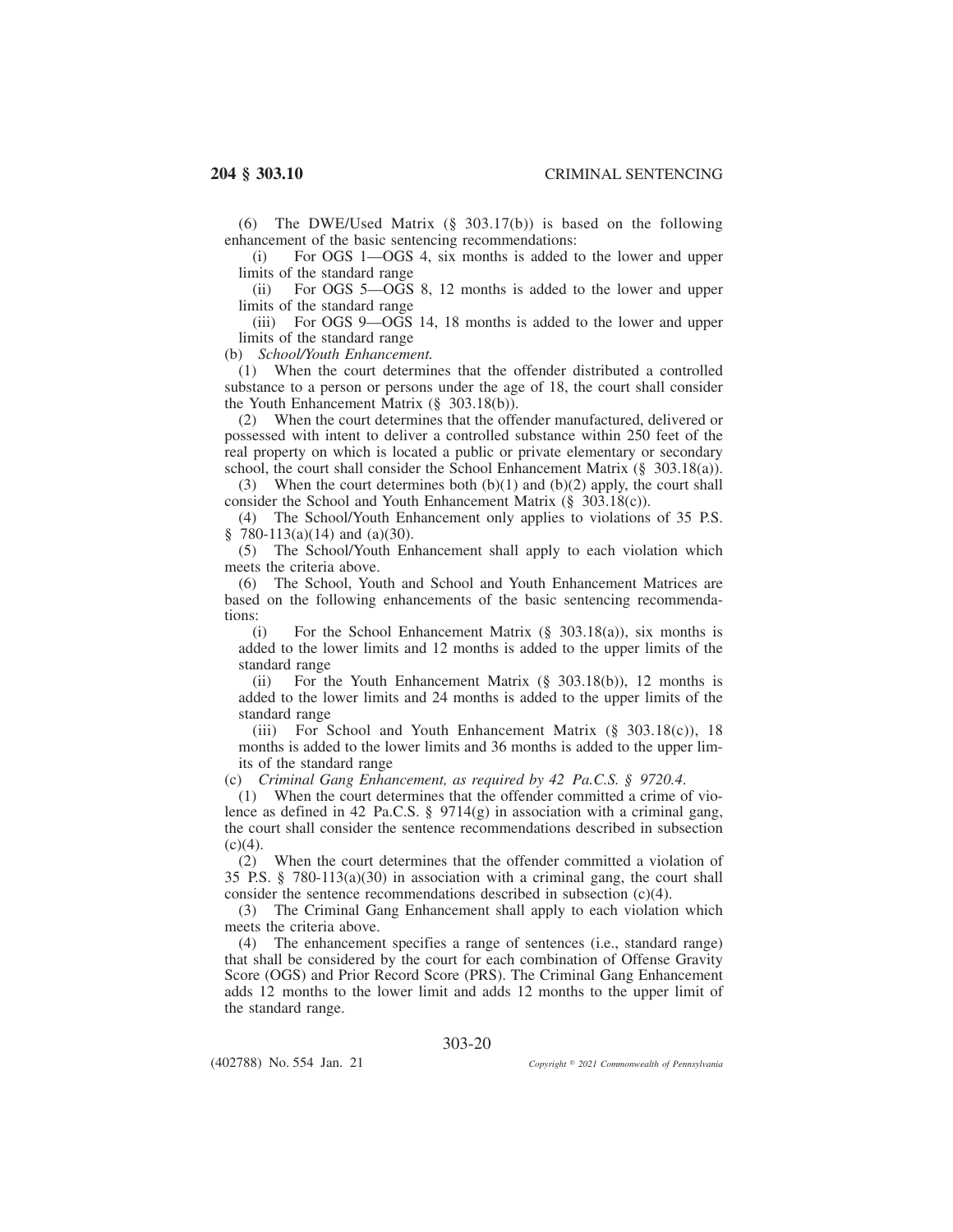(6) The DWE/Used Matrix (§ 303.17(b)) is based on the following enhancement of the basic sentencing recommendations:

(i) For OGS 1—OGS 4, six months is added to the lower and upper limits of the standard range

(ii) For OGS 5—OGS 8, 12 months is added to the lower and upper limits of the standard range

(iii) For OGS 9—OGS 14, 18 months is added to the lower and upper limits of the standard range

(b) *School/Youth Enhancement.*

(1) When the court determines that the offender distributed a controlled substance to a person or persons under the age of 18, the court shall consider the Youth Enhancement Matrix (§ 303.18(b)).

(2) When the court determines that the offender manufactured, delivered or possessed with intent to deliver a controlled substance within 250 feet of the real property on which is located a public or private elementary or secondary school, the court shall consider the School Enhancement Matrix (§ 303.18(a)).

(3) When the court determines both (b)(1) and (b)(2) apply, the court shall consider the School and Youth Enhancement Matrix (§ 303.18(c)).

(4) The School/Youth Enhancement only applies to violations of 35 P.S. § 780-113(a)(14) and (a)(30).

(5) The School/Youth Enhancement shall apply to each violation which meets the criteria above.

(6) The School, Youth and School and Youth Enhancement Matrices are based on the following enhancements of the basic sentencing recommendations:

(i) For the School Enhancement Matrix (§ 303.18(a)), six months is added to the lower limits and 12 months is added to the upper limits of the standard range

(ii) For the Youth Enhancement Matrix (§ 303.18(b)), 12 months is added to the lower limits and 24 months is added to the upper limits of the standard range

(iii) For School and Youth Enhancement Matrix (§ 303.18(c)), 18 months is added to the lower limits and 36 months is added to the upper limits of the standard range

(c) *Criminal Gang Enhancement, as required by 42 Pa.C.S. § 9720.4.*

(1) When the court determines that the offender committed a crime of violence as defined in 42 Pa.C.S. § 9714(g) in association with a criminal gang, the court shall consider the sentence recommendations described in subsection (c)(4).

(2) When the court determines that the offender committed a violation of 35 P.S. § 780-113(a)(30) in association with a criminal gang, the court shall consider the sentence recommendations described in subsection (c)(4).

(3) The Criminal Gang Enhancement shall apply to each violation which meets the criteria above.

(4) The enhancement specifies a range of sentences (i.e., standard range) that shall be considered by the court for each combination of Offense Gravity Score (OGS) and Prior Record Score (PRS). The Criminal Gang Enhancement adds 12 months to the lower limit and adds 12 months to the upper limit of the standard range.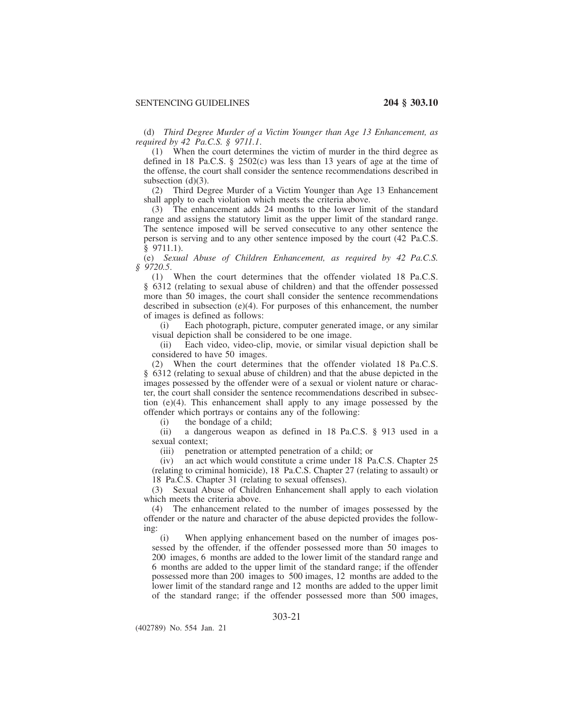(d) *Third Degree Murder of a Victim Younger than Age 13 Enhancement, as required by 42 Pa.C.S. § 9711.1.*

(1) When the court determines the victim of murder in the third degree as defined in 18 Pa.C.S. § 2502(c) was less than 13 years of age at the time of the offense, the court shall consider the sentence recommendations described in subsection (d)(3).

(2) Third Degree Murder of a Victim Younger than Age 13 Enhancement shall apply to each violation which meets the criteria above.

(3) The enhancement adds 24 months to the lower limit of the standard range and assigns the statutory limit as the upper limit of the standard range. The sentence imposed will be served consecutive to any other sentence the person is serving and to any other sentence imposed by the court (42 Pa.C.S. § 9711.1).

(e) *Sexual Abuse of Children Enhancement, as required by 42 Pa.C.S. § 9720.5.*

(1) When the court determines that the offender violated 18 Pa.C.S. § 6312 (relating to sexual abuse of children) and that the offender possessed more than 50 images, the court shall consider the sentence recommendations described in subsection (e)(4). For purposes of this enhancement, the number of images is defined as follows:

(i) Each photograph, picture, computer generated image, or any similar visual depiction shall be considered to be one image.

(ii) Each video, video-clip, movie, or similar visual depiction shall be considered to have 50 images.

(2) When the court determines that the offender violated 18 Pa.C.S. § 6312 (relating to sexual abuse of children) and that the abuse depicted in the images possessed by the offender were of a sexual or violent nature or character, the court shall consider the sentence recommendations described in subsection (e)(4). This enhancement shall apply to any image possessed by the offender which portrays or contains any of the following:

(i) the bondage of a child;

(ii) a dangerous weapon as defined in 18 Pa.C.S. § 913 used in a sexual context;

(iii) penetration or attempted penetration of a child; or

(iv) an act which would constitute a crime under 18 Pa.C.S. Chapter 25 (relating to criminal homicide), 18 Pa.C.S. Chapter 27 (relating to assault) or 18 Pa.C.S. Chapter 31 (relating to sexual offenses).

(3) Sexual Abuse of Children Enhancement shall apply to each violation which meets the criteria above.

(4) The enhancement related to the number of images possessed by the offender or the nature and character of the abuse depicted provides the following:

(i) When applying enhancement based on the number of images possessed by the offender, if the offender possessed more than 50 images to 200 images, 6 months are added to the lower limit of the standard range and 6 months are added to the upper limit of the standard range; if the offender possessed more than 200 images to 500 images, 12 months are added to the lower limit of the standard range and 12 months are added to the upper limit of the standard range; if the offender possessed more than 500 images,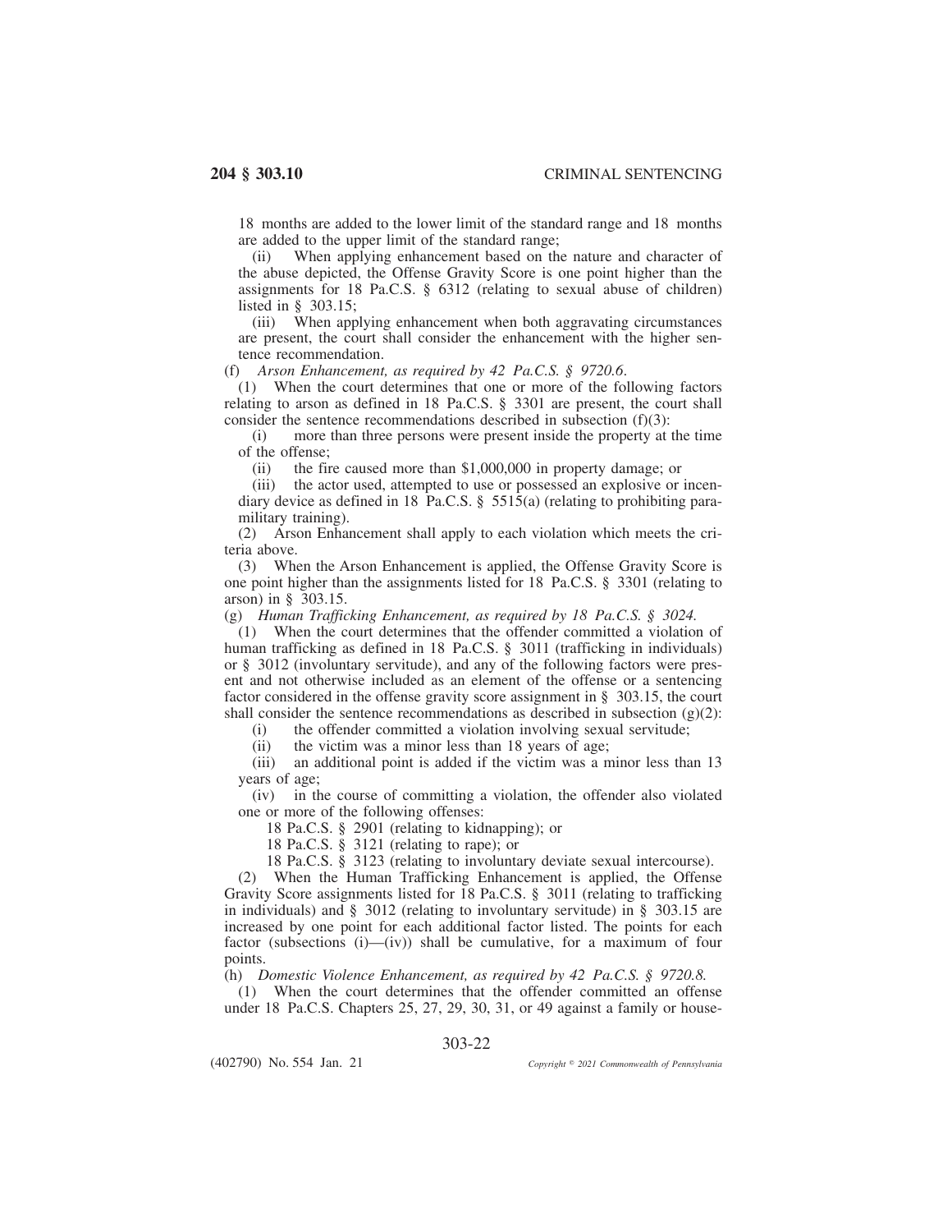18 months are added to the lower limit of the standard range and 18 months are added to the upper limit of the standard range;

(ii) When applying enhancement based on the nature and character of the abuse depicted, the Offense Gravity Score is one point higher than the assignments for 18 Pa.C.S. § 6312 (relating to sexual abuse of children) listed in § 303.15;

(iii) When applying enhancement when both aggravating circumstances are present, the court shall consider the enhancement with the higher sentence recommendation.

(f) *Arson Enhancement, as required by 42 Pa.C.S. § 9720.6*.

(1) When the court determines that one or more of the following factors relating to arson as defined in 18 Pa.C.S. § 3301 are present, the court shall consider the sentence recommendations described in subsection (f)(3):

(i) more than three persons were present inside the property at the time of the offense;

(ii) the fire caused more than $1,000,000 in property damage; or

(iii) the actor used, attempted to use or possessed an explosive or incendiary device as defined in 18 Pa.C.S. § 5515(a) (relating to prohibiting paramilitary training).

(2) Arson Enhancement shall apply to each violation which meets the criteria above.

(3) When the Arson Enhancement is applied, the Offense Gravity Score is one point higher than the assignments listed for 18 Pa.C.S. § 3301 (relating to arson) in § 303.15.

(g) *Human Trafficking Enhancement, as required by 18 Pa.C.S. § 3024.*

(1) When the court determines that the offender committed a violation of human trafficking as defined in 18 Pa.C.S. § 3011 (trafficking in individuals) or § 3012 (involuntary servitude), and any of the following factors were present and not otherwise included as an element of the offense or a sentencing factor considered in the offense gravity score assignment in § 303.15, the court shall consider the sentence recommendations as described in subsection (g)(2):

(i) the offender committed a violation involving sexual servitude;

(ii) the victim was a minor less than 18 years of age;

(iii) an additional point is added if the victim was a minor less than 13 years of age;

(iv) in the course of committing a violation, the offender also violated one or more of the following offenses:

18 Pa.C.S. § 2901 (relating to kidnapping); or

18 Pa.C.S. § 3121 (relating to rape); or

18 Pa.C.S. § 3123 (relating to involuntary deviate sexual intercourse).

(2) When the Human Trafficking Enhancement is applied, the Offense Gravity Score assignments listed for 18 Pa.C.S. § 3011 (relating to trafficking in individuals) and § 3012 (relating to involuntary servitude) in § 303.15 are increased by one point for each additional factor listed. The points for each factor (subsections (i)—(iv)) shall be cumulative, for a maximum of four points.

(h) *Domestic Violence Enhancement, as required by 42 Pa.C.S. § 9720.8.*

(1) When the court determines that the offender committed an offense under 18 Pa.C.S. Chapters 25, 27, 29, 30, 31, or 49 against a family or house-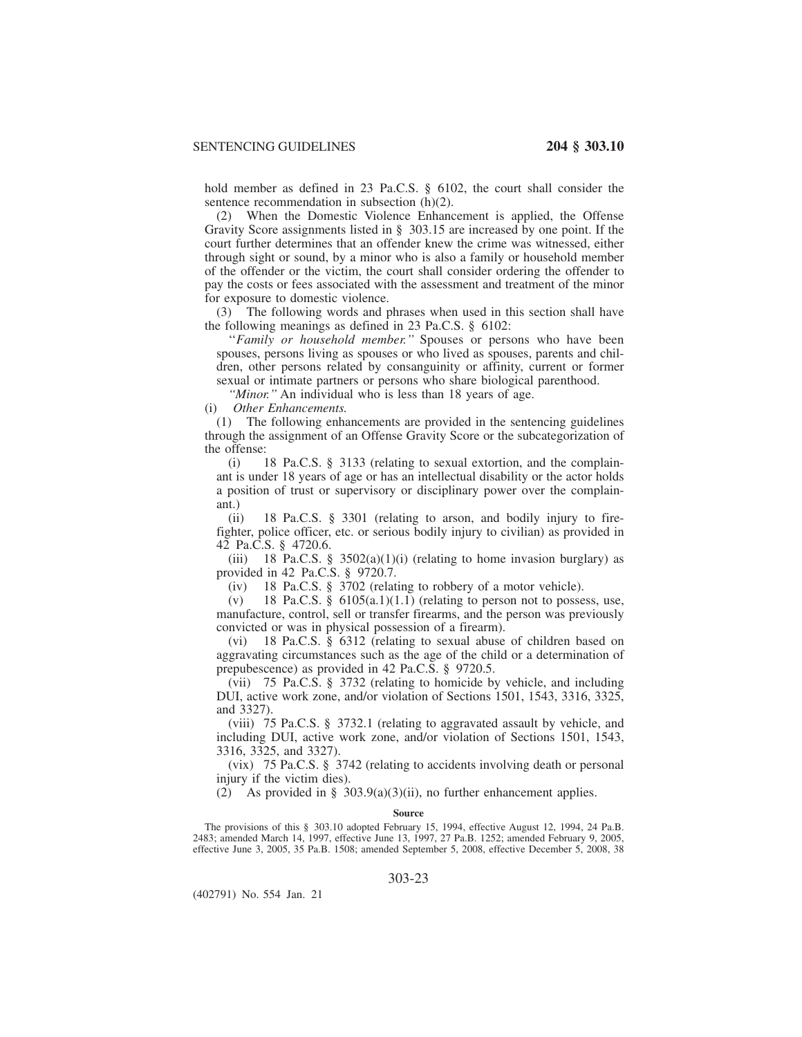hold member as defined in 23 Pa.C.S. § 6102, the court shall consider the sentence recommendation in subsection (h)(2).

(2) When the Domestic Violence Enhancement is applied, the Offense Gravity Score assignments listed in § 303.15 are increased by one point. If the court further determines that an offender knew the crime was witnessed, either through sight or sound, by a minor who is also a family or household member of the offender or the victim, the court shall consider ordering the offender to pay the costs or fees associated with the assessment and treatment of the minor for exposure to domestic violence.

(3) The following words and phrases when used in this section shall have the following meanings as defined in 23 Pa.C.S. § 6102:

''*Family or household member.''* Spouses or persons who have been spouses, persons living as spouses or who lived as spouses, parents and children, other persons related by consanguinity or affinity, current or former sexual or intimate partners or persons who share biological parenthood.

*''Minor.''* An individual who is less than 18 years of age.

(i) *Other Enhancements.*

(1) The following enhancements are provided in the sentencing guidelines through the assignment of an Offense Gravity Score or the subcategorization of the offense:

(i) 18 Pa.C.S. § 3133 (relating to sexual extortion, and the complainant is under 18 years of age or has an intellectual disability or the actor holds a position of trust or supervisory or disciplinary power over the complainant.)

(ii) 18 Pa.C.S. § 3301 (relating to arson, and bodily injury to firefighter, police officer, etc. or serious bodily injury to civilian) as provided in 42 Pa.C.S. § 4720.6.

(iii) 18 Pa.C.S. § 3502(a)(1)(i) (relating to home invasion burglary) as provided in 42 Pa.C.S. § 9720.7.

(iv) 18 Pa.C.S. § 3702 (relating to robbery of a motor vehicle).

(v) 18 Pa.C.S. § 6105(a.1)(1.1) (relating to person not to possess, use, manufacture, control, sell or transfer firearms, and the person was previously convicted or was in physical possession of a firearm).

(vi) 18 Pa.C.S. § 6312 (relating to sexual abuse of children based on aggravating circumstances such as the age of the child or a determination of prepubescence) as provided in 42 Pa.C.S. § 9720.5.

(vii) 75 Pa.C.S. § 3732 (relating to homicide by vehicle, and including DUI, active work zone, and/or violation of Sections 1501, 1543, 3316, 3325, and 3327).

(viii) 75 Pa.C.S. § 3732.1 (relating to aggravated assault by vehicle, and including DUI, active work zone, and/or violation of Sections 1501, 1543, 3316, 3325, and 3327).

(vix) 75 Pa.C.S. § 3742 (relating to accidents involving death or personal injury if the victim dies).

(2) As provided in § 303.9(a)(3)(ii), no further enhancement applies.

**Source**

The provisions of this § 303.10 adopted February 15, 1994, effective August 12, 1994, 24 Pa.B. 2483; amended March 14, 1997, effective June 13, 1997, 27 Pa.B. 1252; amended February 9, 2005, effective June 3, 2005, 35 Pa.B. 1508; amended September 5, 2008, effective December 5, 2008, 38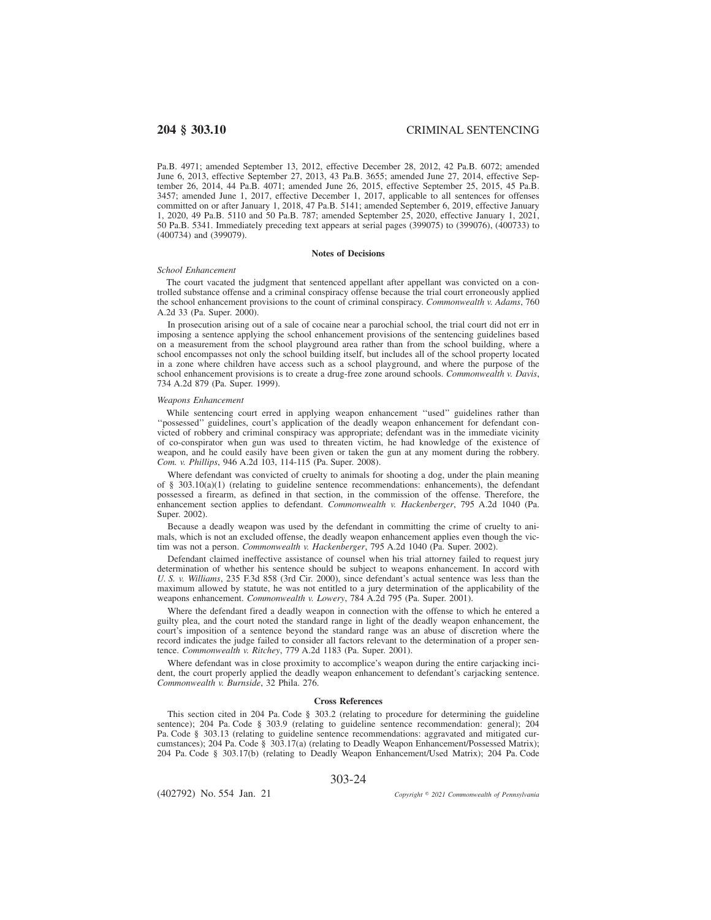Pa.B. 4971; amended September 13, 2012, effective December 28, 2012, 42 Pa.B. 6072; amended June 6, 2013, effective September 27, 2013, 43 Pa.B. 3655; amended June 27, 2014, effective September 26, 2014, 44 Pa.B. 4071; amended June 26, 2015, effective September 25, 2015, 45 Pa.B. 3457; amended June 1, 2017, effective December 1, 2017, applicable to all sentences for offenses committed on or after January 1, 2018, 47 Pa.B. 5141; amended September 6, 2019, effective January 1, 2020, 49 Pa.B. 5110 and 50 Pa.B. 787; amended September 25, 2020, effective January 1, 2021, 50 Pa.B. 5341. Immediately preceding text appears at serial pages (399075) to (399076), (400733) to (400734) and (399079).

### Notes of Decisions

*School Enhancement*

The court vacated the judgment that sentenced appellant after appellant was convicted on a controlled substance offense and a criminal conspiracy offense because the trial court erroneously applied the school enhancement provisions to the count of criminal conspiracy. *Commonwealth v. Adams*, 760 A.2d 33 (Pa. Super. 2000).

In prosecution arising out of a sale of cocaine near a parochial school, the trial court did not err in imposing a sentence applying the school enhancement provisions of the sentencing guidelines based on a measurement from the school playground area rather than from the school building, where a school encompasses not only the school building itself, but includes all of the school property located in a zone where children have access such as a school playground, and where the purpose of the school enhancement provisions is to create a drug-free zone around schools. *Commonwealth v. Davis*, 734 A.2d 879 (Pa. Super. 1999).

*Weapons Enhancement*

While sentencing court erred in applying weapon enhancement ''used'' guidelines rather than ''possessed'' guidelines, court's application of the deadly weapon enhancement for defendant convicted of robbery and criminal conspiracy was appropriate; defendant was in the immediate vicinity of co-conspirator when gun was used to threaten victim, he had knowledge of the existence of weapon, and he could easily have been given or taken the gun at any moment during the robbery. *Com. v. Phillips*, 946 A.2d 103, 114-115 (Pa. Super. 2008).

Where defendant was convicted of cruelty to animals for shooting a dog, under the plain meaning of § 303.10(a)(1) (relating to guideline sentence recommendations: enhancements), the defendant possessed a firearm, as defined in that section, in the commission of the offense. Therefore, the enhancement section applies to defendant. *Commonwealth v. Hackenberger*, 795 A.2d 1040 (Pa. Super. 2002).

Because a deadly weapon was used by the defendant in committing the crime of cruelty to animals, which is not an excluded offense, the deadly weapon enhancement applies even though the victim was not a person. *Commonwealth v. Hackenberger*, 795 A.2d 1040 (Pa. Super. 2002).

Defendant claimed ineffective assistance of counsel when his trial attorney failed to request jury determination of whether his sentence should be subject to weapons enhancement. In accord with *U. S. v. Williams*, 235 F.3d 858 (3rd Cir. 2000), since defendant's actual sentence was less than the maximum allowed by statute, he was not entitled to a jury determination of the applicability of the weapons enhancement. *Commonwealth v. Lowery*, 784 A.2d 795 (Pa. Super. 2001).

Where the defendant fired a deadly weapon in connection with the offense to which he entered a guilty plea, and the court noted the standard range in light of the deadly weapon enhancement, the court's imposition of a sentence beyond the standard range was an abuse of discretion where the record indicates the judge failed to consider all factors relevant to the determination of a proper sentence. *Commonwealth v. Ritchey*, 779 A.2d 1183 (Pa. Super. 2001).

Where defendant was in close proximity to accomplice's weapon during the entire carjacking incident, the court properly applied the deadly weapon enhancement to defendant's carjacking sentence. *Commonwealth v. Burnside*, 32 Phila. 276.

### Cross References

This section cited in 204 Pa. Code § 303.2 (relating to procedure for determining the guideline sentence); 204 Pa. Code § 303.9 (relating to guideline sentence recommendation: general); 204 Pa. Code § 303.13 (relating to guideline sentence recommendations: aggravated and mitigated curcumstances); 204 Pa. Code § 303.17(a) (relating to Deadly Weapon Enhancement/Possessed Matrix); 204 Pa. Code § 303.17(b) (relating to Deadly Weapon Enhancement/Used Matrix); 204 Pa. Code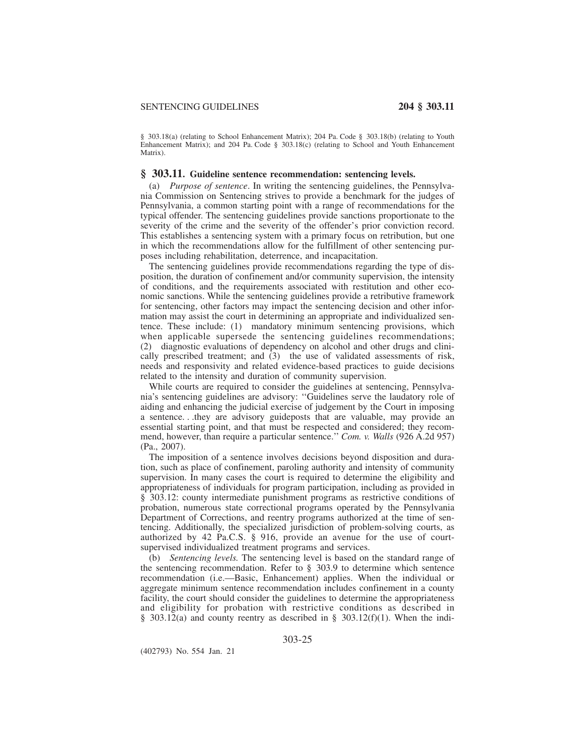§ 303.18(a) (relating to School Enhancement Matrix); 204 Pa. Code § 303.18(b) (relating to Youth Enhancement Matrix); and 204 Pa. Code § 303.18(c) (relating to School and Youth Enhancement Matrix).

## § 303.11. Guideline sentence recommendation: sentencing levels.

(a) *Purpose of sentence*. In writing the sentencing guidelines, the Pennsylvania Commission on Sentencing strives to provide a benchmark for the judges of Pennsylvania, a common starting point with a range of recommendations for the typical offender. The sentencing guidelines provide sanctions proportionate to the severity of the crime and the severity of the offender's prior conviction record. This establishes a sentencing system with a primary focus on retribution, but one in which the recommendations allow for the fulfillment of other sentencing purposes including rehabilitation, deterrence, and incapacitation.

The sentencing guidelines provide recommendations regarding the type of disposition, the duration of confinement and/or community supervision, the intensity of conditions, and the requirements associated with restitution and other economic sanctions. While the sentencing guidelines provide a retributive framework for sentencing, other factors may impact the sentencing decision and other information may assist the court in determining an appropriate and individualized sentence. These include: (1) mandatory minimum sentencing provisions, which when applicable supersede the sentencing guidelines recommendations; (2) diagnostic evaluations of dependency on alcohol and other drugs and clinically prescribed treatment; and (3) the use of validated assessments of risk, needs and responsivity and related evidence-based practices to guide decisions related to the intensity and duration of community supervision.

While courts are required to consider the guidelines at sentencing, Pennsylvania's sentencing guidelines are advisory: ''Guidelines serve the laudatory role of aiding and enhancing the judicial exercise of judgement by the Court in imposing a sentence. . .they are advisory guideposts that are valuable, may provide an essential starting point, and that must be respected and considered; they recommend, however, than require a particular sentence.'' *Com. v. Walls* (926 A.2d 957) (Pa., 2007).

The imposition of a sentence involves decisions beyond disposition and duration, such as place of confinement, paroling authority and intensity of community supervision. In many cases the court is required to determine the eligibility and appropriateness of individuals for program participation, including as provided in § 303.12: county intermediate punishment programs as restrictive conditions of probation, numerous state correctional programs operated by the Pennsylvania Department of Corrections, and reentry programs authorized at the time of sentencing. Additionally, the specialized jurisdiction of problem-solving courts, as authorized by 42 Pa.C.S. § 916, provide an avenue for the use of court-supervised individualized treatment programs and services.

(b) *Sentencing levels.* The sentencing level is based on the standard range of the sentencing recommendation. Refer to § 303.9 to determine which sentence recommendation (i.e.—Basic, Enhancement) applies. When the individual or aggregate minimum sentence recommendation includes confinement in a county facility, the court should consider the guidelines to determine the appropriateness and eligibility for probation with restrictive conditions as described in § 303.12(a) and county reentry as described in § 303.12(f)(1). When the indi-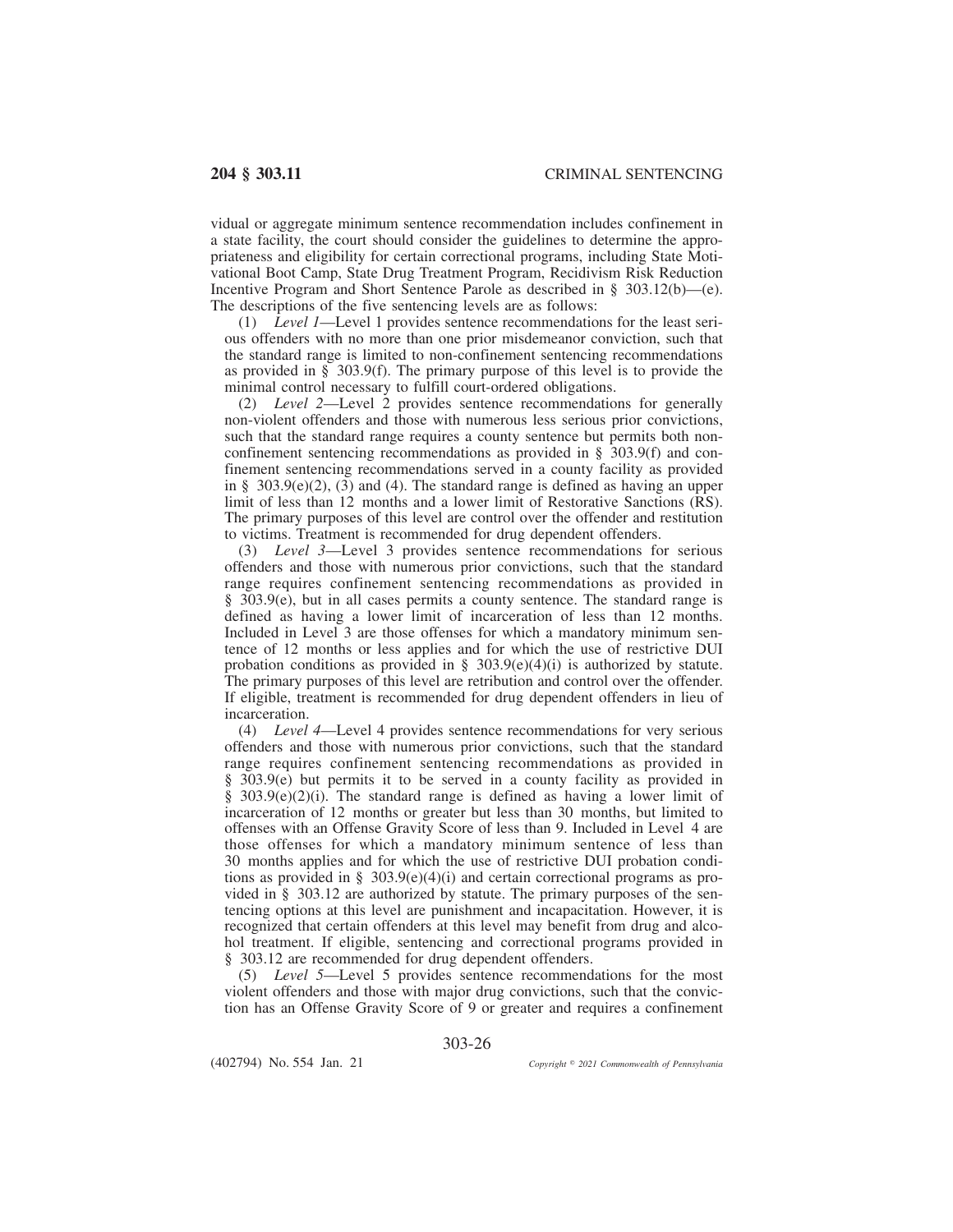vidual or aggregate minimum sentence recommendation includes confinement in a state facility, the court should consider the guidelines to determine the appropriateness and eligibility for certain correctional programs, including State Motivational Boot Camp, State Drug Treatment Program, Recidivism Risk Reduction Incentive Program and Short Sentence Parole as described in § 303.12(b)—(e). The descriptions of the five sentencing levels are as follows:

(1) *Level 1*—Level 1 provides sentence recommendations for the least serious offenders with no more than one prior misdemeanor conviction, such that the standard range is limited to non-confinement sentencing recommendations as provided in § 303.9(f). The primary purpose of this level is to provide the minimal control necessary to fulfill court-ordered obligations.

(2) *Level 2*—Level 2 provides sentence recommendations for generally non-violent offenders and those with numerous less serious prior convictions, such that the standard range requires a county sentence but permits both non-confinement sentencing recommendations as provided in § 303.9(f) and confinement sentencing recommendations served in a county facility as provided in § 303.9(e)(2), (3) and (4). The standard range is defined as having an upper limit of less than 12 months and a lower limit of Restorative Sanctions (RS). The primary purposes of this level are control over the offender and restitution to victims. Treatment is recommended for drug dependent offenders.

(3) *Level 3*—Level 3 provides sentence recommendations for serious offenders and those with numerous prior convictions, such that the standard range requires confinement sentencing recommendations as provided in § 303.9(e), but in all cases permits a county sentence. The standard range is defined as having a lower limit of incarceration of less than 12 months. Included in Level 3 are those offenses for which a mandatory minimum sentence of 12 months or less applies and for which the use of restrictive DUI probation conditions as provided in § 303.9(e)(4)(i) is authorized by statute. The primary purposes of this level are retribution and control over the offender. If eligible, treatment is recommended for drug dependent offenders in lieu of incarceration.

(4) *Level 4*—Level 4 provides sentence recommendations for very serious offenders and those with numerous prior convictions, such that the standard range requires confinement sentencing recommendations as provided in § 303.9(e) but permits it to be served in a county facility as provided in § 303.9(e)(2)(i). The standard range is defined as having a lower limit of incarceration of 12 months or greater but less than 30 months, but limited to offenses with an Offense Gravity Score of less than 9. Included in Level 4 are those offenses for which a mandatory minimum sentence of less than 30 months applies and for which the use of restrictive DUI probation conditions as provided in § 303.9(e)(4)(i) and certain correctional programs as provided in § 303.12 are authorized by statute. The primary purposes of the sentencing options at this level are punishment and incapacitation. However, it is recognized that certain offenders at this level may benefit from drug and alcohol treatment. If eligible, sentencing and correctional programs provided in § 303.12 are recommended for drug dependent offenders.

(5) *Level 5*—Level 5 provides sentence recommendations for the most violent offenders and those with major drug convictions, such that the conviction has an Offense Gravity Score of 9 or greater and requires a confinement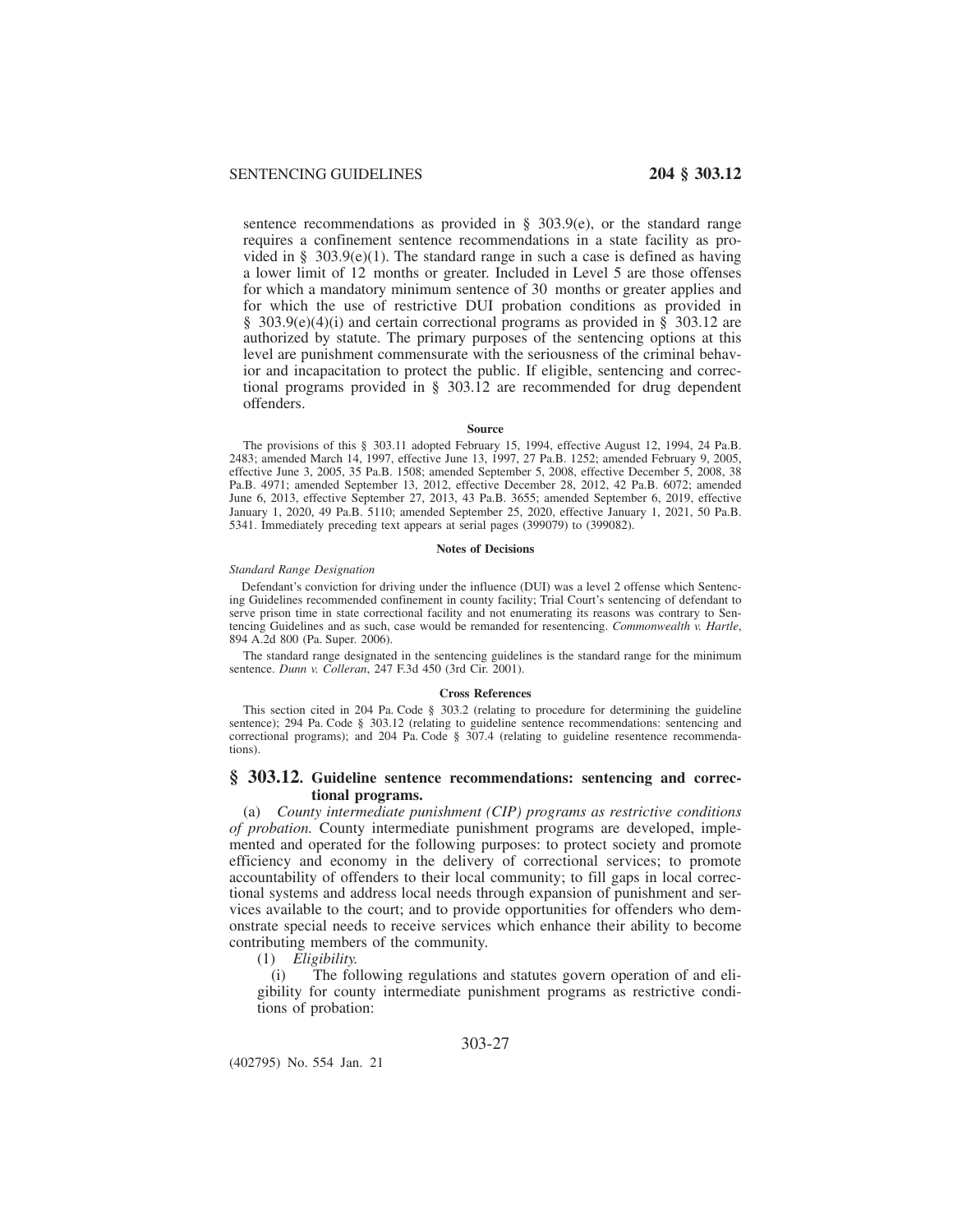sentence recommendations as provided in § 303.9(e), or the standard range requires a confinement sentence recommendations in a state facility as provided in § 303.9(e)(1). The standard range in such a case is defined as having a lower limit of 12 months or greater. Included in Level 5 are those offenses for which a mandatory minimum sentence of 30 months or greater applies and for which the use of restrictive DUI probation conditions as provided in § 303.9(e)(4)(i) and certain correctional programs as provided in § 303.12 are authorized by statute. The primary purposes of the sentencing options at this level are punishment commensurate with the seriousness of the criminal behavior and incapacitation to protect the public. If eligible, sentencing and correctional programs provided in § 303.12 are recommended for drug dependent offenders.

#### Source

The provisions of this § 303.11 adopted February 15, 1994, effective August 12, 1994, 24 Pa.B. 2483; amended March 14, 1997, effective June 13, 1997, 27 Pa.B. 1252; amended February 9, 2005, effective June 3, 2005, 35 Pa.B. 1508; amended September 5, 2008, effective December 5, 2008, 38 Pa.B. 4971; amended September 13, 2012, effective December 28, 2012, 42 Pa.B. 6072; amended June 6, 2013, effective September 27, 2013, 43 Pa.B. 3655; amended September 6, 2019, effective January 1, 2020, 49 Pa.B. 5110; amended September 25, 2020, effective January 1, 2021, 50 Pa.B. 5341. Immediately preceding text appears at serial pages (399079) to (399082).

#### Notes of Decisions

*Standard Range Designation*

Defendant's conviction for driving under the influence (DUI) was a level 2 offense which Sentencing Guidelines recommended confinement in county facility; Trial Court's sentencing of defendant to serve prison time in state correctional facility and not enumerating its reasons was contrary to Sentencing Guidelines and as such, case would be remanded for resentencing. *Commonwealth v. Hartle*, 894 A.2d 800 (Pa. Super. 2006).

The standard range designated in the sentencing guidelines is the standard range for the minimum sentence. *Dunn v. Colleran*, 247 F.3d 450 (3rd Cir. 2001).

#### Cross References

This section cited in 204 Pa. Code § 303.2 (relating to procedure for determining the guideline sentence); 294 Pa. Code § 303.12 (relating to guideline sentence recommendations: sentencing and correctional programs); and 204 Pa. Code § 307.4 (relating to guideline resentence recommendations).

## § 303.12. Guideline sentence recommendations: sentencing and correctional programs.

(a) *County intermediate punishment (CIP) programs as restrictive conditions of probation.* County intermediate punishment programs are developed, implemented and operated for the following purposes: to protect society and promote efficiency and economy in the delivery of correctional services; to promote accountability of offenders to their local community; to fill gaps in local correctional systems and address local needs through expansion of punishment and services available to the court; and to provide opportunities for offenders who demonstrate special needs to receive services which enhance their ability to become contributing members of the community.

(1) *Eligibility.*

(i) The following regulations and statutes govern operation of and eligibility for county intermediate punishment programs as restrictive conditions of probation: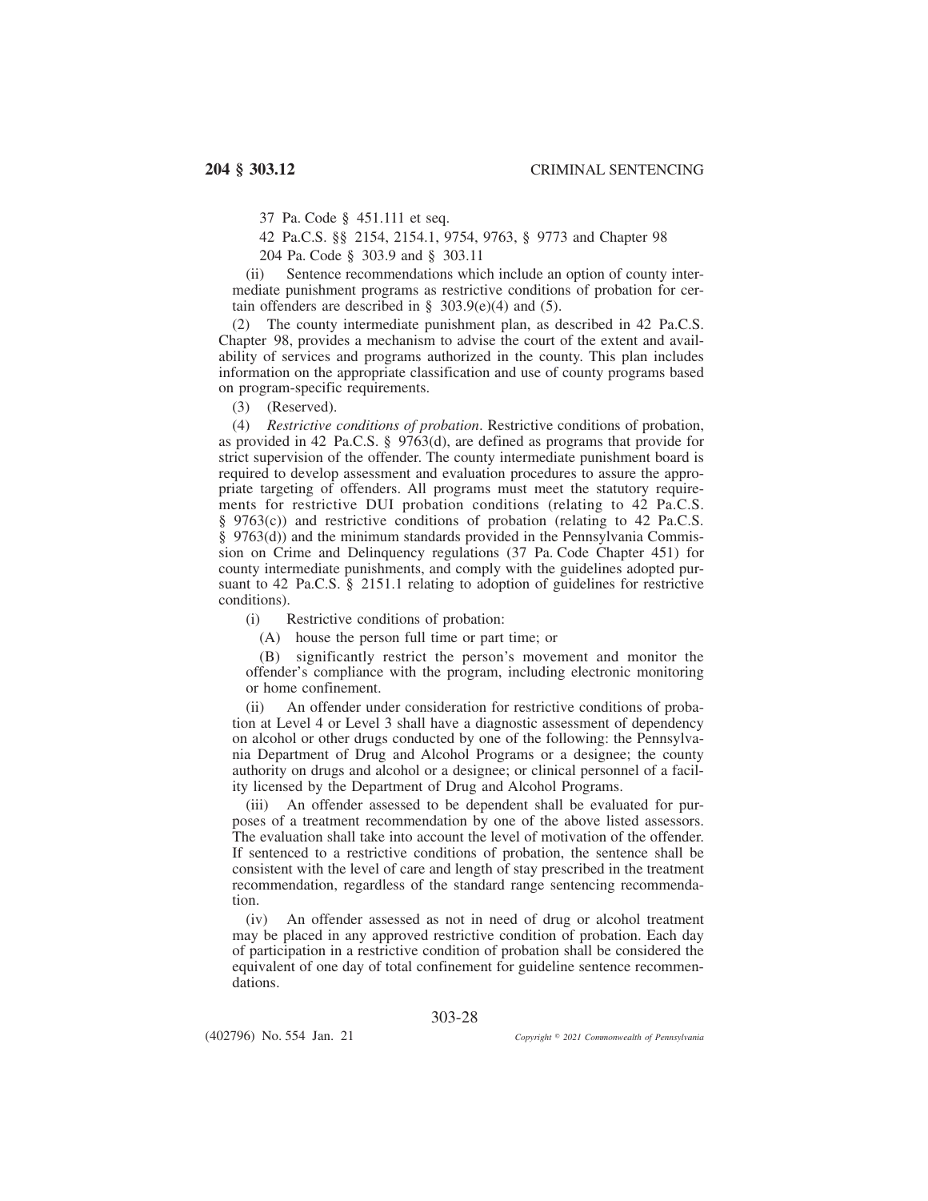37 Pa. Code § 451.111 et seq.

42 Pa.C.S. §§ 2154, 2154.1, 9754, 9763, § 9773 and Chapter 98

204 Pa. Code § 303.9 and § 303.11

(ii) Sentence recommendations which include an option of county intermediate punishment programs as restrictive conditions of probation for certain offenders are described in § 303.9(e)(4) and (5).

(2) The county intermediate punishment plan, as described in 42 Pa.C.S. Chapter 98, provides a mechanism to advise the court of the extent and availability of services and programs authorized in the county. This plan includes information on the appropriate classification and use of county programs based on program-specific requirements.

(3) (Reserved).

(4) *Restrictive conditions of probation*. Restrictive conditions of probation, as provided in 42 Pa.C.S. § 9763(d), are defined as programs that provide for strict supervision of the offender. The county intermediate punishment board is required to develop assessment and evaluation procedures to assure the appropriate targeting of offenders. All programs must meet the statutory requirements for restrictive DUI probation conditions (relating to 42 Pa.C.S. § 9763(c)) and restrictive conditions of probation (relating to 42 Pa.C.S. § 9763(d)) and the minimum standards provided in the Pennsylvania Commission on Crime and Delinquency regulations (37 Pa. Code Chapter 451) for county intermediate punishments, and comply with the guidelines adopted pursuant to 42 Pa.C.S. § 2151.1 relating to adoption of guidelines for restrictive conditions).

(i) Restrictive conditions of probation:

(A) house the person full time or part time; or

(B) significantly restrict the person's movement and monitor the offender's compliance with the program, including electronic monitoring or home confinement.

(ii) An offender under consideration for restrictive conditions of probation at Level 4 or Level 3 shall have a diagnostic assessment of dependency on alcohol or other drugs conducted by one of the following: the Pennsylvania Department of Drug and Alcohol Programs or a designee; the county authority on drugs and alcohol or a designee; or clinical personnel of a facility licensed by the Department of Drug and Alcohol Programs.

(iii) An offender assessed to be dependent shall be evaluated for purposes of a treatment recommendation by one of the above listed assessors. The evaluation shall take into account the level of motivation of the offender. If sentenced to a restrictive conditions of probation, the sentence shall be consistent with the level of care and length of stay prescribed in the treatment recommendation, regardless of the standard range sentencing recommendation.

(iv) An offender assessed as not in need of drug or alcohol treatment may be placed in any approved restrictive condition of probation. Each day of participation in a restrictive condition of probation shall be considered the equivalent of one day of total confinement for guideline sentence recommendations.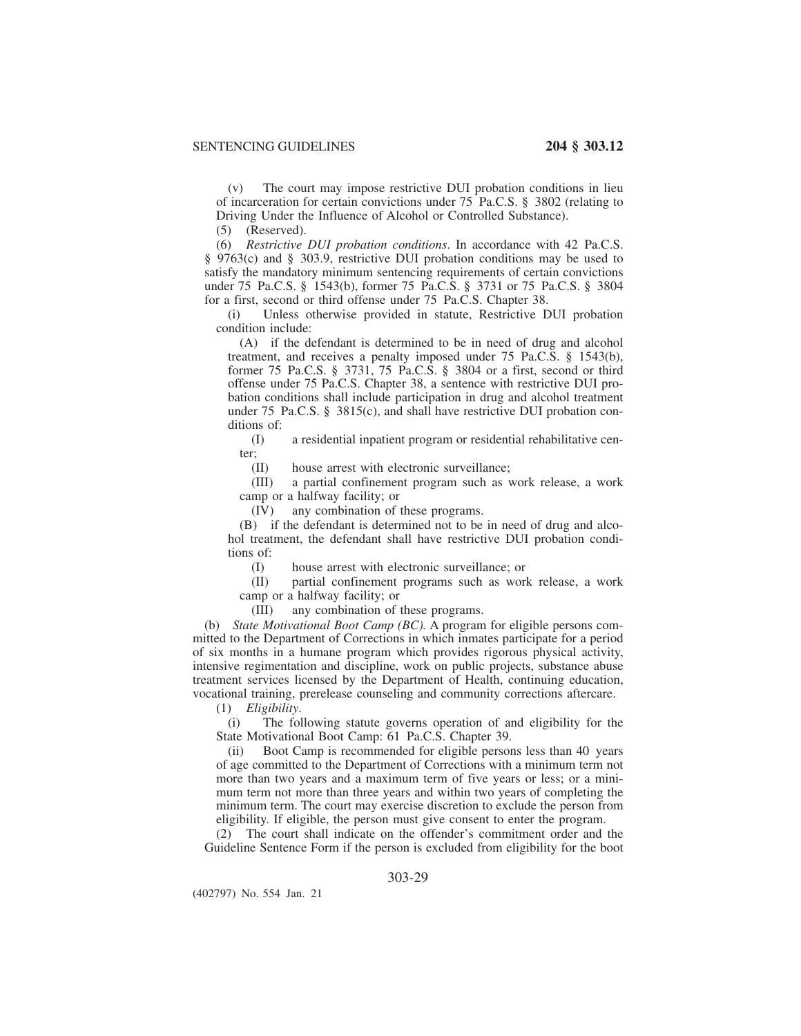(v) The court may impose restrictive DUI probation conditions in lieu of incarceration for certain convictions under 75 Pa.C.S. § 3802 (relating to Driving Under the Influence of Alcohol or Controlled Substance).

(5) (Reserved).

(6) *Restrictive DUI probation conditions*. In accordance with 42 Pa.C.S. § 9763(c) and § 303.9, restrictive DUI probation conditions may be used to satisfy the mandatory minimum sentencing requirements of certain convictions under 75 Pa.C.S. § 1543(b), former 75 Pa.C.S. § 3731 or 75 Pa.C.S. § 3804 for a first, second or third offense under 75 Pa.C.S. Chapter 38.

(i) Unless otherwise provided in statute, Restrictive DUI probation condition include:

(A) if the defendant is determined to be in need of drug and alcohol treatment, and receives a penalty imposed under 75 Pa.C.S. § 1543(b), former 75 Pa.C.S. § 3731, 75 Pa.C.S. § 3804 or a first, second or third offense under 75 Pa.C.S. Chapter 38, a sentence with restrictive DUI probation conditions shall include participation in drug and alcohol treatment under 75 Pa.C.S. § 3815(c), and shall have restrictive DUI probation conditions of:

(I) a residential inpatient program or residential rehabilitative center;

(II) house arrest with electronic surveillance;

(III) a partial confinement program such as work release, a work camp or a halfway facility; or

(IV) any combination of these programs.

(B) if the defendant is determined not to be in need of drug and alcohol treatment, the defendant shall have restrictive DUI probation conditions of:

(I) house arrest with electronic surveillance; or

(II) partial confinement programs such as work release, a work camp or a halfway facility; or

(III) any combination of these programs.

(b) *State Motivational Boot Camp (BC)*. A program for eligible persons committed to the Department of Corrections in which inmates participate for a period of six months in a humane program which provides rigorous physical activity, intensive regimentation and discipline, work on public projects, substance abuse treatment services licensed by the Department of Health, continuing education, vocational training, prerelease counseling and community corrections aftercare.

(1) *Eligibility*.

(i) The following statute governs operation of and eligibility for the State Motivational Boot Camp: 61 Pa.C.S. Chapter 39.

(ii) Boot Camp is recommended for eligible persons less than 40 years of age committed to the Department of Corrections with a minimum term not more than two years and a maximum term of five years or less; or a minimum term not more than three years and within two years of completing the minimum term. The court may exercise discretion to exclude the person from eligibility. If eligible, the person must give consent to enter the program.

(2) The court shall indicate on the offender's commitment order and the Guideline Sentence Form if the person is excluded from eligibility for the boot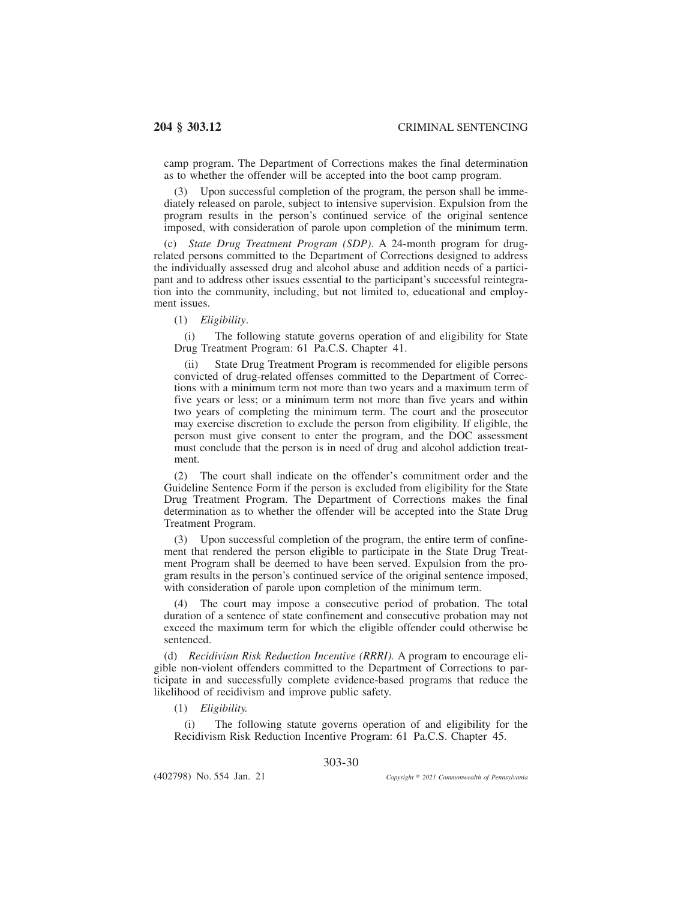camp program. The Department of Corrections makes the final determination as to whether the offender will be accepted into the boot camp program.

(3) Upon successful completion of the program, the person shall be immediately released on parole, subject to intensive supervision. Expulsion from the program results in the person's continued service of the original sentence imposed, with consideration of parole upon completion of the minimum term.

(c) *State Drug Treatment Program (SDP)*. A 24-month program for drug-related persons committed to the Department of Corrections designed to address the individually assessed drug and alcohol abuse and addition needs of a participant and to address other issues essential to the participant's successful reintegration into the community, including, but not limited to, educational and employment issues.

(1) *Eligibility*.

(i) The following statute governs operation of and eligibility for State Drug Treatment Program: 61 Pa.C.S. Chapter 41.

(ii) State Drug Treatment Program is recommended for eligible persons convicted of drug-related offenses committed to the Department of Corrections with a minimum term not more than two years and a maximum term of five years or less; or a minimum term not more than five years and within two years of completing the minimum term. The court and the prosecutor may exercise discretion to exclude the person from eligibility. If eligible, the person must give consent to enter the program, and the DOC assessment must conclude that the person is in need of drug and alcohol addiction treatment.

(2) The court shall indicate on the offender's commitment order and the Guideline Sentence Form if the person is excluded from eligibility for the State Drug Treatment Program. The Department of Corrections makes the final determination as to whether the offender will be accepted into the State Drug Treatment Program.

(3) Upon successful completion of the program, the entire term of confinement that rendered the person eligible to participate in the State Drug Treatment Program shall be deemed to have been served. Expulsion from the program results in the person's continued service of the original sentence imposed, with consideration of parole upon completion of the minimum term.

(4) The court may impose a consecutive period of probation. The total duration of a sentence of state confinement and consecutive probation may not exceed the maximum term for which the eligible offender could otherwise be sentenced.

(d) *Recidivism Risk Reduction Incentive (RRRI).* A program to encourage eligible non-violent offenders committed to the Department of Corrections to participate in and successfully complete evidence-based programs that reduce the likelihood of recidivism and improve public safety.

(1) *Eligibility.*

(i) The following statute governs operation of and eligibility for the Recidivism Risk Reduction Incentive Program: 61 Pa.C.S. Chapter 45.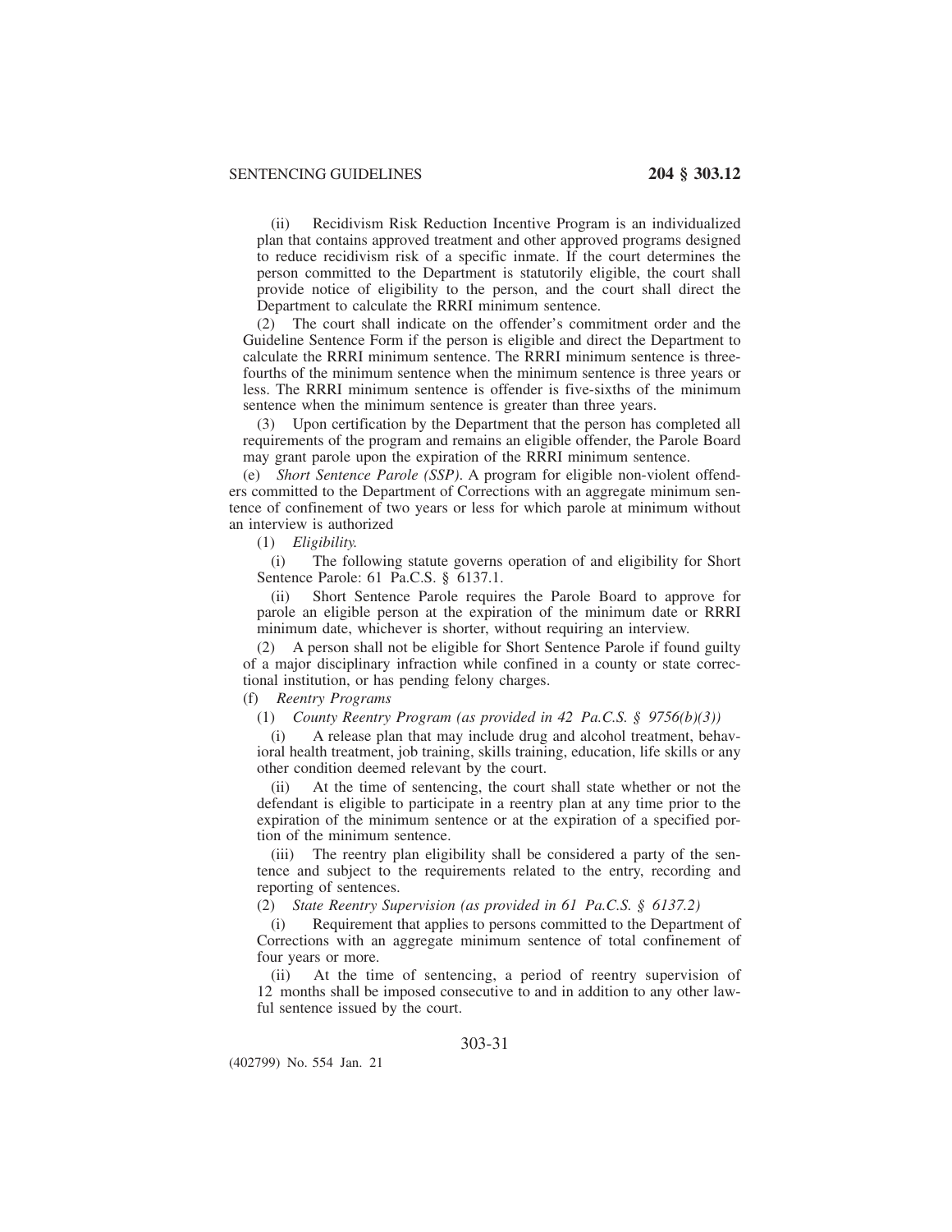(ii) Recidivism Risk Reduction Incentive Program is an individualized plan that contains approved treatment and other approved programs designed to reduce recidivism risk of a specific inmate. If the court determines the person committed to the Department is statutorily eligible, the court shall provide notice of eligibility to the person, and the court shall direct the Department to calculate the RRRI minimum sentence.

(2) The court shall indicate on the offender's commitment order and the Guideline Sentence Form if the person is eligible and direct the Department to calculate the RRRI minimum sentence. The RRRI minimum sentence is three-fourths of the minimum sentence when the minimum sentence is three years or less. The RRRI minimum sentence is offender is five-sixths of the minimum sentence when the minimum sentence is greater than three years.

(3) Upon certification by the Department that the person has completed all requirements of the program and remains an eligible offender, the Parole Board may grant parole upon the expiration of the RRRI minimum sentence.

(e) *Short Sentence Parole (SSP)*. A program for eligible non-violent offenders committed to the Department of Corrections with an aggregate minimum sentence of confinement of two years or less for which parole at minimum without an interview is authorized

(1) *Eligibility.*

(i) The following statute governs operation of and eligibility for Short Sentence Parole: 61 Pa.C.S. § 6137.1.

(ii) Short Sentence Parole requires the Parole Board to approve for parole an eligible person at the expiration of the minimum date or RRRI minimum date, whichever is shorter, without requiring an interview.

(2) A person shall not be eligible for Short Sentence Parole if found guilty of a major disciplinary infraction while confined in a county or state correctional institution, or has pending felony charges.

(f) *Reentry Programs*

(1) *County Reentry Program (as provided in 42 Pa.C.S. § 9756(b)(3))*

(i) A release plan that may include drug and alcohol treatment, behavioral health treatment, job training, skills training, education, life skills or any other condition deemed relevant by the court.

(ii) At the time of sentencing, the court shall state whether or not the defendant is eligible to participate in a reentry plan at any time prior to the expiration of the minimum sentence or at the expiration of a specified portion of the minimum sentence.

(iii) The reentry plan eligibility shall be considered a party of the sentence and subject to the requirements related to the entry, recording and reporting of sentences.

(2) *State Reentry Supervision (as provided in 61 Pa.C.S. § 6137.2)*

(i) Requirement that applies to persons committed to the Department of Corrections with an aggregate minimum sentence of total confinement of four years or more.

(ii) At the time of sentencing, a period of reentry supervision of 12 months shall be imposed consecutive to and in addition to any other lawful sentence issued by the court.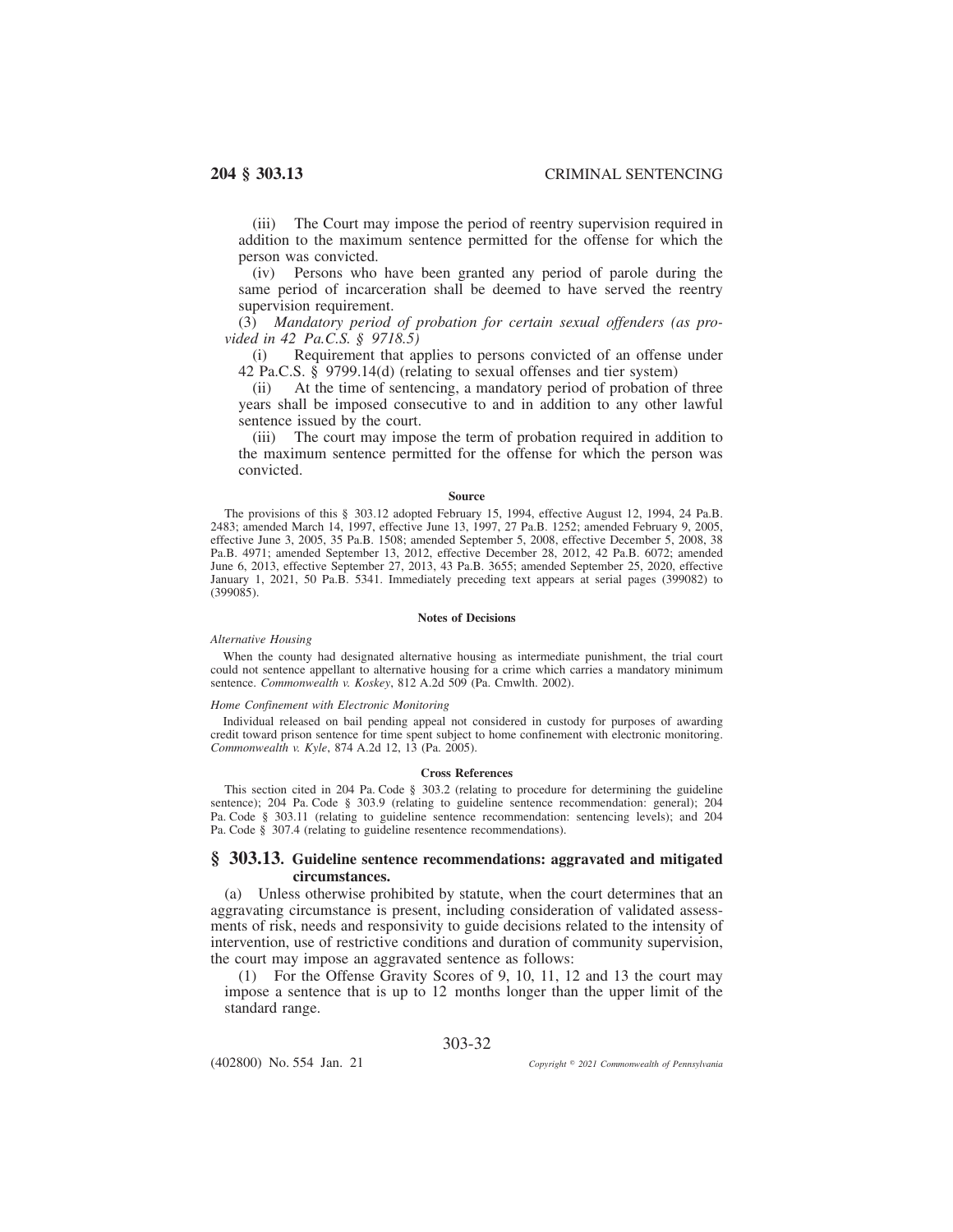(iii) The Court may impose the period of reentry supervision required in addition to the maximum sentence permitted for the offense for which the person was convicted.

(iv) Persons who have been granted any period of parole during the same period of incarceration shall be deemed to have served the reentry supervision requirement.

(3) *Mandatory period of probation for certain sexual offenders (as provided in 42 Pa.C.S. § 9718.5)*

(i) Requirement that applies to persons convicted of an offense under 42 Pa.C.S. § 9799.14(d) (relating to sexual offenses and tier system)

(ii) At the time of sentencing, a mandatory period of probation of three years shall be imposed consecutive to and in addition to any other lawful sentence issued by the court.

(iii) The court may impose the term of probation required in addition to the maximum sentence permitted for the offense for which the person was convicted.

#### Source

The provisions of this § 303.12 adopted February 15, 1994, effective August 12, 1994, 24 Pa.B. 2483; amended March 14, 1997, effective June 13, 1997, 27 Pa.B. 1252; amended February 9, 2005, effective June 3, 2005, 35 Pa.B. 1508; amended September 5, 2008, effective December 5, 2008, 38 Pa.B. 4971; amended September 13, 2012, effective December 28, 2012, 42 Pa.B. 6072; amended June 6, 2013, effective September 27, 2013, 43 Pa.B. 3655; amended September 25, 2020, effective January 1, 2021, 50 Pa.B. 5341. Immediately preceding text appears at serial pages (399082) to (399085).

#### Notes of Decisions

*Alternative Housing*

When the county had designated alternative housing as intermediate punishment, the trial court could not sentence appellant to alternative housing for a crime which carries a mandatory minimum sentence. *Commonwealth v. Koskey*, 812 A.2d 509 (Pa. Cmwlth. 2002).

*Home Confinement with Electronic Monitoring*

Individual released on bail pending appeal not considered in custody for purposes of awarding credit toward prison sentence for time spent subject to home confinement with electronic monitoring. *Commonwealth v. Kyle*, 874 A.2d 12, 13 (Pa. 2005).

#### Cross References

This section cited in 204 Pa. Code § 303.2 (relating to procedure for determining the guideline sentence); 204 Pa. Code § 303.9 (relating to guideline sentence recommendation: general); 204 Pa. Code § 303.11 (relating to guideline sentence recommendation: sentencing levels); and 204 Pa. Code § 307.4 (relating to guideline resentence recommendations).

## § 303.13. Guideline sentence recommendations: aggravated and mitigated circumstances.

(a) Unless otherwise prohibited by statute, when the court determines that an aggravating circumstance is present, including consideration of validated assessments of risk, needs and responsivity to guide decisions related to the intensity of intervention, use of restrictive conditions and duration of community supervision, the court may impose an aggravated sentence as follows:

(1) For the Offense Gravity Scores of 9, 10, 11, 12 and 13 the court may impose a sentence that is up to 12 months longer than the upper limit of the standard range.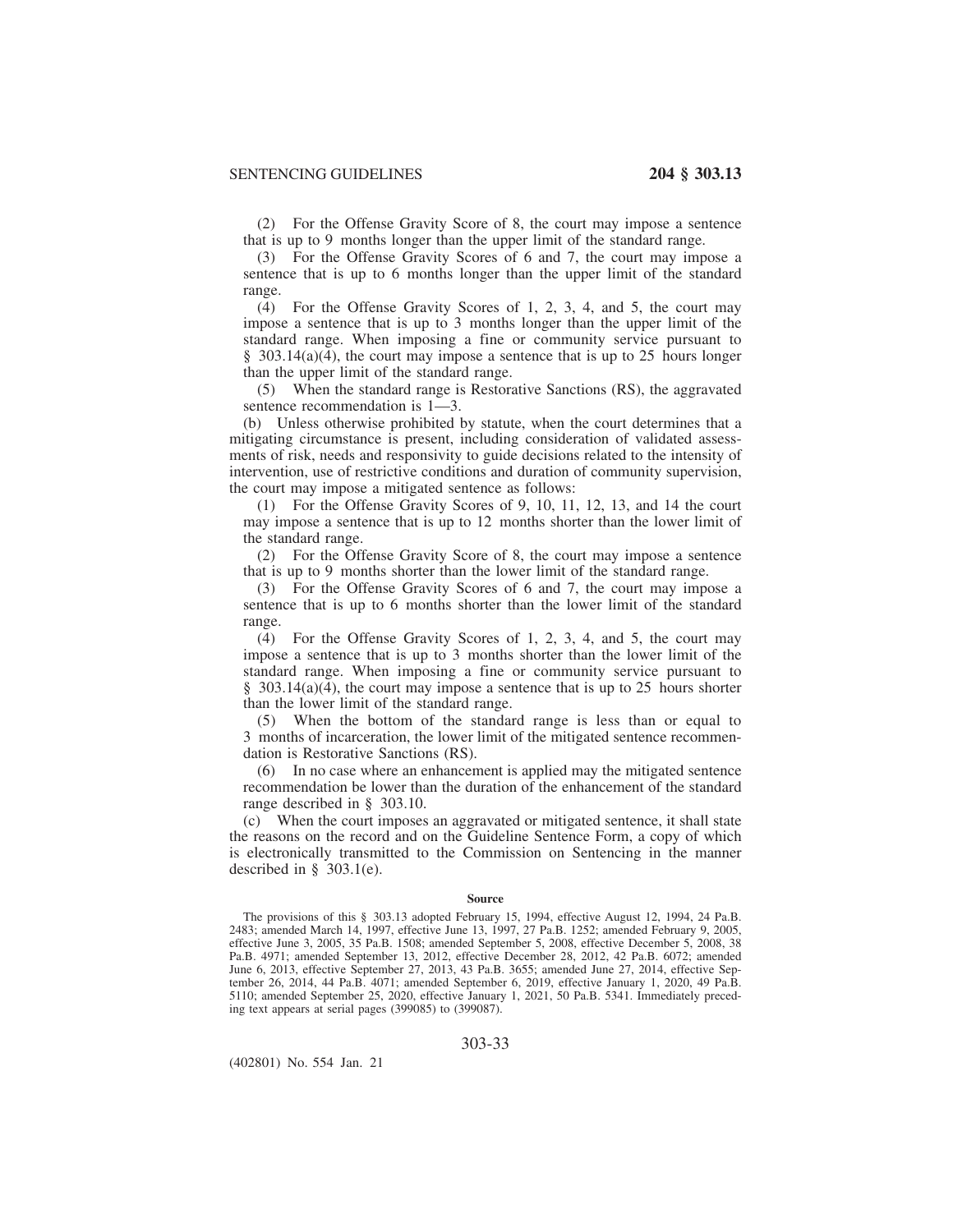(2) For the Offense Gravity Score of 8, the court may impose a sentence that is up to 9 months longer than the upper limit of the standard range.

(3) For the Offense Gravity Scores of 6 and 7, the court may impose a sentence that is up to 6 months longer than the upper limit of the standard range.

(4) For the Offense Gravity Scores of 1, 2, 3, 4, and 5, the court may impose a sentence that is up to 3 months longer than the upper limit of the standard range. When imposing a fine or community service pursuant to § 303.14(a)(4), the court may impose a sentence that is up to 25 hours longer than the upper limit of the standard range.

(5) When the standard range is Restorative Sanctions (RS), the aggravated sentence recommendation is 1—3.

(b) Unless otherwise prohibited by statute, when the court determines that a mitigating circumstance is present, including consideration of validated assessments of risk, needs and responsivity to guide decisions related to the intensity of intervention, use of restrictive conditions and duration of community supervision, the court may impose a mitigated sentence as follows:

(1) For the Offense Gravity Scores of 9, 10, 11, 12, 13, and 14 the court may impose a sentence that is up to 12 months shorter than the lower limit of the standard range.

(2) For the Offense Gravity Score of 8, the court may impose a sentence that is up to 9 months shorter than the lower limit of the standard range.

(3) For the Offense Gravity Scores of 6 and 7, the court may impose a sentence that is up to 6 months shorter than the lower limit of the standard range.

(4) For the Offense Gravity Scores of 1, 2, 3, 4, and 5, the court may impose a sentence that is up to 3 months shorter than the lower limit of the standard range. When imposing a fine or community service pursuant to § 303.14(a)(4), the court may impose a sentence that is up to 25 hours shorter than the lower limit of the standard range.

(5) When the bottom of the standard range is less than or equal to 3 months of incarceration, the lower limit of the mitigated sentence recommendation is Restorative Sanctions (RS).

(6) In no case where an enhancement is applied may the mitigated sentence recommendation be lower than the duration of the enhancement of the standard range described in § 303.10.

(c) When the court imposes an aggravated or mitigated sentence, it shall state the reasons on the record and on the Guideline Sentence Form, a copy of which is electronically transmitted to the Commission on Sentencing in the manner described in § 303.1(e).

#### Source

The provisions of this § 303.13 adopted February 15, 1994, effective August 12, 1994, 24 Pa.B. 2483; amended March 14, 1997, effective June 13, 1997, 27 Pa.B. 1252; amended February 9, 2005, effective June 3, 2005, 35 Pa.B. 1508; amended September 5, 2008, effective December 5, 2008, 38 Pa.B. 4971; amended September 13, 2012, effective December 28, 2012, 42 Pa.B. 6072; amended June 6, 2013, effective September 27, 2013, 43 Pa.B. 3655; amended June 27, 2014, effective September 26, 2014, 44 Pa.B. 4071; amended September 6, 2019, effective January 1, 2020, 49 Pa.B. 5110; amended September 25, 2020, effective January 1, 2021, 50 Pa.B. 5341. Immediately preceding text appears at serial pages (399085) to (399087).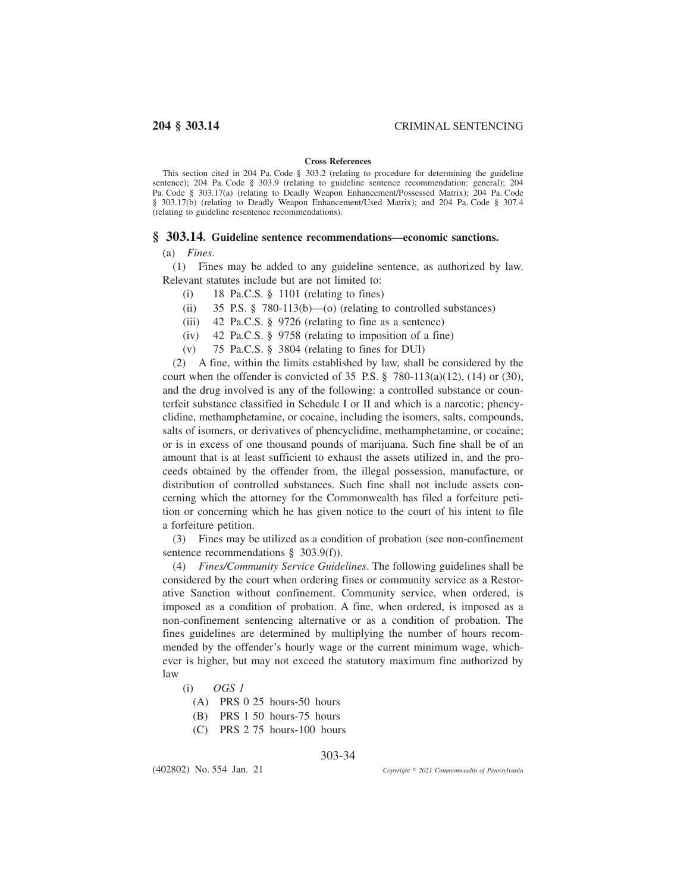**Cross References**

This section cited in 204 Pa. Code § 303.2 (relating to procedure for determining the guideline sentence); 204 Pa. Code § 303.9 (relating to guideline sentence recommendation: general); 204 Pa. Code § 303.17(a) (relating to Deadly Weapon Enhancement/Possessed Matrix); 204 Pa. Code § 303.17(b) (relating to Deadly Weapon Enhancement/Used Matrix); and 204 Pa. Code § 307.4 (relating to guideline resentence recommendations).

## § 303.14. Guideline sentence recommendations—economic sanctions.

(a) *Fines*.

(1) Fines may be added to any guideline sentence, as authorized by law. Relevant statutes include but are not limited to:

(i) 18 Pa.C.S. § 1101 (relating to fines)

(ii) 35 P.S. § 780-113(b)—(o) (relating to controlled substances)

(iii) 42 Pa.C.S. § 9726 (relating to fine as a sentence)

(iv) 42 Pa.C.S. § 9758 (relating to imposition of a fine)

(v) 75 Pa.C.S. § 3804 (relating to fines for DUI)

(2) A fine, within the limits established by law, shall be considered by the court when the offender is convicted of 35 P.S. § 780-113(a)(12), (14) or (30), and the drug involved is any of the following: a controlled substance or counterfeit substance classified in Schedule I or II and which is a narcotic; phencyclidine, methamphetamine, or cocaine, including the isomers, salts, compounds, salts of isomers, or derivatives of phencyclidine, methamphetamine, or cocaine; or is in excess of one thousand pounds of marijuana. Such fine shall be of an amount that is at least sufficient to exhaust the assets utilized in, and the proceeds obtained by the offender from, the illegal possession, manufacture, or distribution of controlled substances. Such fine shall not include assets concerning which the attorney for the Commonwealth has filed a forfeiture petition or concerning which he has given notice to the court of his intent to file a forfeiture petition.

(3) Fines may be utilized as a condition of probation (see non-confinement sentence recommendations § 303.9(f)).

(4) *Fines/Community Service Guidelines*. The following guidelines shall be considered by the court when ordering fines or community service as a Restorative Sanction without confinement. Community service, when ordered, is imposed as a condition of probation. A fine, when ordered, is imposed as a non-confinement sentencing alternative or as a condition of probation. The fines guidelines are determined by multiplying the number of hours recommended by the offender's hourly wage or the current minimum wage, whichever is higher, but may not exceed the statutory maximum fine authorized by law

(i) *OGS 1*

(A) PRS 0 25 hours-50 hours

(B) PRS 1 50 hours-75 hours

(C) PRS 2 75 hours-100 hours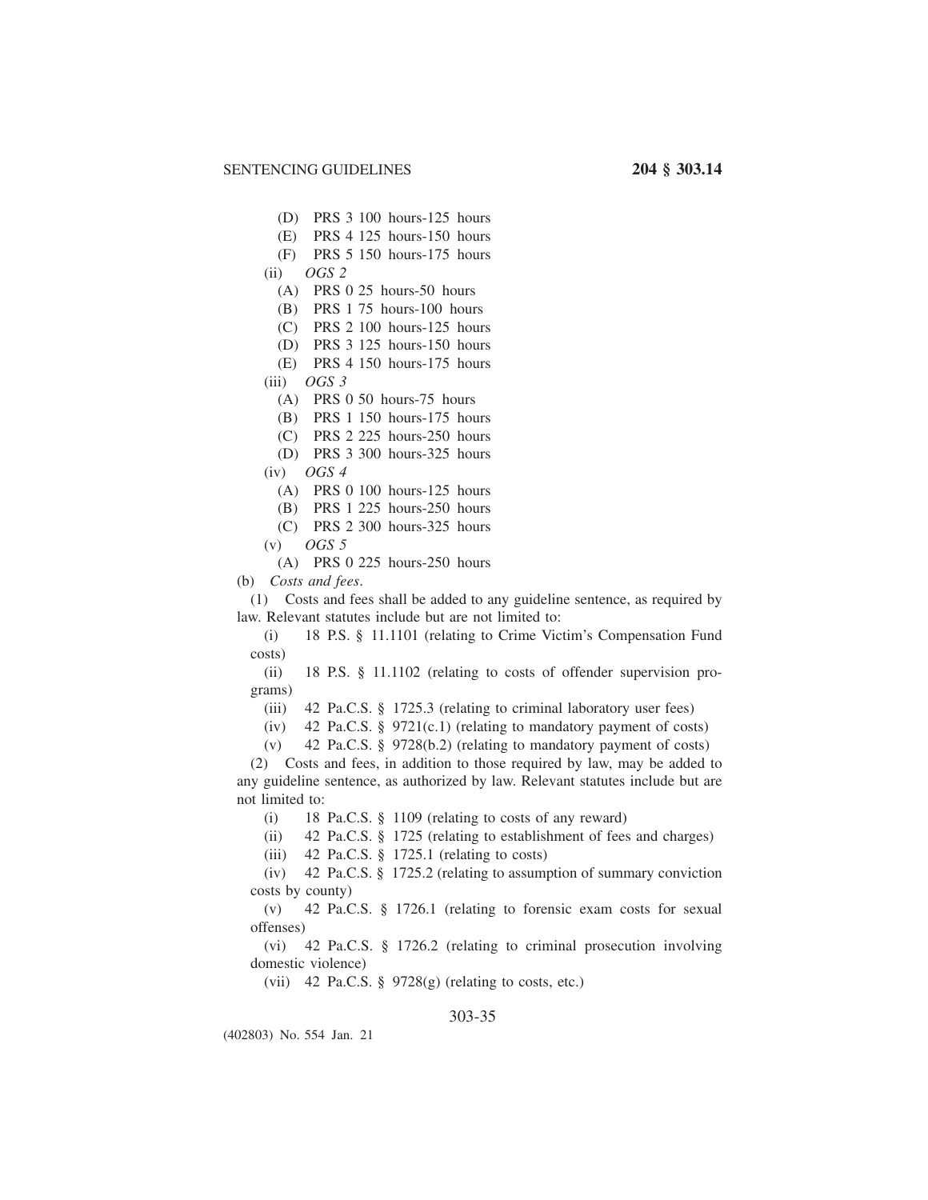(D) PRS 3 100 hours-125 hours

(E) PRS 4 125 hours-150 hours

(F) PRS 5 150 hours-175 hours

(ii) *OGS 2*

(A) PRS 0 25 hours-50 hours

(B) PRS 1 75 hours-100 hours

(C) PRS 2 100 hours-125 hours

(D) PRS 3 125 hours-150 hours

(E) PRS 4 150 hours-175 hours

(iii) *OGS 3*

(A) PRS 0 50 hours-75 hours

(B) PRS 1 150 hours-175 hours

(C) PRS 2 225 hours-250 hours

(D) PRS 3 300 hours-325 hours

(iv) *OGS 4*

(A) PRS 0 100 hours-125 hours

(B) PRS 1 225 hours-250 hours

(C) PRS 2 300 hours-325 hours

(v) *OGS 5*

(A) PRS 0 225 hours-250 hours

(b) *Costs and fees*.

(1) Costs and fees shall be added to any guideline sentence, as required by law. Relevant statutes include but are not limited to:

(i) 18 P.S. § 11.1101 (relating to Crime Victim's Compensation Fund costs)

(ii) 18 P.S. § 11.1102 (relating to costs of offender supervision programs)

(iii) 42 Pa.C.S. § 1725.3 (relating to criminal laboratory user fees)

(iv) 42 Pa.C.S. § 9721(c.1) (relating to mandatory payment of costs)

(v) 42 Pa.C.S. § 9728(b.2) (relating to mandatory payment of costs)

(2) Costs and fees, in addition to those required by law, may be added to any guideline sentence, as authorized by law. Relevant statutes include but are not limited to:

(i) 18 Pa.C.S. § 1109 (relating to costs of any reward)

(ii) 42 Pa.C.S. § 1725 (relating to establishment of fees and charges)

(iii) 42 Pa.C.S. § 1725.1 (relating to costs)

(iv) 42 Pa.C.S. § 1725.2 (relating to assumption of summary conviction costs by county)

(v) 42 Pa.C.S. § 1726.1 (relating to forensic exam costs for sexual offenses)

(vi) 42 Pa.C.S. § 1726.2 (relating to criminal prosecution involving domestic violence)

(vii) 42 Pa.C.S. § 9728(g) (relating to costs, etc.)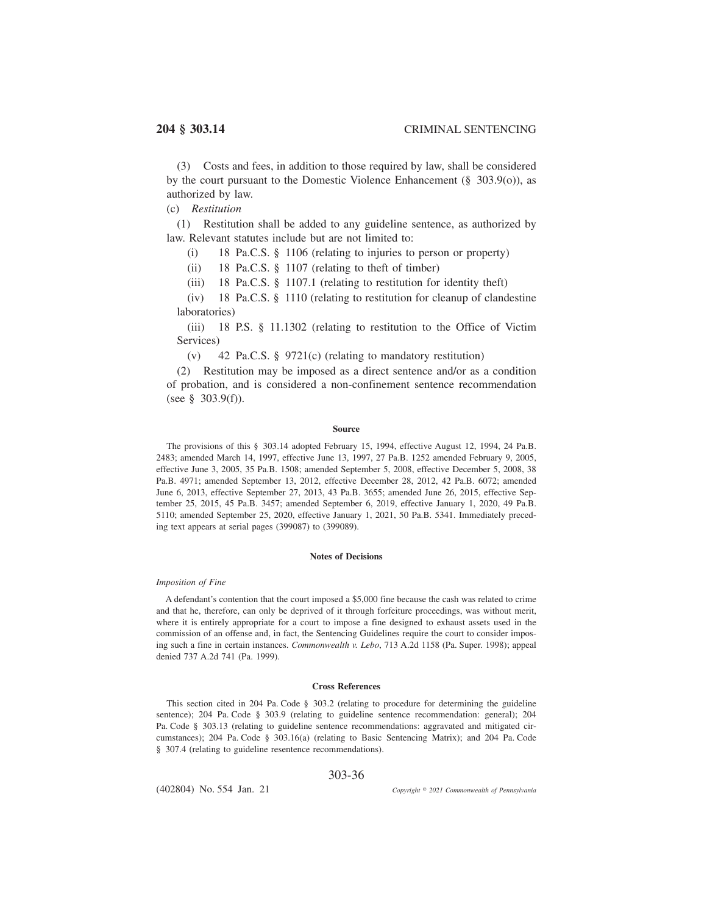(3) Costs and fees, in addition to those required by law, shall be considered by the court pursuant to the Domestic Violence Enhancement (§ 303.9(o)), as authorized by law.

(c) *Restitution*

(1) Restitution shall be added to any guideline sentence, as authorized by law. Relevant statutes include but are not limited to:

(i) 18 Pa.C.S. § 1106 (relating to injuries to person or property)

(ii) 18 Pa.C.S. § 1107 (relating to theft of timber)

(iii) 18 Pa.C.S. § 1107.1 (relating to restitution for identity theft)

(iv) 18 Pa.C.S. § 1110 (relating to restitution for cleanup of clandestine laboratories)

(iii) 18 P.S. § 11.1302 (relating to restitution to the Office of Victim Services)

(v) 42 Pa.C.S. § 9721(c) (relating to mandatory restitution)

(2) Restitution may be imposed as a direct sentence and/or as a condition of probation, and is considered a non-confinement sentence recommendation (see § 303.9(f)).

#### Source

The provisions of this § 303.14 adopted February 15, 1994, effective August 12, 1994, 24 Pa.B. 2483; amended March 14, 1997, effective June 13, 1997, 27 Pa.B. 1252 amended February 9, 2005, effective June 3, 2005, 35 Pa.B. 1508; amended September 5, 2008, effective December 5, 2008, 38 Pa.B. 4971; amended September 13, 2012, effective December 28, 2012, 42 Pa.B. 6072; amended June 6, 2013, effective September 27, 2013, 43 Pa.B. 3655; amended June 26, 2015, effective September 25, 2015, 45 Pa.B. 3457; amended September 6, 2019, effective January 1, 2020, 49 Pa.B. 5110; amended September 25, 2020, effective January 1, 2021, 50 Pa.B. 5341. Immediately preceding text appears at serial pages (399087) to (399089).

#### Notes of Decisions

*Imposition of Fine*

A defendant's contention that the court imposed a $5,000 fine because the cash was related to crime and that he, therefore, can only be deprived of it through forfeiture proceedings, was without merit, where it is entirely appropriate for a court to impose a fine designed to exhaust assets used in the commission of an offense and, in fact, the Sentencing Guidelines require the court to consider imposing such a fine in certain instances. *Commonwealth v. Lebo*, 713 A.2d 1158 (Pa. Super. 1998); appeal denied 737 A.2d 741 (Pa. 1999).

#### Cross References

This section cited in 204 Pa. Code § 303.2 (relating to procedure for determining the guideline sentence); 204 Pa. Code § 303.9 (relating to guideline sentence recommendation: general); 204 Pa. Code § 303.13 (relating to guideline sentence recommendations: aggravated and mitigated circumstances); 204 Pa. Code § 303.16(a) (relating to Basic Sentencing Matrix); and 204 Pa. Code § 307.4 (relating to guideline resentence recommendations).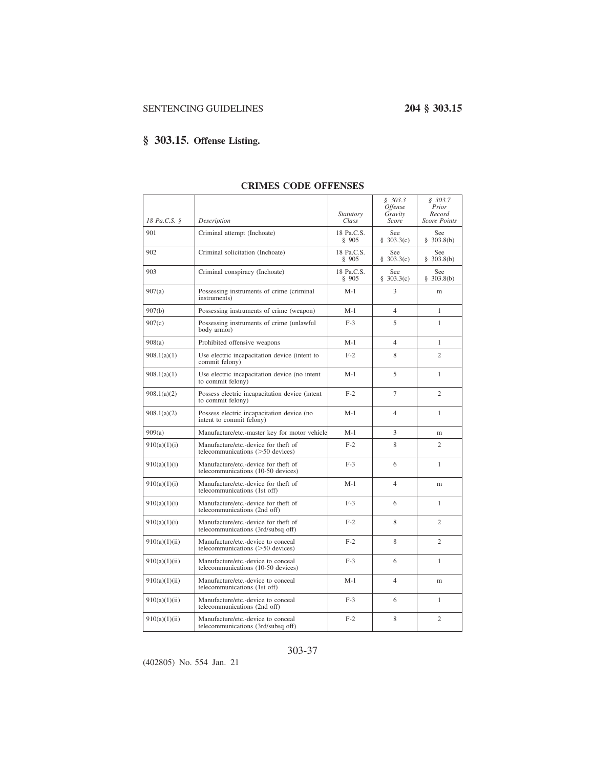## § 303.15. Offense Listing.

**CRIMES CODE OFFENSES**

| *18 Pa.C.S. §* | *Description* | *Statutory Class* | *§ 303.3 Offense Gravity Score* | *§ 303.7 Prior Record Score Points* |
|---|---|---|---|---|
| 901 | Criminal attempt (Inchoate) | 18 Pa.C.S. § 905 | See § 303.3(c) | See § 303.8(b) |
| 902 | Criminal solicitation (Inchoate) | 18 Pa.C.S. § 905 | See § 303.3(c) | See § 303.8(b) |
| 903 | Criminal conspiracy (Inchoate) | 18 Pa.C.S. § 905 | See § 303.3(c) | See § 303.8(b) |
| 907(a) | Possessing instruments of crime (criminal instruments) | M-1 | 3 | m |
| 907(b) | Possessing instruments of crime (weapon) | M-1 | 4 | 1 |
| 907(c) | Possessing instruments of crime (unlawful body armor) | F-3 | 5 | 1 |
| 908(a) | Prohibited offensive weapons | M-1 | 4 | 1 |
| 908.1(a)(1) | Use electric incapacitation device (intent to commit felony) | F-2 | 8 | 2 |
| 908.1(a)(1) | Use electric incapacitation device (no intent to commit felony) | M-1 | 5 | 1 |
| 908.1(a)(2) | Possess electric incapacitation device (intent to commit felony) | F-2 | 7 | 2 |
| 908.1(a)(2) | Possess electric incapacitation device (no intent to commit felony) | M-1 | 4 | 1 |
| 909(a) | Manufacture/etc.-master key for motor vehicle | M-1 | 3 | m |
| 910(a)(1)(i) | Manufacture/etc.-device for theft of telecommunications (>50 devices) | F-2 | 8 | 2 |
| 910(a)(1)(i) | Manufacture/etc.-device for theft of telecommunications (10-50 devices) | F-3 | 6 | 1 |
| 910(a)(1)(i) | Manufacture/etc.-device for theft of telecommunications (1st off) | M-1 | 4 | m |
| 910(a)(1)(i) | Manufacture/etc.-device for theft of telecommunications (2nd off) | F-3 | 6 | 1 |
| 910(a)(1)(i) | Manufacture/etc.-device for theft of telecommunications (3rd/subsq off) | F-2 | 8 | 2 |
| 910(a)(1)(ii) | Manufacture/etc.-device to conceal telecommunications (>50 devices) | F-2 | 8 | 2 |
| 910(a)(1)(ii) | Manufacture/etc.-device to conceal telecommunications (10-50 devices) | F-3 | 6 | 1 |
| 910(a)(1)(ii) | Manufacture/etc.-device to conceal telecommunications (1st off) | M-1 | 4 | m |
| 910(a)(1)(ii) | Manufacture/etc.-device to conceal telecommunications (2nd off) | F-3 | 6 | 1 |
| 910(a)(1)(ii) | Manufacture/etc.-device to conceal telecommunications (3rd/subsq off) | F-2 | 8 | 2 |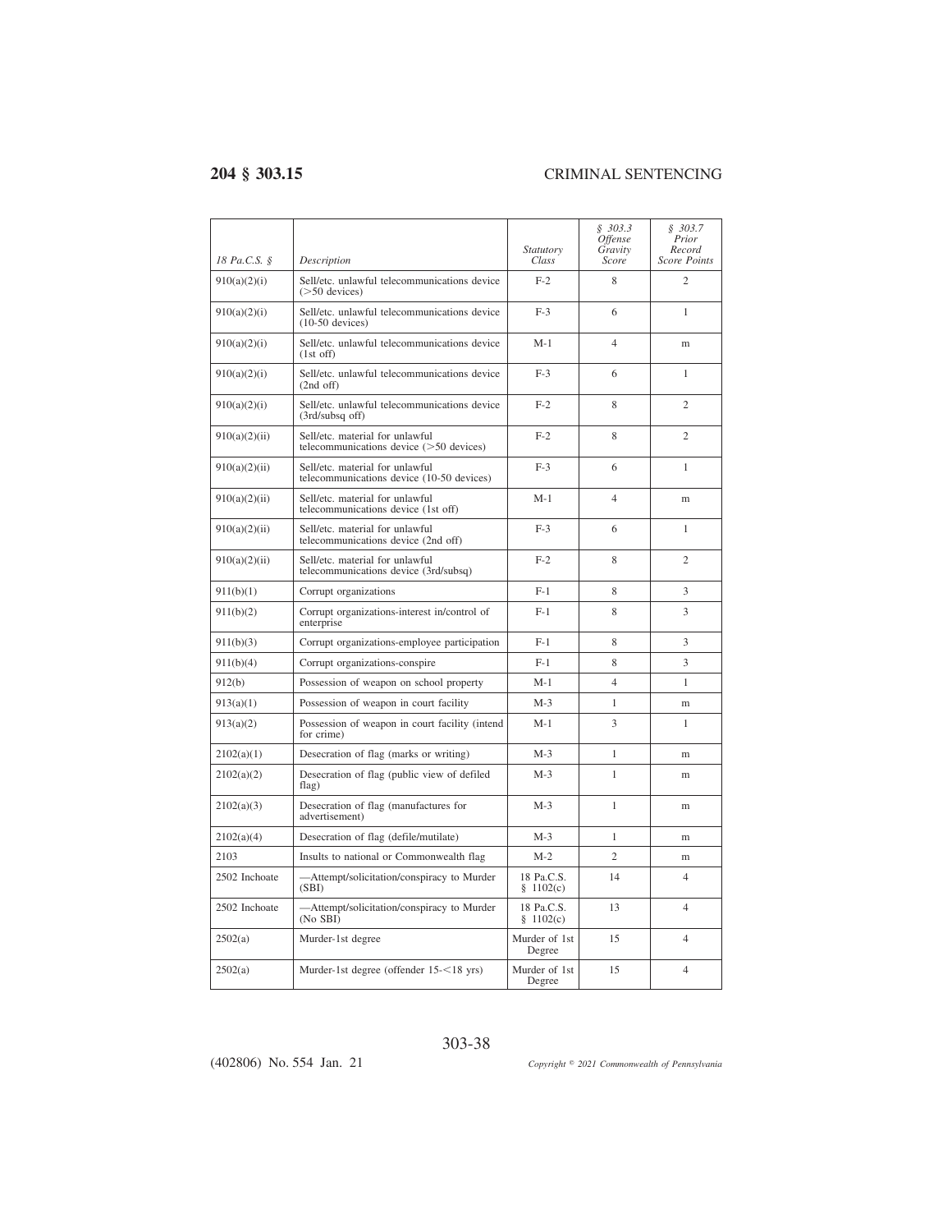| 18 Pa.C.S. § | Description | Statutory Class | § 303.3 Offense Gravity Score | § 303.7 Prior Record Score Points |
|---|---|---|---|---|
| 910(a)(2)(i) | Sell/etc. unlawful telecommunications device (>50 devices) | F-2 | 8 | 2 |
| 910(a)(2)(i) | Sell/etc. unlawful telecommunications device (10-50 devices) | F-3 | 6 | 1 |
| 910(a)(2)(i) | Sell/etc. unlawful telecommunications device (1st off) | M-1 | 4 | m |
| 910(a)(2)(i) | Sell/etc. unlawful telecommunications device (2nd off) | F-3 | 6 | 1 |
| 910(a)(2)(i) | Sell/etc. unlawful telecommunications device (3rd/subsq off) | F-2 | 8 | 2 |
| 910(a)(2)(ii) | Sell/etc. material for unlawful telecommunications device (>50 devices) | F-2 | 8 | 2 |
| 910(a)(2)(ii) | Sell/etc. material for unlawful telecommunications device (10-50 devices) | F-3 | 6 | 1 |
| 910(a)(2)(ii) | Sell/etc. material for unlawful telecommunications device (1st off) | M-1 | 4 | m |
| 910(a)(2)(ii) | Sell/etc. material for unlawful telecommunications device (2nd off) | F-3 | 6 | 1 |
| 910(a)(2)(ii) | Sell/etc. material for unlawful telecommunications device (3rd/subsq) | F-2 | 8 | 2 |
| 911(b)(1) | Corrupt organizations | F-1 | 8 | 3 |
| 911(b)(2) | Corrupt organizations-interest in/control of enterprise | F-1 | 8 | 3 |
| 911(b)(3) | Corrupt organizations-employee participation | F-1 | 8 | 3 |
| 911(b)(4) | Corrupt organizations-conspire | F-1 | 8 | 3 |
| 912(b) | Possession of weapon on school property | M-1 | 4 | 1 |
| 913(a)(1) | Possession of weapon in court facility | M-3 | 1 | m |
| 913(a)(2) | Possession of weapon in court facility (intend for crime) | M-1 | 3 | 1 |
| 2102(a)(1) | Desecration of flag (marks or writing) | M-3 | 1 | m |
| 2102(a)(2) | Desecration of flag (public view of defiled flag) | M-3 | 1 | m |
| 2102(a)(3) | Desecration of flag (manufactures for advertisement) | M-3 | 1 | m |
| 2102(a)(4) | Desecration of flag (defile/mutilate) | M-3 | 1 | m |
| 2103 | Insults to national or Commonwealth flag | M-2 | 2 | m |
| 2502 Inchoate | —Attempt/solicitation/conspiracy to Murder (SBI) | 18 Pa.C.S. § 1102(c) | 14 | 4 |
| 2502 Inchoate | —Attempt/solicitation/conspiracy to Murder (No SBI) | 18 Pa.C.S. § 1102(c) | 13 | 4 |
| 2502(a) | Murder-1st degree | Murder of 1st Degree | 15 | 4 |
| 2502(a) | Murder-1st degree (offender 15-<18 yrs) | Murder of 1st Degree | 15 | 4 |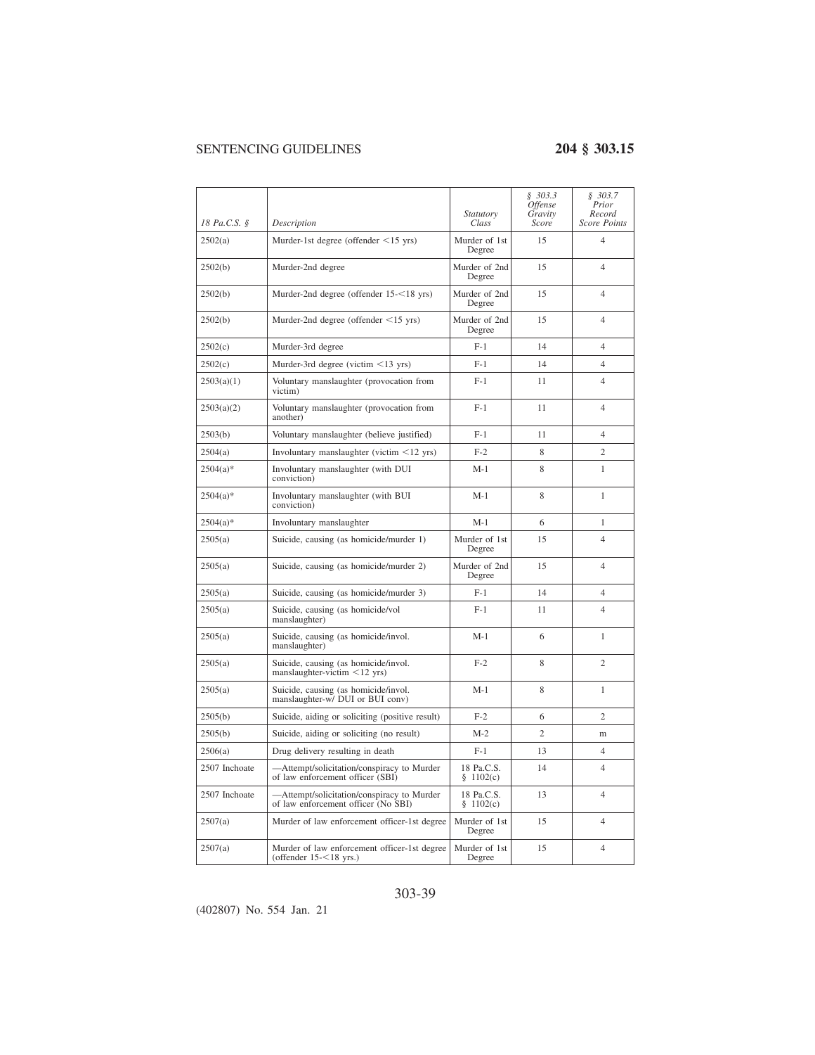| 18 Pa.C.S. § | Description | Statutory Class | § 303.3 Offense Gravity Score | § 303.7 Prior Record Score Points |
|---|---|---|---|---|
| 2502(a) | Murder-1st degree (offender <15 yrs) | Murder of 1st Degree | 15 | 4 |
| 2502(b) | Murder-2nd degree | Murder of 2nd Degree | 15 | 4 |
| 2502(b) | Murder-2nd degree (offender 15-<18 yrs) | Murder of 2nd Degree | 15 | 4 |
| 2502(b) | Murder-2nd degree (offender <15 yrs) | Murder of 2nd Degree | 15 | 4 |
| 2502(c) | Murder-3rd degree | F-1 | 14 | 4 |
| 2502(c) | Murder-3rd degree (victim <13 yrs) | F-1 | 14 | 4 |
| 2503(a)(1) | Voluntary manslaughter (provocation from victim) | F-1 | 11 | 4 |
| 2503(a)(2) | Voluntary manslaughter (provocation from another) | F-1 | 11 | 4 |
| 2503(b) | Voluntary manslaughter (believe justified) | F-1 | 11 | 4 |
| 2504(a) | Involuntary manslaughter (victim <12 yrs) | F-2 | 8 | 2 |
| 2504(a)* | Involuntary manslaughter (with DUI conviction) | M-1 | 8 | 1 |
| 2504(a)* | Involuntary manslaughter (with BUI conviction) | M-1 | 8 | 1 |
| 2504(a)* | Involuntary manslaughter | M-1 | 6 | 1 |
| 2505(a) | Suicide, causing (as homicide/murder 1) | Murder of 1st Degree | 15 | 4 |
| 2505(a) | Suicide, causing (as homicide/murder 2) | Murder of 2nd Degree | 15 | 4 |
| 2505(a) | Suicide, causing (as homicide/murder 3) | F-1 | 14 | 4 |
| 2505(a) | Suicide, causing (as homicide/vol manslaughter) | F-1 | 11 | 4 |
| 2505(a) | Suicide, causing (as homicide/invol. manslaughter) | M-1 | 6 | 1 |
| 2505(a) | Suicide, causing (as homicide/invol. manslaughter-victim <12 yrs) | F-2 | 8 | 2 |
| 2505(a) | Suicide, causing (as homicide/invol. manslaughter-w/ DUI or BUI conv) | M-1 | 8 | 1 |
| 2505(b) | Suicide, aiding or soliciting (positive result) | F-2 | 6 | 2 |
| 2505(b) | Suicide, aiding or soliciting (no result) | M-2 | 2 | m |
| 2506(a) | Drug delivery resulting in death | F-1 | 13 | 4 |
| 2507 Inchoate | —Attempt/solicitation/conspiracy to Murder of law enforcement officer (SBI) | 18 Pa.C.S. § 1102(c) | 14 | 4 |
| 2507 Inchoate | —Attempt/solicitation/conspiracy to Murder of law enforcement officer (No SBI) | 18 Pa.C.S. § 1102(c) | 13 | 4 |
| 2507(a) | Murder of law enforcement officer-1st degree | Murder of 1st Degree | 15 | 4 |
| 2507(a) | Murder of law enforcement officer-1st degree (offender 15-<18 yrs.) | Murder of 1st Degree | 15 | 4 |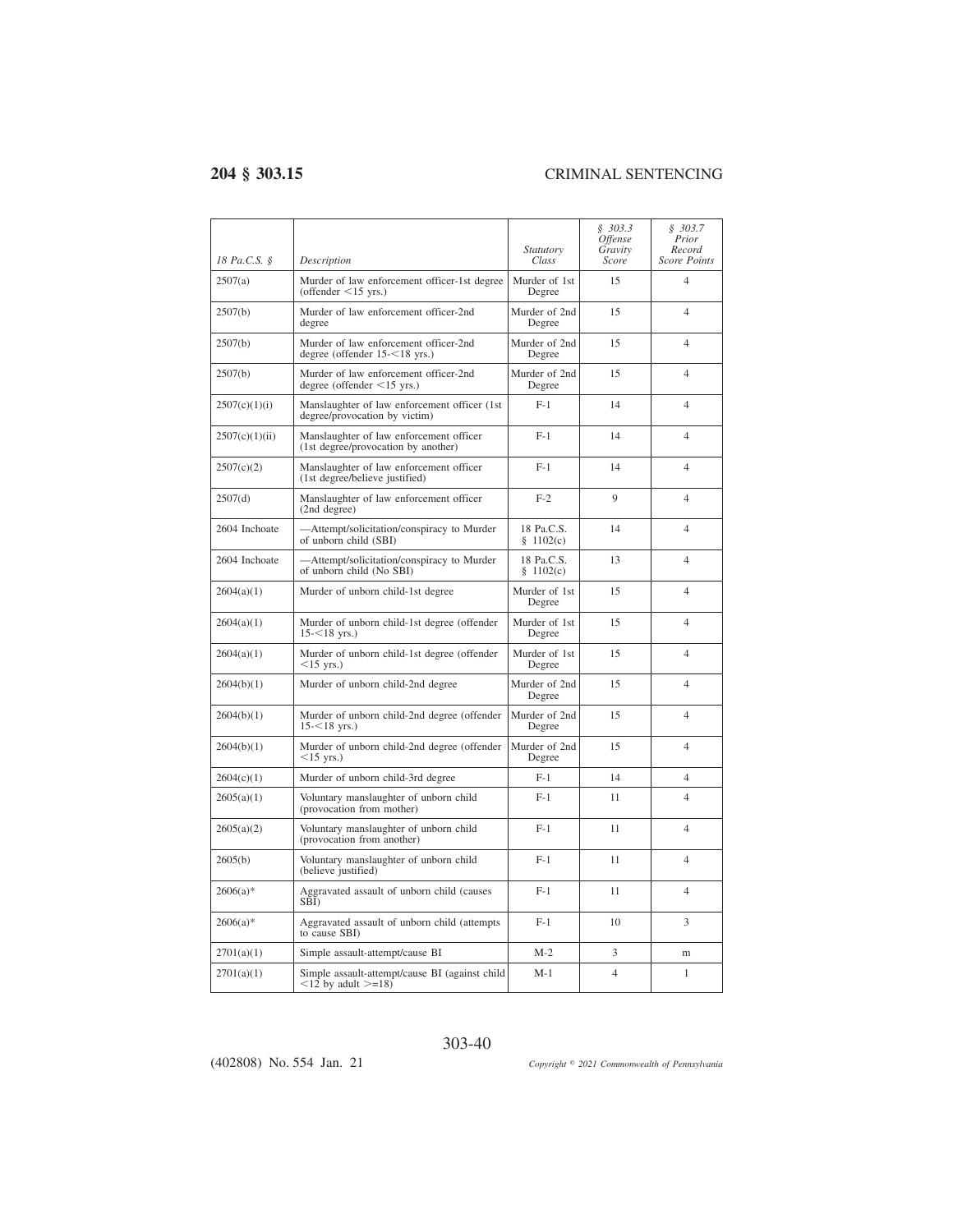| 18 Pa.C.S. § | Description | Statutory Class | § 303.3 Offense Gravity Score | § 303.7 Prior Record Score Points |
|---|---|---|---|---|
| 2507(a) | Murder of law enforcement officer-1st degree (offender <15 yrs.) | Murder of 1st Degree | 15 | 4 |
| 2507(b) | Murder of law enforcement officer-2nd degree | Murder of 2nd Degree | 15 | 4 |
| 2507(b) | Murder of law enforcement officer-2nd degree (offender 15-<18 yrs.) | Murder of 2nd Degree | 15 | 4 |
| 2507(b) | Murder of law enforcement officer-2nd degree (offender <15 yrs.) | Murder of 2nd Degree | 15 | 4 |
| 2507(c)(1)(i) | Manslaughter of law enforcement officer (1st degree/provocation by victim) | F-1 | 14 | 4 |
| 2507(c)(1)(ii) | Manslaughter of law enforcement officer (1st degree/provocation by another) | F-1 | 14 | 4 |
| 2507(c)(2) | Manslaughter of law enforcement officer (1st degree/believe justified) | F-1 | 14 | 4 |
| 2507(d) | Manslaughter of law enforcement officer (2nd degree) | F-2 | 9 | 4 |
| 2604 Inchoate | —Attempt/solicitation/conspiracy to Murder of unborn child (SBI) | 18 Pa.C.S. § 1102(c) | 14 | 4 |
| 2604 Inchoate | —Attempt/solicitation/conspiracy to Murder of unborn child (No SBI) | 18 Pa.C.S. § 1102(c) | 13 | 4 |
| 2604(a)(1) | Murder of unborn child-1st degree | Murder of 1st Degree | 15 | 4 |
| 2604(a)(1) | Murder of unborn child-1st degree (offender 15-<18 yrs.) | Murder of 1st Degree | 15 | 4 |
| 2604(a)(1) | Murder of unborn child-1st degree (offender <15 yrs.) | Murder of 1st Degree | 15 | 4 |
| 2604(b)(1) | Murder of unborn child-2nd degree | Murder of 2nd Degree | 15 | 4 |
| 2604(b)(1) | Murder of unborn child-2nd degree (offender 15-<18 yrs.) | Murder of 2nd Degree | 15 | 4 |
| 2604(b)(1) | Murder of unborn child-2nd degree (offender <15 yrs.) | Murder of 2nd Degree | 15 | 4 |
| 2604(c)(1) | Murder of unborn child-3rd degree | F-1 | 14 | 4 |
| 2605(a)(1) | Voluntary manslaughter of unborn child (provocation from mother) | F-1 | 11 | 4 |
| 2605(a)(2) | Voluntary manslaughter of unborn child (provocation from another) | F-1 | 11 | 4 |
| 2605(b) | Voluntary manslaughter of unborn child (believe justified) | F-1 | 11 | 4 |
| 2606(a)* | Aggravated assault of unborn child (causes SBI) | F-1 | 11 | 4 |
| 2606(a)* | Aggravated assault of unborn child (attempts to cause SBI) | F-1 | 10 | 3 |
| 2701(a)(1) | Simple assault-attempt/cause BI | M-2 | 3 | m |
| 2701(a)(1) | Simple assault-attempt/cause BI (against child <12 by adult >=18) | M-1 | 4 | 1 |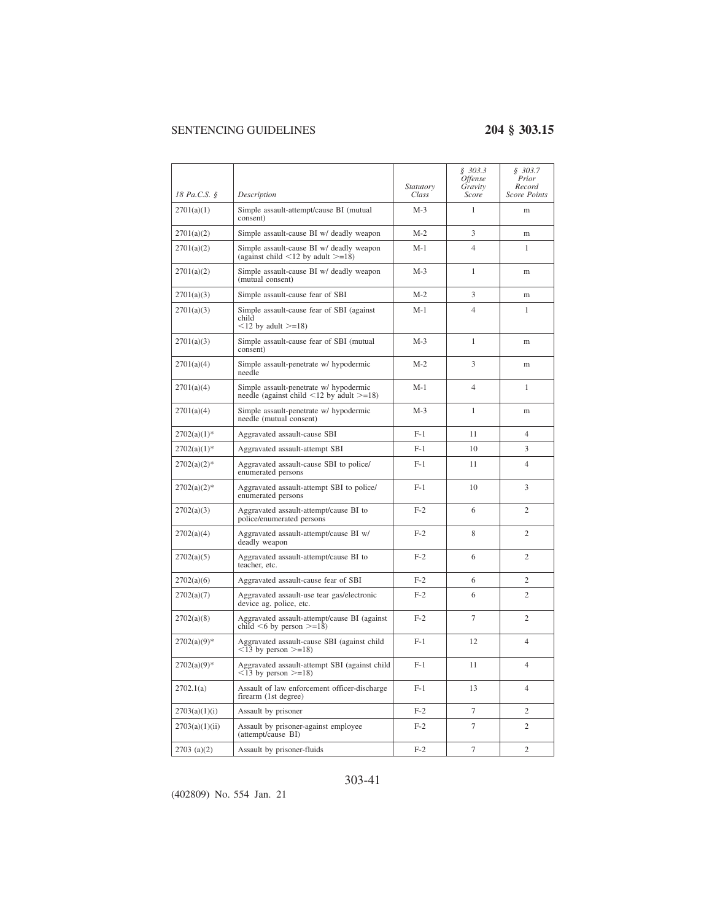| 18 Pa.C.S. § | Description | Statutory Class | § 303.3 Offense Gravity Score | § 303.7 Prior Record Score Points |
|---|---|---|---|---|
| 2701(a)(1) | Simple assault-attempt/cause BI (mutual consent) | M-3 | 1 | m |
| 2701(a)(2) | Simple assault-cause BI w/ deadly weapon | M-2 | 3 | m |
| 2701(a)(2) | Simple assault-cause BI w/ deadly weapon (against child <12 by adult >=18) | M-1 | 4 | 1 |
| 2701(a)(2) | Simple assault-cause BI w/ deadly weapon (mutual consent) | M-3 | 1 | m |
| 2701(a)(3) | Simple assault-cause fear of SBI | M-2 | 3 | m |
| 2701(a)(3) | Simple assault-cause fear of SBI (against child <12 by adult >=18) | M-1 | 4 | 1 |
| 2701(a)(3) | Simple assault-cause fear of SBI (mutual consent) | M-3 | 1 | m |
| 2701(a)(4) | Simple assault-penetrate w/ hypodermic needle | M-2 | 3 | m |
| 2701(a)(4) | Simple assault-penetrate w/ hypodermic needle (against child <12 by adult >=18) | M-1 | 4 | 1 |
| 2701(a)(4) | Simple assault-penetrate w/ hypodermic needle (mutual consent) | M-3 | 1 | m |
| 2702(a)(1)* | Aggravated assault-cause SBI | F-1 | 11 | 4 |
| 2702(a)(1)* | Aggravated assault-attempt SBI | F-1 | 10 | 3 |
| 2702(a)(2)* | Aggravated assault-cause SBI to police/ enumerated persons | F-1 | 11 | 4 |
| 2702(a)(2)* | Aggravated assault-attempt SBI to police/ enumerated persons | F-1 | 10 | 3 |
| 2702(a)(3) | Aggravated assault-attempt/cause BI to police/enumerated persons | F-2 | 6 | 2 |
| 2702(a)(4) | Aggravated assault-attempt/cause BI w/ deadly weapon | F-2 | 8 | 2 |
| 2702(a)(5) | Aggravated assault-attempt/cause BI to teacher, etc. | F-2 | 6 | 2 |
| 2702(a)(6) | Aggravated assault-cause fear of SBI | F-2 | 6 | 2 |
| 2702(a)(7) | Aggravated assault-use tear gas/electronic device ag. police, etc. | F-2 | 6 | 2 |
| 2702(a)(8) | Aggravated assault-attempt/cause BI (against child <6 by person >=18) | F-2 | 7 | 2 |
| 2702(a)(9)* | Aggravated assault-cause SBI (against child <13 by person >=18) | F-1 | 12 | 4 |
| 2702(a)(9)* | Aggravated assault-attempt SBI (against child <13 by person >=18) | F-1 | 11 | 4 |
| 2702.1(a) | Assault of law enforcement officer-discharge firearm (1st degree) | F-1 | 13 | 4 |
| 2703(a)(1)(i) | Assault by prisoner | F-2 | 7 | 2 |
| 2703(a)(1)(ii) | Assault by prisoner-against employee (attempt/cause BI) | F-2 | 7 | 2 |
| 2703 (a)(2) | Assault by prisoner-fluids | F-2 | 7 | 2 |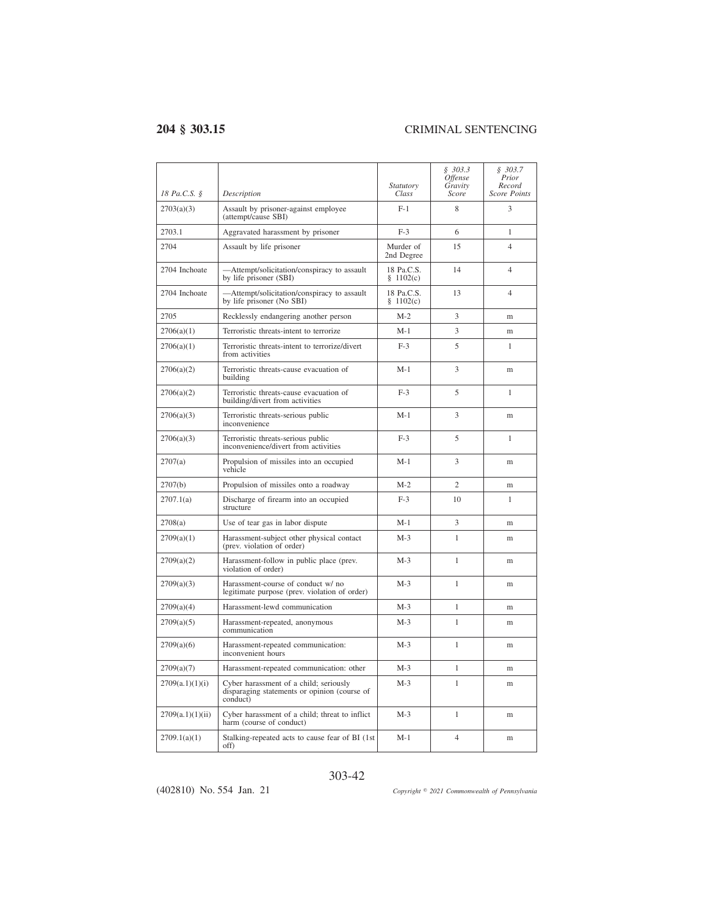| 18 Pa.C.S. § | Description | Statutory Class | § 303.3 Offense Gravity Score | § 303.7 Prior Record Score Points |
|---|---|---|---|---|
| 2703(a)(3) | Assault by prisoner-against employee (attempt/cause SBI) | F-1 | 8 | 3 |
| 2703.1 | Aggravated harassment by prisoner | F-3 | 6 | 1 |
| 2704 | Assault by life prisoner | Murder of 2nd Degree | 15 | 4 |
| 2704 Inchoate | —Attempt/solicitation/conspiracy to assault by life prisoner (SBI) | 18 Pa.C.S. § 1102(c) | 14 | 4 |
| 2704 Inchoate | —Attempt/solicitation/conspiracy to assault by life prisoner (No SBI) | 18 Pa.C.S. § 1102(c) | 13 | 4 |
| 2705 | Recklessly endangering another person | M-2 | 3 | m |
| 2706(a)(1) | Terroristic threats-intent to terrorize | M-1 | 3 | m |
| 2706(a)(1) | Terroristic threats-intent to terrorize/divert from activities | F-3 | 5 | 1 |
| 2706(a)(2) | Terroristic threats-cause evacuation of building | M-1 | 3 | m |
| 2706(a)(2) | Terroristic threats-cause evacuation of building/divert from activities | F-3 | 5 | 1 |
| 2706(a)(3) | Terroristic threats-serious public inconvenience | M-1 | 3 | m |
| 2706(a)(3) | Terroristic threats-serious public inconvenience/divert from activities | F-3 | 5 | 1 |
| 2707(a) | Propulsion of missiles into an occupied vehicle | M-1 | 3 | m |
| 2707(b) | Propulsion of missiles onto a roadway | M-2 | 2 | m |
| 2707.1(a) | Discharge of firearm into an occupied structure | F-3 | 10 | 1 |
| 2708(a) | Use of tear gas in labor dispute | M-1 | 3 | m |
| 2709(a)(1) | Harassment-subject other physical contact (prev. violation of order) | M-3 | 1 | m |
| 2709(a)(2) | Harassment-follow in public place (prev. violation of order) | M-3 | 1 | m |
| 2709(a)(3) | Harassment-course of conduct w/ no legitimate purpose (prev. violation of order) | M-3 | 1 | m |
| 2709(a)(4) | Harassment-lewd communication | M-3 | 1 | m |
| 2709(a)(5) | Harassment-repeated, anonymous communication | M-3 | 1 | m |
| 2709(a)(6) | Harassment-repeated communication: inconvenient hours | M-3 | 1 | m |
| 2709(a)(7) | Harassment-repeated communication: other | M-3 | 1 | m |
| 2709(a.1)(1)(i) | Cyber harassment of a child; seriously disparaging statements or opinion (course of conduct) | M-3 | 1 | m |
| 2709(a.1)(1)(ii) | Cyber harassment of a child; threat to inflict harm (course of conduct) | M-3 | 1 | m |
| 2709.1(a)(1) | Stalking-repeated acts to cause fear of BI (1st off) | M-1 | 4 | m |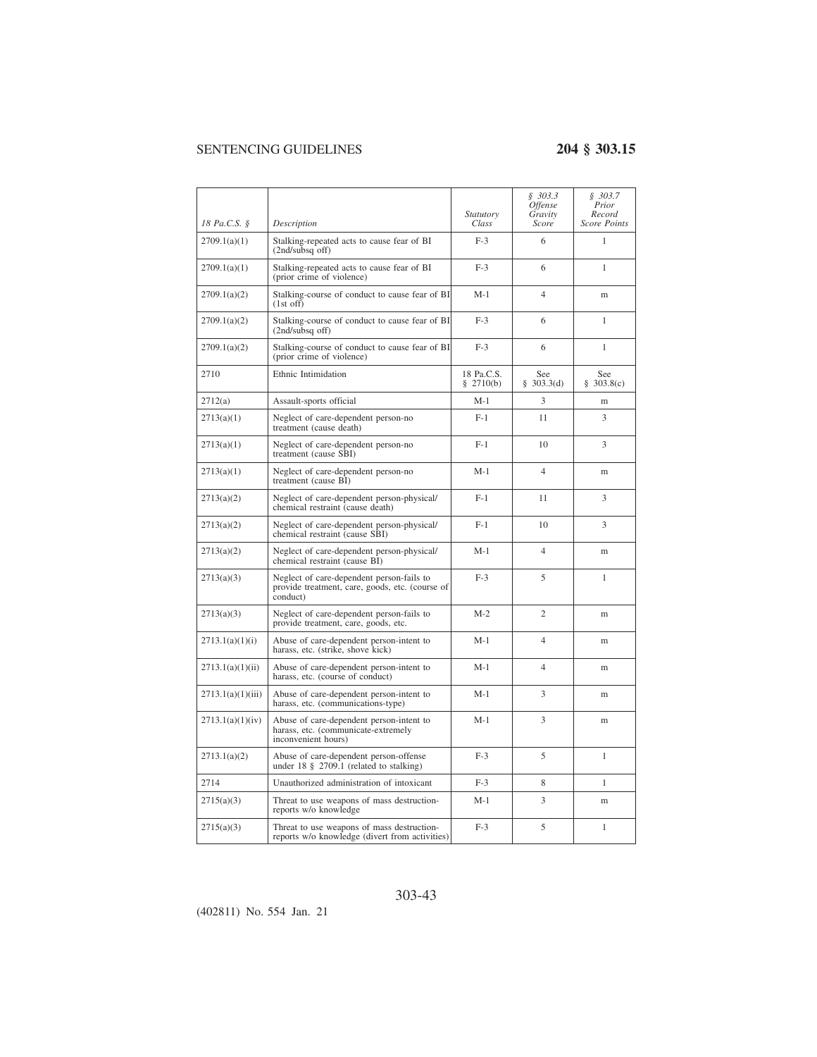| 18 Pa.C.S. § | Description | Statutory Class | § 303.3 Offense Gravity Score | § 303.7 Prior Record Score Points |
|---|---|---|---|---|
| 2709.1(a)(1) | Stalking-repeated acts to cause fear of BI (2nd/subsq off) | F-3 | 6 | 1 |
| 2709.1(a)(1) | Stalking-repeated acts to cause fear of BI (prior crime of violence) | F-3 | 6 | 1 |
| 2709.1(a)(2) | Stalking-course of conduct to cause fear of BI (1st off) | M-1 | 4 | m |
| 2709.1(a)(2) | Stalking-course of conduct to cause fear of BI (2nd/subsq off) | F-3 | 6 | 1 |
| 2709.1(a)(2) | Stalking-course of conduct to cause fear of BI (prior crime of violence) | F-3 | 6 | 1 |
| 2710 | Ethnic Intimidation | 18 Pa.C.S. § 2710(b) | See § 303.3(d) | See § 303.8(c) |
| 2712(a) | Assault-sports official | M-1 | 3 | m |
| 2713(a)(1) | Neglect of care-dependent person-no treatment (cause death) | F-1 | 11 | 3 |
| 2713(a)(1) | Neglect of care-dependent person-no treatment (cause SBI) | F-1 | 10 | 3 |
| 2713(a)(1) | Neglect of care-dependent person-no treatment (cause BI) | M-1 | 4 | m |
| 2713(a)(2) | Neglect of care-dependent person-physical/chemical restraint (cause death) | F-1 | 11 | 3 |
| 2713(a)(2) | Neglect of care-dependent person-physical/chemical restraint (cause SBI) | F-1 | 10 | 3 |
| 2713(a)(2) | Neglect of care-dependent person-physical/chemical restraint (cause BI) | M-1 | 4 | m |
| 2713(a)(3) | Neglect of care-dependent person-fails to provide treatment, care, goods, etc. (course of conduct) | F-3 | 5 | 1 |
| 2713(a)(3) | Neglect of care-dependent person-fails to provide treatment, care, goods, etc. | M-2 | 2 | m |
| 2713.1(a)(1)(i) | Abuse of care-dependent person-intent to harass, etc. (strike, shove kick) | M-1 | 4 | m |
| 2713.1(a)(1)(ii) | Abuse of care-dependent person-intent to harass, etc. (course of conduct) | M-1 | 4 | m |
| 2713.1(a)(1)(iii) | Abuse of care-dependent person-intent to harass, etc. (communications-type) | M-1 | 3 | m |
| 2713.1(a)(1)(iv) | Abuse of care-dependent person-intent to harass, etc. (communicate-extremely inconvenient hours) | M-1 | 3 | m |
| 2713.1(a)(2) | Abuse of care-dependent person-offense under 18 § 2709.1 (related to stalking) | F-3 | 5 | 1 |
| 2714 | Unauthorized administration of intoxicant | F-3 | 8 | 1 |
| 2715(a)(3) | Threat to use weapons of mass destruction-reports w/o knowledge | M-1 | 3 | m |
| 2715(a)(3) | Threat to use weapons of mass destruction-reports w/o knowledge (divert from activities) | F-3 | 5 | 1 |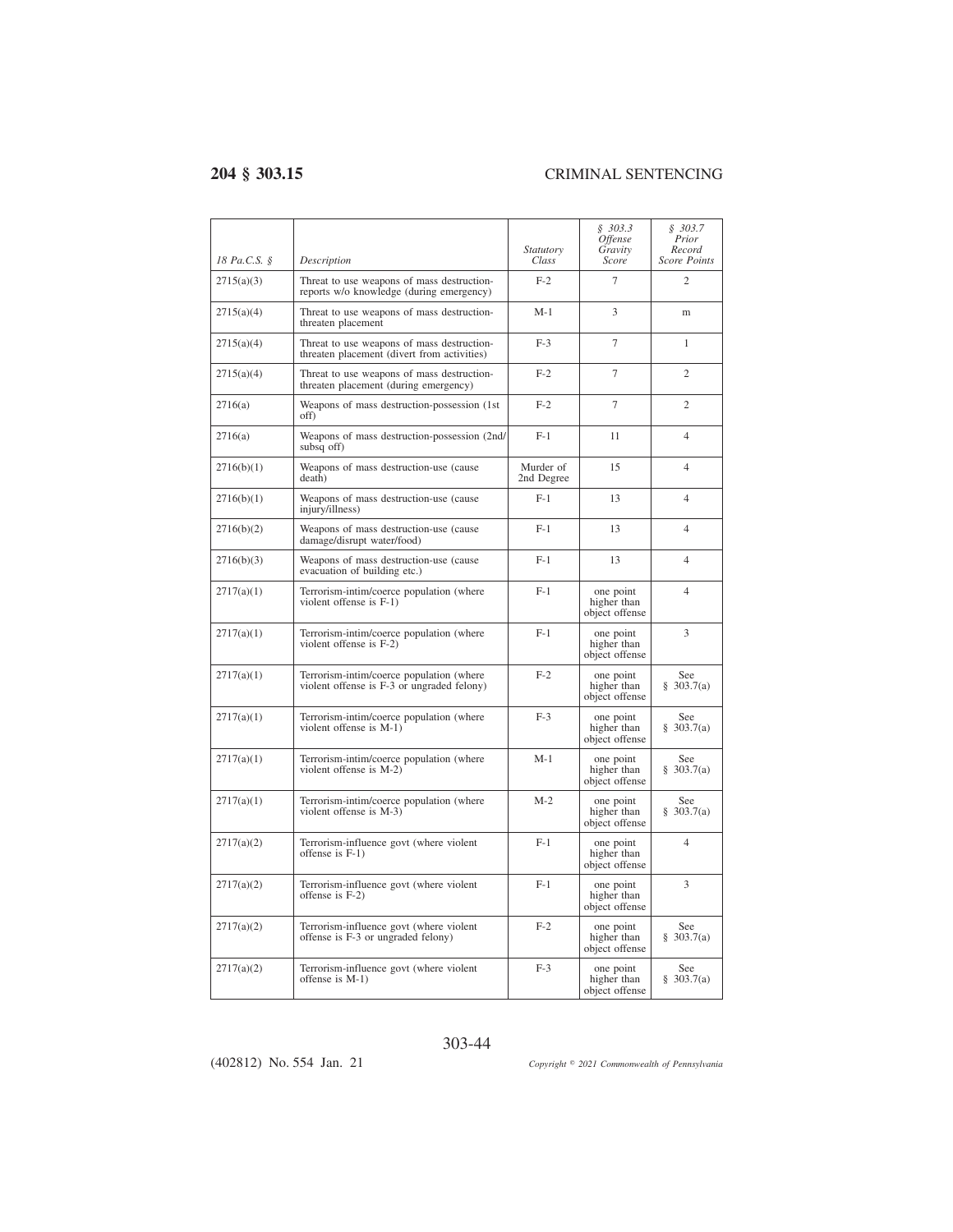| 18 Pa.C.S. § | Description | Statutory Class | § 303.3 Offense Gravity Score | § 303.7 Prior Record Score Points |
|---|---|---|---|---|
| 2715(a)(3) | Threat to use weapons of mass destruction-reports w/o knowledge (during emergency) | F-2 | 7 | 2 |
| 2715(a)(4) | Threat to use weapons of mass destruction-threaten placement | M-1 | 3 | m |
| 2715(a)(4) | Threat to use weapons of mass destruction-threaten placement (divert from activities) | F-3 | 7 | 1 |
| 2715(a)(4) | Threat to use weapons of mass destruction-threaten placement (during emergency) | F-2 | 7 | 2 |
| 2716(a) | Weapons of mass destruction-possession (1st off) | F-2 | 7 | 2 |
| 2716(a) | Weapons of mass destruction-possession (2nd/subsq off) | F-1 | 11 | 4 |
| 2716(b)(1) | Weapons of mass destruction-use (cause death) | Murder of 2nd Degree | 15 | 4 |
| 2716(b)(1) | Weapons of mass destruction-use (cause injury/illness) | F-1 | 13 | 4 |
| 2716(b)(2) | Weapons of mass destruction-use (cause damage/disrupt water/food) | F-1 | 13 | 4 |
| 2716(b)(3) | Weapons of mass destruction-use (cause evacuation of building etc.) | F-1 | 13 | 4 |
| 2717(a)(1) | Terrorism-intim/coerce population (where violent offense is F-1) | F-1 | one point higher than object offense | 4 |
| 2717(a)(1) | Terrorism-intim/coerce population (where violent offense is F-2) | F-1 | one point higher than object offense | 3 |
| 2717(a)(1) | Terrorism-intim/coerce population (where violent offense is F-3 or ungraded felony) | F-2 | one point higher than object offense | See § 303.7(a) |
| 2717(a)(1) | Terrorism-intim/coerce population (where violent offense is M-1) | F-3 | one point higher than object offense | See § 303.7(a) |
| 2717(a)(1) | Terrorism-intim/coerce population (where violent offense is M-2) | M-1 | one point higher than object offense | See § 303.7(a) |
| 2717(a)(1) | Terrorism-intim/coerce population (where violent offense is M-3) | M-2 | one point higher than object offense | See § 303.7(a) |
| 2717(a)(2) | Terrorism-influence govt (where violent offense is F-1) | F-1 | one point higher than object offense | 4 |
| 2717(a)(2) | Terrorism-influence govt (where violent offense is F-2) | F-1 | one point higher than object offense | 3 |
| 2717(a)(2) | Terrorism-influence govt (where violent offense is F-3 or ungraded felony) | F-2 | one point higher than object offense | See § 303.7(a) |
| 2717(a)(2) | Terrorism-influence govt (where violent offense is M-1) | F-3 | one point higher than object offense | See § 303.7(a) |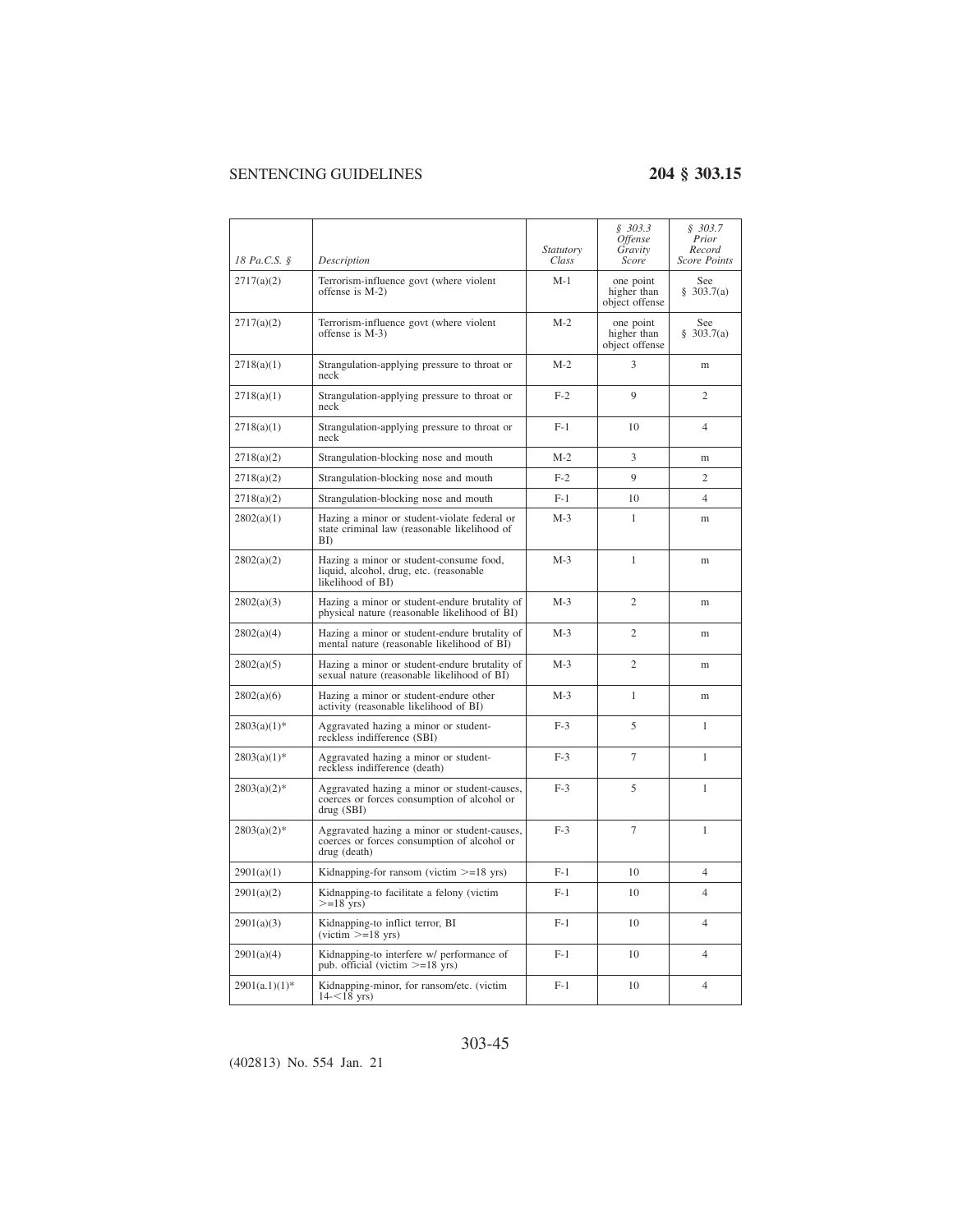| 18 Pa.C.S. § | Description | Statutory Class | § 303.3 Offense Gravity Score | § 303.7 Prior Record Score Points |
|---|---|---|---|---|
| 2717(a)(2) | Terrorism-influence govt (where violent offense is M-2) | M-1 | one point higher than object offense | See § 303.7(a) |
| 2717(a)(2) | Terrorism-influence govt (where violent offense is M-3) | M-2 | one point higher than object offense | See § 303.7(a) |
| 2718(a)(1) | Strangulation-applying pressure to throat or neck | M-2 | 3 | m |
| 2718(a)(1) | Strangulation-applying pressure to throat or neck | F-2 | 9 | 2 |
| 2718(a)(1) | Strangulation-applying pressure to throat or neck | F-1 | 10 | 4 |
| 2718(a)(2) | Strangulation-blocking nose and mouth | M-2 | 3 | m |
| 2718(a)(2) | Strangulation-blocking nose and mouth | F-2 | 9 | 2 |
| 2718(a)(2) | Strangulation-blocking nose and mouth | F-1 | 10 | 4 |
| 2802(a)(1) | Hazing a minor or student-violate federal or state criminal law (reasonable likelihood of BI) | M-3 | 1 | m |
| 2802(a)(2) | Hazing a minor or student-consume food, liquid, alcohol, drug, etc. (reasonable likelihood of BI) | M-3 | 1 | m |
| 2802(a)(3) | Hazing a minor or student-endure brutality of physical nature (reasonable likelihood of BI) | M-3 | 2 | m |
| 2802(a)(4) | Hazing a minor or student-endure brutality of mental nature (reasonable likelihood of BI) | M-3 | 2 | m |
| 2802(a)(5) | Hazing a minor or student-endure brutality of sexual nature (reasonable likelihood of BI) | M-3 | 2 | m |
| 2802(a)(6) | Hazing a minor or student-endure other activity (reasonable likelihood of BI) | M-3 | 1 | m |
| 2803(a)(1)* | Aggravated hazing a minor or student-reckless indifference (SBI) | F-3 | 5 | 1 |
| 2803(a)(1)* | Aggravated hazing a minor or student-reckless indifference (death) | F-3 | 7 | 1 |
| 2803(a)(2)* | Aggravated hazing a minor or student-causes, coerces or forces consumption of alcohol or drug (SBI) | F-3 | 5 | 1 |
| 2803(a)(2)* | Aggravated hazing a minor or student-causes, coerces or forces consumption of alcohol or drug (death) | F-3 | 7 | 1 |
| 2901(a)(1) | Kidnapping-for ransom (victim >=18 yrs) | F-1 | 10 | 4 |
| 2901(a)(2) | Kidnapping-to facilitate a felony (victim >=18 yrs) | F-1 | 10 | 4 |
| 2901(a)(3) | Kidnapping-to inflict terror, BI (victim >=18 yrs) | F-1 | 10 | 4 |
| 2901(a)(4) | Kidnapping-to interfere w/ performance of pub. official (victim >=18 yrs) | F-1 | 10 | 4 |
| 2901(a.1)(1)* | Kidnapping-minor, for ransom/etc. (victim 14-<18 yrs) | F-1 | 10 | 4 |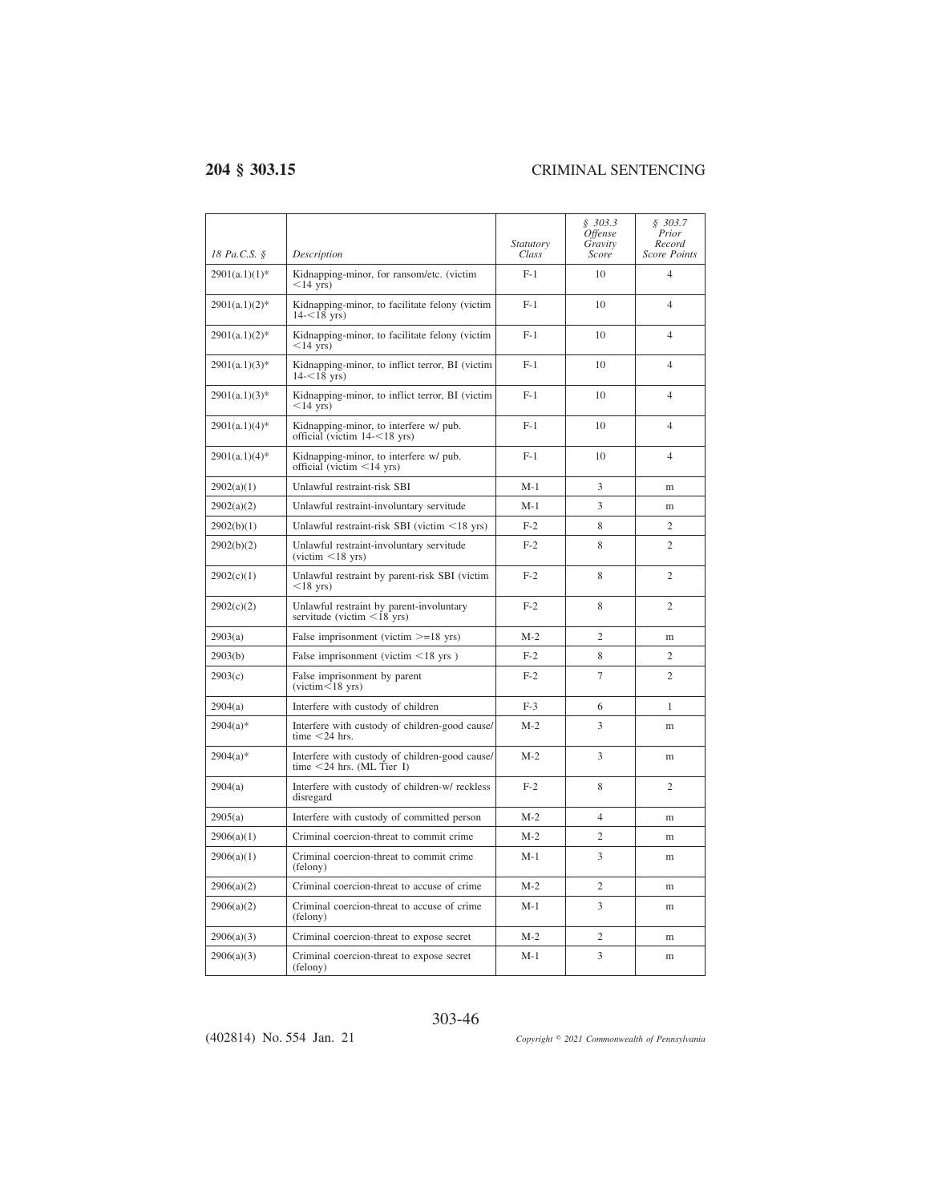| 18 Pa.C.S. § | Description | Statutory Class | § 303.3 Offense Gravity Score | § 303.7 Prior Record Score Points |
| --- | --- | --- | --- | --- |
| 2901(a.1)(1)* | Kidnapping-minor, for ransom/etc. (victim <14 yrs) | F-1 | 10 | 4 |
| 2901(a.1)(2)* | Kidnapping-minor, to facilitate felony (victim 14-<18 yrs) | F-1 | 10 | 4 |
| 2901(a.1)(2)* | Kidnapping-minor, to facilitate felony (victim <14 yrs) | F-1 | 10 | 4 |
| 2901(a.1)(3)* | Kidnapping-minor, to inflict terror, BI (victim 14-<18 yrs) | F-1 | 10 | 4 |
| 2901(a.1)(3)* | Kidnapping-minor, to inflict terror, BI (victim <14 yrs) | F-1 | 10 | 4 |
| 2901(a.1)(4)* | Kidnapping-minor, to interfere w/ pub. official (victim 14-<18 yrs) | F-1 | 10 | 4 |
| 2901(a.1)(4)* | Kidnapping-minor, to interfere w/ pub. official (victim <14 yrs) | F-1 | 10 | 4 |
| 2902(a)(1) | Unlawful restraint-risk SBI | M-1 | 3 | m |
| 2902(a)(2) | Unlawful restraint-involuntary servitude | M-1 | 3 | m |
| 2902(b)(1) | Unlawful restraint-risk SBI (victim <18 yrs) | F-2 | 8 | 2 |
| 2902(b)(2) | Unlawful restraint-involuntary servitude (victim <18 yrs) | F-2 | 8 | 2 |
| 2902(c)(1) | Unlawful restraint by parent-risk SBI (victim <18 yrs) | F-2 | 8 | 2 |
| 2902(c)(2) | Unlawful restraint by parent-involuntary servitude (victim <18 yrs) | F-2 | 8 | 2 |
| 2903(a) | False imprisonment (victim >=18 yrs) | M-2 | 2 | m |
| 2903(b) | False imprisonment (victim <18 yrs ) | F-2 | 8 | 2 |
| 2903(c) | False imprisonment by parent (victim<18 yrs) | F-2 | 7 | 2 |
| 2904(a) | Interfere with custody of children | F-3 | 6 | 1 |
| 2904(a)* | Interfere with custody of children-good cause/ time <24 hrs. | M-2 | 3 | m |
| 2904(a)* | Interfere with custody of children-good cause/ time <24 hrs. (ML Tier I) | M-2 | 3 | m |
| 2904(a) | Interfere with custody of children-w/ reckless disregard | F-2 | 8 | 2 |
| 2905(a) | Interfere with custody of committed person | M-2 | 4 | m |
| 2906(a)(1) | Criminal coercion-threat to commit crime | M-2 | 2 | m |
| 2906(a)(1) | Criminal coercion-threat to commit crime (felony) | M-1 | 3 | m |
| 2906(a)(2) | Criminal coercion-threat to accuse of crime | M-2 | 2 | m |
| 2906(a)(2) | Criminal coercion-threat to accuse of crime (felony) | M-1 | 3 | m |
| 2906(a)(3) | Criminal coercion-threat to expose secret | M-2 | 2 | m |
| 2906(a)(3) | Criminal coercion-threat to expose secret (felony) | M-1 | 3 | m |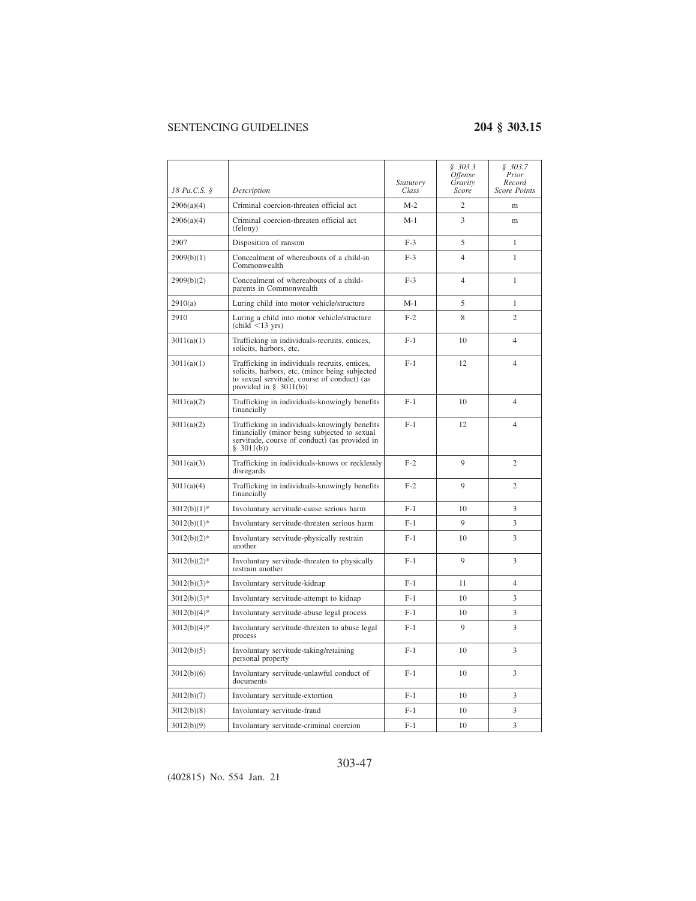| 18 Pa.C.S. § | Description | Statutory Class | § 303.3 Offense Gravity Score | § 303.7 Prior Record Score Points |
|---|---|---|---|---|
| 2906(a)(4) | Criminal coercion-threaten official act | M-2 | 2 | m |
| 2906(a)(4) | Criminal coercion-threaten official act (felony) | M-1 | 3 | m |
| 2907 | Disposition of ransom | F-3 | 5 | 1 |
| 2909(b)(1) | Concealment of whereabouts of a child-in Commonwealth | F-3 | 4 | 1 |
| 2909(b)(2) | Concealment of whereabouts of a child-parents in Commonwealth | F-3 | 4 | 1 |
| 2910(a) | Luring child into motor vehicle/structure | M-1 | 5 | 1 |
| 2910 | Luring a child into motor vehicle/structure (child <13 yrs) | F-2 | 8 | 2 |
| 3011(a)(1) | Trafficking in individuals-recruits, entices, solicits, harbors, etc. | F-1 | 10 | 4 |
| 3011(a)(1) | Trafficking in individuals recruits, entices, solicits, harbors, etc. (minor being subjected to sexual servitude, course of conduct) (as provided in § 3011(b)) | F-1 | 12 | 4 |
| 3011(a)(2) | Trafficking in individuals-knowingly benefits financially | F-1 | 10 | 4 |
| 3011(a)(2) | Trafficking in individuals-knowingly benefits financially (minor being subjected to sexual servitude, course of conduct) (as provided in § 3011(b)) | F-1 | 12 | 4 |
| 3011(a)(3) | Trafficking in individuals-knows or recklessly disregards | F-2 | 9 | 2 |
| 3011(a)(4) | Trafficking in individuals-knowingly benefits financially | F-2 | 9 | 2 |
| 3012(b)(1)* | Involuntary servitude-cause serious harm | F-1 | 10 | 3 |
| 3012(b)(1)* | Involuntary servitude-threaten serious harm | F-1 | 9 | 3 |
| 3012(b)(2)* | Involuntary servitude-physically restrain another | F-1 | 10 | 3 |
| 3012(b)(2)* | Involuntary servitude-threaten to physically restrain another | F-1 | 9 | 3 |
| 3012(b)(3)* | Involuntary servitude-kidnap | F-1 | 11 | 4 |
| 3012(b)(3)* | Involuntary servitude-attempt to kidnap | F-1 | 10 | 3 |
| 3012(b)(4)* | Involuntary servitude-abuse legal process | F-1 | 10 | 3 |
| 3012(b)(4)* | Involuntary servitude-threaten to abuse legal process | F-1 | 9 | 3 |
| 3012(b)(5) | Involuntary servitude-taking/retaining personal property | F-1 | 10 | 3 |
| 3012(b)(6) | Involuntary servitude-unlawful conduct of documents | F-1 | 10 | 3 |
| 3012(b)(7) | Involuntary servitude-extortion | F-1 | 10 | 3 |
| 3012(b)(8) | Involuntary servitude-fraud | F-1 | 10 | 3 |
| 3012(b)(9) | Involuntary servitude-criminal coercion | F-1 | 10 | 3 |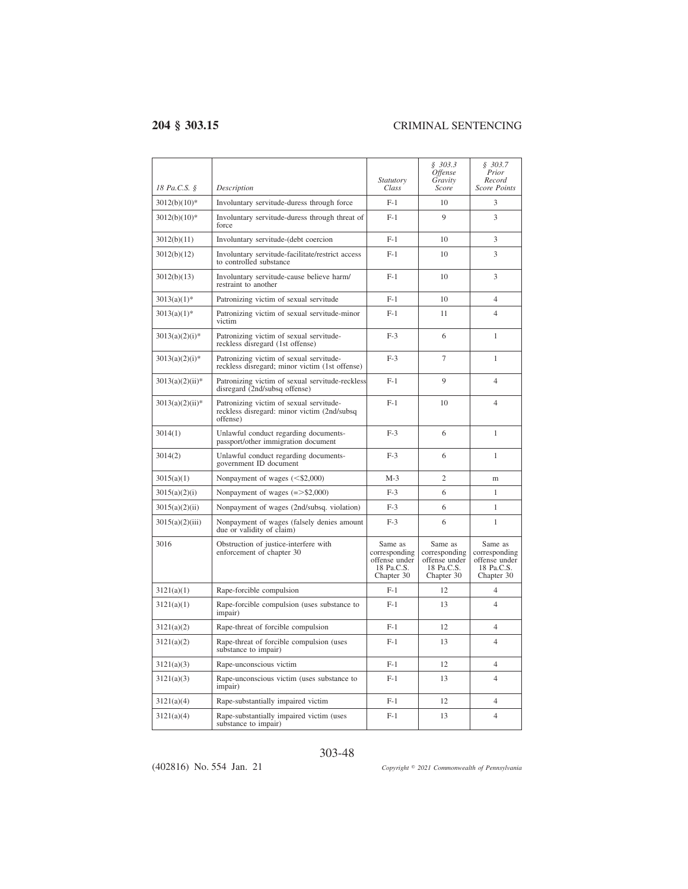| 18 Pa.C.S. § | Description | Statutory Class | § 303.3 Offense Gravity Score | § 303.7 Prior Record Score Points |
|---|---|---|---|---|
| 3012(b)(10)* | Involuntary servitude-duress through force | F-1 | 10 | 3 |
| 3012(b)(10)* | Involuntary servitude-duress through threat of force | F-1 | 9 | 3 |
| 3012(b)(11) | Involuntary servitude-(debt coercion | F-1 | 10 | 3 |
| 3012(b)(12) | Involuntary servitude-facilitate/restrict access to controlled substance | F-1 | 10 | 3 |
| 3012(b)(13) | Involuntary servitude-cause believe harm/ restraint to another | F-1 | 10 | 3 |
| 3013(a)(1)* | Patronizing victim of sexual servitude | F-1 | 10 | 4 |
| 3013(a)(1)* | Patronizing victim of sexual servitude-minor victim | F-1 | 11 | 4 |
| 3013(a)(2)(i)* | Patronizing victim of sexual servitude-reckless disregard (1st offense) | F-3 | 6 | 1 |
| 3013(a)(2)(i)* | Patronizing victim of sexual servitude-reckless disregard; minor victim (1st offense) | F-3 | 7 | 1 |
| 3013(a)(2)(ii)* | Patronizing victim of sexual servitude-reckless disregard (2nd/subsq offense) | F-1 | 9 | 4 |
| 3013(a)(2)(ii)* | Patronizing victim of sexual servitude-reckless disregard: minor victim (2nd/subsq offense) | F-1 | 10 | 4 |
| 3014(1) | Unlawful conduct regarding documents-passport/other immigration document | F-3 | 6 | 1 |
| 3014(2) | Unlawful conduct regarding documents-government ID document | F-3 | 6 | 1 |
| 3015(a)(1) | Nonpayment of wages (<$2,000) | M-3 | 2 | m |
| 3015(a)(2)(i) | Nonpayment of wages (=>$2,000) | F-3 | 6 | 1 |
| 3015(a)(2)(ii) | Nonpayment of wages (2nd/subsq. violation) | F-3 | 6 | 1 |
| 3015(a)(2)(iii) | Nonpayment of wages (falsely denies amount due or validity of claim) | F-3 | 6 | 1 |
| 3016 | Obstruction of justice-interfere with enforcement of chapter 30 | Same as corresponding offense under 18 Pa.C.S. Chapter 30 | Same as corresponding offense under 18 Pa.C.S. Chapter 30 | Same as corresponding offense under 18 Pa.C.S. Chapter 30 |
| 3121(a)(1) | Rape-forcible compulsion | F-1 | 12 | 4 |
| 3121(a)(1) | Rape-forcible compulsion (uses substance to impair) | F-1 | 13 | 4 |
| 3121(a)(2) | Rape-threat of forcible compulsion | F-1 | 12 | 4 |
| 3121(a)(2) | Rape-threat of forcible compulsion (uses substance to impair) | F-1 | 13 | 4 |
| 3121(a)(3) | Rape-unconscious victim | F-1 | 12 | 4 |
| 3121(a)(3) | Rape-unconscious victim (uses substance to impair) | F-1 | 13 | 4 |
| 3121(a)(4) | Rape-substantially impaired victim | F-1 | 12 | 4 |
| 3121(a)(4) | Rape-substantially impaired victim (uses substance to impair) | F-1 | 13 | 4 |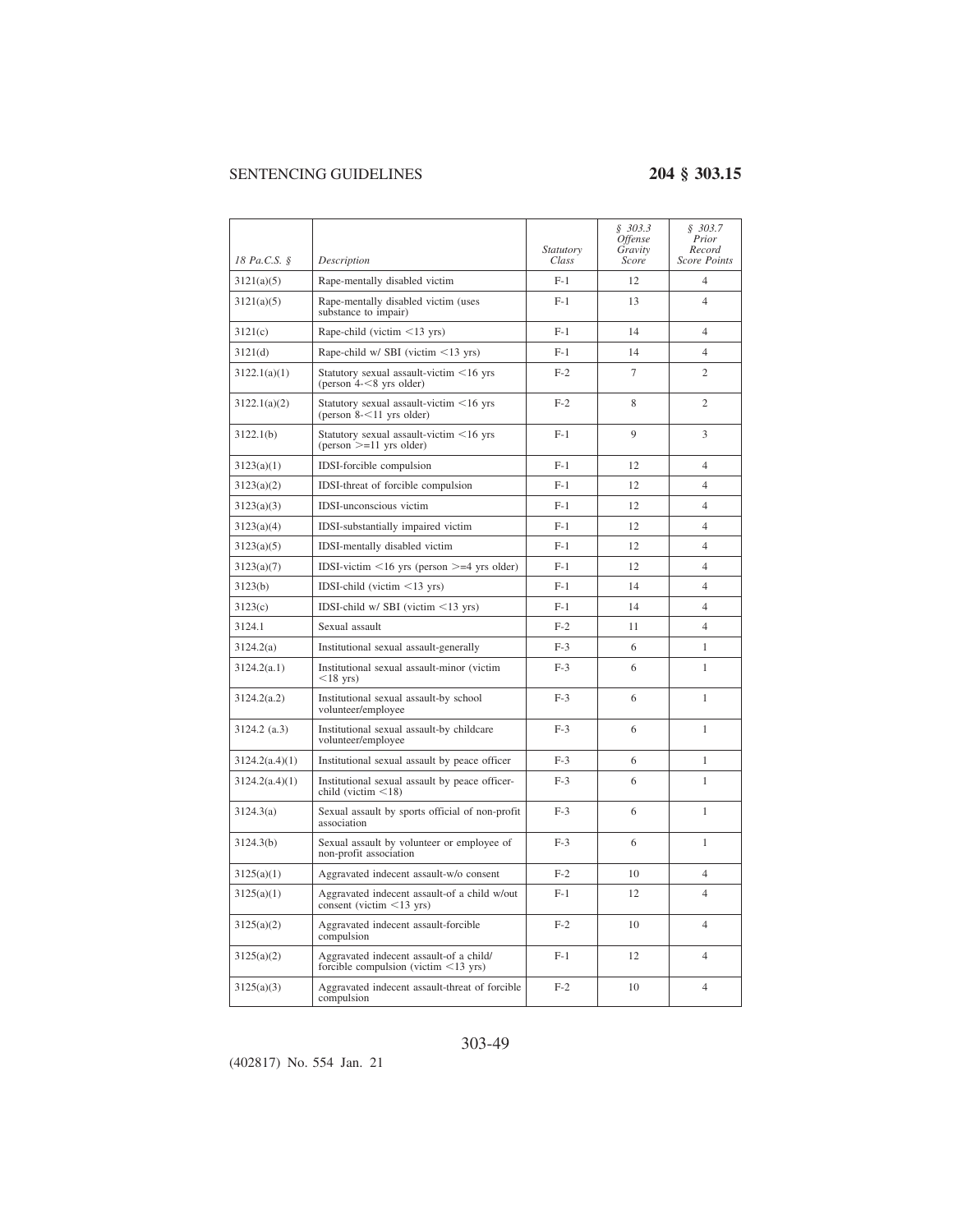| 18 Pa.C.S. § | Description | Statutory Class | § 303.3 Offense Gravity Score | § 303.7 Prior Record Score Points |
|---|---|---|---|---|
| 3121(a)(5) | Rape-mentally disabled victim | F-1 | 12 | 4 |
| 3121(a)(5) | Rape-mentally disabled victim (uses substance to impair) | F-1 | 13 | 4 |
| 3121(c) | Rape-child (victim <13 yrs) | F-1 | 14 | 4 |
| 3121(d) | Rape-child w/ SBI (victim <13 yrs) | F-1 | 14 | 4 |
| 3122.1(a)(1) | Statutory sexual assault-victim <16 yrs (person 4-<8 yrs older) | F-2 | 7 | 2 |
| 3122.1(a)(2) | Statutory sexual assault-victim <16 yrs (person 8-<11 yrs older) | F-2 | 8 | 2 |
| 3122.1(b) | Statutory sexual assault-victim <16 yrs (person >=11 yrs older) | F-1 | 9 | 3 |
| 3123(a)(1) | IDSI-forcible compulsion | F-1 | 12 | 4 |
| 3123(a)(2) | IDSI-threat of forcible compulsion | F-1 | 12 | 4 |
| 3123(a)(3) | IDSI-unconscious victim | F-1 | 12 | 4 |
| 3123(a)(4) | IDSI-substantially impaired victim | F-1 | 12 | 4 |
| 3123(a)(5) | IDSI-mentally disabled victim | F-1 | 12 | 4 |
| 3123(a)(7) | IDSI-victim <16 yrs (person >=4 yrs older) | F-1 | 12 | 4 |
| 3123(b) | IDSI-child (victim <13 yrs) | F-1 | 14 | 4 |
| 3123(c) | IDSI-child w/ SBI (victim <13 yrs) | F-1 | 14 | 4 |
| 3124.1 | Sexual assault | F-2 | 11 | 4 |
| 3124.2(a) | Institutional sexual assault-generally | F-3 | 6 | 1 |
| 3124.2(a.1) | Institutional sexual assault-minor (victim <18 yrs) | F-3 | 6 | 1 |
| 3124.2(a.2) | Institutional sexual assault-by school volunteer/employee | F-3 | 6 | 1 |
| 3124.2 (a.3) | Institutional sexual assault-by childcare volunteer/employee | F-3 | 6 | 1 |
| 3124.2(a.4)(1) | Institutional sexual assault by peace officer | F-3 | 6 | 1 |
| 3124.2(a.4)(1) | Institutional sexual assault by peace officer-child (victim <18) | F-3 | 6 | 1 |
| 3124.3(a) | Sexual assault by sports official of non-profit association | F-3 | 6 | 1 |
| 3124.3(b) | Sexual assault by volunteer or employee of non-profit association | F-3 | 6 | 1 |
| 3125(a)(1) | Aggravated indecent assault-w/o consent | F-2 | 10 | 4 |
| 3125(a)(1) | Aggravated indecent assault-of a child w/out consent (victim <13 yrs) | F-1 | 12 | 4 |
| 3125(a)(2) | Aggravated indecent assault-forcible compulsion | F-2 | 10 | 4 |
| 3125(a)(2) | Aggravated indecent assault-of a child/ forcible compulsion (victim <13 yrs) | F-1 | 12 | 4 |
| 3125(a)(3) | Aggravated indecent assault-threat of forcible compulsion | F-2 | 10 | 4 |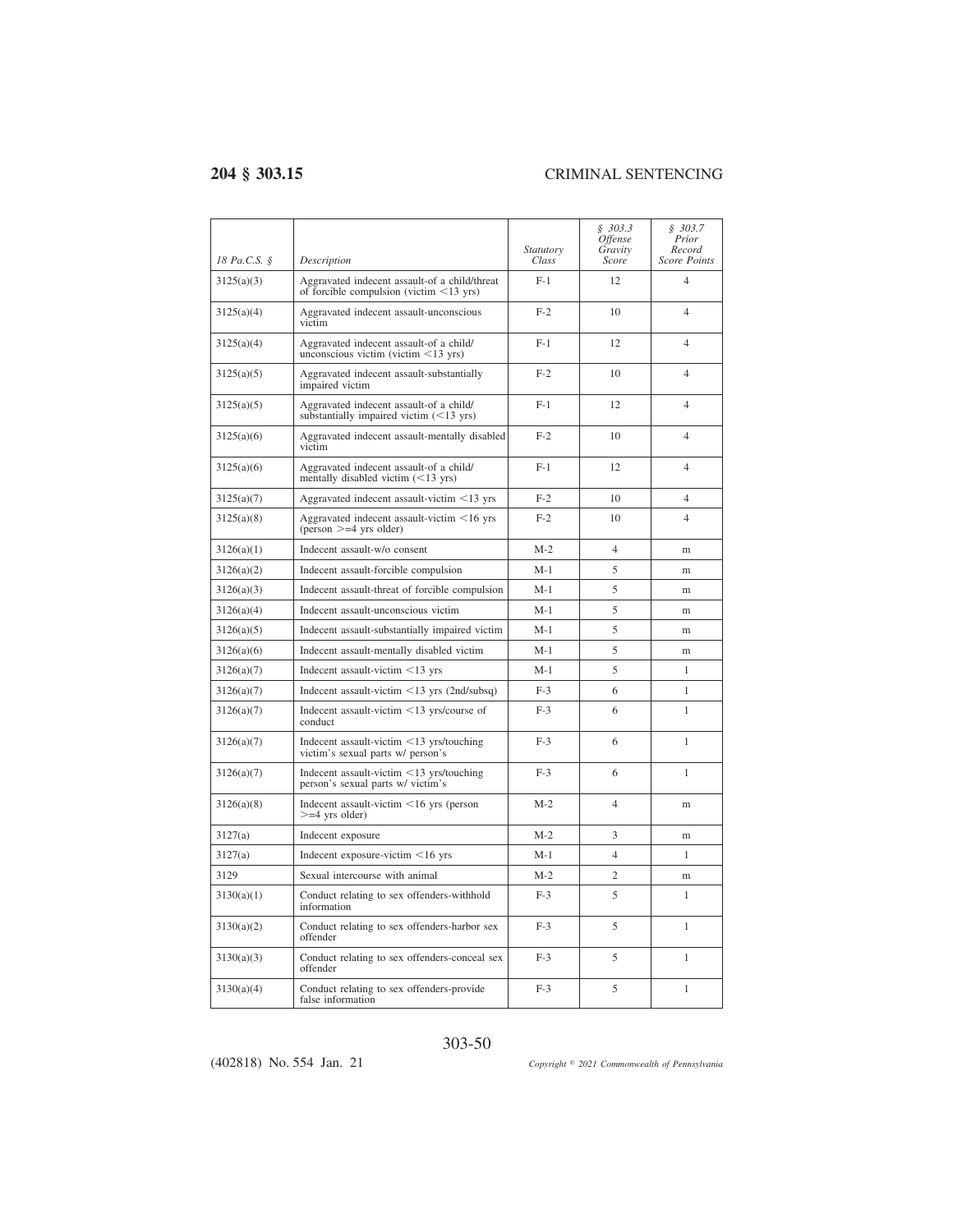| 18 Pa.C.S. § | Description | Statutory Class | § 303.3 Offense Gravity Score | § 303.7 Prior Record Score Points |
|---|---|---|---|---|
| 3125(a)(3) | Aggravated indecent assault-of a child/threat of forcible compulsion (victim <13 yrs) | F-1 | 12 | 4 |
| 3125(a)(4) | Aggravated indecent assault-unconscious victim | F-2 | 10 | 4 |
| 3125(a)(4) | Aggravated indecent assault-of a child/ unconscious victim (victim <13 yrs) | F-1 | 12 | 4 |
| 3125(a)(5) | Aggravated indecent assault-substantially impaired victim | F-2 | 10 | 4 |
| 3125(a)(5) | Aggravated indecent assault-of a child/ substantially impaired victim (<13 yrs) | F-1 | 12 | 4 |
| 3125(a)(6) | Aggravated indecent assault-mentally disabled victim | F-2 | 10 | 4 |
| 3125(a)(6) | Aggravated indecent assault-of a child/ mentally disabled victim (<13 yrs) | F-1 | 12 | 4 |
| 3125(a)(7) | Aggravated indecent assault-victim <13 yrs | F-2 | 10 | 4 |
| 3125(a)(8) | Aggravated indecent assault-victim <16 yrs (person >=4 yrs older) | F-2 | 10 | 4 |
| 3126(a)(1) | Indecent assault-w/o consent | M-2 | 4 | m |
| 3126(a)(2) | Indecent assault-forcible compulsion | M-1 | 5 | m |
| 3126(a)(3) | Indecent assault-threat of forcible compulsion | M-1 | 5 | m |
| 3126(a)(4) | Indecent assault-unconscious victim | M-1 | 5 | m |
| 3126(a)(5) | Indecent assault-substantially impaired victim | M-1 | 5 | m |
| 3126(a)(6) | Indecent assault-mentally disabled victim | M-1 | 5 | m |
| 3126(a)(7) | Indecent assault-victim <13 yrs | M-1 | 5 | 1 |
| 3126(a)(7) | Indecent assault-victim <13 yrs (2nd/subsq) | F-3 | 6 | 1 |
| 3126(a)(7) | Indecent assault-victim <13 yrs/course of conduct | F-3 | 6 | 1 |
| 3126(a)(7) | Indecent assault-victim <13 yrs/touching victim's sexual parts w/ person's | F-3 | 6 | 1 |
| 3126(a)(7) | Indecent assault-victim <13 yrs/touching person's sexual parts w/ victim's | F-3 | 6 | 1 |
| 3126(a)(8) | Indecent assault-victim <16 yrs (person >=4 yrs older) | M-2 | 4 | m |
| 3127(a) | Indecent exposure | M-2 | 3 | m |
| 3127(a) | Indecent exposure-victim <16 yrs | M-1 | 4 | 1 |
| 3129 | Sexual intercourse with animal | M-2 | 2 | m |
| 3130(a)(1) | Conduct relating to sex offenders-withhold information | F-3 | 5 | 1 |
| 3130(a)(2) | Conduct relating to sex offenders-harbor sex offender | F-3 | 5 | 1 |
| 3130(a)(3) | Conduct relating to sex offenders-conceal sex offender | F-3 | 5 | 1 |
| 3130(a)(4) | Conduct relating to sex offenders-provide false information | F-3 | 5 | 1 |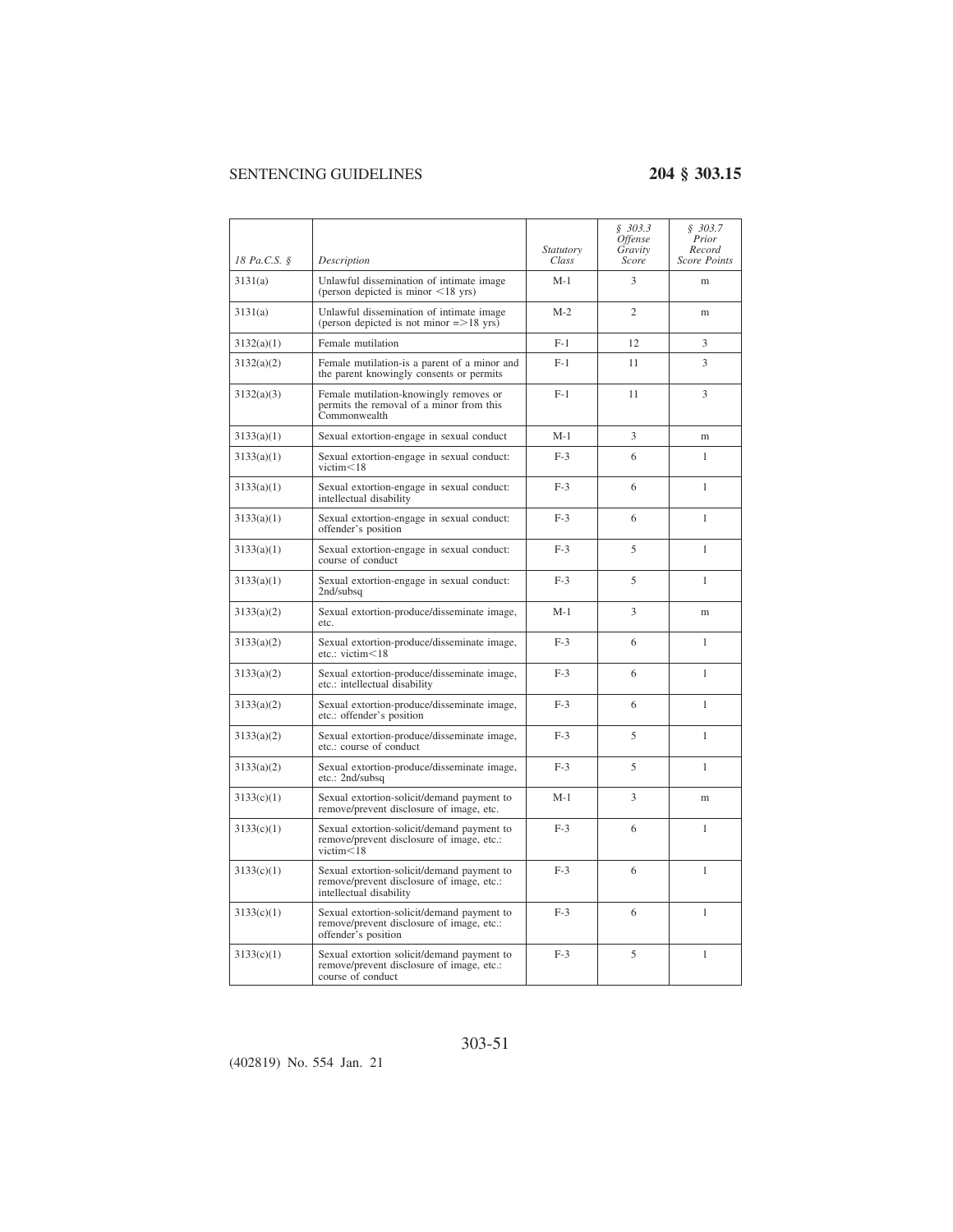| 18 Pa.C.S. § | Description | Statutory Class | § 303.3 Offense Gravity Score | § 303.7 Prior Record Score Points |
|---|---|---|---|---|
| 3131(a) | Unlawful dissemination of intimate image (person depicted is minor <18 yrs) | M-1 | 3 | m |
| 3131(a) | Unlawful dissemination of intimate image (person depicted is not minor =>18 yrs) | M-2 | 2 | m |
| 3132(a)(1) | Female mutilation | F-1 | 12 | 3 |
| 3132(a)(2) | Female mutilation-is a parent of a minor and the parent knowingly consents or permits | F-1 | 11 | 3 |
| 3132(a)(3) | Female mutilation-knowingly removes or permits the removal of a minor from this Commonwealth | F-1 | 11 | 3 |
| 3133(a)(1) | Sexual extortion-engage in sexual conduct | M-1 | 3 | m |
| 3133(a)(1) | Sexual extortion-engage in sexual conduct: victim<18 | F-3 | 6 | 1 |
| 3133(a)(1) | Sexual extortion-engage in sexual conduct: intellectual disability | F-3 | 6 | 1 |
| 3133(a)(1) | Sexual extortion-engage in sexual conduct: offender's position | F-3 | 6 | 1 |
| 3133(a)(1) | Sexual extortion-engage in sexual conduct: course of conduct | F-3 | 5 | 1 |
| 3133(a)(1) | Sexual extortion-engage in sexual conduct: 2nd/subsq | F-3 | 5 | 1 |
| 3133(a)(2) | Sexual extortion-produce/disseminate image, etc. | M-1 | 3 | m |
| 3133(a)(2) | Sexual extortion-produce/disseminate image, etc.: victim<18 | F-3 | 6 | 1 |
| 3133(a)(2) | Sexual extortion-produce/disseminate image, etc.: intellectual disability | F-3 | 6 | 1 |
| 3133(a)(2) | Sexual extortion-produce/disseminate image, etc.: offender's position | F-3 | 6 | 1 |
| 3133(a)(2) | Sexual extortion-produce/disseminate image, etc.: course of conduct | F-3 | 5 | 1 |
| 3133(a)(2) | Sexual extortion-produce/disseminate image, etc.: 2nd/subsq | F-3 | 5 | 1 |
| 3133(c)(1) | Sexual extortion-solicit/demand payment to remove/prevent disclosure of image, etc. | M-1 | 3 | m |
| 3133(c)(1) | Sexual extortion-solicit/demand payment to remove/prevent disclosure of image, etc.: victim<18 | F-3 | 6 | 1 |
| 3133(c)(1) | Sexual extortion-solicit/demand payment to remove/prevent disclosure of image, etc.: intellectual disability | F-3 | 6 | 1 |
| 3133(c)(1) | Sexual extortion-solicit/demand payment to remove/prevent disclosure of image, etc.: offender's position | F-3 | 6 | 1 |
| 3133(c)(1) | Sexual extortion solicit/demand payment to remove/prevent disclosure of image, etc.: course of conduct | F-3 | 5 | 1 |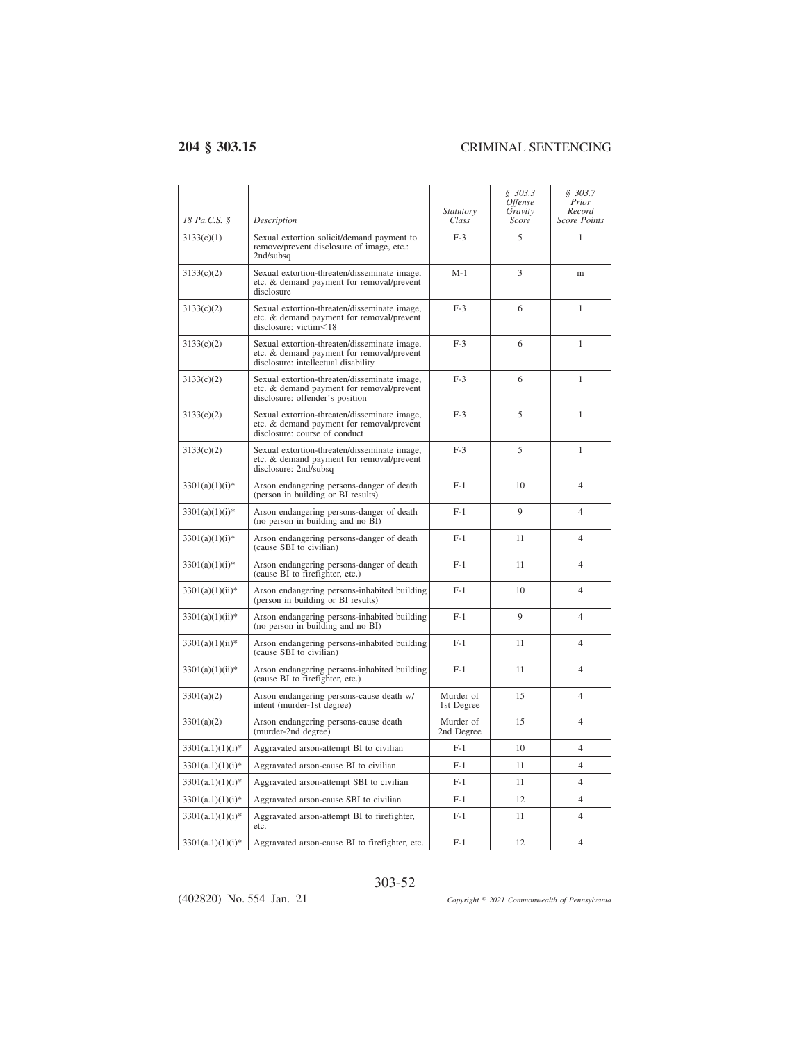| 18 Pa.C.S. § | Description | Statutory Class | § 303.3 Offense Gravity Score | § 303.7 Prior Record Score Points |
|---|---|---|---|---|
| 3133(c)(1) | Sexual extortion solicit/demand payment to remove/prevent disclosure of image, etc.: 2nd/subsq | F-3 | 5 | 1 |
| 3133(c)(2) | Sexual extortion-threaten/disseminate image, etc. & demand payment for removal/prevent disclosure | M-1 | 3 | m |
| 3133(c)(2) | Sexual extortion-threaten/disseminate image, etc. & demand payment for removal/prevent disclosure: victim<18 | F-3 | 6 | 1 |
| 3133(c)(2) | Sexual extortion-threaten/disseminate image, etc. & demand payment for removal/prevent disclosure: intellectual disability | F-3 | 6 | 1 |
| 3133(c)(2) | Sexual extortion-threaten/disseminate image, etc. & demand payment for removal/prevent disclosure: offender's position | F-3 | 6 | 1 |
| 3133(c)(2) | Sexual extortion-threaten/disseminate image, etc. & demand payment for removal/prevent disclosure: course of conduct | F-3 | 5 | 1 |
| 3133(c)(2) | Sexual extortion-threaten/disseminate image, etc. & demand payment for removal/prevent disclosure: 2nd/subsq | F-3 | 5 | 1 |
| 3301(a)(1)(i)* | Arson endangering persons-danger of death (person in building or BI results) | F-1 | 10 | 4 |
| 3301(a)(1)(i)* | Arson endangering persons-danger of death (no person in building and no BI) | F-1 | 9 | 4 |
| 3301(a)(1)(i)* | Arson endangering persons-danger of death (cause SBI to civilian) | F-1 | 11 | 4 |
| 3301(a)(1)(i)* | Arson endangering persons-danger of death (cause BI to firefighter, etc.) | F-1 | 11 | 4 |
| 3301(a)(1)(ii)* | Arson endangering persons-inhabited building (person in building or BI results) | F-1 | 10 | 4 |
| 3301(a)(1)(ii)* | Arson endangering persons-inhabited building (no person in building and no BI) | F-1 | 9 | 4 |
| 3301(a)(1)(ii)* | Arson endangering persons-inhabited building (cause SBI to civilian) | F-1 | 11 | 4 |
| 3301(a)(1)(ii)* | Arson endangering persons-inhabited building (cause BI to firefighter, etc.) | F-1 | 11 | 4 |
| 3301(a)(2) | Arson endangering persons-cause death w/ intent (murder-1st degree) | Murder of 1st Degree | 15 | 4 |
| 3301(a)(2) | Arson endangering persons-cause death (murder-2nd degree) | Murder of 2nd Degree | 15 | 4 |
| 3301(a.1)(1)(i)* | Aggravated arson-attempt BI to civilian | F-1 | 10 | 4 |
| 3301(a.1)(1)(i)* | Aggravated arson-cause BI to civilian | F-1 | 11 | 4 |
| 3301(a.1)(1)(i)* | Aggravated arson-attempt SBI to civilian | F-1 | 11 | 4 |
| 3301(a.1)(1)(i)* | Aggravated arson-cause SBI to civilian | F-1 | 12 | 4 |
| 3301(a.1)(1)(i)* | Aggravated arson-attempt BI to firefighter, etc. | F-1 | 11 | 4 |
| 3301(a.1)(1)(i)* | Aggravated arson-cause BI to firefighter, etc. | F-1 | 12 | 4 |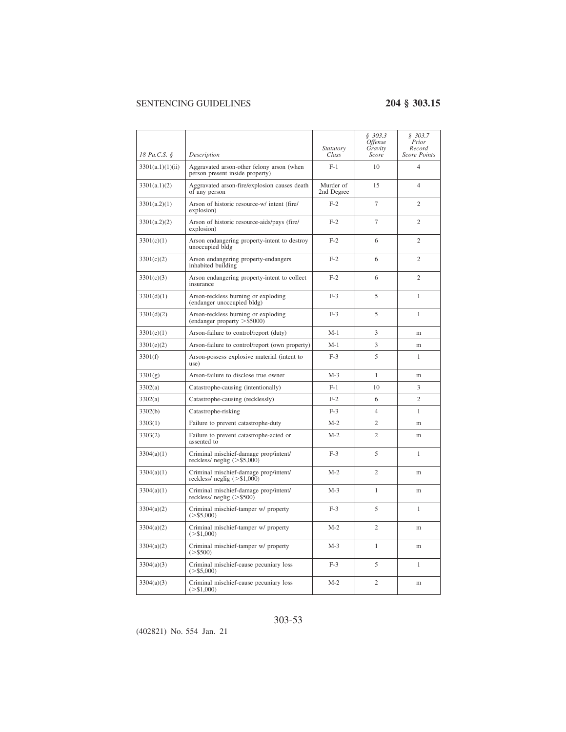| 18 Pa.C.S. § | Description | Statutory Class | § 303.3 Offense Gravity Score | § 303.7 Prior Record Score Points |
|---|---|---|---|---|
| 3301(a.1)(1)(ii) | Aggravated arson-other felony arson (when person present inside property) | F-1 | 10 | 4 |
| 3301(a.1)(2) | Aggravated arson-fire/explosion causes death of any person | Murder of 2nd Degree | 15 | 4 |
| 3301(a.2)(1) | Arson of historic resource-w/ intent (fire/ explosion) | F-2 | 7 | 2 |
| 3301(a.2)(2) | Arson of historic resource-aids/pays (fire/ explosion) | F-2 | 7 | 2 |
| 3301(c)(1) | Arson endangering property-intent to destroy unoccupied bldg | F-2 | 6 | 2 |
| 3301(c)(2) | Arson endangering property-endangers inhabited building | F-2 | 6 | 2 |
| 3301(c)(3) | Arson endangering property-intent to collect insurance | F-2 | 6 | 2 |
| 3301(d)(1) | Arson-reckless burning or exploding (endanger unoccupied bldg) | F-3 | 5 | 1 |
| 3301(d)(2) | Arson-reckless burning or exploding (endanger property >$5000) | F-3 | 5 | 1 |
| 3301(e)(1) | Arson-failure to control/report (duty) | M-1 | 3 | m |
| 3301(e)(2) | Arson-failure to control/report (own property) | M-1 | 3 | m |
| 3301(f) | Arson-possess explosive material (intent to use) | F-3 | 5 | 1 |
| 3301(g) | Arson-failure to disclose true owner | M-3 | 1 | m |
| 3302(a) | Catastrophe-causing (intentionally) | F-1 | 10 | 3 |
| 3302(a) | Catastrophe-causing (recklessly) | F-2 | 6 | 2 |
| 3302(b) | Catastrophe-risking | F-3 | 4 | 1 |
| 3303(1) | Failure to prevent catastrophe-duty | M-2 | 2 | m |
| 3303(2) | Failure to prevent catastrophe-acted or assented to | M-2 | 2 | m |
| 3304(a)(1) | Criminal mischief-damage prop/intent/ reckless/ neglig (>$5,000) | F-3 | 5 | 1 |
| 3304(a)(1) | Criminal mischief-damage prop/intent/ reckless/ neglig (>$1,000) | M-2 | 2 | m |
| 3304(a)(1) | Criminal mischief-damage prop/intent/ reckless/ neglig (>$500) | M-3 | 1 | m |
| 3304(a)(2) | Criminal mischief-tamper w/ property (>$5,000) | F-3 | 5 | 1 |
| 3304(a)(2) | Criminal mischief-tamper w/ property (>$1,000) | M-2 | 2 | m |
| 3304(a)(2) | Criminal mischief-tamper w/ property (>$500) | M-3 | 1 | m |
| 3304(a)(3) | Criminal mischief-cause pecuniary loss (>$5,000) | F-3 | 5 | 1 |
| 3304(a)(3) | Criminal mischief-cause pecuniary loss (>$1,000) | M-2 | 2 | m |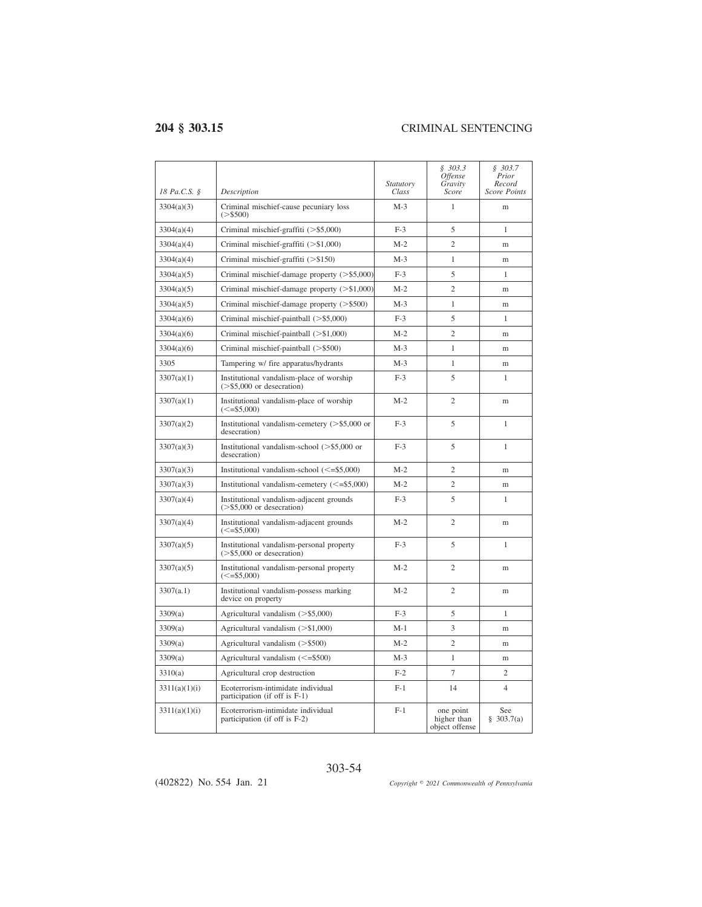| 18 Pa.C.S. § | Description | Statutory Class | § 303.3 Offense Gravity Score | § 303.7 Prior Record Score Points |
|---|---|---|---|---|
| 3304(a)(3) | Criminal mischief-cause pecuniary loss (>$500) | M-3 | 1 | m |
| 3304(a)(4) | Criminal mischief-graffiti (>$5,000) | F-3 | 5 | 1 |
| 3304(a)(4) | Criminal mischief-graffiti (>$1,000) | M-2 | 2 | m |
| 3304(a)(4) | Criminal mischief-graffiti (>$150) | M-3 | 1 | m |
| 3304(a)(5) | Criminal mischief-damage property (>$5,000) | F-3 | 5 | 1 |
| 3304(a)(5) | Criminal mischief-damage property (>$1,000) | M-2 | 2 | m |
| 3304(a)(5) | Criminal mischief-damage property (>$500) | M-3 | 1 | m |
| 3304(a)(6) | Criminal mischief-paintball (>$5,000) | F-3 | 5 | 1 |
| 3304(a)(6) | Criminal mischief-paintball (>$1,000) | M-2 | 2 | m |
| 3304(a)(6) | Criminal mischief-paintball (>$500) | M-3 | 1 | m |
| 3305 | Tampering w/ fire apparatus/hydrants | M-3 | 1 | m |
| 3307(a)(1) | Institutional vandalism-place of worship (>$5,000 or desecration) | F-3 | 5 | 1 |
| 3307(a)(1) | Institutional vandalism-place of worship (<=$5,000) | M-2 | 2 | m |
| 3307(a)(2) | Institutional vandalism-cemetery (>$5,000 or desecration) | F-3 | 5 | 1 |
| 3307(a)(3) | Institutional vandalism-school (>$5,000 or desecration) | F-3 | 5 | 1 |
| 3307(a)(3) | Institutional vandalism-school (<=$5,000) | M-2 | 2 | m |
| 3307(a)(3) | Institutional vandalism-cemetery (<=$5,000) | M-2 | 2 | m |
| 3307(a)(4) | Institutional vandalism-adjacent grounds (>$5,000 or desecration) | F-3 | 5 | 1 |
| 3307(a)(4) | Institutional vandalism-adjacent grounds (<=$5,000) | M-2 | 2 | m |
| 3307(a)(5) | Institutional vandalism-personal property (>$5,000 or desecration) | F-3 | 5 | 1 |
| 3307(a)(5) | Institutional vandalism-personal property (<=$5,000) | M-2 | 2 | m |
| 3307(a.1) | Institutional vandalism-possess marking device on property | M-2 | 2 | m |
| 3309(a) | Agricultural vandalism (>$5,000) | F-3 | 5 | 1 |
| 3309(a) | Agricultural vandalism (>$1,000) | M-1 | 3 | m |
| 3309(a) | Agricultural vandalism (>$500) | M-2 | 2 | m |
| 3309(a) | Agricultural vandalism (<=$500) | M-3 | 1 | m |
| 3310(a) | Agricultural crop destruction | F-2 | 7 | 2 |
| 3311(a)(1)(i) | Ecoterrorism-intimidate individual participation (if off is F-1) | F-1 | 14 | 4 |
| 3311(a)(1)(i) | Ecoterrorism-intimidate individual participation (if off is F-2) | F-1 | one point higher than object offense | See § 303.7(a) |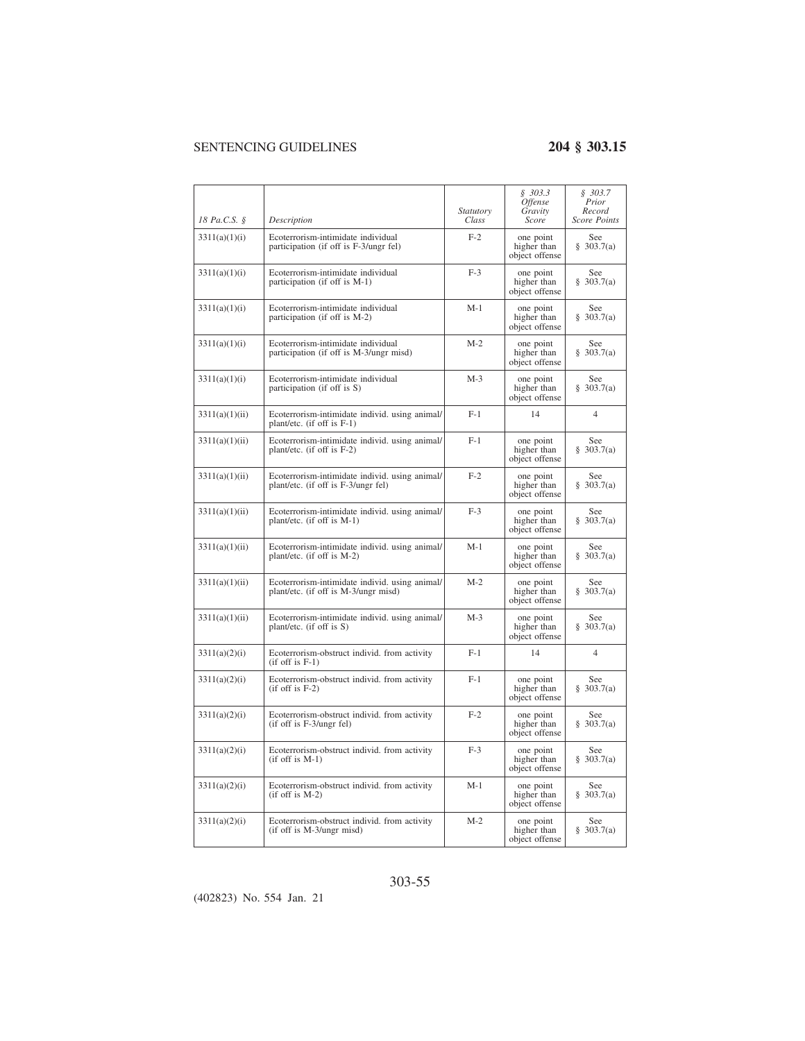| 18 Pa.C.S. § | Description | Statutory Class | § 303.3 Offense Gravity Score | § 303.7 Prior Record Score Points |
|---|---|---|---|---|
| 3311(a)(1)(i) | Ecoterrorism-intimidate individual participation (if off is F-3/ungr fel) | F-2 | one point higher than object offense | See § 303.7(a) |
| 3311(a)(1)(i) | Ecoterrorism-intimidate individual participation (if off is M-1) | F-3 | one point higher than object offense | See § 303.7(a) |
| 3311(a)(1)(i) | Ecoterrorism-intimidate individual participation (if off is M-2) | M-1 | one point higher than object offense | See § 303.7(a) |
| 3311(a)(1)(i) | Ecoterrorism-intimidate individual participation (if off is M-3/ungr misd) | M-2 | one point higher than object offense | See § 303.7(a) |
| 3311(a)(1)(i) | Ecoterrorism-intimidate individual participation (if off is S) | M-3 | one point higher than object offense | See § 303.7(a) |
| 3311(a)(1)(ii) | Ecoterrorism-intimidate individ. using animal/plant/etc. (if off is F-1) | F-1 | 14 | 4 |
| 3311(a)(1)(ii) | Ecoterrorism-intimidate individ. using animal/plant/etc. (if off is F-2) | F-1 | one point higher than object offense | See § 303.7(a) |
| 3311(a)(1)(ii) | Ecoterrorism-intimidate individ. using animal/plant/etc. (if off is F-3/ungr fel) | F-2 | one point higher than object offense | See § 303.7(a) |
| 3311(a)(1)(ii) | Ecoterrorism-intimidate individ. using animal/plant/etc. (if off is M-1) | F-3 | one point higher than object offense | See § 303.7(a) |
| 3311(a)(1)(ii) | Ecoterrorism-intimidate individ. using animal/plant/etc. (if off is M-2) | M-1 | one point higher than object offense | See § 303.7(a) |
| 3311(a)(1)(ii) | Ecoterrorism-intimidate individ. using animal/plant/etc. (if off is M-3/ungr misd) | M-2 | one point higher than object offense | See § 303.7(a) |
| 3311(a)(1)(ii) | Ecoterrorism-intimidate individ. using animal/plant/etc. (if off is S) | M-3 | one point higher than object offense | See § 303.7(a) |
| 3311(a)(2)(i) | Ecoterrorism-obstruct individ. from activity (if off is F-1) | F-1 | 14 | 4 |
| 3311(a)(2)(i) | Ecoterrorism-obstruct individ. from activity (if off is F-2) | F-1 | one point higher than object offense | See § 303.7(a) |
| 3311(a)(2)(i) | Ecoterrorism-obstruct individ. from activity (if off is F-3/ungr fel) | F-2 | one point higher than object offense | See § 303.7(a) |
| 3311(a)(2)(i) | Ecoterrorism-obstruct individ. from activity (if off is M-1) | F-3 | one point higher than object offense | See § 303.7(a) |
| 3311(a)(2)(i) | Ecoterrorism-obstruct individ. from activity (if off is M-2) | M-1 | one point higher than object offense | See § 303.7(a) |
| 3311(a)(2)(i) | Ecoterrorism-obstruct individ. from activity (if off is M-3/ungr misd) | M-2 | one point higher than object offense | See § 303.7(a) |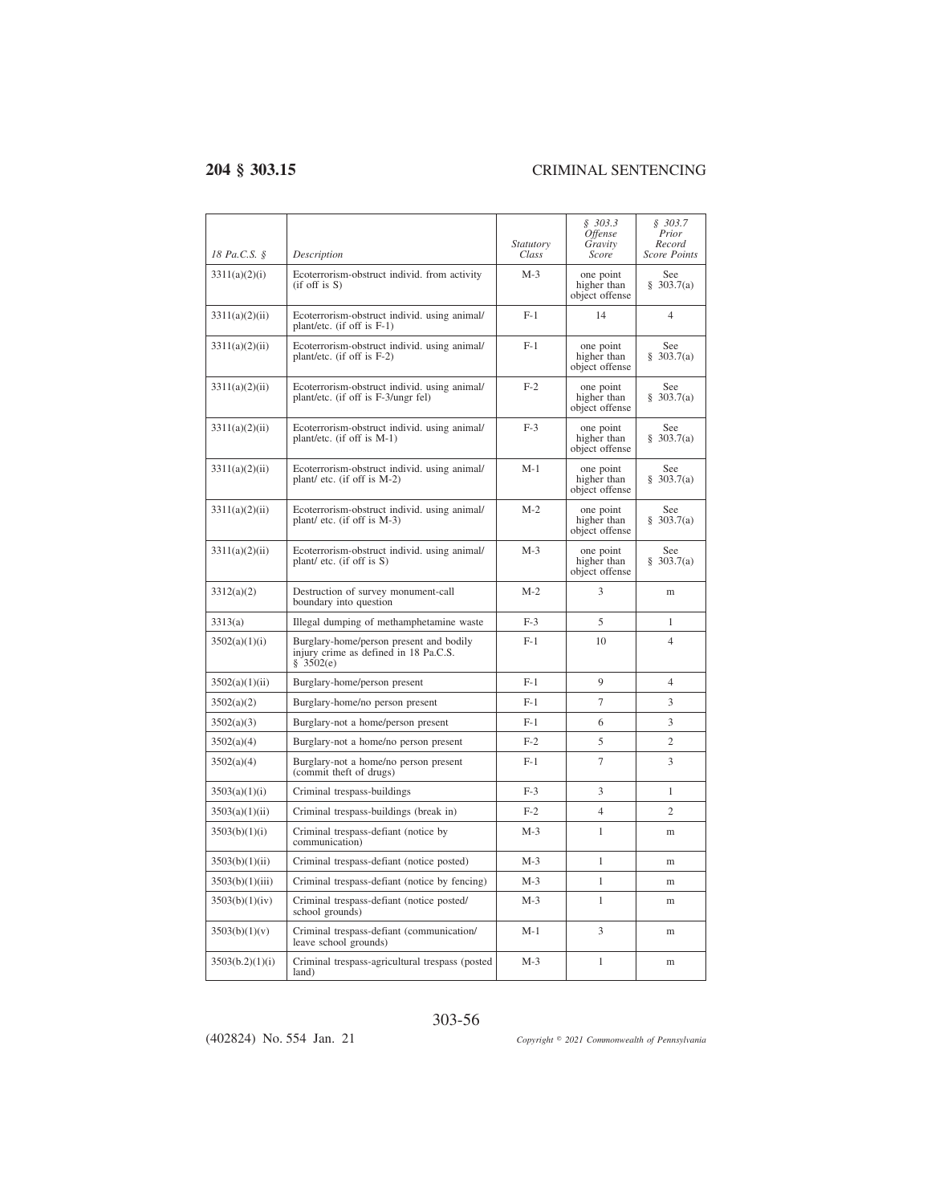| 18 Pa.C.S. § | Description | Statutory Class | § 303.3 Offense Gravity Score | § 303.7 Prior Record Score Points |
|---|---|---|---|---|
| 3311(a)(2)(i) | Ecoterrorism-obstruct individ. from activity (if off is S) | M-3 | one point higher than object offense | See § 303.7(a) |
| 3311(a)(2)(ii) | Ecoterrorism-obstruct individ. using animal/ plant/etc. (if off is F-1) | F-1 | 14 | 4 |
| 3311(a)(2)(ii) | Ecoterrorism-obstruct individ. using animal/ plant/etc. (if off is F-2) | F-1 | one point higher than object offense | See § 303.7(a) |
| 3311(a)(2)(ii) | Ecoterrorism-obstruct individ. using animal/ plant/etc. (if off is F-3/ungr fel) | F-2 | one point higher than object offense | See § 303.7(a) |
| 3311(a)(2)(ii) | Ecoterrorism-obstruct individ. using animal/ plant/etc. (if off is M-1) | F-3 | one point higher than object offense | See § 303.7(a) |
| 3311(a)(2)(ii) | Ecoterrorism-obstruct individ. using animal/ plant/ etc. (if off is M-2) | M-1 | one point higher than object offense | See § 303.7(a) |
| 3311(a)(2)(ii) | Ecoterrorism-obstruct individ. using animal/ plant/ etc. (if off is M-3) | M-2 | one point higher than object offense | See § 303.7(a) |
| 3311(a)(2)(ii) | Ecoterrorism-obstruct individ. using animal/ plant/ etc. (if off is S) | M-3 | one point higher than object offense | See § 303.7(a) |
| 3312(a)(2) | Destruction of survey monument-call boundary into question | M-2 | 3 | m |
| 3313(a) | Illegal dumping of methamphetamine waste | F-3 | 5 | 1 |
| 3502(a)(1)(i) | Burglary-home/person present and bodily injury crime as defined in 18 Pa.C.S. § 3502(e) | F-1 | 10 | 4 |
| 3502(a)(1)(ii) | Burglary-home/person present | F-1 | 9 | 4 |
| 3502(a)(2) | Burglary-home/no person present | F-1 | 7 | 3 |
| 3502(a)(3) | Burglary-not a home/person present | F-1 | 6 | 3 |
| 3502(a)(4) | Burglary-not a home/no person present | F-2 | 5 | 2 |
| 3502(a)(4) | Burglary-not a home/no person present (commit theft of drugs) | F-1 | 7 | 3 |
| 3503(a)(1)(i) | Criminal trespass-buildings | F-3 | 3 | 1 |
| 3503(a)(1)(ii) | Criminal trespass-buildings (break in) | F-2 | 4 | 2 |
| 3503(b)(1)(i) | Criminal trespass-defiant (notice by communication) | M-3 | 1 | m |
| 3503(b)(1)(ii) | Criminal trespass-defiant (notice posted) | M-3 | 1 | m |
| 3503(b)(1)(iii) | Criminal trespass-defiant (notice by fencing) | M-3 | 1 | m |
| 3503(b)(1)(iv) | Criminal trespass-defiant (notice posted/ school grounds) | M-3 | 1 | m |
| 3503(b)(1)(v) | Criminal trespass-defiant (communication/ leave school grounds) | M-1 | 3 | m |
| 3503(b.2)(1)(i) | Criminal trespass-agricultural trespass (posted land) | M-3 | 1 | m |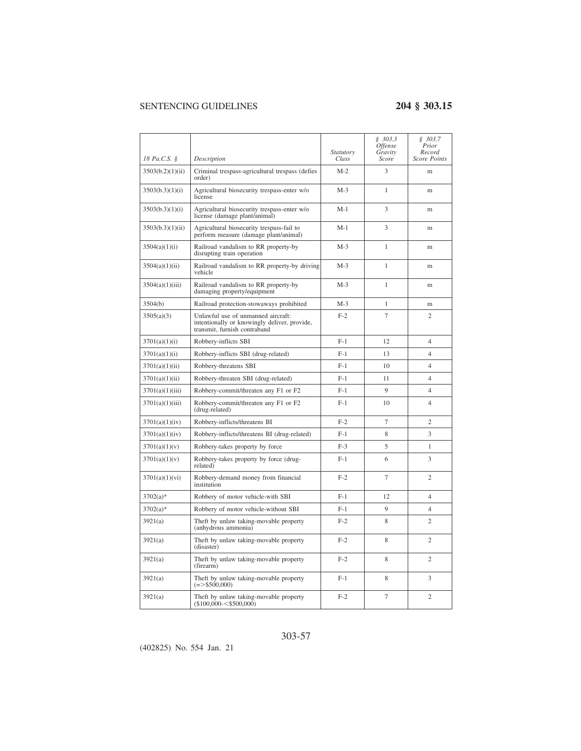| 18 Pa.C.S. § | Description | Statutory Class | § 303.3 Offense Gravity Score | § 303.7 Prior Record Score Points |
|---|---|---|---|---|
| 3503(b.2)(1)(ii) | Criminal trespass-agricultural trespass (defies order) | M-2 | 3 | m |
| 3503(b.3)(1)(i) | Agricultural biosecurity trespass-enter w/o license | M-3 | 1 | m |
| 3503(b.3)(1)(i) | Agricultural biosecurity trespass-enter w/o license (damage plant/animal) | M-1 | 3 | m |
| 3503(b.3)(1)(ii) | Agricultural biosecurity trespass-fail to perform measure (damage plant/animal) | M-1 | 3 | m |
| 3504(a)(1)(i) | Railroad vandalism to RR property-by disrupting train operation | M-3 | 1 | m |
| 3504(a)(1)(ii) | Railroad vandalism to RR property-by driving vehicle | M-3 | 1 | m |
| 3504(a)(1)(iii) | Railroad vandalism to RR property-by damaging property/equipment | M-3 | 1 | m |
| 3504(b) | Railroad protection-stowaways prohibited | M-3 | 1 | m |
| 3505(a)(3) | Unlawful use of unmanned aircraft: intentionally or knowingly deliver, provide, transmit, furnish contraband | F-2 | 7 | 2 |
| 3701(a)(1)(i) | Robbery-inflicts SBI | F-1 | 12 | 4 |
| 3701(a)(1)(i) | Robbery-inflicts SBI (drug-related) | F-1 | 13 | 4 |
| 3701(a)(1)(ii) | Robbery-threatens SBI | F-1 | 10 | 4 |
| 3701(a)(1)(ii) | Robbery-threaten SBI (drug-related) | F-1 | 11 | 4 |
| 3701(a)(1)(iii) | Robbery-commit/threaten any F1 or F2 | F-1 | 9 | 4 |
| 3701(a)(1)(iii) | Robbery-commit/threaten any F1 or F2 (drug-related) | F-1 | 10 | 4 |
| 3701(a)(1)(iv) | Robbery-inflicts/threatens BI | F-2 | 7 | 2 |
| 3701(a)(1)(iv) | Robbery-inflicts/threatens BI (drug-related) | F-1 | 8 | 3 |
| 3701(a)(1)(v) | Robbery-takes property by force | F-3 | 5 | 1 |
| 3701(a)(1)(v) | Robbery-takes property by force (drug-related) | F-1 | 6 | 3 |
| 3701(a)(1)(vi) | Robbery-demand money from financial institution | F-2 | 7 | 2 |
| 3702(a)* | Robbery of motor vehicle-with SBI | F-1 | 12 | 4 |
| 3702(a)* | Robbery of motor vehicle-without SBI | F-1 | 9 | 4 |
| 3921(a) | Theft by unlaw taking-movable property (anhydrous ammonia) | F-2 | 8 | 2 |
| 3921(a) | Theft by unlaw taking-movable property (disaster) | F-2 | 8 | 2 |
| 3921(a) | Theft by unlaw taking-movable property (firearm) | F-2 | 8 | 2 |
| 3921(a) | Theft by unlaw taking-movable property (=>$500,000) | F-1 | 8 | 3 |
| 3921(a) | Theft by unlaw taking-movable property ($100,000-<$500,000) | F-2 | 7 | 2 |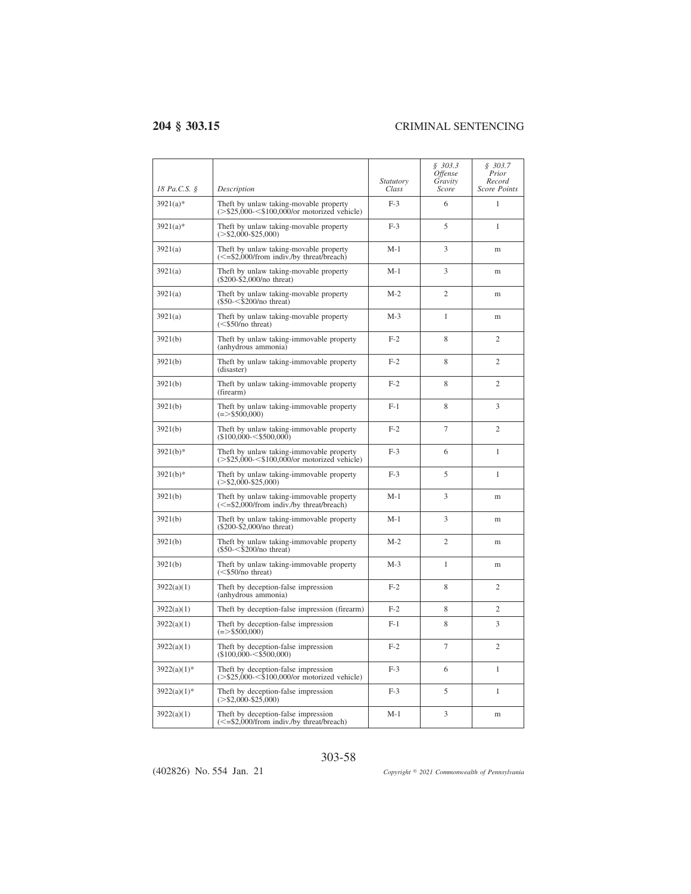| 18 Pa.C.S. § | Description | Statutory Class | § 303.3 Offense Gravity Score | § 303.7 Prior Record Score Points |
|---|---|---|---|---|
| 3921(a)* | Theft by unlaw taking-movable property (>$25,000-<$100,000/or motorized vehicle) | F-3 | 6 | 1 |
| 3921(a)* | Theft by unlaw taking-movable property (>$2,000-$25,000) | F-3 | 5 | 1 |
| 3921(a) | Theft by unlaw taking-movable property (<=$2,000/from indiv./by threat/breach) | M-1 | 3 | m |
| 3921(a) | Theft by unlaw taking-movable property ($200-$2,000/no threat) | M-1 | 3 | m |
| 3921(a) | Theft by unlaw taking-movable property ($50-<$200/no threat) | M-2 | 2 | m |
| 3921(a) | Theft by unlaw taking-movable property (<$50/no threat) | M-3 | 1 | m |
| 3921(b) | Theft by unlaw taking-immovable property (anhydrous ammonia) | F-2 | 8 | 2 |
| 3921(b) | Theft by unlaw taking-immovable property (disaster) | F-2 | 8 | 2 |
| 3921(b) | Theft by unlaw taking-immovable property (firearm) | F-2 | 8 | 2 |
| 3921(b) | Theft by unlaw taking-immovable property (=>$500,000) | F-1 | 8 | 3 |
| 3921(b) | Theft by unlaw taking-immovable property ($100,000-<$500,000) | F-2 | 7 | 2 |
| 3921(b)* | Theft by unlaw taking-immovable property (>$25,000-<$100,000/or motorized vehicle) | F-3 | 6 | 1 |
| 3921(b)* | Theft by unlaw taking-immovable property (>$2,000-$25,000) | F-3 | 5 | 1 |
| 3921(b) | Theft by unlaw taking-immovable property (<=$2,000/from indiv./by threat/breach) | M-1 | 3 | m |
| 3921(b) | Theft by unlaw taking-immovable property ($200-$2,000/no threat) | M-1 | 3 | m |
| 3921(b) | Theft by unlaw taking-immovable property ($50-<$200/no threat) | M-2 | 2 | m |
| 3921(b) | Theft by unlaw taking-immovable property (<$50/no threat) | M-3 | 1 | m |
| 3922(a)(1) | Theft by deception-false impression (anhydrous ammonia) | F-2 | 8 | 2 |
| 3922(a)(1) | Theft by deception-false impression (firearm) | F-2 | 8 | 2 |
| 3922(a)(1) | Theft by deception-false impression (=>$500,000) | F-1 | 8 | 3 |
| 3922(a)(1) | Theft by deception-false impression ($100,000-<$500,000) | F-2 | 7 | 2 |
| 3922(a)(1)* | Theft by deception-false impression (>$25,000-<$100,000/or motorized vehicle) | F-3 | 6 | 1 |
| 3922(a)(1)* | Theft by deception-false impression (>$2,000-$25,000) | F-3 | 5 | 1 |
| 3922(a)(1) | Theft by deception-false impression (<=$2,000/from indiv./by threat/breach) | M-1 | 3 | m |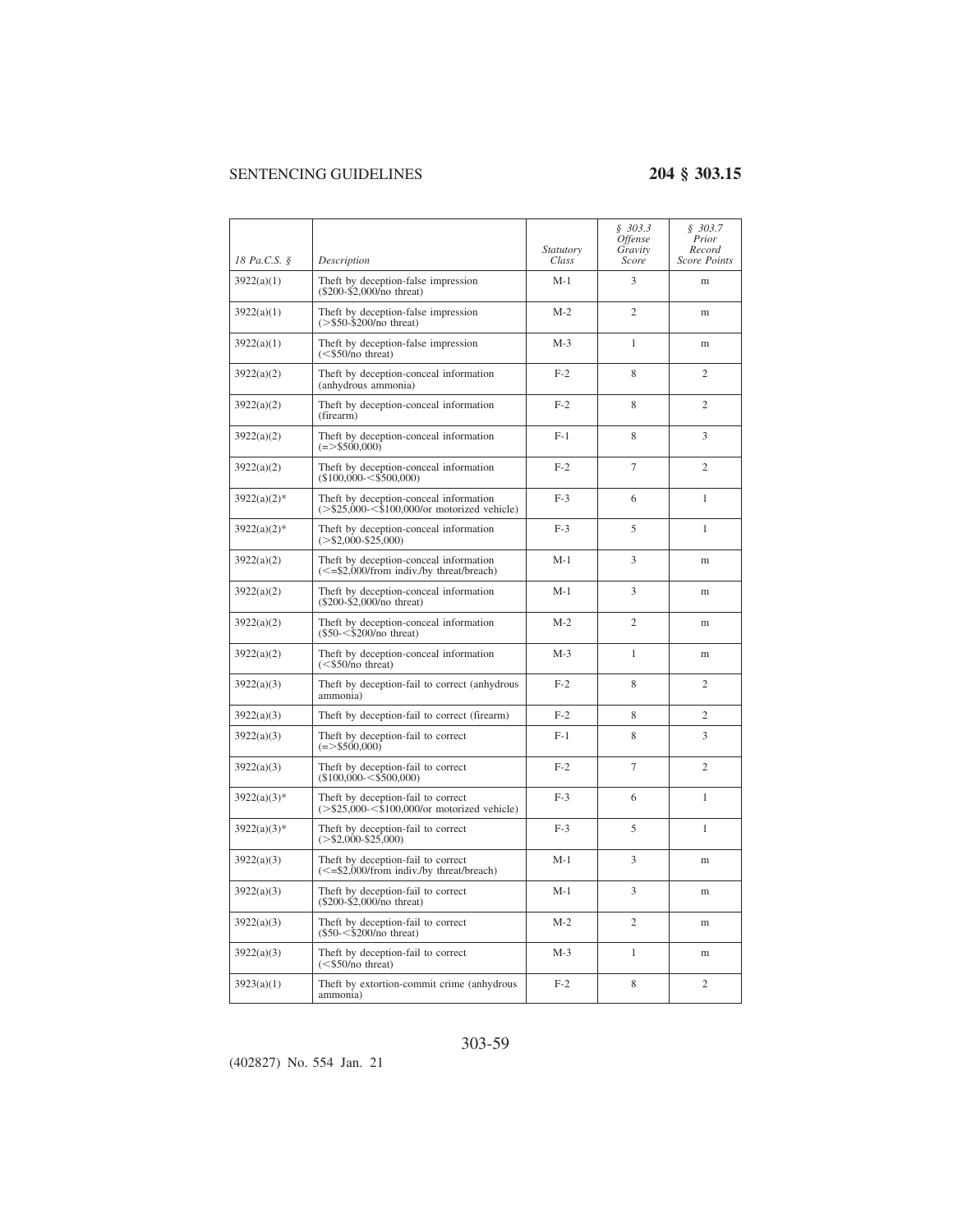| *18 Pa.C.S. §* | *Description* | *Statutory Class* | *§ 303.3 Offense Gravity Score* | *§ 303.7 Prior Record Score Points* |
|---|---|---|---|---|
| 3922(a)(1) | Theft by deception-false impression ($200-$2,000/no threat) | M-1 | 3 | m |
| 3922(a)(1) | Theft by deception-false impression (>$50-$200/no threat) | M-2 | 2 | m |
| 3922(a)(1) | Theft by deception-false impression (<$50/no threat) | M-3 | 1 | m |
| 3922(a)(2) | Theft by deception-conceal information (anhydrous ammonia) | F-2 | 8 | 2 |
| 3922(a)(2) | Theft by deception-conceal information (firearm) | F-2 | 8 | 2 |
| 3922(a)(2) | Theft by deception-conceal information (=>$500,000) | F-1 | 8 | 3 |
| 3922(a)(2) | Theft by deception-conceal information ($100,000-<$500,000) | F-2 | 7 | 2 |
| 3922(a)(2)* | Theft by deception-conceal information (>$25,000-<$100,000/or motorized vehicle) | F-3 | 6 | 1 |
| 3922(a)(2)* | Theft by deception-conceal information (>$2,000-$25,000) | F-3 | 5 | 1 |
| 3922(a)(2) | Theft by deception-conceal information (<=$2,000/from indiv./by threat/breach) | M-1 | 3 | m |
| 3922(a)(2) | Theft by deception-conceal information ($200-$2,000/no threat) | M-1 | 3 | m |
| 3922(a)(2) | Theft by deception-conceal information ($50-<$200/no threat) | M-2 | 2 | m |
| 3922(a)(2) | Theft by deception-conceal information (<$50/no threat) | M-3 | 1 | m |
| 3922(a)(3) | Theft by deception-fail to correct (anhydrous ammonia) | F-2 | 8 | 2 |
| 3922(a)(3) | Theft by deception-fail to correct (firearm) | F-2 | 8 | 2 |
| 3922(a)(3) | Theft by deception-fail to correct (=>$500,000) | F-1 | 8 | 3 |
| 3922(a)(3) | Theft by deception-fail to correct ($100,000-<$500,000) | F-2 | 7 | 2 |
| 3922(a)(3)* | Theft by deception-fail to correct (>$25,000-<$100,000/or motorized vehicle) | F-3 | 6 | 1 |
| 3922(a)(3)* | Theft by deception-fail to correct (>$2,000-$25,000) | F-3 | 5 | 1 |
| 3922(a)(3) | Theft by deception-fail to correct (<=$2,000/from indiv./by threat/breach) | M-1 | 3 | m |
| 3922(a)(3) | Theft by deception-fail to correct ($200-$2,000/no threat) | M-1 | 3 | m |
| 3922(a)(3) | Theft by deception-fail to correct ($50-<$200/no threat) | M-2 | 2 | m |
| 3922(a)(3) | Theft by deception-fail to correct (<$50/no threat) | M-3 | 1 | m |
| 3923(a)(1) | Theft by extortion-commit crime (anhydrous ammonia) | F-2 | 8 | 2 |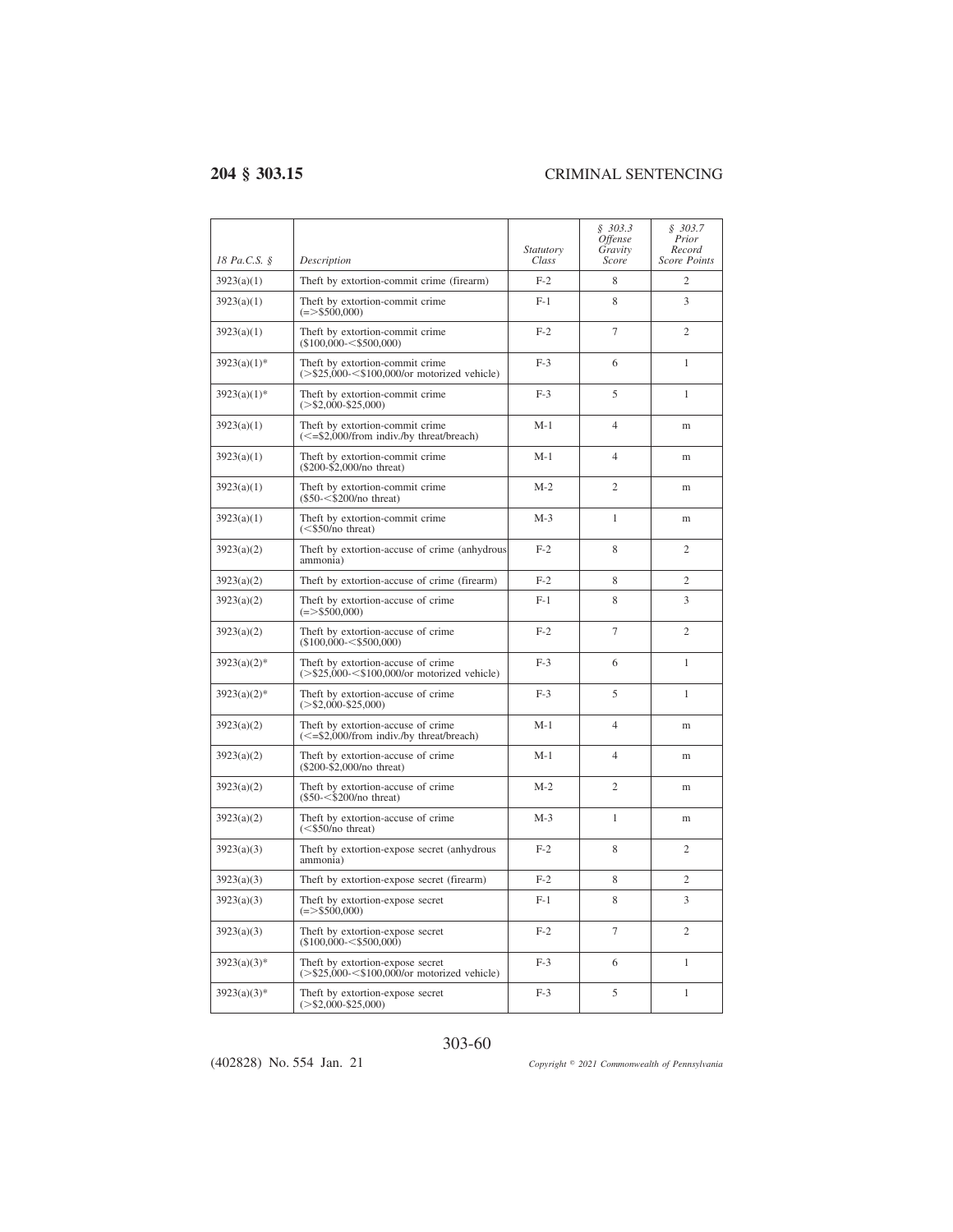| 18 Pa.C.S. § | Description | Statutory Class | § 303.3 Offense Gravity Score | § 303.7 Prior Record Score Points |
|---|---|---|---|---|
| 3923(a)(1) | Theft by extortion-commit crime (firearm) | F-2 | 8 | 2 |
| 3923(a)(1) | Theft by extortion-commit crime (=>$500,000) | F-1 | 8 | 3 |
| 3923(a)(1) | Theft by extortion-commit crime ($100,000-<$500,000) | F-2 | 7 | 2 |
| 3923(a)(1)* | Theft by extortion-commit crime (>$25,000-<$100,000/or motorized vehicle) | F-3 | 6 | 1 |
| 3923(a)(1)* | Theft by extortion-commit crime (>$2,000-$25,000) | F-3 | 5 | 1 |
| 3923(a)(1) | Theft by extortion-commit crime (<=$2,000/from indiv./by threat/breach) | M-1 | 4 | m |
| 3923(a)(1) | Theft by extortion-commit crime ($200-$2,000/no threat) | M-1 | 4 | m |
| 3923(a)(1) | Theft by extortion-commit crime ($50-<$200/no threat) | M-2 | 2 | m |
| 3923(a)(1) | Theft by extortion-commit crime (<$50/no threat) | M-3 | 1 | m |
| 3923(a)(2) | Theft by extortion-accuse of crime (anhydrous ammonia) | F-2 | 8 | 2 |
| 3923(a)(2) | Theft by extortion-accuse of crime (firearm) | F-2 | 8 | 2 |
| 3923(a)(2) | Theft by extortion-accuse of crime (=>$500,000) | F-1 | 8 | 3 |
| 3923(a)(2) | Theft by extortion-accuse of crime ($100,000-<$500,000) | F-2 | 7 | 2 |
| 3923(a)(2)* | Theft by extortion-accuse of crime (>$25,000-<$100,000/or motorized vehicle) | F-3 | 6 | 1 |
| 3923(a)(2)* | Theft by extortion-accuse of crime (>$2,000-$25,000) | F-3 | 5 | 1 |
| 3923(a)(2) | Theft by extortion-accuse of crime (<=$2,000/from indiv./by threat/breach) | M-1 | 4 | m |
| 3923(a)(2) | Theft by extortion-accuse of crime ($200-$2,000/no threat) | M-1 | 4 | m |
| 3923(a)(2) | Theft by extortion-accuse of crime ($50-<$200/no threat) | M-2 | 2 | m |
| 3923(a)(2) | Theft by extortion-accuse of crime (<$50/no threat) | M-3 | 1 | m |
| 3923(a)(3) | Theft by extortion-expose secret (anhydrous ammonia) | F-2 | 8 | 2 |
| 3923(a)(3) | Theft by extortion-expose secret (firearm) | F-2 | 8 | 2 |
| 3923(a)(3) | Theft by extortion-expose secret (=>$500,000) | F-1 | 8 | 3 |
| 3923(a)(3) | Theft by extortion-expose secret ($100,000-<$500,000) | F-2 | 7 | 2 |
| 3923(a)(3)* | Theft by extortion-expose secret (>$25,000-<$100,000/or motorized vehicle) | F-3 | 6 | 1 |
| 3923(a)(3)* | Theft by extortion-expose secret (>$2,000-$25,000) | F-3 | 5 | 1 |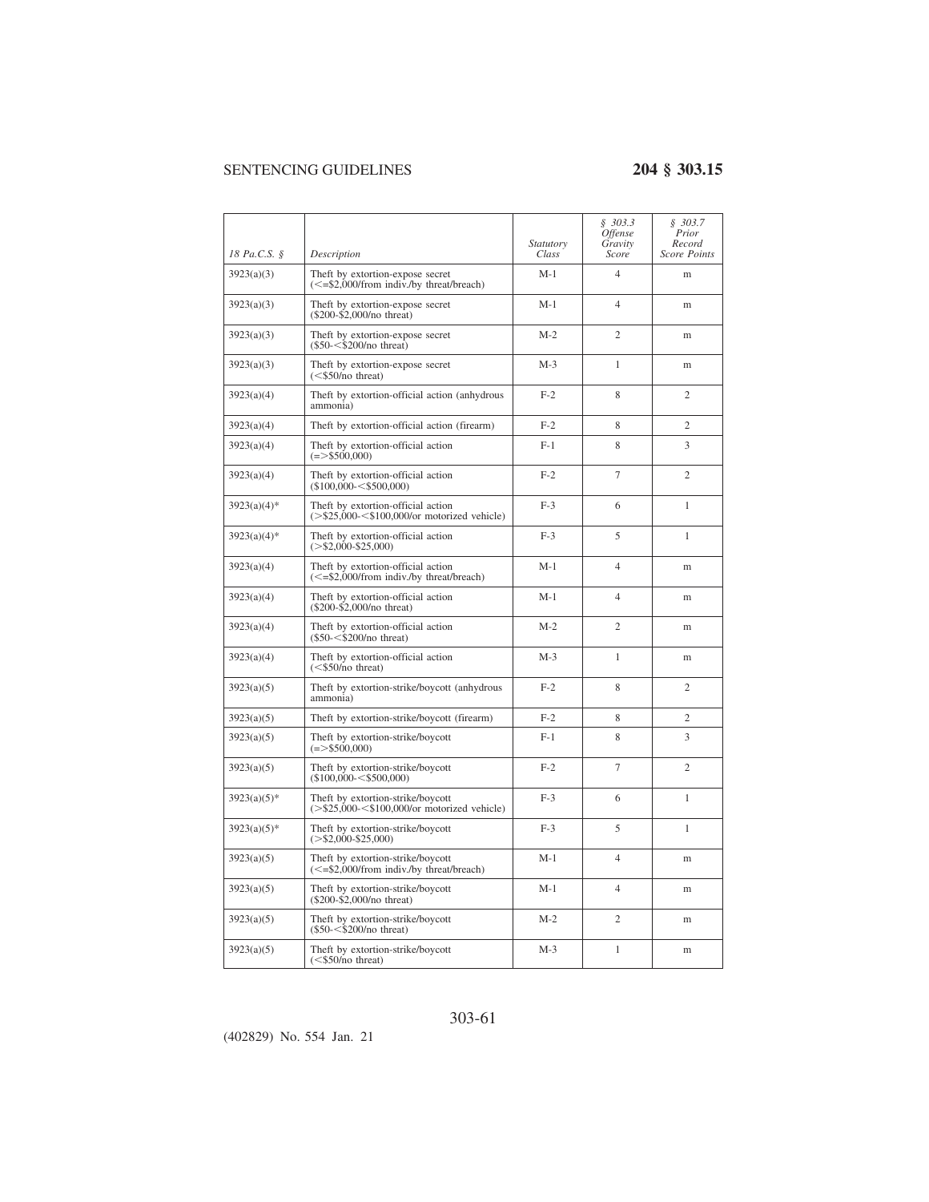| 18 Pa.C.S. § | Description | Statutory Class | § 303.3 Offense Gravity Score | § 303.7 Prior Record Score Points |
|---|---|---|---|---|
| 3923(a)(3) | Theft by extortion-expose secret (<=$2,000/from indiv./by threat/breach) | M-1 | 4 | m |
| 3923(a)(3) | Theft by extortion-expose secret ($200-$2,000/no threat) | M-1 | 4 | m |
| 3923(a)(3) | Theft by extortion-expose secret ($50-<$200/no threat) | M-2 | 2 | m |
| 3923(a)(3) | Theft by extortion-expose secret (<$50/no threat) | M-3 | 1 | m |
| 3923(a)(4) | Theft by extortion-official action (anhydrous ammonia) | F-2 | 8 | 2 |
| 3923(a)(4) | Theft by extortion-official action (firearm) | F-2 | 8 | 2 |
| 3923(a)(4) | Theft by extortion-official action (=>$500,000) | F-1 | 8 | 3 |
| 3923(a)(4) | Theft by extortion-official action ($100,000-<$500,000) | F-2 | 7 | 2 |
| 3923(a)(4)* | Theft by extortion-official action (>$25,000-<$100,000/or motorized vehicle) | F-3 | 6 | 1 |
| 3923(a)(4)* | Theft by extortion-official action (>$2,000-$25,000) | F-3 | 5 | 1 |
| 3923(a)(4) | Theft by extortion-official action (<=$2,000/from indiv./by threat/breach) | M-1 | 4 | m |
| 3923(a)(4) | Theft by extortion-official action ($200-$2,000/no threat) | M-1 | 4 | m |
| 3923(a)(4) | Theft by extortion-official action ($50-<$200/no threat) | M-2 | 2 | m |
| 3923(a)(4) | Theft by extortion-official action (<$50/no threat) | M-3 | 1 | m |
| 3923(a)(5) | Theft by extortion-strike/boycott (anhydrous ammonia) | F-2 | 8 | 2 |
| 3923(a)(5) | Theft by extortion-strike/boycott (firearm) | F-2 | 8 | 2 |
| 3923(a)(5) | Theft by extortion-strike/boycott (=>$500,000) | F-1 | 8 | 3 |
| 3923(a)(5) | Theft by extortion-strike/boycott ($100,000-<$500,000) | F-2 | 7 | 2 |
| 3923(a)(5)* | Theft by extortion-strike/boycott (>$25,000-<$100,000/or motorized vehicle) | F-3 | 6 | 1 |
| 3923(a)(5)* | Theft by extortion-strike/boycott (>$2,000-$25,000) | F-3 | 5 | 1 |
| 3923(a)(5) | Theft by extortion-strike/boycott (<=$2,000/from indiv./by threat/breach) | M-1 | 4 | m |
| 3923(a)(5) | Theft by extortion-strike/boycott ($200-$2,000/no threat) | M-1 | 4 | m |
| 3923(a)(5) | Theft by extortion-strike/boycott ($50-<$200/no threat) | M-2 | 2 | m |
| 3923(a)(5) | Theft by extortion-strike/boycott (<$50/no threat) | M-3 | 1 | m |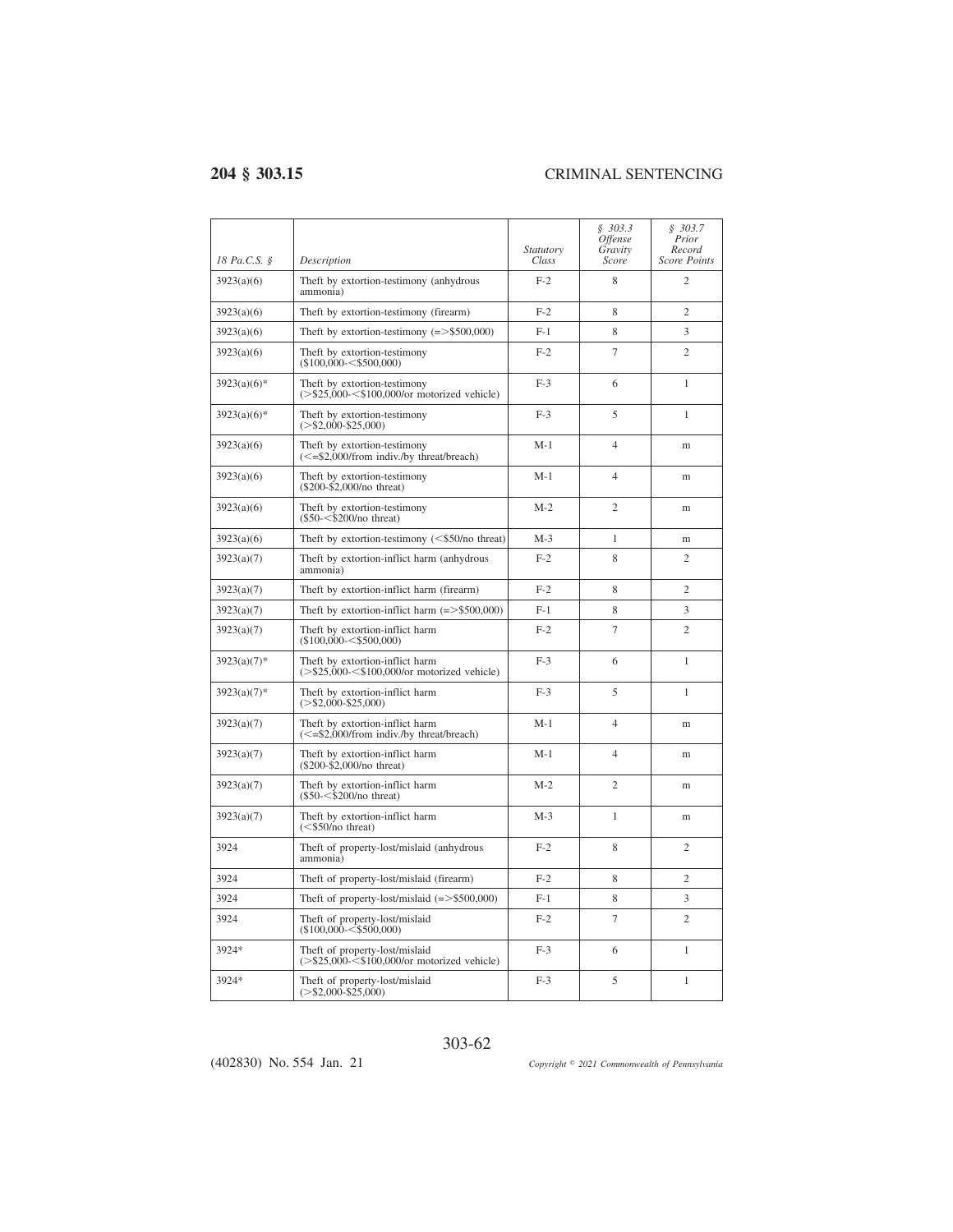| 18 Pa.C.S. § | Description | Statutory Class | § 303.3 Offense Gravity Score | § 303.7 Prior Record Score Points |
|---|---|---|---|---|
| 3923(a)(6) | Theft by extortion-testimony (anhydrous ammonia) | F-2 | 8 | 2 |
| 3923(a)(6) | Theft by extortion-testimony (firearm) | F-2 | 8 | 2 |
| 3923(a)(6) | Theft by extortion-testimony (=>$500,000) | F-1 | 8 | 3 |
| 3923(a)(6) | Theft by extortion-testimony ($100,000-<$500,000) | F-2 | 7 | 2 |
| 3923(a)(6)* | Theft by extortion-testimony (>$25,000-<$100,000/or motorized vehicle) | F-3 | 6 | 1 |
| 3923(a)(6)* | Theft by extortion-testimony (>$2,000-$25,000) | F-3 | 5 | 1 |
| 3923(a)(6) | Theft by extortion-testimony (<=$2,000/from indiv./by threat/breach) | M-1 | 4 | m |
| 3923(a)(6) | Theft by extortion-testimony ($200-$2,000/no threat) | M-1 | 4 | m |
| 3923(a)(6) | Theft by extortion-testimony ($50-<$200/no threat) | M-2 | 2 | m |
| 3923(a)(6) | Theft by extortion-testimony (<$50/no threat) | M-3 | 1 | m |
| 3923(a)(7) | Theft by extortion-inflict harm (anhydrous ammonia) | F-2 | 8 | 2 |
| 3923(a)(7) | Theft by extortion-inflict harm (firearm) | F-2 | 8 | 2 |
| 3923(a)(7) | Theft by extortion-inflict harm (=>$500,000) | F-1 | 8 | 3 |
| 3923(a)(7) | Theft by extortion-inflict harm ($100,000-<$500,000) | F-2 | 7 | 2 |
| 3923(a)(7)* | Theft by extortion-inflict harm (>$25,000-<$100,000/or motorized vehicle) | F-3 | 6 | 1 |
| 3923(a)(7)* | Theft by extortion-inflict harm (>$2,000-$25,000) | F-3 | 5 | 1 |
| 3923(a)(7) | Theft by extortion-inflict harm (<=$2,000/from indiv./by threat/breach) | M-1 | 4 | m |
| 3923(a)(7) | Theft by extortion-inflict harm ($200-$2,000/no threat) | M-1 | 4 | m |
| 3923(a)(7) | Theft by extortion-inflict harm ($50-<$200/no threat) | M-2 | 2 | m |
| 3923(a)(7) | Theft by extortion-inflict harm (<$50/no threat) | M-3 | 1 | m |
| 3924 | Theft of property-lost/mislaid (anhydrous ammonia) | F-2 | 8 | 2 |
| 3924 | Theft of property-lost/mislaid (firearm) | F-2 | 8 | 2 |
| 3924 | Theft of property-lost/mislaid (=>$500,000) | F-1 | 8 | 3 |
| 3924 | Theft of property-lost/mislaid ($100,000-<$500,000) | F-2 | 7 | 2 |
| 3924* | Theft of property-lost/mislaid (>$25,000-<$100,000/or motorized vehicle) | F-3 | 6 | 1 |
| 3924* | Theft of property-lost/mislaid (>$2,000-$25,000) | F-3 | 5 | 1 |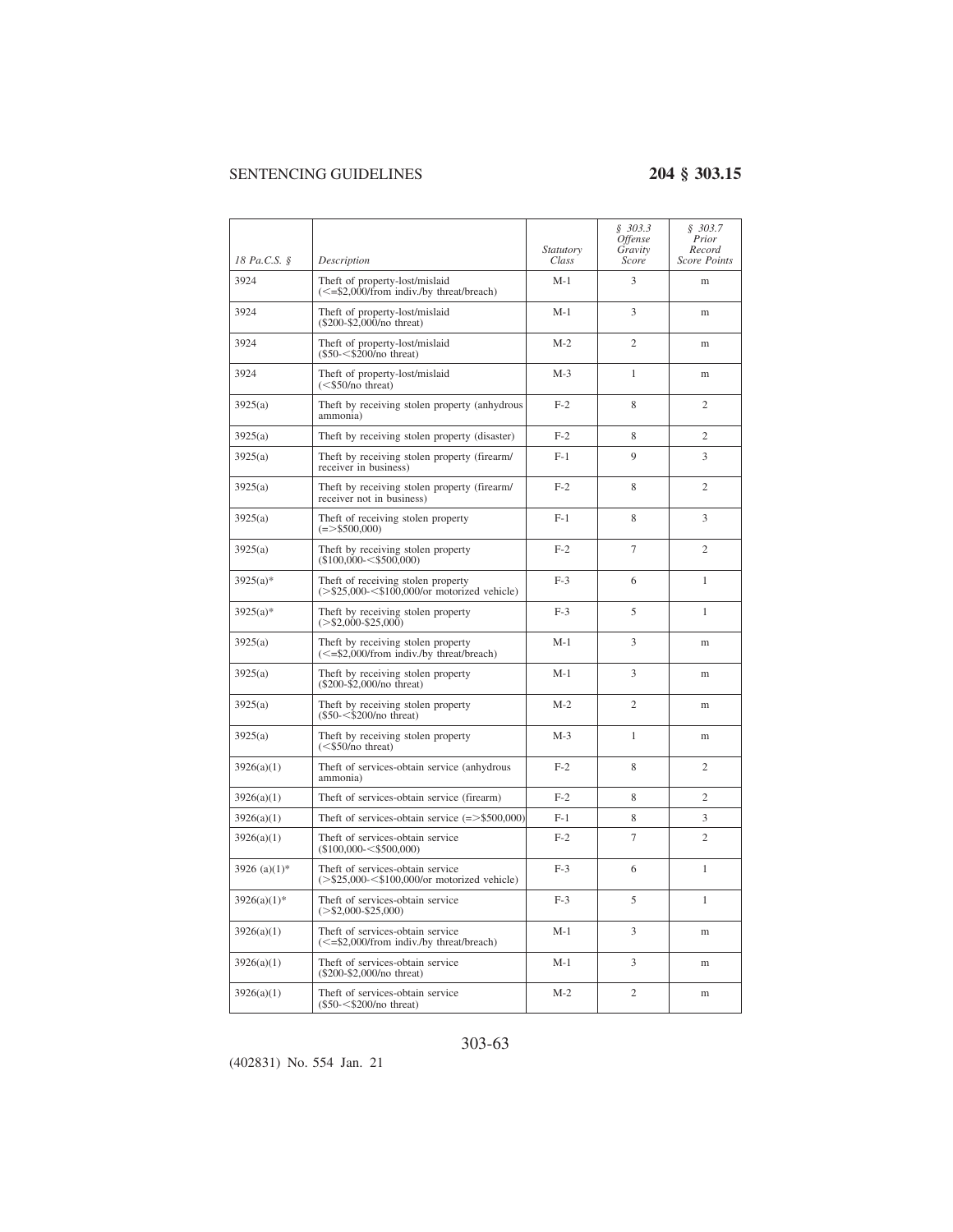| *18 Pa.C.S. §* | *Description* | *Statutory Class* | *§ 303.3 Offense Gravity Score* | *§ 303.7 Prior Record Score Points* |
|---|---|---|---|---|
| 3924 | Theft of property-lost/mislaid (<=$2,000/from indiv./by threat/breach) | M-1 | 3 | m |
| 3924 | Theft of property-lost/mislaid ($200-$2,000/no threat) | M-1 | 3 | m |
| 3924 | Theft of property-lost/mislaid ($50-<$200/no threat) | M-2 | 2 | m |
| 3924 | Theft of property-lost/mislaid (<$50/no threat) | M-3 | 1 | m |
| 3925(a) | Theft by receiving stolen property (anhydrous ammonia) | F-2 | 8 | 2 |
| 3925(a) | Theft by receiving stolen property (disaster) | F-2 | 8 | 2 |
| 3925(a) | Theft by receiving stolen property (firearm/ receiver in business) | F-1 | 9 | 3 |
| 3925(a) | Theft by receiving stolen property (firearm/ receiver not in business) | F-2 | 8 | 2 |
| 3925(a) | Theft of receiving stolen property (=>$500,000) | F-1 | 8 | 3 |
| 3925(a) | Theft by receiving stolen property ($100,000-<$500,000) | F-2 | 7 | 2 |
| 3925(a)* | Theft of receiving stolen property (>$25,000-<$100,000/or motorized vehicle) | F-3 | 6 | 1 |
| 3925(a)* | Theft by receiving stolen property (>$2,000-$25,000) | F-3 | 5 | 1 |
| 3925(a) | Theft by receiving stolen property (<=$2,000/from indiv./by threat/breach) | M-1 | 3 | m |
| 3925(a) | Theft by receiving stolen property ($200-$2,000/no threat) | M-1 | 3 | m |
| 3925(a) | Theft by receiving stolen property ($50-<$200/no threat) | M-2 | 2 | m |
| 3925(a) | Theft by receiving stolen property (<$50/no threat) | M-3 | 1 | m |
| 3926(a)(1) | Theft of services-obtain service (anhydrous ammonia) | F-2 | 8 | 2 |
| 3926(a)(1) | Theft of services-obtain service (firearm) | F-2 | 8 | 2 |
| 3926(a)(1) | Theft of services-obtain service (=>$500,000) | F-1 | 8 | 3 |
| 3926(a)(1) | Theft of services-obtain service ($100,000-<$500,000) | F-2 | 7 | 2 |
| 3926 (a)(1)* | Theft of services-obtain service (>$25,000-<$100,000/or motorized vehicle) | F-3 | 6 | 1 |
| 3926(a)(1)* | Theft of services-obtain service (>$2,000-$25,000) | F-3 | 5 | 1 |
| 3926(a)(1) | Theft of services-obtain service (<=$2,000/from indiv./by threat/breach) | M-1 | 3 | m |
| 3926(a)(1) | Theft of services-obtain service ($200-$2,000/no threat) | M-1 | 3 | m |
| 3926(a)(1) | Theft of services-obtain service ($50-<$200/no threat) | M-2 | 2 | m |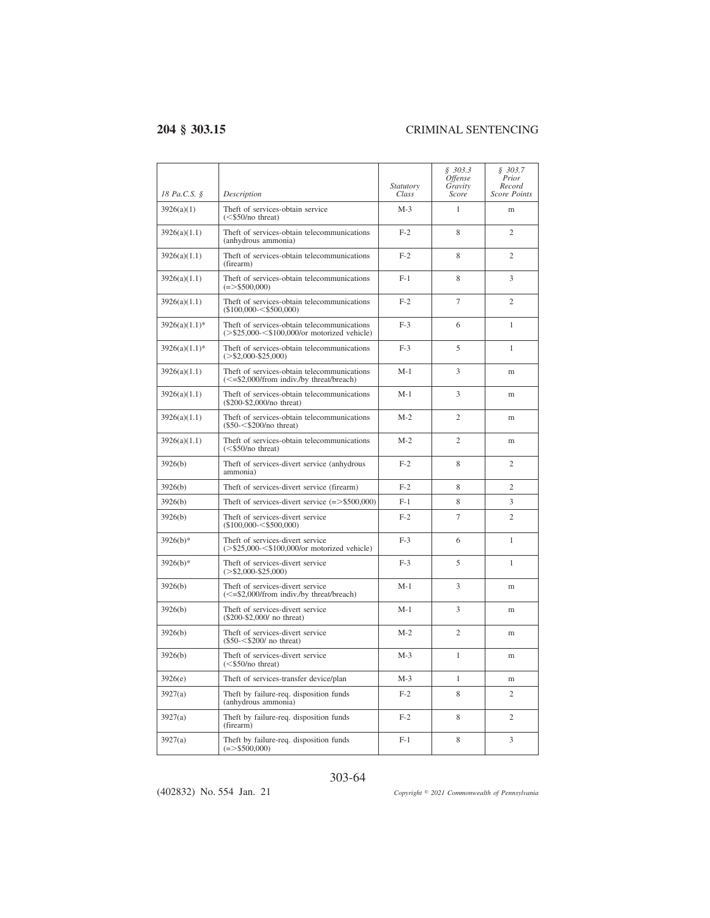| 18 Pa.C.S. § | Description | Statutory Class | § 303.3 Offense Gravity Score | § 303.7 Prior Record Score Points |
|---|---|---|---|---|
| 3926(a)(1) | Theft of services-obtain service (<$50/no threat) | M-3 | 1 | m |
| 3926(a)(1.1) | Theft of services-obtain telecommunications (anhydrous ammonia) | F-2 | 8 | 2 |
| 3926(a)(1.1) | Theft of services-obtain telecommunications (firearm) | F-2 | 8 | 2 |
| 3926(a)(1.1) | Theft of services-obtain telecommunications (=>$500,000) | F-1 | 8 | 3 |
| 3926(a)(1.1) | Theft of services-obtain telecommunications ($100,000-<$500,000) | F-2 | 7 | 2 |
| 3926(a)(1.1)* | Theft of services-obtain telecommunications (>$25,000-<$100,000/or motorized vehicle) | F-3 | 6 | 1 |
| 3926(a)(1.1)* | Theft of services-obtain telecommunications (>$2,000-$25,000) | F-3 | 5 | 1 |
| 3926(a)(1.1) | Theft of services-obtain telecommunications (<=$2,000/from indiv./by threat/breach) | M-1 | 3 | m |
| 3926(a)(1.1) | Theft of services-obtain telecommunications ($200-$2,000/no threat) | M-1 | 3 | m |
| 3926(a)(1.1) | Theft of services-obtain telecommunications ($50-<$200/no threat) | M-2 | 2 | m |
| 3926(a)(1.1) | Theft of services-obtain telecommunications (<$50/no threat) | M-2 | 2 | m |
| 3926(b) | Theft of services-divert service (anhydrous ammonia) | F-2 | 8 | 2 |
| 3926(b) | Theft of services-divert service (firearm) | F-2 | 8 | 2 |
| 3926(b) | Theft of services-divert service (=>$500,000) | F-1 | 8 | 3 |
| 3926(b) | Theft of services-divert service ($100,000-<$500,000) | F-2 | 7 | 2 |
| 3926(b)* | Theft of services-divert service (>$25,000-<$100,000/or motorized vehicle) | F-3 | 6 | 1 |
| 3926(b)* | Theft of services-divert service (>$2,000-$25,000) | F-3 | 5 | 1 |
| 3926(b) | Theft of services-divert service (<=$2,000/from indiv./by threat/breach) | M-1 | 3 | m |
| 3926(b) | Theft of services-divert service ($200-$2,000/ no threat) | M-1 | 3 | m |
| 3926(b) | Theft of services-divert service ($50-<$200/ no threat) | M-2 | 2 | m |
| 3926(b) | Theft of services-divert service (<$50/no threat) | M-3 | 1 | m |
| 3926(e) | Theft of services-transfer device/plan | M-3 | 1 | m |
| 3927(a) | Theft by failure-req. disposition funds (anhydrous ammonia) | F-2 | 8 | 2 |
| 3927(a) | Theft by failure-req. disposition funds (firearm) | F-2 | 8 | 2 |
| 3927(a) | Theft by failure-req. disposition funds (=>$500,000) | F-1 | 8 | 3 |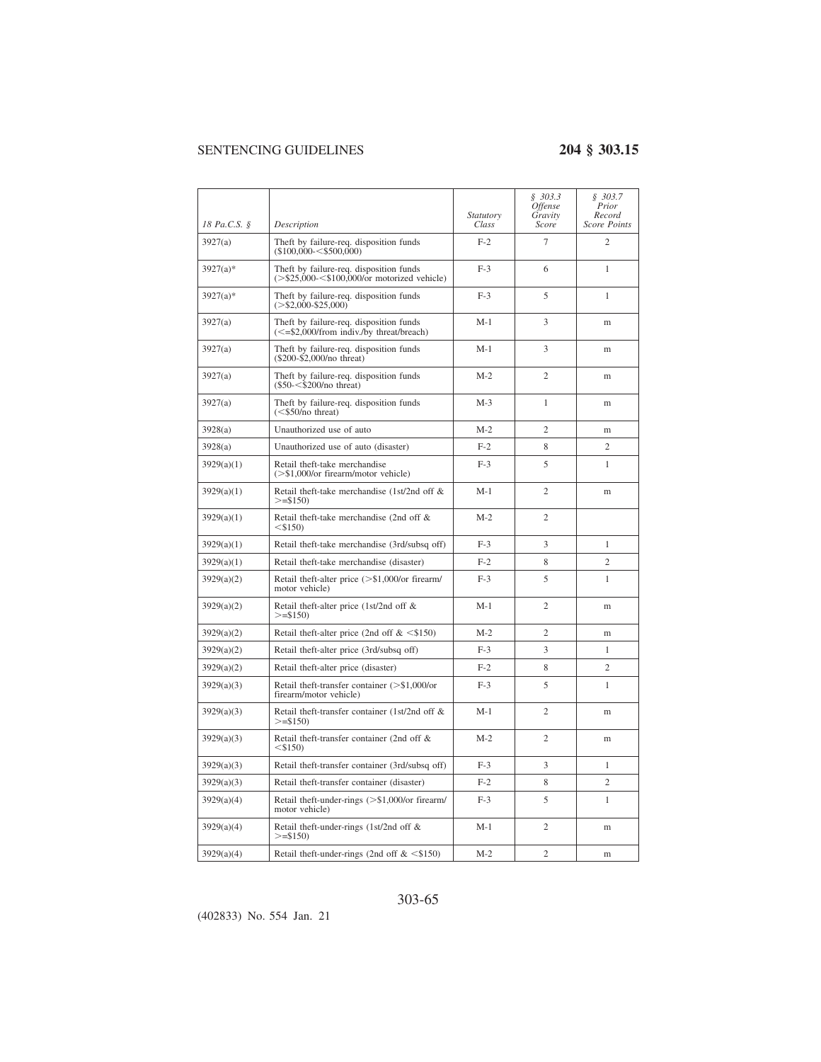| 18 Pa.C.S. § | Description | Statutory Class | § 303.3 Offense Gravity Score | § 303.7 Prior Record Score Points |
|---|---|---|---|---|
| 3927(a) | Theft by failure-req. disposition funds ($100,000-<$500,000) | F-2 | 7 | 2 |
| 3927(a)* | Theft by failure-req. disposition funds (>$25,000-<$100,000/or motorized vehicle) | F-3 | 6 | 1 |
| 3927(a)* | Theft by failure-req. disposition funds (>$2,000-$25,000) | F-3 | 5 | 1 |
| 3927(a) | Theft by failure-req. disposition funds (<=$2,000/from indiv./by threat/breach) | M-1 | 3 | m |
| 3927(a) | Theft by failure-req. disposition funds ($200-$2,000/no threat) | M-1 | 3 | m |
| 3927(a) | Theft by failure-req. disposition funds ($50-<$200/no threat) | M-2 | 2 | m |
| 3927(a) | Theft by failure-req. disposition funds (<$50/no threat) | M-3 | 1 | m |
| 3928(a) | Unauthorized use of auto | M-2 | 2 | m |
| 3928(a) | Unauthorized use of auto (disaster) | F-2 | 8 | 2 |
| 3929(a)(1) | Retail theft-take merchandise (>$1,000/or firearm/motor vehicle) | F-3 | 5 | 1 |
| 3929(a)(1) | Retail theft-take merchandise (1st/2nd off & >=$150) | M-1 | 2 | m |
| 3929(a)(1) | Retail theft-take merchandise (2nd off & <$150) | M-2 | 2 | |
| 3929(a)(1) | Retail theft-take merchandise (3rd/subsq off) | F-3 | 3 | 1 |
| 3929(a)(1) | Retail theft-take merchandise (disaster) | F-2 | 8 | 2 |
| 3929(a)(2) | Retail theft-alter price (>$1,000/or firearm/ motor vehicle) | F-3 | 5 | 1 |
| 3929(a)(2) | Retail theft-alter price (1st/2nd off & >=$150) | M-1 | 2 | m |
| 3929(a)(2) | Retail theft-alter price (2nd off & <$150) | M-2 | 2 | m |
| 3929(a)(2) | Retail theft-alter price (3rd/subsq off) | F-3 | 3 | 1 |
| 3929(a)(2) | Retail theft-alter price (disaster) | F-2 | 8 | 2 |
| 3929(a)(3) | Retail theft-transfer container (>$1,000/or firearm/motor vehicle) | F-3 | 5 | 1 |
| 3929(a)(3) | Retail theft-transfer container (1st/2nd off & >=$150) | M-1 | 2 | m |
| 3929(a)(3) | Retail theft-transfer container (2nd off & <$150) | M-2 | 2 | m |
| 3929(a)(3) | Retail theft-transfer container (3rd/subsq off) | F-3 | 3 | 1 |
| 3929(a)(3) | Retail theft-transfer container (disaster) | F-2 | 8 | 2 |
| 3929(a)(4) | Retail theft-under-rings (>$1,000/or firearm/ motor vehicle) | F-3 | 5 | 1 |
| 3929(a)(4) | Retail theft-under-rings (1st/2nd off & >=$150) | M-1 | 2 | m |
| 3929(a)(4) | Retail theft-under-rings (2nd off & <$150) | M-2 | 2 | m |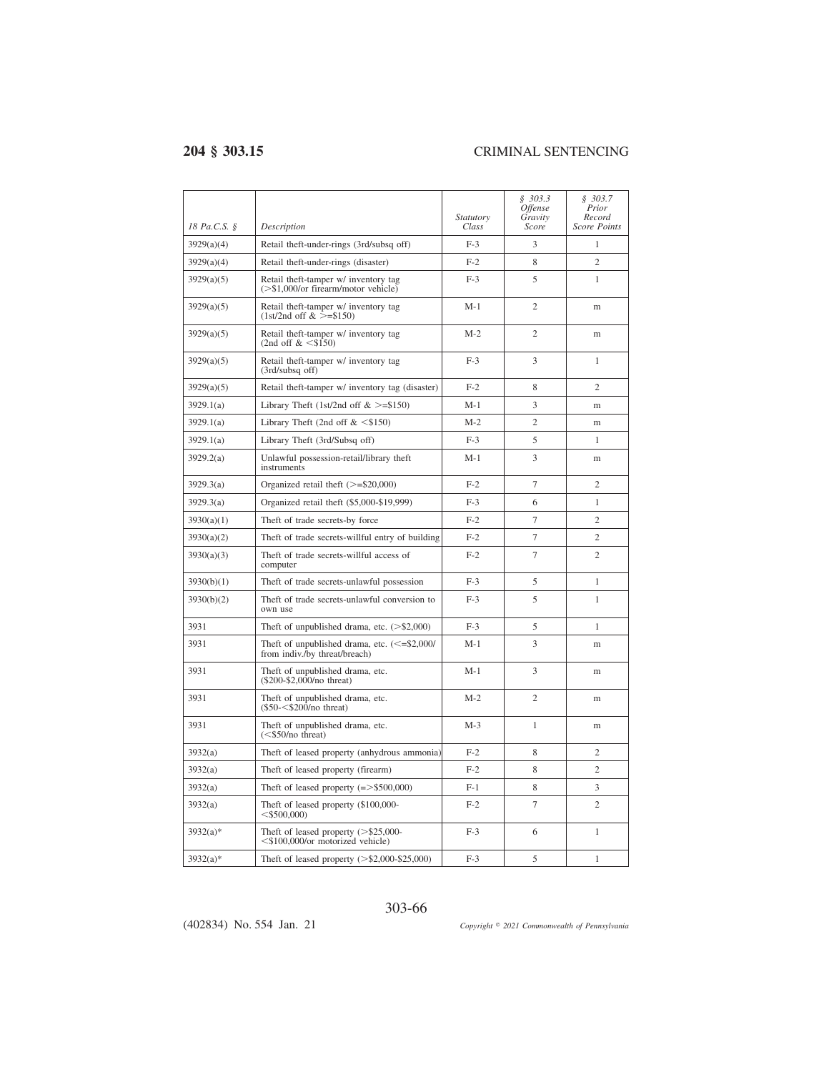| 18 Pa.C.S. § | Description | Statutory Class | § 303.3 Offense Gravity Score | § 303.7 Prior Record Score Points |
|---|---|---|---|---|
| 3929(a)(4) | Retail theft-under-rings (3rd/subsq off) | F-3 | 3 | 1 |
| 3929(a)(4) | Retail theft-under-rings (disaster) | F-2 | 8 | 2 |
| 3929(a)(5) | Retail theft-tamper w/ inventory tag (>$1,000/or firearm/motor vehicle) | F-3 | 5 | 1 |
| 3929(a)(5) | Retail theft-tamper w/ inventory tag (1st/2nd off & >=$150) | M-1 | 2 | m |
| 3929(a)(5) | Retail theft-tamper w/ inventory tag (2nd off & <$150) | M-2 | 2 | m |
| 3929(a)(5) | Retail theft-tamper w/ inventory tag (3rd/subsq off) | F-3 | 3 | 1 |
| 3929(a)(5) | Retail theft-tamper w/ inventory tag (disaster) | F-2 | 8 | 2 |
| 3929.1(a) | Library Theft (1st/2nd off & >=$150) | M-1 | 3 | m |
| 3929.1(a) | Library Theft (2nd off & <$150) | M-2 | 2 | m |
| 3929.1(a) | Library Theft (3rd/Subsq off) | F-3 | 5 | 1 |
| 3929.2(a) | Unlawful possession-retail/library theft instruments | M-1 | 3 | m |
| 3929.3(a) | Organized retail theft (>=$20,000) | F-2 | 7 | 2 |
| 3929.3(a) | Organized retail theft ($5,000-$19,999) | F-3 | 6 | 1 |
| 3930(a)(1) | Theft of trade secrets-by force | F-2 | 7 | 2 |
| 3930(a)(2) | Theft of trade secrets-willful entry of building | F-2 | 7 | 2 |
| 3930(a)(3) | Theft of trade secrets-willful access of computer | F-2 | 7 | 2 |
| 3930(b)(1) | Theft of trade secrets-unlawful possession | F-3 | 5 | 1 |
| 3930(b)(2) | Theft of trade secrets-unlawful conversion to own use | F-3 | 5 | 1 |
| 3931 | Theft of unpublished drama, etc. (>$2,000) | F-3 | 5 | 1 |
| 3931 | Theft of unpublished drama, etc. (<=$2,000/ from indiv./by threat/breach) | M-1 | 3 | m |
| 3931 | Theft of unpublished drama, etc. ($200-$2,000/no threat) | M-1 | 3 | m |
| 3931 | Theft of unpublished drama, etc. ($50-<$200/no threat) | M-2 | 2 | m |
| 3931 | Theft of unpublished drama, etc. (<$50/no threat) | M-3 | 1 | m |
| 3932(a) | Theft of leased property (anhydrous ammonia) | F-2 | 8 | 2 |
| 3932(a) | Theft of leased property (firearm) | F-2 | 8 | 2 |
| 3932(a) | Theft of leased property (=>$500,000) | F-1 | 8 | 3 |
| 3932(a) | Theft of leased property ($100,000-<$500,000) | F-2 | 7 | 2 |
| 3932(a)* | Theft of leased property (>$25,000-<$100,000/or motorized vehicle) | F-3 | 6 | 1 |
| 3932(a)* | Theft of leased property (>$2,000-$25,000) | F-3 | 5 | 1 |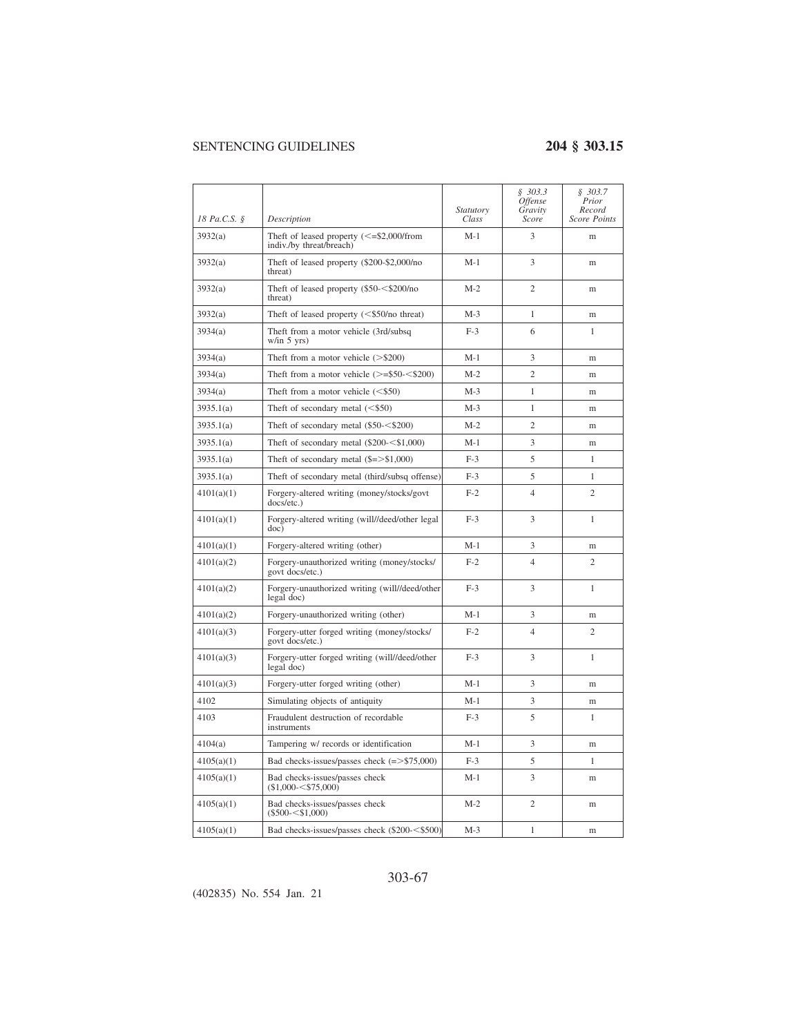| 18 Pa.C.S. § | Description | Statutory Class | § 303.3 Offense Gravity Score | § 303.7 Prior Record Score Points |
|---|---|---|---|---|
| 3932(a) | Theft of leased property (<=$2,000/from indiv./by threat/breach) | M-1 | 3 | m |
| 3932(a) | Theft of leased property ($200-$2,000/no threat) | M-1 | 3 | m |
| 3932(a) | Theft of leased property ($50-<$200/no threat) | M-2 | 2 | m |
| 3932(a) | Theft of leased property (<$50/no threat) | M-3 | 1 | m |
| 3934(a) | Theft from a motor vehicle (3rd/subsq w/in 5 yrs) | F-3 | 6 | 1 |
| 3934(a) | Theft from a motor vehicle (>$200) | M-1 | 3 | m |
| 3934(a) | Theft from a motor vehicle (>=$50-<$200) | M-2 | 2 | m |
| 3934(a) | Theft from a motor vehicle (<$50) | M-3 | 1 | m |
| 3935.1(a) | Theft of secondary metal (<$50) | M-3 | 1 | m |
| 3935.1(a) | Theft of secondary metal ($50-<$200) | M-2 | 2 | m |
| 3935.1(a) | Theft of secondary metal ($200-<$1,000) | M-1 | 3 | m |
| 3935.1(a) | Theft of secondary metal ($=>$1,000) | F-3 | 5 | 1 |
| 3935.1(a) | Theft of secondary metal (third/subsq offense) | F-3 | 5 | 1 |
| 4101(a)(1) | Forgery-altered writing (money/stocks/govt docs/etc.) | F-2 | 4 | 2 |
| 4101(a)(1) | Forgery-altered writing (will//deed/other legal doc) | F-3 | 3 | 1 |
| 4101(a)(1) | Forgery-altered writing (other) | M-1 | 3 | m |
| 4101(a)(2) | Forgery-unauthorized writing (money/stocks/ govt docs/etc.) | F-2 | 4 | 2 |
| 4101(a)(2) | Forgery-unauthorized writing (will//deed/other legal doc) | F-3 | 3 | 1 |
| 4101(a)(2) | Forgery-unauthorized writing (other) | M-1 | 3 | m |
| 4101(a)(3) | Forgery-utter forged writing (money/stocks/ govt docs/etc.) | F-2 | 4 | 2 |
| 4101(a)(3) | Forgery-utter forged writing (will//deed/other legal doc) | F-3 | 3 | 1 |
| 4101(a)(3) | Forgery-utter forged writing (other) | M-1 | 3 | m |
| 4102 | Simulating objects of antiquity | M-1 | 3 | m |
| 4103 | Fraudulent destruction of recordable instruments | F-3 | 5 | 1 |
| 4104(a) | Tampering w/ records or identification | M-1 | 3 | m |
| 4105(a)(1) | Bad checks-issues/passes check (=>$75,000) | F-3 | 5 | 1 |
| 4105(a)(1) | Bad checks-issues/passes check ($1,000-<$75,000) | M-1 | 3 | m |
| 4105(a)(1) | Bad checks-issues/passes check ($500-<$1,000) | M-2 | 2 | m |
| 4105(a)(1) | Bad checks-issues/passes check ($200-<$500) | M-3 | 1 | m |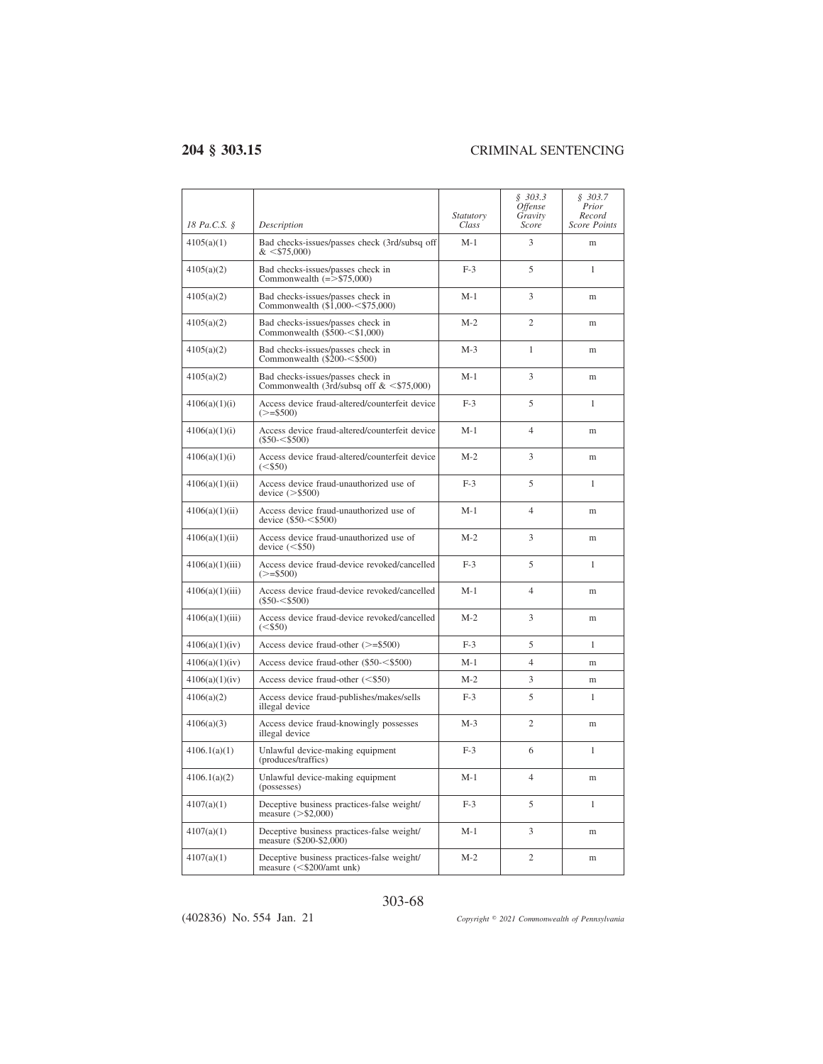| 18 Pa.C.S. § | Description | Statutory Class | § 303.3 Offense Gravity Score | § 303.7 Prior Record Score Points |
|---|---|---|---|---|
| 4105(a)(1) | Bad checks-issues/passes check (3rd/subsq off & <$75,000) | M-1 | 3 | m |
| 4105(a)(2) | Bad checks-issues/passes check in Commonwealth (=>$75,000) | F-3 | 5 | 1 |
| 4105(a)(2) | Bad checks-issues/passes check in Commonwealth ($1,000-<$75,000) | M-1 | 3 | m |
| 4105(a)(2) | Bad checks-issues/passes check in Commonwealth ($500-<$1,000) | M-2 | 2 | m |
| 4105(a)(2) | Bad checks-issues/passes check in Commonwealth ($200-<$500) | M-3 | 1 | m |
| 4105(a)(2) | Bad checks-issues/passes check in Commonwealth (3rd/subsq off & <$75,000) | M-1 | 3 | m |
| 4106(a)(1)(i) | Access device fraud-altered/counterfeit device (>=$500) | F-3 | 5 | 1 |
| 4106(a)(1)(i) | Access device fraud-altered/counterfeit device ($50-<$500) | M-1 | 4 | m |
| 4106(a)(1)(i) | Access device fraud-altered/counterfeit device (<$50) | M-2 | 3 | m |
| 4106(a)(1)(ii) | Access device fraud-unauthorized use of device (>$500) | F-3 | 5 | 1 |
| 4106(a)(1)(ii) | Access device fraud-unauthorized use of device ($50-<$500) | M-1 | 4 | m |
| 4106(a)(1)(ii) | Access device fraud-unauthorized use of device (<$50) | M-2 | 3 | m |
| 4106(a)(1)(iii) | Access device fraud-device revoked/cancelled (>=$500) | F-3 | 5 | 1 |
| 4106(a)(1)(iii) | Access device fraud-device revoked/cancelled ($50-<$500) | M-1 | 4 | m |
| 4106(a)(1)(iii) | Access device fraud-device revoked/cancelled (<$50) | M-2 | 3 | m |
| 4106(a)(1)(iv) | Access device fraud-other (>=$500) | F-3 | 5 | 1 |
| 4106(a)(1)(iv) | Access device fraud-other ($50-<$500) | M-1 | 4 | m |
| 4106(a)(1)(iv) | Access device fraud-other (<$50) | M-2 | 3 | m |
| 4106(a)(2) | Access device fraud-publishes/makes/sells illegal device | F-3 | 5 | 1 |
| 4106(a)(3) | Access device fraud-knowingly possesses illegal device | M-3 | 2 | m |
| 4106.1(a)(1) | Unlawful device-making equipment (produces/traffics) | F-3 | 6 | 1 |
| 4106.1(a)(2) | Unlawful device-making equipment (possesses) | M-1 | 4 | m |
| 4107(a)(1) | Deceptive business practices-false weight/measure (>$2,000) | F-3 | 5 | 1 |
| 4107(a)(1) | Deceptive business practices-false weight/measure ($200-$2,000) | M-1 | 3 | m |
| 4107(a)(1) | Deceptive business practices-false weight/measure (<$200/amt unk) | M-2 | 2 | m |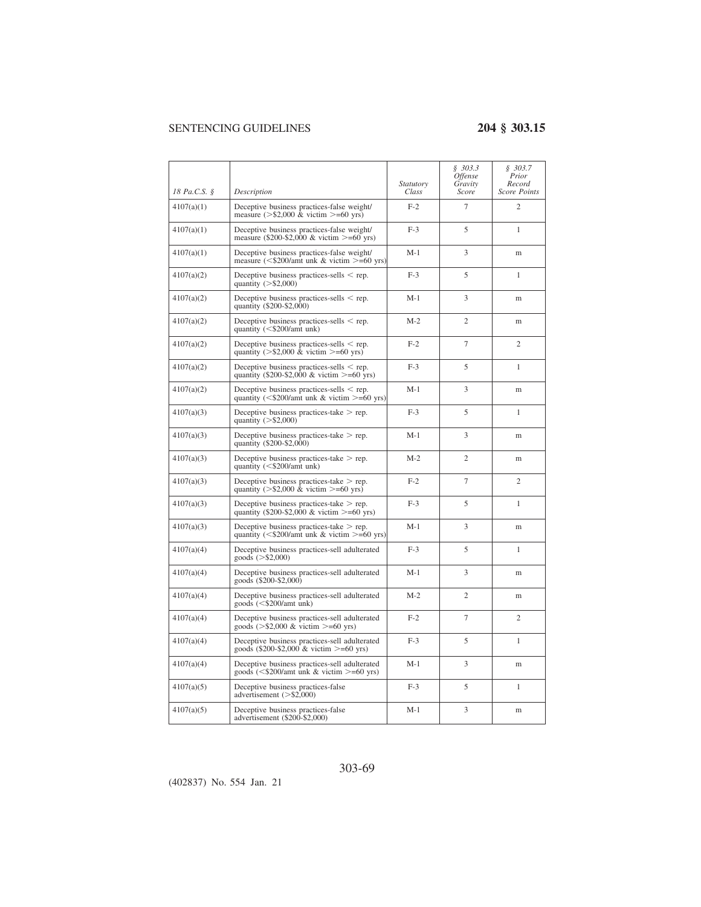| 18 Pa.C.S. § | Description | Statutory Class | § 303.3 Offense Gravity Score | § 303.7 Prior Record Score Points |
|---|---|---|---|---|
| 4107(a)(1) | Deceptive business practices-false weight/ measure (>$2,000 & victim >=60 yrs) | F-2 | 7 | 2 |
| 4107(a)(1) | Deceptive business practices-false weight/ measure ($200-$2,000 & victim >=60 yrs) | F-3 | 5 | 1 |
| 4107(a)(1) | Deceptive business practices-false weight/ measure (<$200/amt unk & victim >=60 yrs) | M-1 | 3 | m |
| 4107(a)(2) | Deceptive business practices-sells < rep. quantity (>$2,000) | F-3 | 5 | 1 |
| 4107(a)(2) | Deceptive business practices-sells < rep. quantity ($200-$2,000) | M-1 | 3 | m |
| 4107(a)(2) | Deceptive business practices-sells < rep. quantity (<$200/amt unk) | M-2 | 2 | m |
| 4107(a)(2) | Deceptive business practices-sells < rep. quantity (>$2,000 & victim >=60 yrs) | F-2 | 7 | 2 |
| 4107(a)(2) | Deceptive business practices-sells < rep. quantity ($200-$2,000 & victim >=60 yrs) | F-3 | 5 | 1 |
| 4107(a)(2) | Deceptive business practices-sells < rep. quantity (<$200/amt unk & victim >=60 yrs) | M-1 | 3 | m |
| 4107(a)(3) | Deceptive business practices-take > rep. quantity (>$2,000) | F-3 | 5 | 1 |
| 4107(a)(3) | Deceptive business practices-take > rep. quantity ($200-$2,000) | M-1 | 3 | m |
| 4107(a)(3) | Deceptive business practices-take > rep. quantity (<$200/amt unk) | M-2 | 2 | m |
| 4107(a)(3) | Deceptive business practices-take > rep. quantity (>$2,000 & victim >=60 yrs) | F-2 | 7 | 2 |
| 4107(a)(3) | Deceptive business practices-take > rep. quantity ($200-$2,000 & victim >=60 yrs) | F-3 | 5 | 1 |
| 4107(a)(3) | Deceptive business practices-take > rep. quantity (<$200/amt unk & victim >=60 yrs) | M-1 | 3 | m |
| 4107(a)(4) | Deceptive business practices-sell adulterated goods (>$2,000) | F-3 | 5 | 1 |
| 4107(a)(4) | Deceptive business practices-sell adulterated goods ($200-$2,000) | M-1 | 3 | m |
| 4107(a)(4) | Deceptive business practices-sell adulterated goods (<$200/amt unk) | M-2 | 2 | m |
| 4107(a)(4) | Deceptive business practices-sell adulterated goods (>$2,000 & victim >=60 yrs) | F-2 | 7 | 2 |
| 4107(a)(4) | Deceptive business practices-sell adulterated goods ($200-$2,000 & victim >=60 yrs) | F-3 | 5 | 1 |
| 4107(a)(4) | Deceptive business practices-sell adulterated goods (<$200/amt unk & victim >=60 yrs) | M-1 | 3 | m |
| 4107(a)(5) | Deceptive business practices-false advertisement (>$2,000) | F-3 | 5 | 1 |
| 4107(a)(5) | Deceptive business practices-false advertisement ($200-$2,000) | M-1 | 3 | m |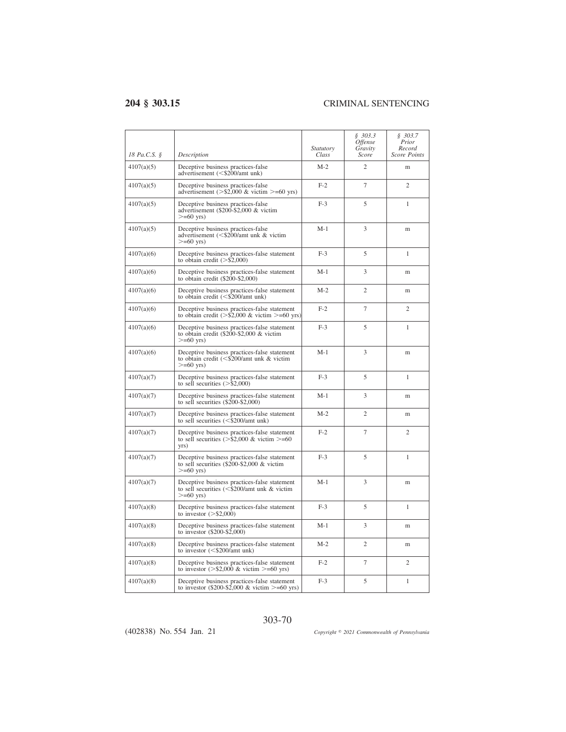| 18 Pa.C.S. § | Description | Statutory Class | § 303.3 Offense Gravity Score | § 303.7 Prior Record Score Points |
|---|---|---|---|---|
| 4107(a)(5) | Deceptive business practices-false advertisement (<$200/amt unk) | M-2 | 2 | m |
| 4107(a)(5) | Deceptive business practices-false advertisement (>$2,000 & victim >=60 yrs) | F-2 | 7 | 2 |
| 4107(a)(5) | Deceptive business practices-false advertisement ($200-$2,000 & victim >=60 yrs) | F-3 | 5 | 1 |
| 4107(a)(5) | Deceptive business practices-false advertisement (<$200/amt unk & victim >=60 yrs) | M-1 | 3 | m |
| 4107(a)(6) | Deceptive business practices-false statement to obtain credit (>$2,000) | F-3 | 5 | 1 |
| 4107(a)(6) | Deceptive business practices-false statement to obtain credit ($200-$2,000) | M-1 | 3 | m |
| 4107(a)(6) | Deceptive business practices-false statement to obtain credit (<$200/amt unk) | M-2 | 2 | m |
| 4107(a)(6) | Deceptive business practices-false statement to obtain credit (>$2,000 & victim >=60 yrs) | F-2 | 7 | 2 |
| 4107(a)(6) | Deceptive business practices-false statement to obtain credit ($200-$2,000 & victim >=60 yrs) | F-3 | 5 | 1 |
| 4107(a)(6) | Deceptive business practices-false statement to obtain credit (<$200/amt unk & victim >=60 yrs) | M-1 | 3 | m |
| 4107(a)(7) | Deceptive business practices-false statement to sell securities (>$2,000) | F-3 | 5 | 1 |
| 4107(a)(7) | Deceptive business practices-false statement to sell securities ($200-$2,000) | M-1 | 3 | m |
| 4107(a)(7) | Deceptive business practices-false statement to sell securities (<$200/amt unk) | M-2 | 2 | m |
| 4107(a)(7) | Deceptive business practices-false statement to sell securities (>$2,000 & victim >=60 yrs) | F-2 | 7 | 2 |
| 4107(a)(7) | Deceptive business practices-false statement to sell securities ($200-$2,000 & victim >=60 yrs) | F-3 | 5 | 1 |
| 4107(a)(7) | Deceptive business practices-false statement to sell securities (<$200/amt unk & victim >=60 yrs) | M-1 | 3 | m |
| 4107(a)(8) | Deceptive business practices-false statement to investor (>$2,000) | F-3 | 5 | 1 |
| 4107(a)(8) | Deceptive business practices-false statement to investor ($200-$2,000) | M-1 | 3 | m |
| 4107(a)(8) | Deceptive business practices-false statement to investor (<$200/amt unk) | M-2 | 2 | m |
| 4107(a)(8) | Deceptive business practices-false statement to investor (>$2,000 & victim >=60 yrs) | F-2 | 7 | 2 |
| 4107(a)(8) | Deceptive business practices-false statement to investor ($200-$2,000 & victim >=60 yrs) | F-3 | 5 | 1 |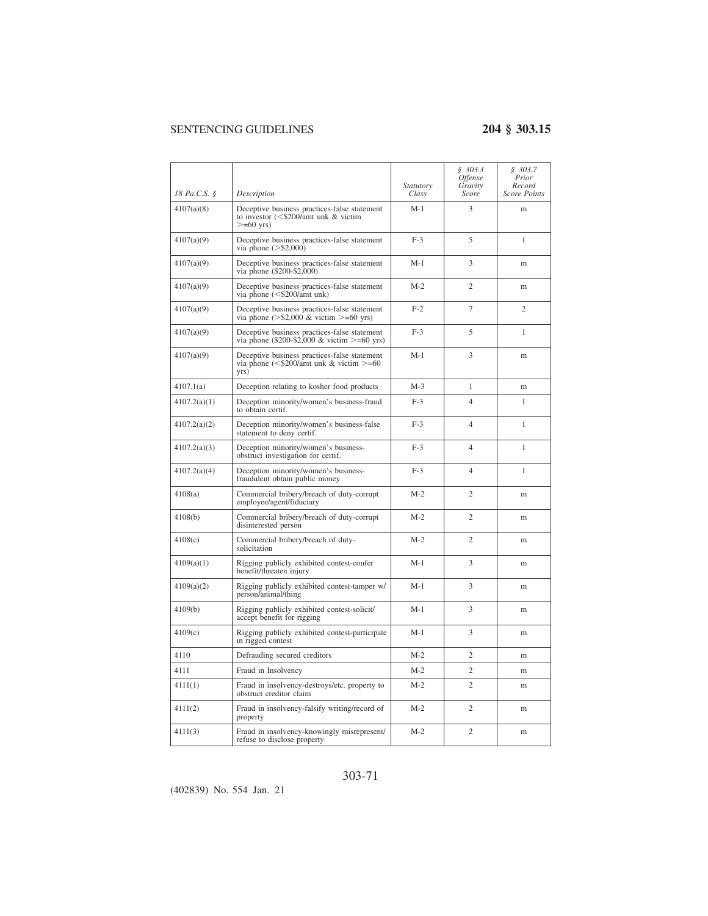| *18 Pa.C.S. §* | *Description* | *Statutory Class* | *§ 303.3 Offense Gravity Score* | *§ 303.7 Prior Record Score Points* |
|---|---|---|---|---|
| 4107(a)(8) | Deceptive business practices-false statement to investor (<$200/amt unk & victim >=60 yrs) | M-1 | 3 | m |
| 4107(a)(9) | Deceptive business practices-false statement via phone (>$2,000) | F-3 | 5 | 1 |
| 4107(a)(9) | Deceptive business practices-false statement via phone ($200-$2,000) | M-1 | 3 | m |
| 4107(a)(9) | Deceptive business practices-false statement via phone (<$200/amt unk) | M-2 | 2 | m |
| 4107(a)(9) | Deceptive business practices-false statement via phone (>$2,000 & victim >=60 yrs) | F-2 | 7 | 2 |
| 4107(a)(9) | Deceptive business practices-false statement via phone ($200-$2,000 & victim >=60 yrs) | F-3 | 5 | 1 |
| 4107(a)(9) | Deceptive business practices-false statement via phone (<$200/amt unk & victim >=60 yrs) | M-1 | 3 | m |
| 4107.1(a) | Deception relating to kosher food products | M-3 | 1 | m |
| 4107.2(a)(1) | Deception minority/women's business-fraud to obtain certif. | F-3 | 4 | 1 |
| 4107.2(a)(2) | Deception minority/women's business-false statement to deny certif. | F-3 | 4 | 1 |
| 4107.2(a)(3) | Deception minority/women's business-obstruct investigation for certif. | F-3 | 4 | 1 |
| 4107.2(a)(4) | Deception minority/women's business-fraudulent obtain public money | F-3 | 4 | 1 |
| 4108(a) | Commercial bribery/breach of duty-corrupt employee/agent/fiduciary | M-2 | 2 | m |
| 4108(b) | Commercial bribery/breach of duty-corrupt disinterested person | M-2 | 2 | m |
| 4108(c) | Commercial bribery/breach of duty-solicitation | M-2 | 2 | m |
| 4109(a)(1) | Rigging publicly exhibited contest-confer benefit/threaten injury | M-1 | 3 | m |
| 4109(a)(2) | Rigging publicly exhibited contest-tamper w/ person/animal/thing | M-1 | 3 | m |
| 4109(b) | Rigging publicly exhibited contest-solicit/accept benefit for rigging | M-1 | 3 | m |
| 4109(c) | Rigging publicly exhibited contest-participate in rigged contest | M-1 | 3 | m |
| 4110 | Defrauding secured creditors | M-2 | 2 | m |
| 4111 | Fraud in Insolvency | M-2 | 2 | m |
| 4111(1) | Fraud in insolvency-destroys/etc. property to obstruct creditor claim | M-2 | 2 | m |
| 4111(2) | Fraud in insolvency-falsify writing/record of property | M-2 | 2 | m |
| 4111(3) | Fraud in insolvency-knowingly misrepresent/refuse to disclose property | M-2 | 2 | m |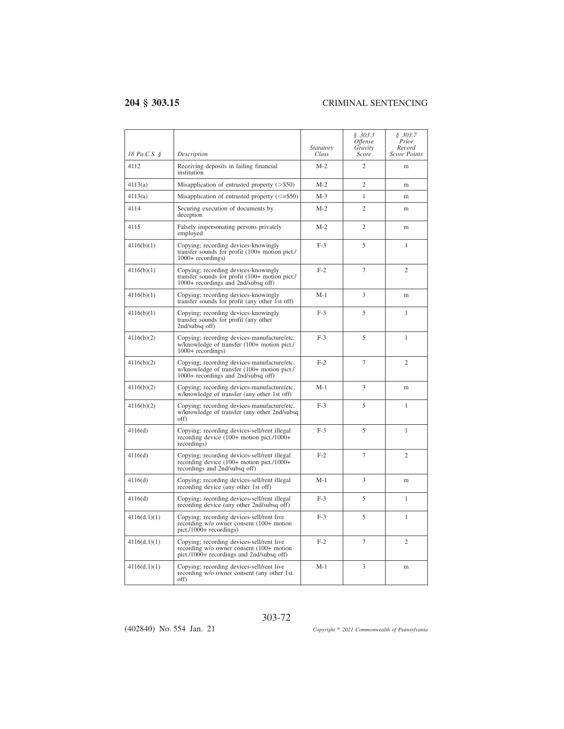| 18 Pa.C.S. § | Description | Statutory Class | § 303.3 Offense Gravity Score | § 303.7 Prior Record Score Points |
|---|---|---|---|---|
| 4112 | Receiving deposits in failing financial institution | M-2 | 2 | m |
| 4113(a) | Misapplication of entrusted property (>$50) | M-2 | 2 | m |
| 4113(a) | Misapplication of entrusted property (<=$50) | M-3 | 1 | m |
| 4114 | Securing execution of documents by deception | M-2 | 2 | m |
| 4115 | Falsely impersonating persons privately employed | M-2 | 2 | m |
| 4116(b)(1) | Copying; recording devices-knowingly transfer sounds for profit (100+ motion pict./ 1000+ recordings) | F-3 | 5 | 1 |
| 4116(b)(1) | Copying; recording devices-knowingly transfer sounds for profit (100+ motion pict./ 1000+ recordings and 2nd/subsq off) | F-2 | 7 | 2 |
| 4116(b)(1) | Copying; recording devices-knowingly transfer sounds for profit (any other 1st off) | M-1 | 3 | m |
| 4116(b)(1) | Copying; recording devices-knowingly transfer sounds for profit (any other 2nd/subsq off) | F-3 | 5 | 1 |
| 4116(b)(2) | Copying; recording devices-manufacture/etc. w/knowledge of transfer (100+ motion pict./ 1000+ recordings) | F-3 | 5 | 1 |
| 4116(b)(2) | Copying; recording devices-manufacture/etc. w/knowledge of transfer (100+ motion pict./ 1000+ recordings and 2nd/subsq off) | F-2 | 7 | 2 |
| 4116(b)(2) | Copying; recording devices-manufacture/etc. w/knowledge of transfer (any other 1st off) | M-1 | 3 | m |
| 4116(b)(2) | Copying; recording devices-manufacture/etc. w/knowledge of transfer (any other 2nd/subsq off) | F-3 | 5 | 1 |
| 4116(d) | Copying; recording devices-sell/rent illegal recording device (100+ motion pict./1000+ recordings) | F-3 | 5 | 1 |
| 4116(d) | Copying; recording devices-sell/rent illegal recording device (100+ motion pict./1000+ recordings and 2nd/subsq off) | F-2 | 7 | 2 |
| 4116(d) | Copying; recording devices-sell/rent illegal recording device (any other 1st off) | M-1 | 3 | m |
| 4116(d) | Copying; recording devices-sell/rent illegal recording device (any other 2nd/subsq off) | F-3 | 5 | 1 |
| 4116(d.1)(1) | Copying; recording devices-sell/rent live recording w/o owner consent (100+ motion pict./1000+ recordings) | F-3 | 5 | 1 |
| 4116(d.1)(1) | Copying; recording devices-sell/rent live recording w/o owner consent (100+ motion pict./1000+ recordings and 2nd/subsq off) | F-2 | 7 | 2 |
| 4116(d.1)(1) | Copying; recording devices-sell/rent live recording w/o owner consent (any other 1st off) | M-1 | 3 | m |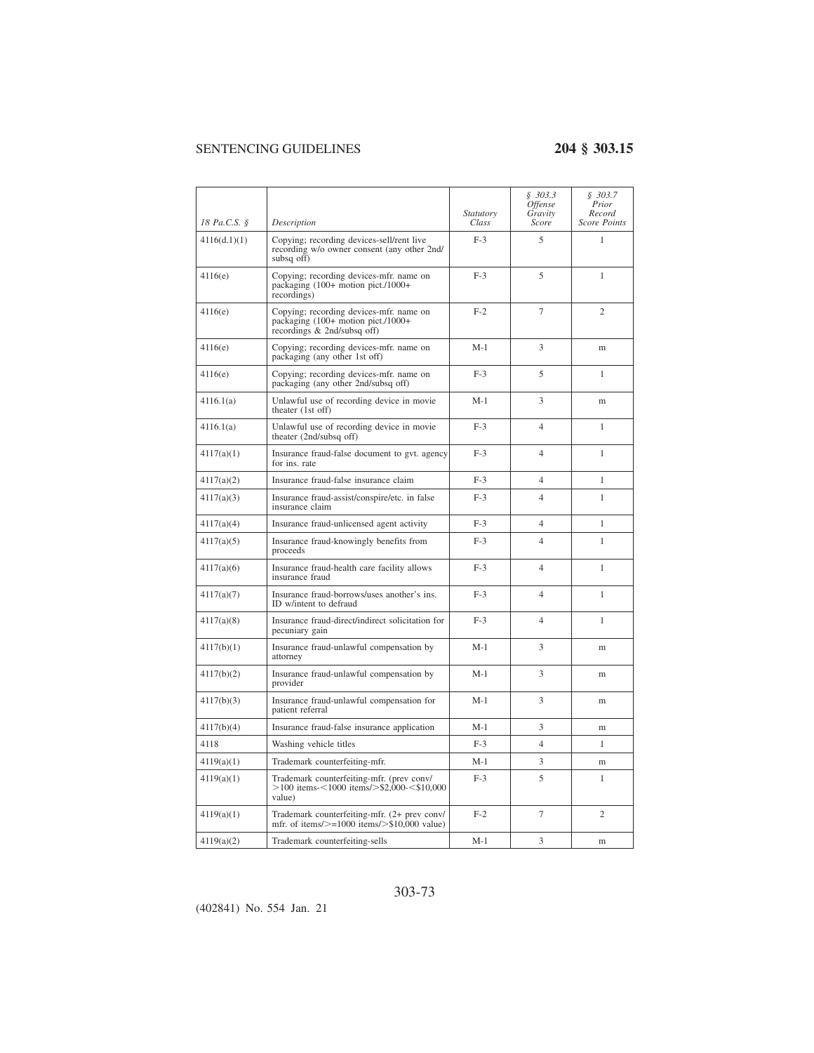| *18 Pa.C.S. §* | *Description* | *Statutory Class* | *§ 303.3 Offense Gravity Score* | *§ 303.7 Prior Record Score Points* |
|---|---|---|---|---|
| 4116(d.1)(1) | Copying; recording devices-sell/rent live recording w/o owner consent (any other 2nd/ subsq off) | F-3 | 5 | 1 |
| 4116(e) | Copying; recording devices-mfr. name on packaging (100+ motion pict./1000+ recordings) | F-3 | 5 | 1 |
| 4116(e) | Copying; recording devices-mfr. name on packaging (100+ motion pict./1000+ recordings & 2nd/subsq off) | F-2 | 7 | 2 |
| 4116(e) | Copying; recording devices-mfr. name on packaging (any other 1st off) | M-1 | 3 | m |
| 4116(e) | Copying; recording devices-mfr. name on packaging (any other 2nd/subsq off) | F-3 | 5 | 1 |
| 4116.1(a) | Unlawful use of recording device in movie theater (1st off) | M-1 | 3 | m |
| 4116.1(a) | Unlawful use of recording device in movie theater (2nd/subsq off) | F-3 | 4 | 1 |
| 4117(a)(1) | Insurance fraud-false document to gvt. agency for ins. rate | F-3 | 4 | 1 |
| 4117(a)(2) | Insurance fraud-false insurance claim | F-3 | 4 | 1 |
| 4117(a)(3) | Insurance fraud-assist/conspire/etc. in false insurance claim | F-3 | 4 | 1 |
| 4117(a)(4) | Insurance fraud-unlicensed agent activity | F-3 | 4 | 1 |
| 4117(a)(5) | Insurance fraud-knowingly benefits from proceeds | F-3 | 4 | 1 |
| 4117(a)(6) | Insurance fraud-health care facility allows insurance fraud | F-3 | 4 | 1 |
| 4117(a)(7) | Insurance fraud-borrows/uses another's ins. ID w/intent to defraud | F-3 | 4 | 1 |
| 4117(a)(8) | Insurance fraud-direct/indirect solicitation for pecuniary gain | F-3 | 4 | 1 |
| 4117(b)(1) | Insurance fraud-unlawful compensation by attorney | M-1 | 3 | m |
| 4117(b)(2) | Insurance fraud-unlawful compensation by provider | M-1 | 3 | m |
| 4117(b)(3) | Insurance fraud-unlawful compensation for patient referral | M-1 | 3 | m |
| 4117(b)(4) | Insurance fraud-false insurance application | M-1 | 3 | m |
| 4118 | Washing vehicle titles | F-3 | 4 | 1 |
| 4119(a)(1) | Trademark counterfeiting-mfr. | M-1 | 3 | m |
| 4119(a)(1) | Trademark counterfeiting-mfr. (prev conv/ >100 items-<1000 items/>$2,000-<$10,000 value) | F-3 | 5 | 1 |
| 4119(a)(1) | Trademark counterfeiting-mfr. (2+ prev conv/ mfr. of items/>=1000 items/>$10,000 value) | F-2 | 7 | 2 |
| 4119(a)(2) | Trademark counterfeiting-sells | M-1 | 3 | m |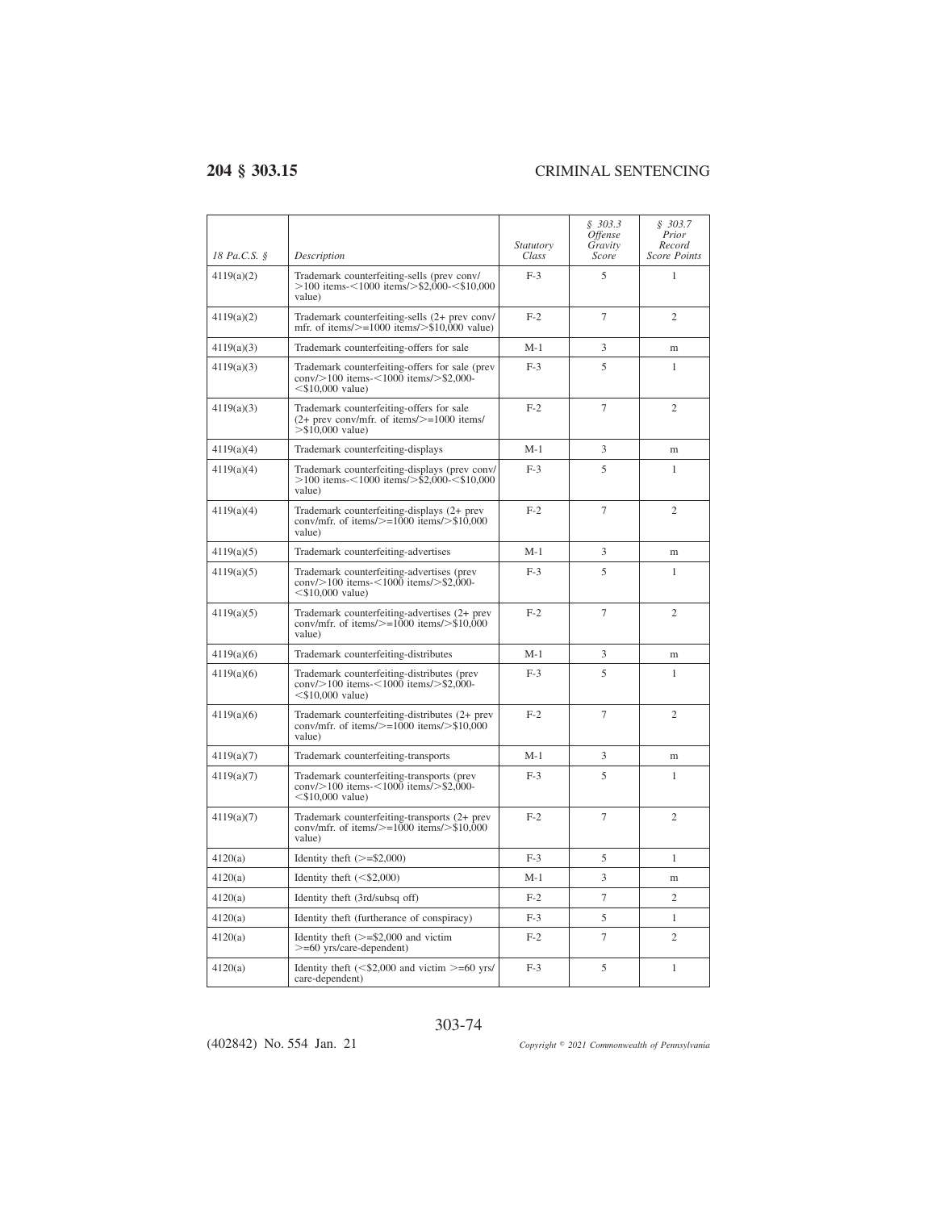| 18 Pa.C.S. § | Description | Statutory Class | § 303.3 Offense Gravity Score | § 303.7 Prior Record Score Points |
|---|---|---|---|---|
| 4119(a)(2) | Trademark counterfeiting-sells (prev conv/ >100 items-<1000 items/>$2,000-<$10,000 value) | F-3 | 5 | 1 |
| 4119(a)(2) | Trademark counterfeiting-sells (2+ prev conv/ mfr. of items/>=1000 items/>$10,000 value) | F-2 | 7 | 2 |
| 4119(a)(3) | Trademark counterfeiting-offers for sale | M-1 | 3 | m |
| 4119(a)(3) | Trademark counterfeiting-offers for sale (prev conv/>100 items-<1000 items/>$2,000- <$10,000 value) | F-3 | 5 | 1 |
| 4119(a)(3) | Trademark counterfeiting-offers for sale (2+ prev conv/mfr. of items/>=1000 items/ >$10,000 value) | F-2 | 7 | 2 |
| 4119(a)(4) | Trademark counterfeiting-displays | M-1 | 3 | m |
| 4119(a)(4) | Trademark counterfeiting-displays (prev conv/ >100 items-<1000 items/>$2,000-<$10,000 value) | F-3 | 5 | 1 |
| 4119(a)(4) | Trademark counterfeiting-displays (2+ prev conv/mfr. of items/>=1000 items/>$10,000 value) | F-2 | 7 | 2 |
| 4119(a)(5) | Trademark counterfeiting-advertises | M-1 | 3 | m |
| 4119(a)(5) | Trademark counterfeiting-advertises (prev conv/>100 items-<1000 items/>$2,000- <$10,000 value) | F-3 | 5 | 1 |
| 4119(a)(5) | Trademark counterfeiting-advertises (2+ prev conv/mfr. of items/>=1000 items/>$10,000 value) | F-2 | 7 | 2 |
| 4119(a)(6) | Trademark counterfeiting-distributes | M-1 | 3 | m |
| 4119(a)(6) | Trademark counterfeiting-distributes (prev conv/>100 items-<1000 items/>$2,000- <$10,000 value) | F-3 | 5 | 1 |
| 4119(a)(6) | Trademark counterfeiting-distributes (2+ prev conv/mfr. of items/>=1000 items/>$10,000 value) | F-2 | 7 | 2 |
| 4119(a)(7) | Trademark counterfeiting-transports | M-1 | 3 | m |
| 4119(a)(7) | Trademark counterfeiting-transports (prev conv/>100 items-<1000 items/>$2,000- <$10,000 value) | F-3 | 5 | 1 |
| 4119(a)(7) | Trademark counterfeiting-transports (2+ prev conv/mfr. of items/>=1000 items/>$10,000 value) | F-2 | 7 | 2 |
| 4120(a) | Identity theft (>=$2,000) | F-3 | 5 | 1 |
| 4120(a) | Identity theft (<$2,000) | M-1 | 3 | m |
| 4120(a) | Identity theft (3rd/subsq off) | F-2 | 7 | 2 |
| 4120(a) | Identity theft (furtherance of conspiracy) | F-3 | 5 | 1 |
| 4120(a) | Identity theft (>=$2,000 and victim >=60 yrs/care-dependent) | F-2 | 7 | 2 |
| 4120(a) | Identity theft (<$2,000 and victim >=60 yrs/ care-dependent) | F-3 | 5 | 1 |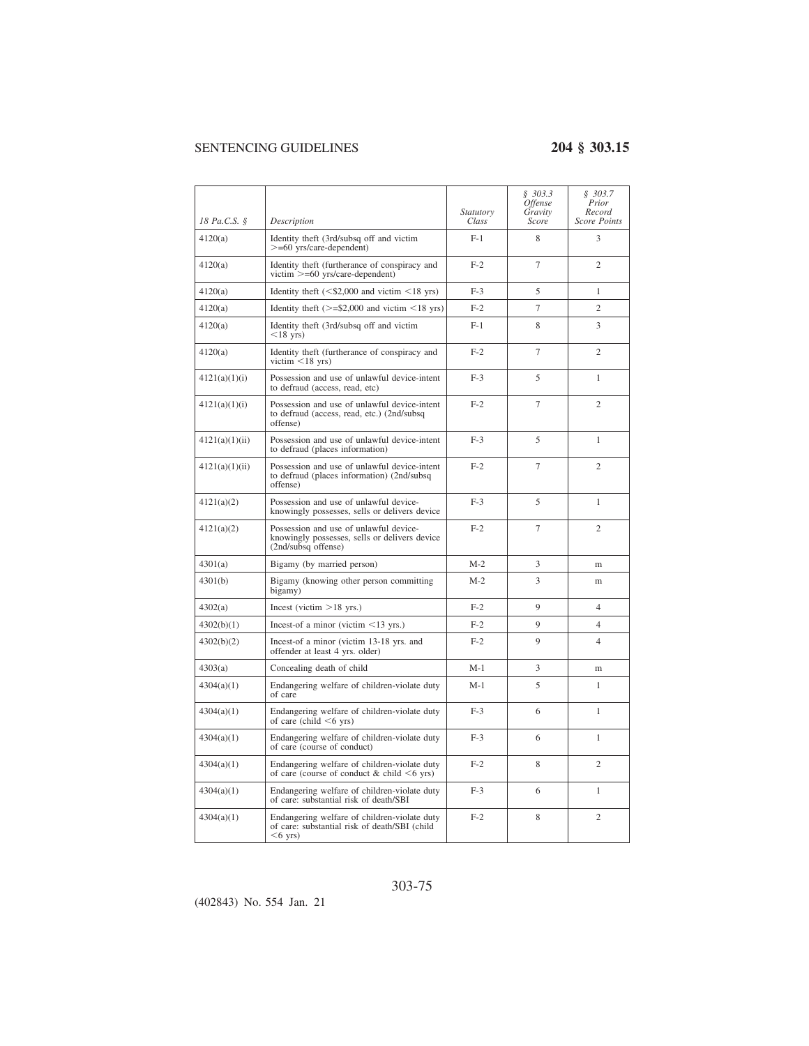| 18 Pa.C.S. § | Description | Statutory Class | § 303.3 Offense Gravity Score | § 303.7 Prior Record Score Points |
|---|---|---|---|---|
| 4120(a) | Identity theft (3rd/subsq off and victim >=60 yrs/care-dependent) | F-1 | 8 | 3 |
| 4120(a) | Identity theft (furtherance of conspiracy and victim >=60 yrs/care-dependent) | F-2 | 7 | 2 |
| 4120(a) | Identity theft (<$2,000 and victim <18 yrs) | F-3 | 5 | 1 |
| 4120(a) | Identity theft (>=$2,000 and victim <18 yrs) | F-2 | 7 | 2 |
| 4120(a) | Identity theft (3rd/subsq off and victim <18 yrs) | F-1 | 8 | 3 |
| 4120(a) | Identity theft (furtherance of conspiracy and victim <18 yrs) | F-2 | 7 | 2 |
| 4121(a)(1)(i) | Possession and use of unlawful device-intent to defraud (access, read, etc) | F-3 | 5 | 1 |
| 4121(a)(1)(i) | Possession and use of unlawful device-intent to defraud (access, read, etc.) (2nd/subsq offense) | F-2 | 7 | 2 |
| 4121(a)(1)(ii) | Possession and use of unlawful device-intent to defraud (places information) | F-3 | 5 | 1 |
| 4121(a)(1)(ii) | Possession and use of unlawful device-intent to defraud (places information) (2nd/subsq offense) | F-2 | 7 | 2 |
| 4121(a)(2) | Possession and use of unlawful device-knowingly possesses, sells or delivers device | F-3 | 5 | 1 |
| 4121(a)(2) | Possession and use of unlawful device-knowingly possesses, sells or delivers device (2nd/subsq offense) | F-2 | 7 | 2 |
| 4301(a) | Bigamy (by married person) | M-2 | 3 | m |
| 4301(b) | Bigamy (knowing other person committing bigamy) | M-2 | 3 | m |
| 4302(a) | Incest (victim >18 yrs.) | F-2 | 9 | 4 |
| 4302(b)(1) | Incest-of a minor (victim <13 yrs.) | F-2 | 9 | 4 |
| 4302(b)(2) | Incest-of a minor (victim 13-18 yrs. and offender at least 4 yrs. older) | F-2 | 9 | 4 |
| 4303(a) | Concealing death of child | M-1 | 3 | m |
| 4304(a)(1) | Endangering welfare of children-violate duty of care | M-1 | 5 | 1 |
| 4304(a)(1) | Endangering welfare of children-violate duty of care (child <6 yrs) | F-3 | 6 | 1 |
| 4304(a)(1) | Endangering welfare of children-violate duty of care (course of conduct) | F-3 | 6 | 1 |
| 4304(a)(1) | Endangering welfare of children-violate duty of care (course of conduct & child <6 yrs) | F-2 | 8 | 2 |
| 4304(a)(1) | Endangering welfare of children-violate duty of care: substantial risk of death/SBI | F-3 | 6 | 1 |
| 4304(a)(1) | Endangering welfare of children-violate duty of care: substantial risk of death/SBI (child <6 yrs) | F-2 | 8 | 2 |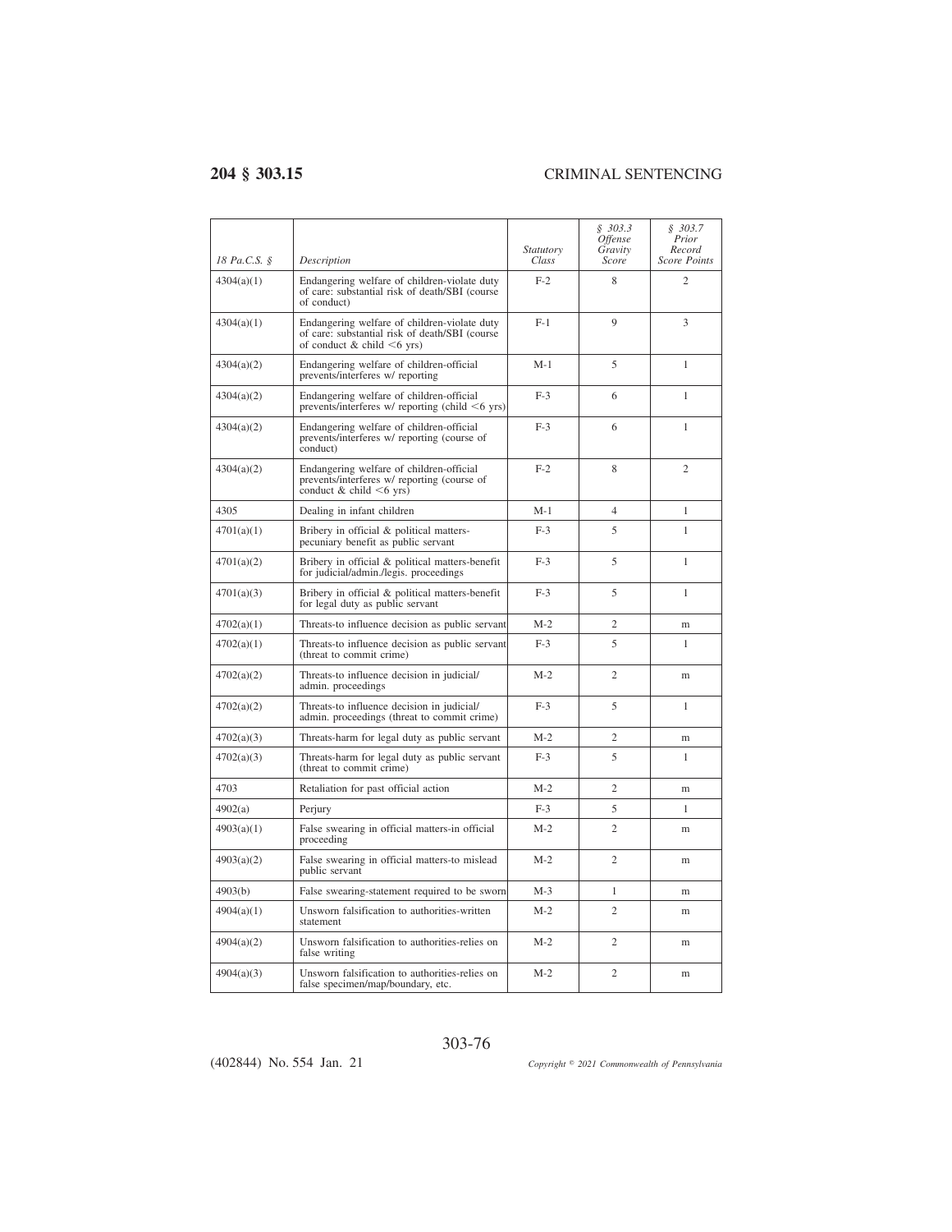| *18 Pa.C.S. §* | *Description* | *Statutory Class* | *§ 303.3 Offense Gravity Score* | *§ 303.7 Prior Record Score Points* |
|---|---|---|---|---|
| 4304(a)(1) | Endangering welfare of children-violate duty of care: substantial risk of death/SBI (course of conduct) | F-2 | 8 | 2 |
| 4304(a)(1) | Endangering welfare of children-violate duty of care: substantial risk of death/SBI (course of conduct & child <6 yrs) | F-1 | 9 | 3 |
| 4304(a)(2) | Endangering welfare of children-official prevents/interferes w/ reporting | M-1 | 5 | 1 |
| 4304(a)(2) | Endangering welfare of children-official prevents/interferes w/ reporting (child <6 yrs) | F-3 | 6 | 1 |
| 4304(a)(2) | Endangering welfare of children-official prevents/interferes w/ reporting (course of conduct) | F-3 | 6 | 1 |
| 4304(a)(2) | Endangering welfare of children-official prevents/interferes w/ reporting (course of conduct & child <6 yrs) | F-2 | 8 | 2 |
| 4305 | Dealing in infant children | M-1 | 4 | 1 |
| 4701(a)(1) | Bribery in official & political matters-pecuniary benefit as public servant | F-3 | 5 | 1 |
| 4701(a)(2) | Bribery in official & political matters-benefit for judicial/admin./legis. proceedings | F-3 | 5 | 1 |
| 4701(a)(3) | Bribery in official & political matters-benefit for legal duty as public servant | F-3 | 5 | 1 |
| 4702(a)(1) | Threats-to influence decision as public servant | M-2 | 2 | m |
| 4702(a)(1) | Threats-to influence decision as public servant (threat to commit crime) | F-3 | 5 | 1 |
| 4702(a)(2) | Threats-to influence decision in judicial/admin. proceedings | M-2 | 2 | m |
| 4702(a)(2) | Threats-to influence decision in judicial/admin. proceedings (threat to commit crime) | F-3 | 5 | 1 |
| 4702(a)(3) | Threats-harm for legal duty as public servant | M-2 | 2 | m |
| 4702(a)(3) | Threats-harm for legal duty as public servant (threat to commit crime) | F-3 | 5 | 1 |
| 4703 | Retaliation for past official action | M-2 | 2 | m |
| 4902(a) | Perjury | F-3 | 5 | 1 |
| 4903(a)(1) | False swearing in official matters-in official proceeding | M-2 | 2 | m |
| 4903(a)(2) | False swearing in official matters-to mislead public servant | M-2 | 2 | m |
| 4903(b) | False swearing-statement required to be sworn | M-3 | 1 | m |
| 4904(a)(1) | Unsworn falsification to authorities-written statement | M-2 | 2 | m |
| 4904(a)(2) | Unsworn falsification to authorities-relies on false writing | M-2 | 2 | m |
| 4904(a)(3) | Unsworn falsification to authorities-relies on false specimen/map/boundary, etc. | M-2 | 2 | m |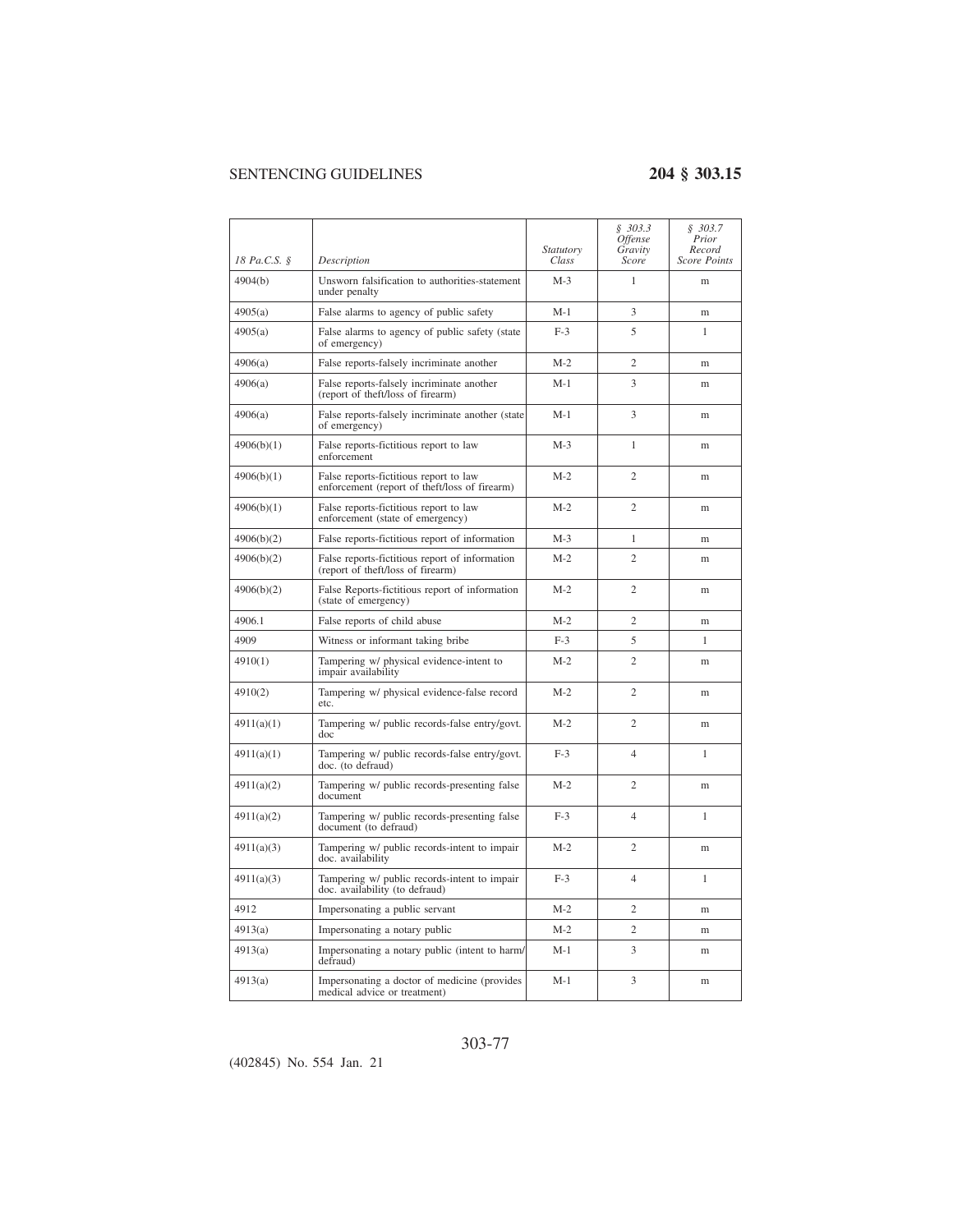| 18 Pa.C.S. § | Description | Statutory Class | § 303.3 Offense Gravity Score | § 303.7 Prior Record Score Points |
|---|---|---|---|---|
| 4904(b) | Unsworn falsification to authorities-statement under penalty | M-3 | 1 | m |
| 4905(a) | False alarms to agency of public safety | M-1 | 3 | m |
| 4905(a) | False alarms to agency of public safety (state of emergency) | F-3 | 5 | 1 |
| 4906(a) | False reports-falsely incriminate another | M-2 | 2 | m |
| 4906(a) | False reports-falsely incriminate another (report of theft/loss of firearm) | M-1 | 3 | m |
| 4906(a) | False reports-falsely incriminate another (state of emergency) | M-1 | 3 | m |
| 4906(b)(1) | False reports-fictitious report to law enforcement | M-3 | 1 | m |
| 4906(b)(1) | False reports-fictitious report to law enforcement (report of theft/loss of firearm) | M-2 | 2 | m |
| 4906(b)(1) | False reports-fictitious report to law enforcement (state of emergency) | M-2 | 2 | m |
| 4906(b)(2) | False reports-fictitious report of information | M-3 | 1 | m |
| 4906(b)(2) | False reports-fictitious report of information (report of theft/loss of firearm) | M-2 | 2 | m |
| 4906(b)(2) | False Reports-fictitious report of information (state of emergency) | M-2 | 2 | m |
| 4906.1 | False reports of child abuse | M-2 | 2 | m |
| 4909 | Witness or informant taking bribe | F-3 | 5 | 1 |
| 4910(1) | Tampering w/ physical evidence-intent to impair availability | M-2 | 2 | m |
| 4910(2) | Tampering w/ physical evidence-false record etc. | M-2 | 2 | m |
| 4911(a)(1) | Tampering w/ public records-false entry/govt. doc | M-2 | 2 | m |
| 4911(a)(1) | Tampering w/ public records-false entry/govt. doc. (to defraud) | F-3 | 4 | 1 |
| 4911(a)(2) | Tampering w/ public records-presenting false document | M-2 | 2 | m |
| 4911(a)(2) | Tampering w/ public records-presenting false document (to defraud) | F-3 | 4 | 1 |
| 4911(a)(3) | Tampering w/ public records-intent to impair doc. availability | M-2 | 2 | m |
| 4911(a)(3) | Tampering w/ public records-intent to impair doc. availability (to defraud) | F-3 | 4 | 1 |
| 4912 | Impersonating a public servant | M-2 | 2 | m |
| 4913(a) | Impersonating a notary public | M-2 | 2 | m |
| 4913(a) | Impersonating a notary public (intent to harm/defraud) | M-1 | 3 | m |
| 4913(a) | Impersonating a doctor of medicine (provides medical advice or treatment) | M-1 | 3 | m |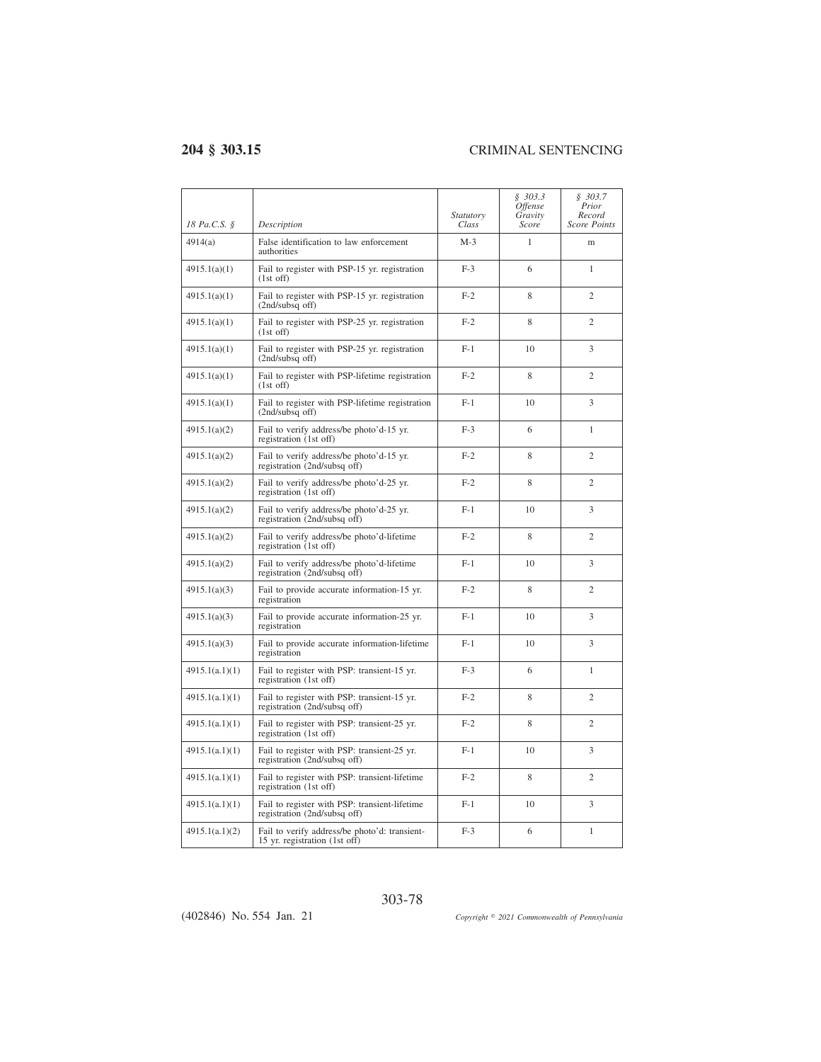| *18 Pa.C.S. §* | *Description* | *Statutory Class* | *§ 303.3 Offense Gravity Score* | *§ 303.7 Prior Record Score Points* |
|---|---|---|---|---|
| 4914(a) | False identification to law enforcement authorities | M-3 | 1 | m |
| 4915.1(a)(1) | Fail to register with PSP-15 yr. registration (1st off) | F-3 | 6 | 1 |
| 4915.1(a)(1) | Fail to register with PSP-15 yr. registration (2nd/subsq off) | F-2 | 8 | 2 |
| 4915.1(a)(1) | Fail to register with PSP-25 yr. registration (1st off) | F-2 | 8 | 2 |
| 4915.1(a)(1) | Fail to register with PSP-25 yr. registration (2nd/subsq off) | F-1 | 10 | 3 |
| 4915.1(a)(1) | Fail to register with PSP-lifetime registration (1st off) | F-2 | 8 | 2 |
| 4915.1(a)(1) | Fail to register with PSP-lifetime registration (2nd/subsq off) | F-1 | 10 | 3 |
| 4915.1(a)(2) | Fail to verify address/be photo'd-15 yr. registration (1st off) | F-3 | 6 | 1 |
| 4915.1(a)(2) | Fail to verify address/be photo'd-15 yr. registration (2nd/subsq off) | F-2 | 8 | 2 |
| 4915.1(a)(2) | Fail to verify address/be photo'd-25 yr. registration (1st off) | F-2 | 8 | 2 |
| 4915.1(a)(2) | Fail to verify address/be photo'd-25 yr. registration (2nd/subsq off) | F-1 | 10 | 3 |
| 4915.1(a)(2) | Fail to verify address/be photo'd-lifetime registration (1st off) | F-2 | 8 | 2 |
| 4915.1(a)(2) | Fail to verify address/be photo'd-lifetime registration (2nd/subsq off) | F-1 | 10 | 3 |
| 4915.1(a)(3) | Fail to provide accurate information-15 yr. registration | F-2 | 8 | 2 |
| 4915.1(a)(3) | Fail to provide accurate information-25 yr. registration | F-1 | 10 | 3 |
| 4915.1(a)(3) | Fail to provide accurate information-lifetime registration | F-1 | 10 | 3 |
| 4915.1(a.1)(1) | Fail to register with PSP: transient-15 yr. registration (1st off) | F-3 | 6 | 1 |
| 4915.1(a.1)(1) | Fail to register with PSP: transient-15 yr. registration (2nd/subsq off) | F-2 | 8 | 2 |
| 4915.1(a.1)(1) | Fail to register with PSP: transient-25 yr. registration (1st off) | F-2 | 8 | 2 |
| 4915.1(a.1)(1) | Fail to register with PSP: transient-25 yr. registration (2nd/subsq off) | F-1 | 10 | 3 |
| 4915.1(a.1)(1) | Fail to register with PSP: transient-lifetime registration (1st off) | F-2 | 8 | 2 |
| 4915.1(a.1)(1) | Fail to register with PSP: transient-lifetime registration (2nd/subsq off) | F-1 | 10 | 3 |
| 4915.1(a.1)(2) | Fail to verify address/be photo'd: transient-15 yr. registration (1st off) | F-3 | 6 | 1 |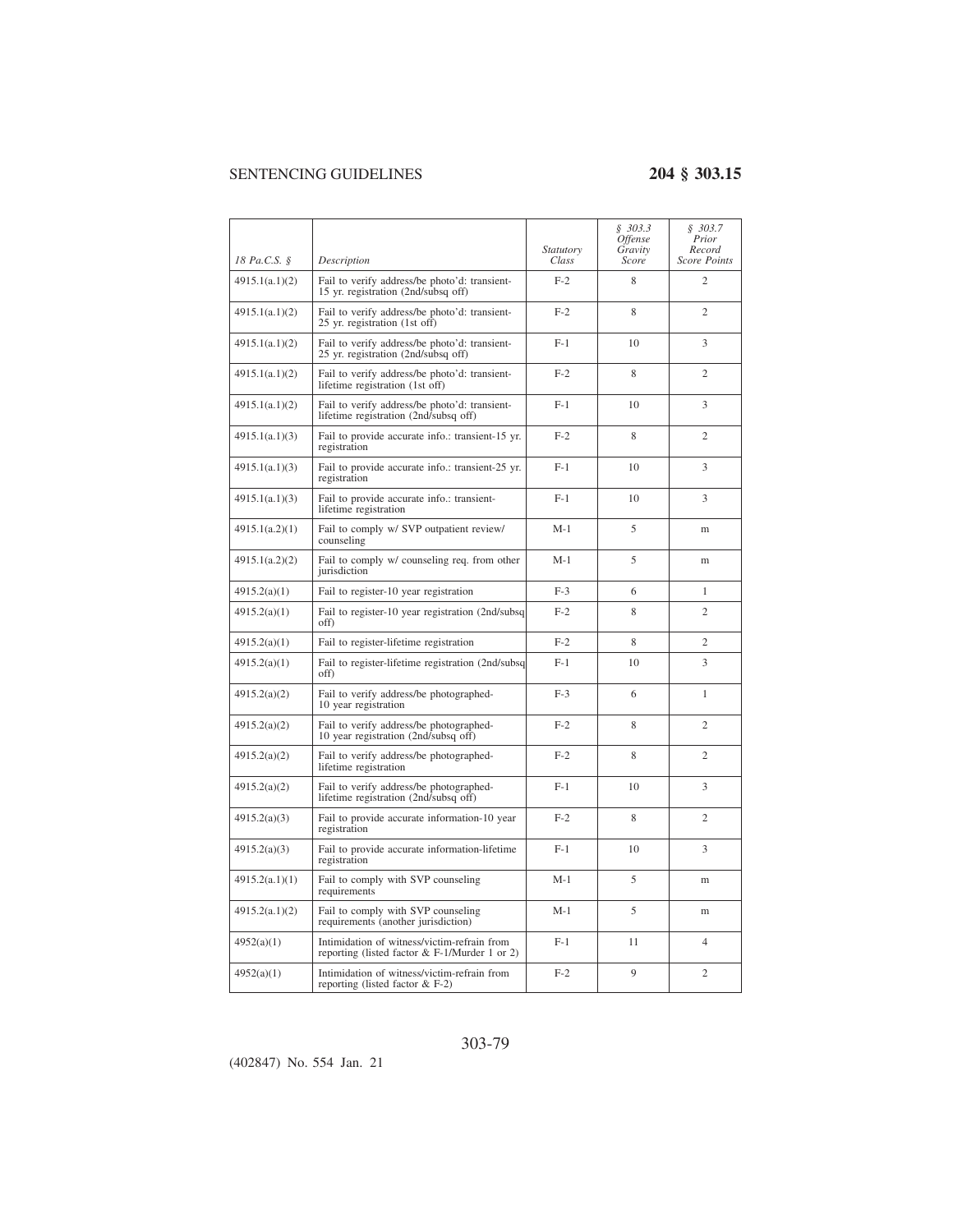| 18 Pa.C.S. § | Description | Statutory Class | § 303.3 Offense Gravity Score | § 303.7 Prior Record Score Points |
|---|---|---|---|---|
| 4915.1(a.1)(2) | Fail to verify address/be photo'd: transient-15 yr. registration (2nd/subsq off) | F-2 | 8 | 2 |
| 4915.1(a.1)(2) | Fail to verify address/be photo'd: transient-25 yr. registration (1st off) | F-2 | 8 | 2 |
| 4915.1(a.1)(2) | Fail to verify address/be photo'd: transient-25 yr. registration (2nd/subsq off) | F-1 | 10 | 3 |
| 4915.1(a.1)(2) | Fail to verify address/be photo'd: transient-lifetime registration (1st off) | F-2 | 8 | 2 |
| 4915.1(a.1)(2) | Fail to verify address/be photo'd: transient-lifetime registration (2nd/subsq off) | F-1 | 10 | 3 |
| 4915.1(a.1)(3) | Fail to provide accurate info.: transient-15 yr. registration | F-2 | 8 | 2 |
| 4915.1(a.1)(3) | Fail to provide accurate info.: transient-25 yr. registration | F-1 | 10 | 3 |
| 4915.1(a.1)(3) | Fail to provide accurate info.: transient-lifetime registration | F-1 | 10 | 3 |
| 4915.1(a.2)(1) | Fail to comply w/ SVP outpatient review/counseling | M-1 | 5 | m |
| 4915.1(a.2)(2) | Fail to comply w/ counseling req. from other jurisdiction | M-1 | 5 | m |
| 4915.2(a)(1) | Fail to register-10 year registration | F-3 | 6 | 1 |
| 4915.2(a)(1) | Fail to register-10 year registration (2nd/subsq off) | F-2 | 8 | 2 |
| 4915.2(a)(1) | Fail to register-lifetime registration | F-2 | 8 | 2 |
| 4915.2(a)(1) | Fail to register-lifetime registration (2nd/subsq off) | F-1 | 10 | 3 |
| 4915.2(a)(2) | Fail to verify address/be photographed-10 year registration | F-3 | 6 | 1 |
| 4915.2(a)(2) | Fail to verify address/be photographed-10 year registration (2nd/subsq off) | F-2 | 8 | 2 |
| 4915.2(a)(2) | Fail to verify address/be photographed-lifetime registration | F-2 | 8 | 2 |
| 4915.2(a)(2) | Fail to verify address/be photographed-lifetime registration (2nd/subsq off) | F-1 | 10 | 3 |
| 4915.2(a)(3) | Fail to provide accurate information-10 year registration | F-2 | 8 | 2 |
| 4915.2(a)(3) | Fail to provide accurate information-lifetime registration | F-1 | 10 | 3 |
| 4915.2(a.1)(1) | Fail to comply with SVP counseling requirements | M-1 | 5 | m |
| 4915.2(a.1)(2) | Fail to comply with SVP counseling requirements (another jurisdiction) | M-1 | 5 | m |
| 4952(a)(1) | Intimidation of witness/victim-refrain from reporting (listed factor & F-1/Murder 1 or 2) | F-1 | 11 | 4 |
| 4952(a)(1) | Intimidation of witness/victim-refrain from reporting (listed factor & F-2) | F-2 | 9 | 2 |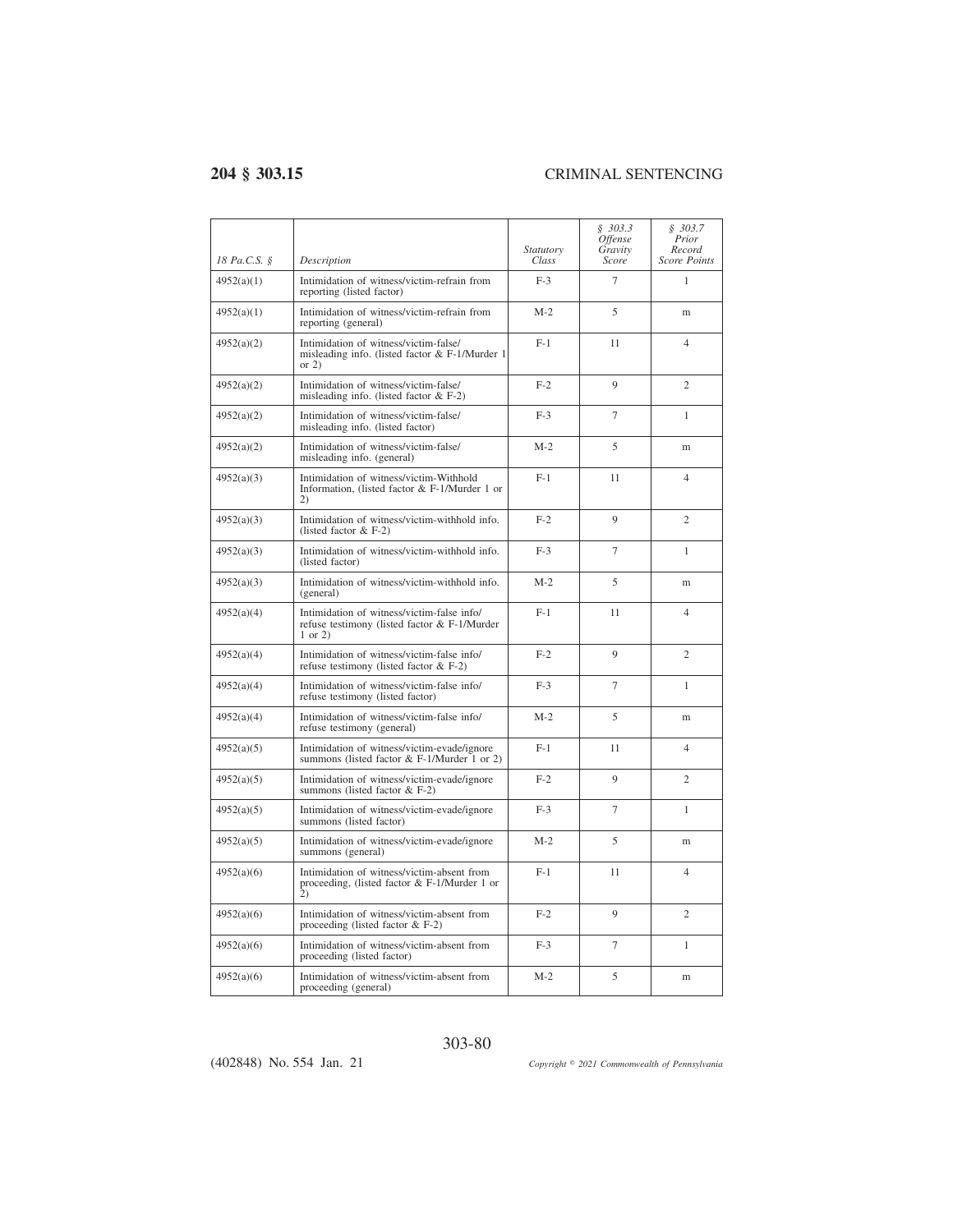| 18 Pa.C.S. § | Description | Statutory Class | § 303.3 Offense Gravity Score | § 303.7 Prior Record Score Points |
|---|---|---|---|---|
| 4952(a)(1) | Intimidation of witness/victim-refrain from reporting (listed factor) | F-3 | 7 | 1 |
| 4952(a)(1) | Intimidation of witness/victim-refrain from reporting (general) | M-2 | 5 | m |
| 4952(a)(2) | Intimidation of witness/victim-false/misleading info. (listed factor & F-1/Murder 1 or 2) | F-1 | 11 | 4 |
| 4952(a)(2) | Intimidation of witness/victim-false/misleading info. (listed factor & F-2) | F-2 | 9 | 2 |
| 4952(a)(2) | Intimidation of witness/victim-false/misleading info. (listed factor) | F-3 | 7 | 1 |
| 4952(a)(2) | Intimidation of witness/victim-false/misleading info. (general) | M-2 | 5 | m |
| 4952(a)(3) | Intimidation of witness/victim-Withhold Information, (listed factor & F-1/Murder 1 or 2) | F-1 | 11 | 4 |
| 4952(a)(3) | Intimidation of witness/victim-withhold info. (listed factor & F-2) | F-2 | 9 | 2 |
| 4952(a)(3) | Intimidation of witness/victim-withhold info. (listed factor) | F-3 | 7 | 1 |
| 4952(a)(3) | Intimidation of witness/victim-withhold info. (general) | M-2 | 5 | m |
| 4952(a)(4) | Intimidation of witness/victim-false info/refuse testimony (listed factor & F-1/Murder 1 or 2) | F-1 | 11 | 4 |
| 4952(a)(4) | Intimidation of witness/victim-false info/refuse testimony (listed factor & F-2) | F-2 | 9 | 2 |
| 4952(a)(4) | Intimidation of witness/victim-false info/refuse testimony (listed factor) | F-3 | 7 | 1 |
| 4952(a)(4) | Intimidation of witness/victim-false info/refuse testimony (general) | M-2 | 5 | m |
| 4952(a)(5) | Intimidation of witness/victim-evade/ignore summons (listed factor & F-1/Murder 1 or 2) | F-1 | 11 | 4 |
| 4952(a)(5) | Intimidation of witness/victim-evade/ignore summons (listed factor & F-2) | F-2 | 9 | 2 |
| 4952(a)(5) | Intimidation of witness/victim-evade/ignore summons (listed factor) | F-3 | 7 | 1 |
| 4952(a)(5) | Intimidation of witness/victim-evade/ignore summons (general) | M-2 | 5 | m |
| 4952(a)(6) | Intimidation of witness/victim-absent from proceeding, (listed factor & F-1/Murder 1 or 2) | F-1 | 11 | 4 |
| 4952(a)(6) | Intimidation of witness/victim-absent from proceeding (listed factor & F-2) | F-2 | 9 | 2 |
| 4952(a)(6) | Intimidation of witness/victim-absent from proceeding (listed factor) | F-3 | 7 | 1 |
| 4952(a)(6) | Intimidation of witness/victim-absent from proceeding (general) | M-2 | 5 | m |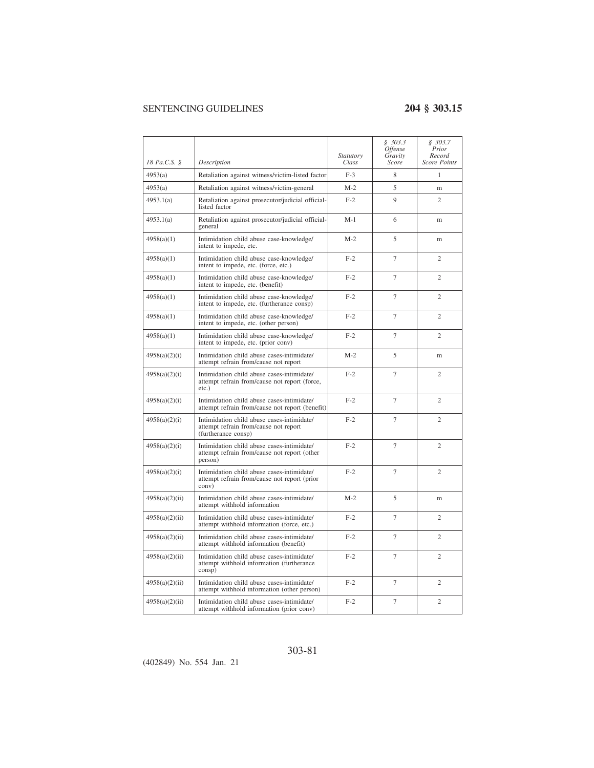| 18 Pa.C.S. § | Description | Statutory Class | § 303.3 Offense Gravity Score | § 303.7 Prior Record Score Points |
|---|---|---|---|---|
| 4953(a) | Retaliation against witness/victim-listed factor | F-3 | 8 | 1 |
| 4953(a) | Retaliation against witness/victim-general | M-2 | 5 | m |
| 4953.1(a) | Retaliation against prosecutor/judicial official-listed factor | F-2 | 9 | 2 |
| 4953.1(a) | Retaliation against prosecutor/judicial official-general | M-1 | 6 | m |
| 4958(a)(1) | Intimidation child abuse case-knowledge/intent to impede, etc. | M-2 | 5 | m |
| 4958(a)(1) | Intimidation child abuse case-knowledge/intent to impede, etc. (force, etc.) | F-2 | 7 | 2 |
| 4958(a)(1) | Intimidation child abuse case-knowledge/intent to impede, etc. (benefit) | F-2 | 7 | 2 |
| 4958(a)(1) | Intimidation child abuse case-knowledge/intent to impede, etc. (furtherance consp) | F-2 | 7 | 2 |
| 4958(a)(1) | Intimidation child abuse case-knowledge/intent to impede, etc. (other person) | F-2 | 7 | 2 |
| 4958(a)(1) | Intimidation child abuse case-knowledge/intent to impede, etc. (prior conv) | F-2 | 7 | 2 |
| 4958(a)(2)(i) | Intimidation child abuse cases-intimidate/attempt refrain from/cause not report | M-2 | 5 | m |
| 4958(a)(2)(i) | Intimidation child abuse cases-intimidate/attempt refrain from/cause not report (force, etc.) | F-2 | 7 | 2 |
| 4958(a)(2)(i) | Intimidation child abuse cases-intimidate/attempt refrain from/cause not report (benefit) | F-2 | 7 | 2 |
| 4958(a)(2)(i) | Intimidation child abuse cases-intimidate/attempt refrain from/cause not report (furtherance consp) | F-2 | 7 | 2 |
| 4958(a)(2)(i) | Intimidation child abuse cases-intimidate/attempt refrain from/cause not report (other person) | F-2 | 7 | 2 |
| 4958(a)(2)(i) | Intimidation child abuse cases-intimidate/attempt refrain from/cause not report (prior conv) | F-2 | 7 | 2 |
| 4958(a)(2)(ii) | Intimidation child abuse cases-intimidate/attempt withhold information | M-2 | 5 | m |
| 4958(a)(2)(ii) | Intimidation child abuse cases-intimidate/attempt withhold information (force, etc.) | F-2 | 7 | 2 |
| 4958(a)(2)(ii) | Intimidation child abuse cases-intimidate/attempt withhold information (benefit) | F-2 | 7 | 2 |
| 4958(a)(2)(ii) | Intimidation child abuse cases-intimidate/attempt withhold information (furtherance consp) | F-2 | 7 | 2 |
| 4958(a)(2)(ii) | Intimidation child abuse cases-intimidate/attempt withhold information (other person) | F-2 | 7 | 2 |
| 4958(a)(2)(ii) | Intimidation child abuse cases-intimidate/attempt withhold information (prior conv) | F-2 | 7 | 2 |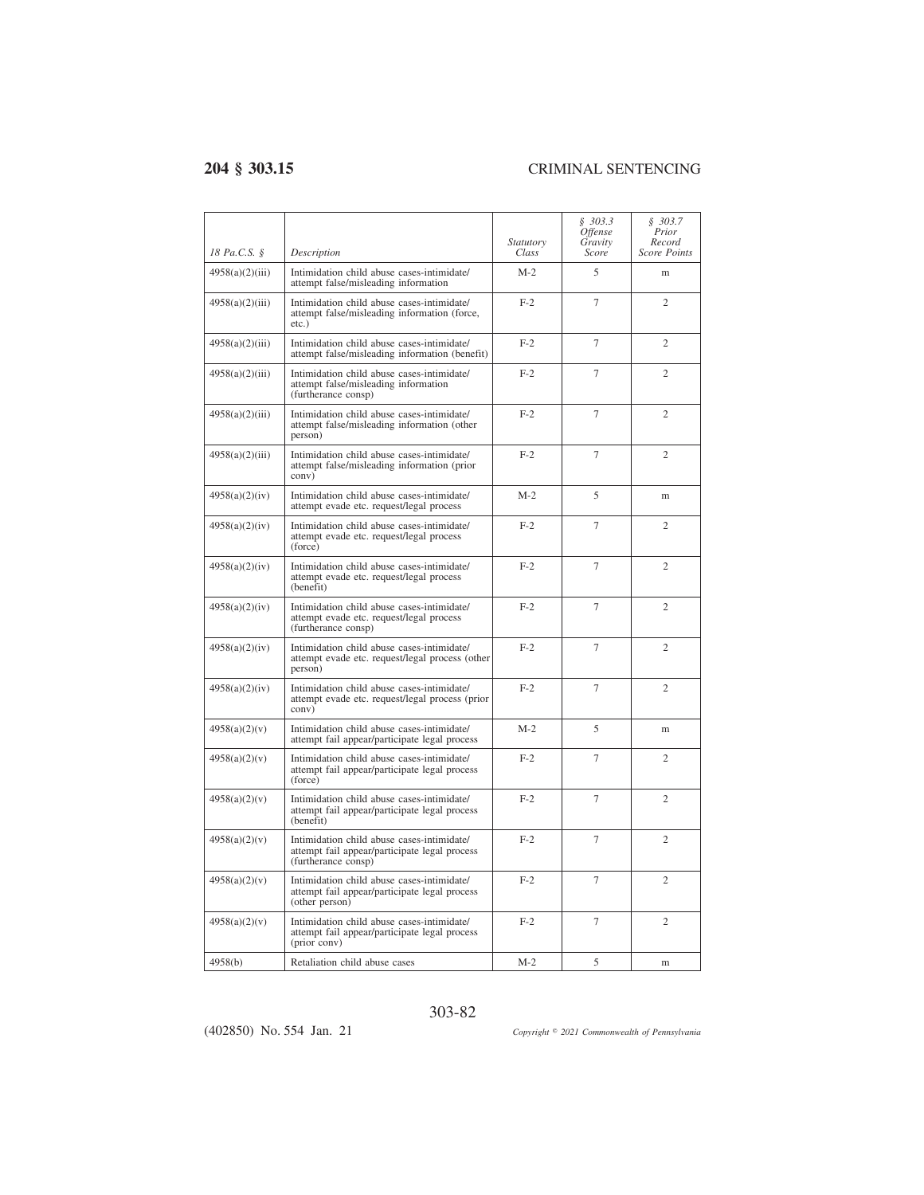| 18 Pa.C.S. § | Description | Statutory Class | § 303.3 Offense Gravity Score | § 303.7 Prior Record Score Points |
|---|---|---|---|---|
| 4958(a)(2)(iii) | Intimidation child abuse cases-intimidate/ attempt false/misleading information | M-2 | 5 | m |
| 4958(a)(2)(iii) | Intimidation child abuse cases-intimidate/ attempt false/misleading information (force, etc.) | F-2 | 7 | 2 |
| 4958(a)(2)(iii) | Intimidation child abuse cases-intimidate/ attempt false/misleading information (benefit) | F-2 | 7 | 2 |
| 4958(a)(2)(iii) | Intimidation child abuse cases-intimidate/ attempt false/misleading information (furtherance consp) | F-2 | 7 | 2 |
| 4958(a)(2)(iii) | Intimidation child abuse cases-intimidate/ attempt false/misleading information (other person) | F-2 | 7 | 2 |
| 4958(a)(2)(iii) | Intimidation child abuse cases-intimidate/ attempt false/misleading information (prior conv) | F-2 | 7 | 2 |
| 4958(a)(2)(iv) | Intimidation child abuse cases-intimidate/ attempt evade etc. request/legal process | M-2 | 5 | m |
| 4958(a)(2)(iv) | Intimidation child abuse cases-intimidate/ attempt evade etc. request/legal process (force) | F-2 | 7 | 2 |
| 4958(a)(2)(iv) | Intimidation child abuse cases-intimidate/ attempt evade etc. request/legal process (benefit) | F-2 | 7 | 2 |
| 4958(a)(2)(iv) | Intimidation child abuse cases-intimidate/ attempt evade etc. request/legal process (furtherance consp) | F-2 | 7 | 2 |
| 4958(a)(2)(iv) | Intimidation child abuse cases-intimidate/ attempt evade etc. request/legal process (other person) | F-2 | 7 | 2 |
| 4958(a)(2)(iv) | Intimidation child abuse cases-intimidate/ attempt evade etc. request/legal process (prior conv) | F-2 | 7 | 2 |
| 4958(a)(2)(v) | Intimidation child abuse cases-intimidate/ attempt fail appear/participate legal process | M-2 | 5 | m |
| 4958(a)(2)(v) | Intimidation child abuse cases-intimidate/ attempt fail appear/participate legal process (force) | F-2 | 7 | 2 |
| 4958(a)(2)(v) | Intimidation child abuse cases-intimidate/ attempt fail appear/participate legal process (benefit) | F-2 | 7 | 2 |
| 4958(a)(2)(v) | Intimidation child abuse cases-intimidate/ attempt fail appear/participate legal process (furtherance consp) | F-2 | 7 | 2 |
| 4958(a)(2)(v) | Intimidation child abuse cases-intimidate/ attempt fail appear/participate legal process (other person) | F-2 | 7 | 2 |
| 4958(a)(2)(v) | Intimidation child abuse cases-intimidate/ attempt fail appear/participate legal process (prior conv) | F-2 | 7 | 2 |
| 4958(b) | Retaliation child abuse cases | M-2 | 5 | m |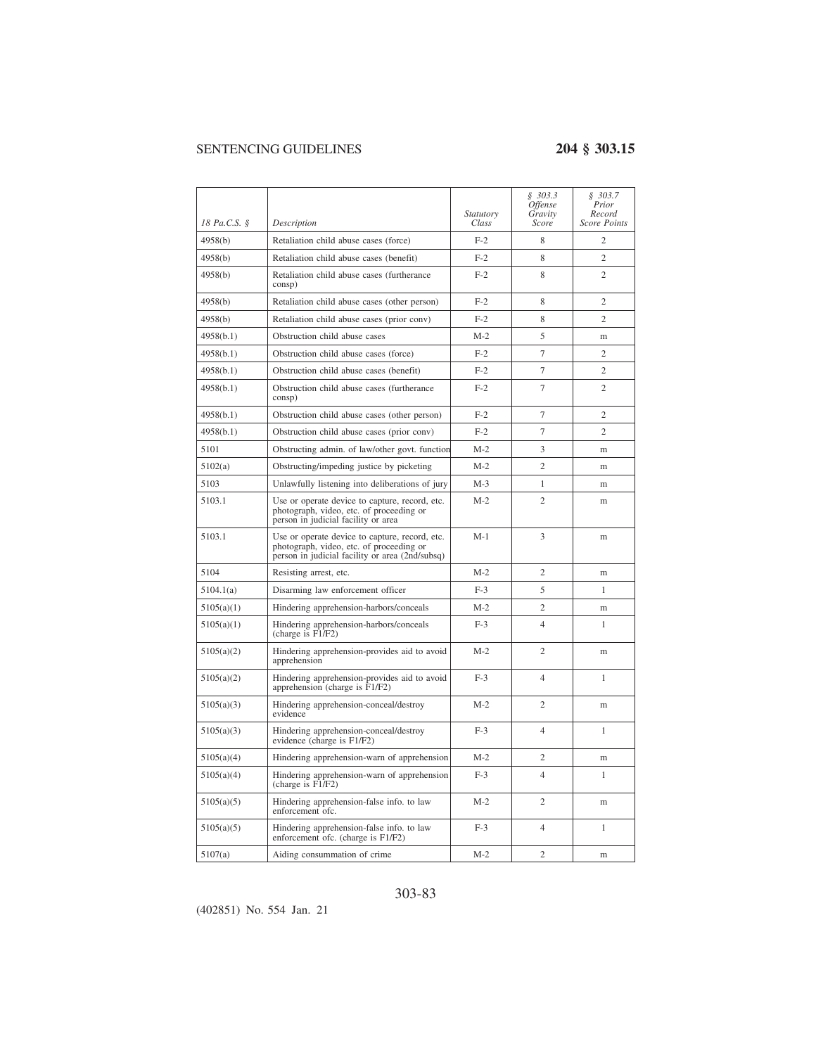| 18 Pa.C.S. § | Description | Statutory Class | § 303.3 Offense Gravity Score | § 303.7 Prior Record Score Points |
|---|---|---|---|---|
| 4958(b) | Retaliation child abuse cases (force) | F-2 | 8 | 2 |
| 4958(b) | Retaliation child abuse cases (benefit) | F-2 | 8 | 2 |
| 4958(b) | Retaliation child abuse cases (furtherance consp) | F-2 | 8 | 2 |
| 4958(b) | Retaliation child abuse cases (other person) | F-2 | 8 | 2 |
| 4958(b) | Retaliation child abuse cases (prior conv) | F-2 | 8 | 2 |
| 4958(b.1) | Obstruction child abuse cases | M-2 | 5 | m |
| 4958(b.1) | Obstruction child abuse cases (force) | F-2 | 7 | 2 |
| 4958(b.1) | Obstruction child abuse cases (benefit) | F-2 | 7 | 2 |
| 4958(b.1) | Obstruction child abuse cases (furtherance consp) | F-2 | 7 | 2 |
| 4958(b.1) | Obstruction child abuse cases (other person) | F-2 | 7 | 2 |
| 4958(b.1) | Obstruction child abuse cases (prior conv) | F-2 | 7 | 2 |
| 5101 | Obstructing admin. of law/other govt. function | M-2 | 3 | m |
| 5102(a) | Obstructing/impeding justice by picketing | M-2 | 2 | m |
| 5103 | Unlawfully listening into deliberations of jury | M-3 | 1 | m |
| 5103.1 | Use or operate device to capture, record, etc. photograph, video, etc. of proceeding or person in judicial facility or area | M-2 | 2 | m |
| 5103.1 | Use or operate device to capture, record, etc. photograph, video, etc. of proceeding or person in judicial facility or area (2nd/subsq) | M-1 | 3 | m |
| 5104 | Resisting arrest, etc. | M-2 | 2 | m |
| 5104.1(a) | Disarming law enforcement officer | F-3 | 5 | 1 |
| 5105(a)(1) | Hindering apprehension-harbors/conceals | M-2 | 2 | m |
| 5105(a)(1) | Hindering apprehension-harbors/conceals (charge is F1/F2) | F-3 | 4 | 1 |
| 5105(a)(2) | Hindering apprehension-provides aid to avoid apprehension | M-2 | 2 | m |
| 5105(a)(2) | Hindering apprehension-provides aid to avoid apprehension (charge is F1/F2) | F-3 | 4 | 1 |
| 5105(a)(3) | Hindering apprehension-conceal/destroy evidence | M-2 | 2 | m |
| 5105(a)(3) | Hindering apprehension-conceal/destroy evidence (charge is F1/F2) | F-3 | 4 | 1 |
| 5105(a)(4) | Hindering apprehension-warn of apprehension | M-2 | 2 | m |
| 5105(a)(4) | Hindering apprehension-warn of apprehension (charge is F1/F2) | F-3 | 4 | 1 |
| 5105(a)(5) | Hindering apprehension-false info. to law enforcement ofc. | M-2 | 2 | m |
| 5105(a)(5) | Hindering apprehension-false info. to law enforcement ofc. (charge is F1/F2) | F-3 | 4 | 1 |
| 5107(a) | Aiding consummation of crime | M-2 | 2 | m |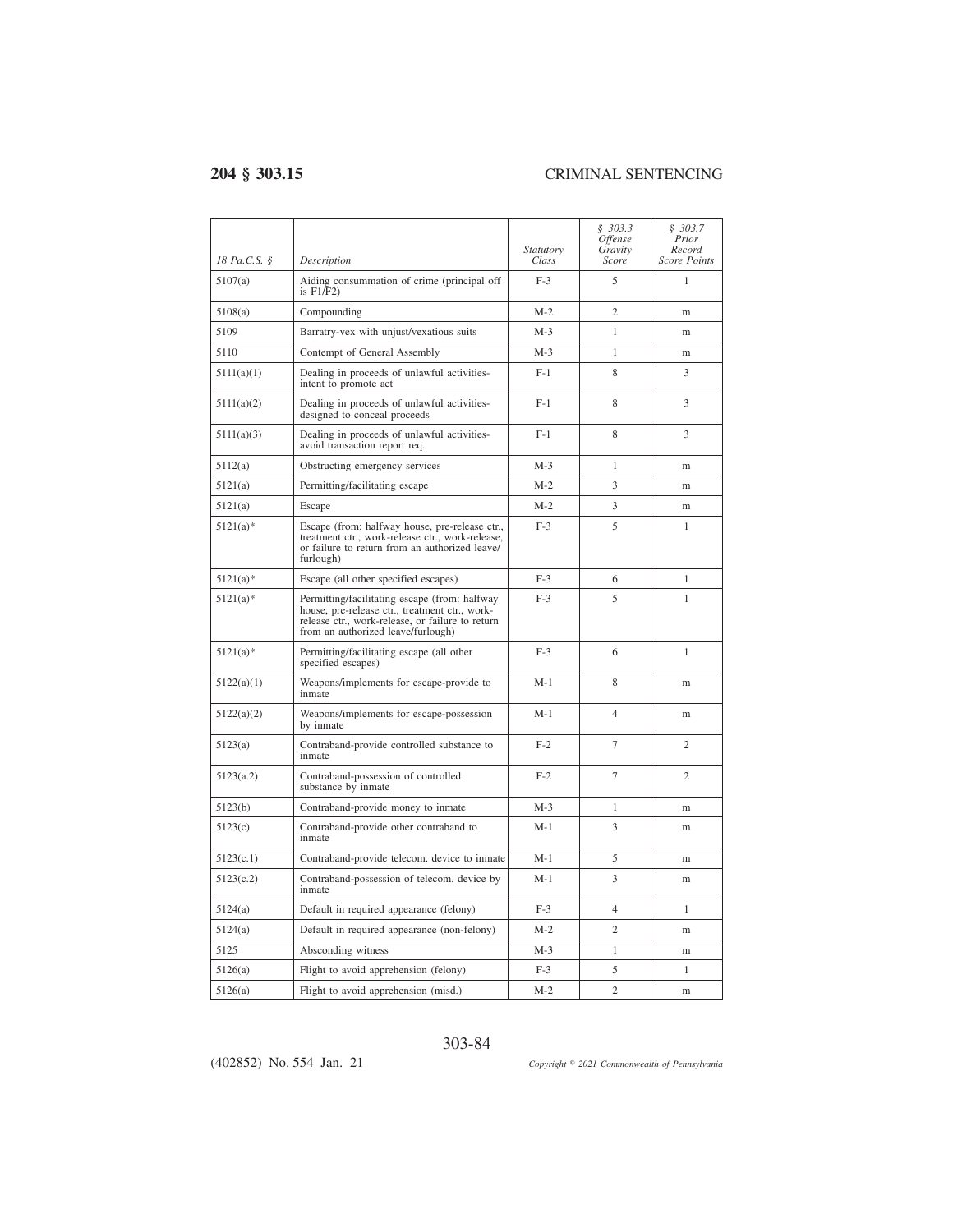| *18 Pa.C.S. §* | *Description* | *Statutory Class* | *§ 303.3 Offense Gravity Score* | *§ 303.7 Prior Record Score Points* |
|---|---|---|---|---|
| 5107(a) | Aiding consummation of crime (principal off is F1/F2) | F-3 | 5 | 1 |
| 5108(a) | Compounding | M-2 | 2 | m |
| 5109 | Barratry-vex with unjust/vexatious suits | M-3 | 1 | m |
| 5110 | Contempt of General Assembly | M-3 | 1 | m |
| 5111(a)(1) | Dealing in proceeds of unlawful activities-intent to promote act | F-1 | 8 | 3 |
| 5111(a)(2) | Dealing in proceeds of unlawful activities-designed to conceal proceeds | F-1 | 8 | 3 |
| 5111(a)(3) | Dealing in proceeds of unlawful activities-avoid transaction report req. | F-1 | 8 | 3 |
| 5112(a) | Obstructing emergency services | M-3 | 1 | m |
| 5121(a) | Permitting/facilitating escape | M-2 | 3 | m |
| 5121(a) | Escape | M-2 | 3 | m |
| 5121(a)* | Escape (from: halfway house, pre-release ctr., treatment ctr., work-release ctr., work-release, or failure to return from an authorized leave/furlough) | F-3 | 5 | 1 |
| 5121(a)* | Escape (all other specified escapes) | F-3 | 6 | 1 |
| 5121(a)* | Permitting/facilitating escape (from: halfway house, pre-release ctr., treatment ctr., work-release ctr., work-release, or failure to return from an authorized leave/furlough) | F-3 | 5 | 1 |
| 5121(a)* | Permitting/facilitating escape (all other specified escapes) | F-3 | 6 | 1 |
| 5122(a)(1) | Weapons/implements for escape-provide to inmate | M-1 | 8 | m |
| 5122(a)(2) | Weapons/implements for escape-possession by inmate | M-1 | 4 | m |
| 5123(a) | Contraband-provide controlled substance to inmate | F-2 | 7 | 2 |
| 5123(a.2) | Contraband-possession of controlled substance by inmate | F-2 | 7 | 2 |
| 5123(b) | Contraband-provide money to inmate | M-3 | 1 | m |
| 5123(c) | Contraband-provide other contraband to inmate | M-1 | 3 | m |
| 5123(c.1) | Contraband-provide telecom. device to inmate | M-1 | 5 | m |
| 5123(c.2) | Contraband-possession of telecom. device by inmate | M-1 | 3 | m |
| 5124(a) | Default in required appearance (felony) | F-3 | 4 | 1 |
| 5124(a) | Default in required appearance (non-felony) | M-2 | 2 | m |
| 5125 | Absconding witness | M-3 | 1 | m |
| 5126(a) | Flight to avoid apprehension (felony) | F-3 | 5 | 1 |
| 5126(a) | Flight to avoid apprehension (misd.) | M-2 | 2 | m |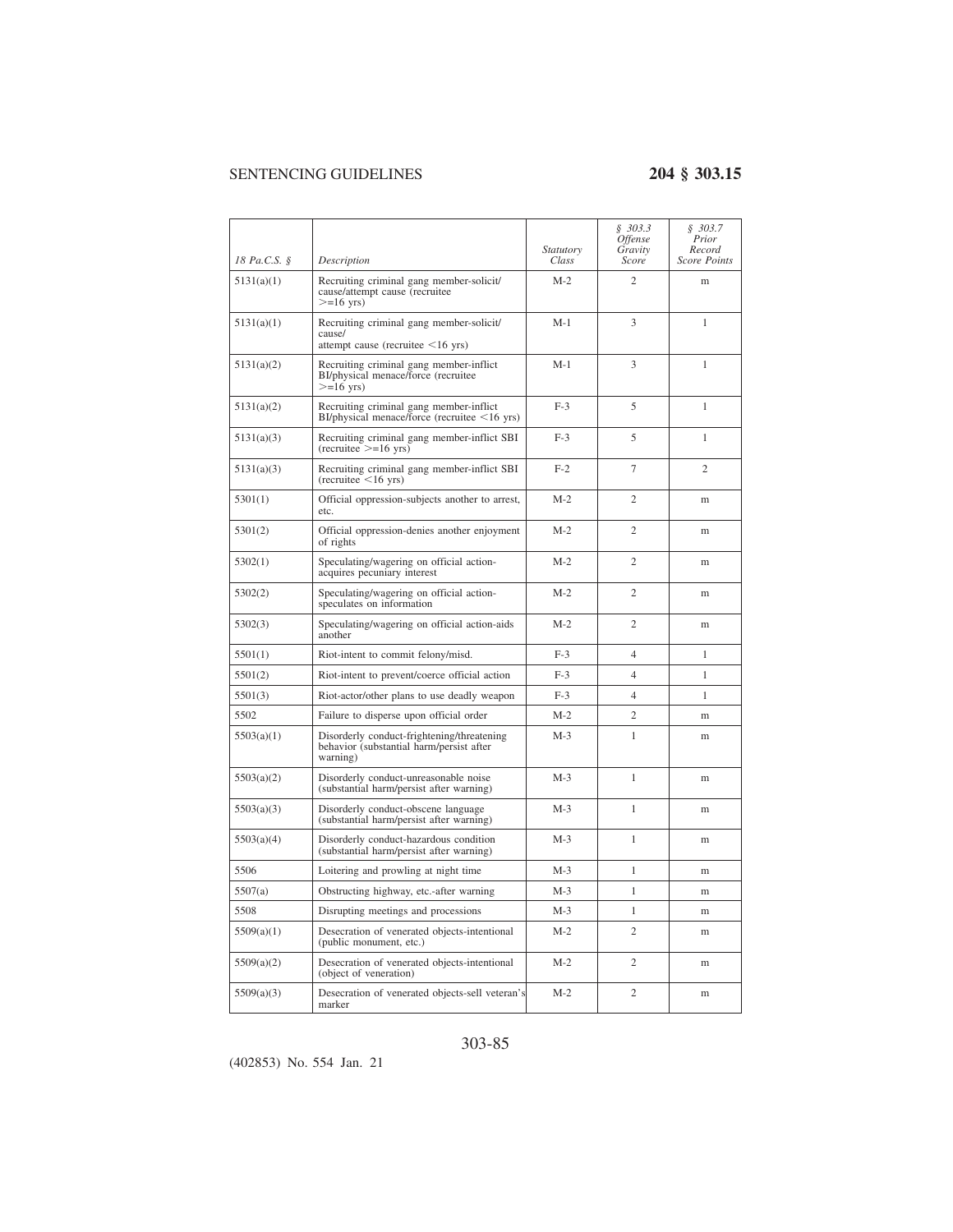| 18 Pa.C.S. § | Description | Statutory Class | § 303.3 Offense Gravity Score | § 303.7 Prior Record Score Points |
|---|---|---|---|---|
| 5131(a)(1) | Recruiting criminal gang member-solicit/ cause/attempt cause (recruitee >=16 yrs) | M-2 | 2 | m |
| 5131(a)(1) | Recruiting criminal gang member-solicit/ cause/ attempt cause (recruitee <16 yrs) | M-1 | 3 | 1 |
| 5131(a)(2) | Recruiting criminal gang member-inflict BI/physical menace/force (recruitee >=16 yrs) | M-1 | 3 | 1 |
| 5131(a)(2) | Recruiting criminal gang member-inflict BI/physical menace/force (recruitee <16 yrs) | F-3 | 5 | 1 |
| 5131(a)(3) | Recruiting criminal gang member-inflict SBI (recruitee >=16 yrs) | F-3 | 5 | 1 |
| 5131(a)(3) | Recruiting criminal gang member-inflict SBI (recruitee <16 yrs) | F-2 | 7 | 2 |
| 5301(1) | Official oppression-subjects another to arrest, etc. | M-2 | 2 | m |
| 5301(2) | Official oppression-denies another enjoyment of rights | M-2 | 2 | m |
| 5302(1) | Speculating/wagering on official action-acquires pecuniary interest | M-2 | 2 | m |
| 5302(2) | Speculating/wagering on official action-speculates on information | M-2 | 2 | m |
| 5302(3) | Speculating/wagering on official action-aids another | M-2 | 2 | m |
| 5501(1) | Riot-intent to commit felony/misd. | F-3 | 4 | 1 |
| 5501(2) | Riot-intent to prevent/coerce official action | F-3 | 4 | 1 |
| 5501(3) | Riot-actor/other plans to use deadly weapon | F-3 | 4 | 1 |
| 5502 | Failure to disperse upon official order | M-2 | 2 | m |
| 5503(a)(1) | Disorderly conduct-frightening/threatening behavior (substantial harm/persist after warning) | M-3 | 1 | m |
| 5503(a)(2) | Disorderly conduct-unreasonable noise (substantial harm/persist after warning) | M-3 | 1 | m |
| 5503(a)(3) | Disorderly conduct-obscene language (substantial harm/persist after warning) | M-3 | 1 | m |
| 5503(a)(4) | Disorderly conduct-hazardous condition (substantial harm/persist after warning) | M-3 | 1 | m |
| 5506 | Loitering and prowling at night time | M-3 | 1 | m |
| 5507(a) | Obstructing highway, etc.-after warning | M-3 | 1 | m |
| 5508 | Disrupting meetings and processions | M-3 | 1 | m |
| 5509(a)(1) | Desecration of venerated objects-intentional (public monument, etc.) | M-2 | 2 | m |
| 5509(a)(2) | Desecration of venerated objects-intentional (object of veneration) | M-2 | 2 | m |
| 5509(a)(3) | Desecration of venerated objects-sell veteran's marker | M-2 | 2 | m |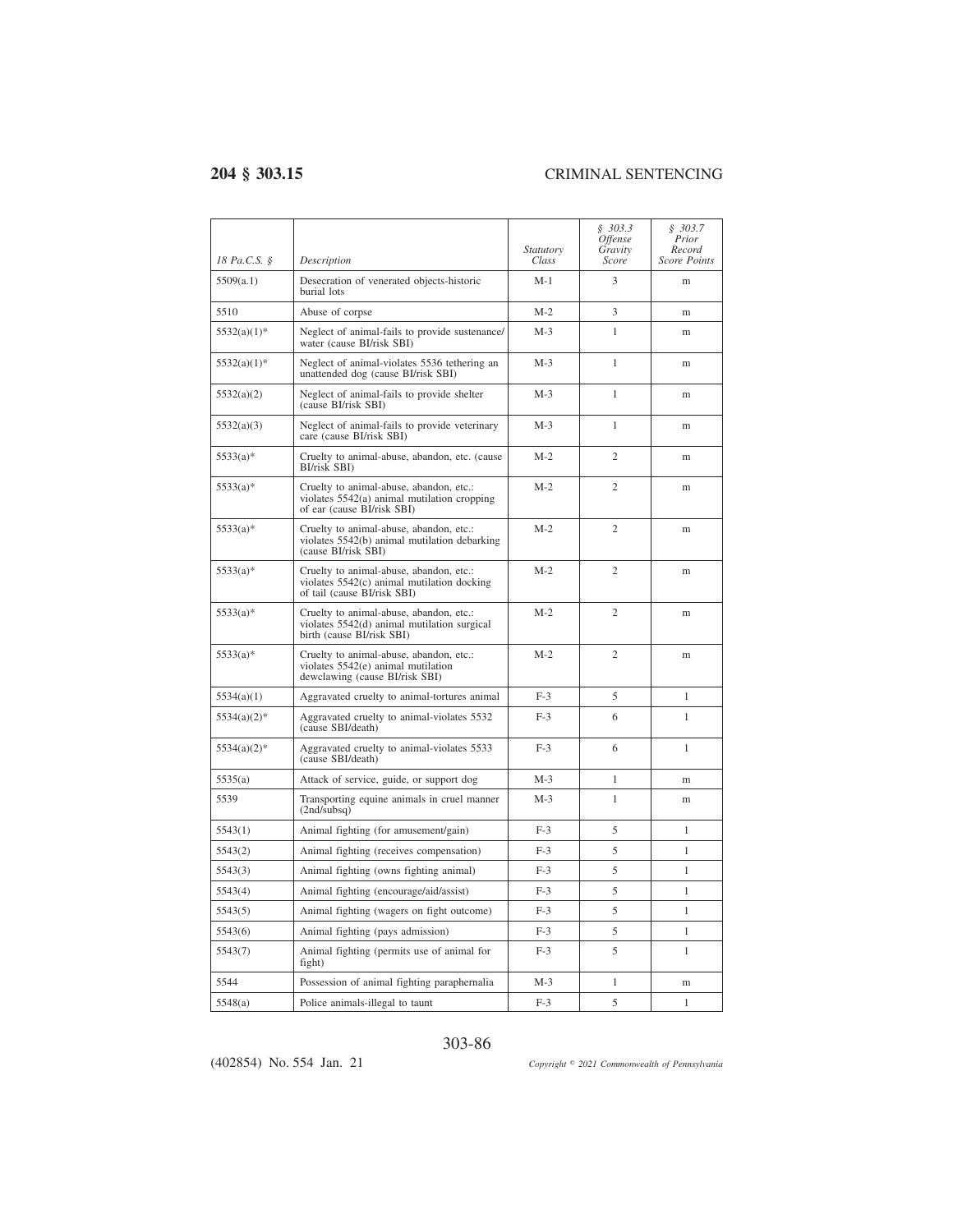| 18 Pa.C.S. § | Description | Statutory Class | § 303.3 Offense Gravity Score | § 303.7 Prior Record Score Points |
|---|---|---|---|---|
| 5509(a.1) | Desecration of venerated objects-historic burial lots | M-1 | 3 | m |
| 5510 | Abuse of corpse | M-2 | 3 | m |
| 5532(a)(1)* | Neglect of animal-fails to provide sustenance/ water (cause BI/risk SBI) | M-3 | 1 | m |
| 5532(a)(1)* | Neglect of animal-violates 5536 tethering an unattended dog (cause BI/risk SBI) | M-3 | 1 | m |
| 5532(a)(2) | Neglect of animal-fails to provide shelter (cause BI/risk SBI) | M-3 | 1 | m |
| 5532(a)(3) | Neglect of animal-fails to provide veterinary care (cause BI/risk SBI) | M-3 | 1 | m |
| 5533(a)* | Cruelty to animal-abuse, abandon, etc. (cause BI/risk SBI) | M-2 | 2 | m |
| 5533(a)* | Cruelty to animal-abuse, abandon, etc.: violates 5542(a) animal mutilation cropping of ear (cause BI/risk SBI) | M-2 | 2 | m |
| 5533(a)* | Cruelty to animal-abuse, abandon, etc.: violates 5542(b) animal mutilation debarking (cause BI/risk SBI) | M-2 | 2 | m |
| 5533(a)* | Cruelty to animal-abuse, abandon, etc.: violates 5542(c) animal mutilation docking of tail (cause BI/risk SBI) | M-2 | 2 | m |
| 5533(a)* | Cruelty to animal-abuse, abandon, etc.: violates 5542(d) animal mutilation surgical birth (cause BI/risk SBI) | M-2 | 2 | m |
| 5533(a)* | Cruelty to animal-abuse, abandon, etc.: violates 5542(e) animal mutilation dewclawing (cause BI/risk SBI) | M-2 | 2 | m |
| 5534(a)(1) | Aggravated cruelty to animal-tortures animal | F-3 | 5 | 1 |
| 5534(a)(2)* | Aggravated cruelty to animal-violates 5532 (cause SBI/death) | F-3 | 6 | 1 |
| 5534(a)(2)* | Aggravated cruelty to animal-violates 5533 (cause SBI/death) | F-3 | 6 | 1 |
| 5535(a) | Attack of service, guide, or support dog | M-3 | 1 | m |
| 5539 | Transporting equine animals in cruel manner (2nd/subsq) | M-3 | 1 | m |
| 5543(1) | Animal fighting (for amusement/gain) | F-3 | 5 | 1 |
| 5543(2) | Animal fighting (receives compensation) | F-3 | 5 | 1 |
| 5543(3) | Animal fighting (owns fighting animal) | F-3 | 5 | 1 |
| 5543(4) | Animal fighting (encourage/aid/assist) | F-3 | 5 | 1 |
| 5543(5) | Animal fighting (wagers on fight outcome) | F-3 | 5 | 1 |
| 5543(6) | Animal fighting (pays admission) | F-3 | 5 | 1 |
| 5543(7) | Animal fighting (permits use of animal for fight) | F-3 | 5 | 1 |
| 5544 | Possession of animal fighting paraphernalia | M-3 | 1 | m |
| 5548(a) | Police animals-illegal to taunt | F-3 | 5 | 1 |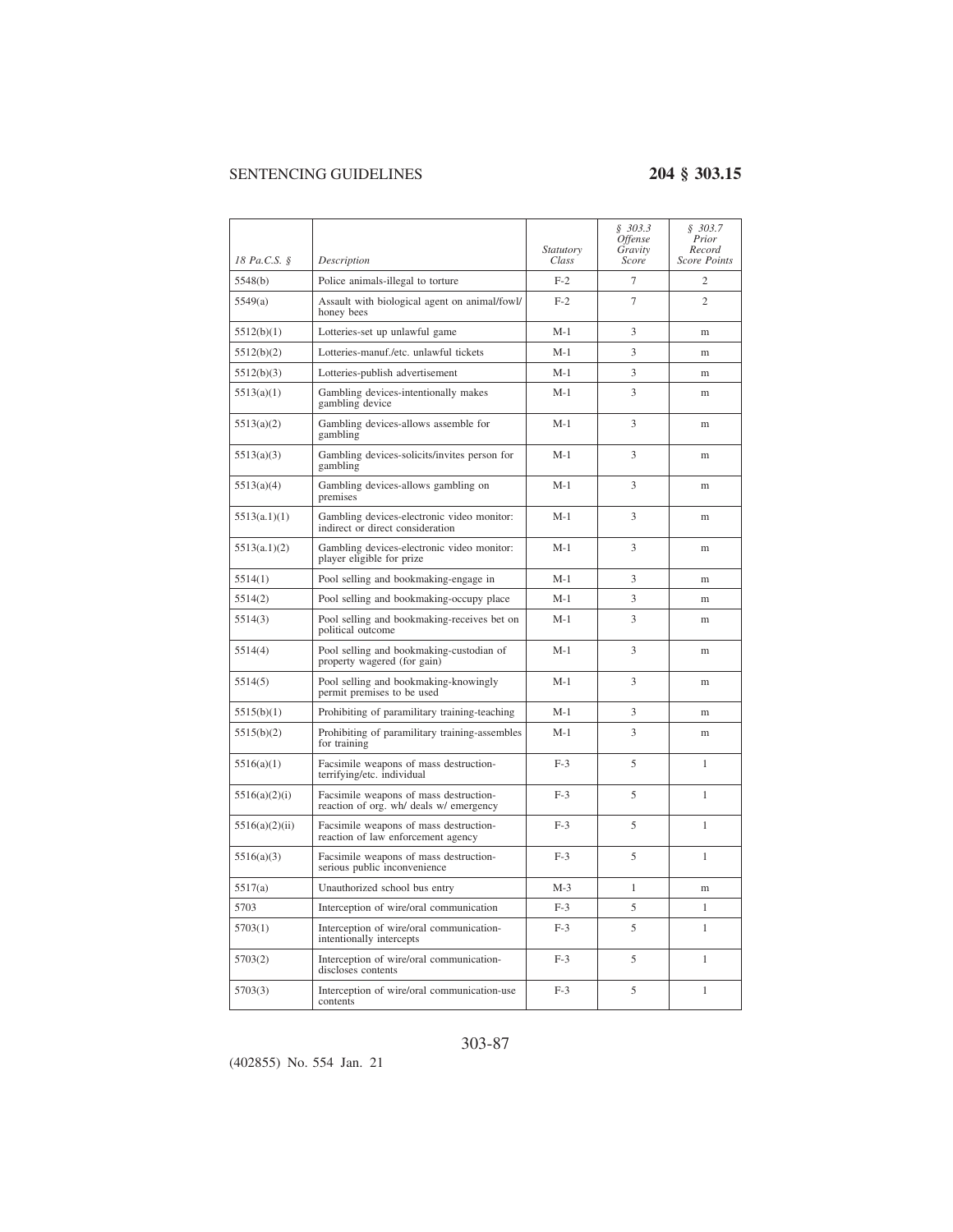| *18 Pa.C.S. §* | *Description* | *Statutory Class* | *§ 303.3 Offense Gravity Score* | *§ 303.7 Prior Record Score Points* |
|---|---|---|---|---|
| 5548(b) | Police animals-illegal to torture | F-2 | 7 | 2 |
| 5549(a) | Assault with biological agent on animal/fowl/ honey bees | F-2 | 7 | 2 |
| 5512(b)(1) | Lotteries-set up unlawful game | M-1 | 3 | m |
| 5512(b)(2) | Lotteries-manuf./etc. unlawful tickets | M-1 | 3 | m |
| 5512(b)(3) | Lotteries-publish advertisement | M-1 | 3 | m |
| 5513(a)(1) | Gambling devices-intentionally makes gambling device | M-1 | 3 | m |
| 5513(a)(2) | Gambling devices-allows assemble for gambling | M-1 | 3 | m |
| 5513(a)(3) | Gambling devices-solicits/invites person for gambling | M-1 | 3 | m |
| 5513(a)(4) | Gambling devices-allows gambling on premises | M-1 | 3 | m |
| 5513(a.1)(1) | Gambling devices-electronic video monitor: indirect or direct consideration | M-1 | 3 | m |
| 5513(a.1)(2) | Gambling devices-electronic video monitor: player eligible for prize | M-1 | 3 | m |
| 5514(1) | Pool selling and bookmaking-engage in | M-1 | 3 | m |
| 5514(2) | Pool selling and bookmaking-occupy place | M-1 | 3 | m |
| 5514(3) | Pool selling and bookmaking-receives bet on political outcome | M-1 | 3 | m |
| 5514(4) | Pool selling and bookmaking-custodian of property wagered (for gain) | M-1 | 3 | m |
| 5514(5) | Pool selling and bookmaking-knowingly permit premises to be used | M-1 | 3 | m |
| 5515(b)(1) | Prohibiting of paramilitary training-teaching | M-1 | 3 | m |
| 5515(b)(2) | Prohibiting of paramilitary training-assembles for training | M-1 | 3 | m |
| 5516(a)(1) | Facsimile weapons of mass destruction-terrifying/etc. individual | F-3 | 5 | 1 |
| 5516(a)(2)(i) | Facsimile weapons of mass destruction-reaction of org. wh/ deals w/ emergency | F-3 | 5 | 1 |
| 5516(a)(2)(ii) | Facsimile weapons of mass destruction-reaction of law enforcement agency | F-3 | 5 | 1 |
| 5516(a)(3) | Facsimile weapons of mass destruction-serious public inconvenience | F-3 | 5 | 1 |
| 5517(a) | Unauthorized school bus entry | M-3 | 1 | m |
| 5703 | Interception of wire/oral communication | F-3 | 5 | 1 |
| 5703(1) | Interception of wire/oral communication-intentionally intercepts | F-3 | 5 | 1 |
| 5703(2) | Interception of wire/oral communication-discloses contents | F-3 | 5 | 1 |
| 5703(3) | Interception of wire/oral communication-use contents | F-3 | 5 | 1 |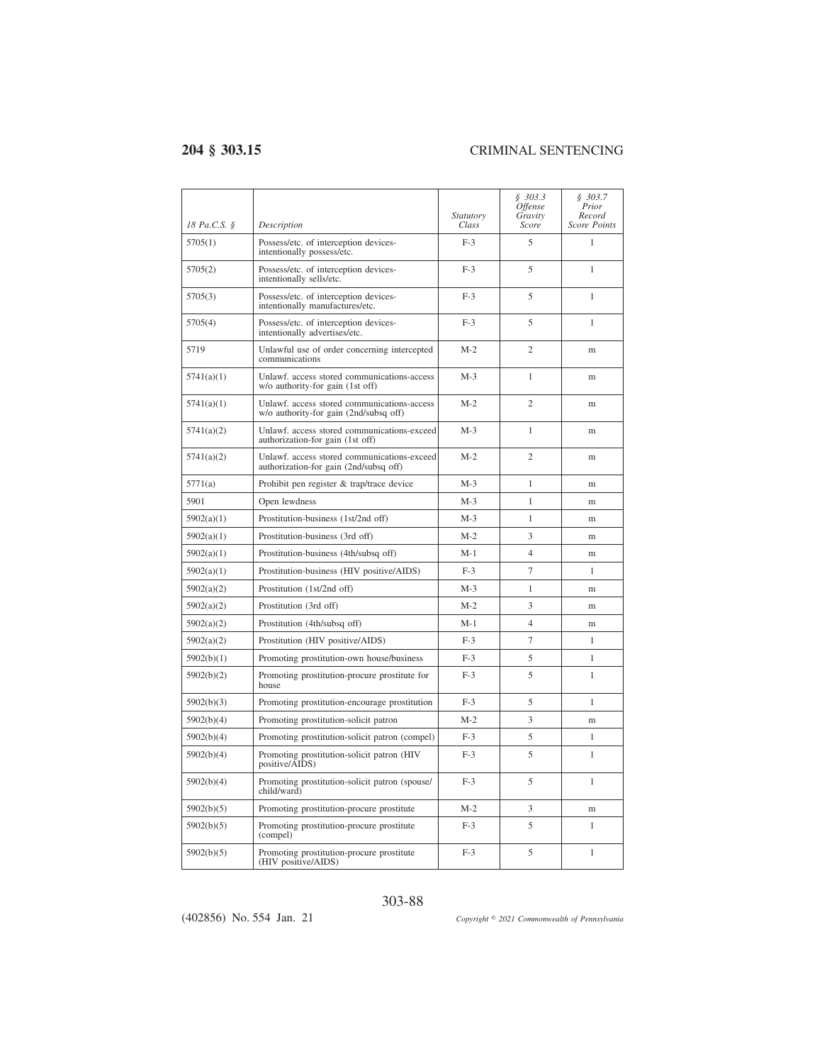| 18 Pa.C.S. § | Description | Statutory Class | § 303.3 Offense Gravity Score | § 303.7 Prior Record Score Points |
|---|---|---|---|---|
| 5705(1) | Possess/etc. of interception devices-intentionally possess/etc. | F-3 | 5 | 1 |
| 5705(2) | Possess/etc. of interception devices-intentionally sells/etc. | F-3 | 5 | 1 |
| 5705(3) | Possess/etc. of interception devices-intentionally manufactures/etc. | F-3 | 5 | 1 |
| 5705(4) | Possess/etc. of interception devices-intentionally advertises/etc. | F-3 | 5 | 1 |
| 5719 | Unlawful use of order concerning intercepted communications | M-2 | 2 | m |
| 5741(a)(1) | Unlawf. access stored communications-access w/o authority-for gain (1st off) | M-3 | 1 | m |
| 5741(a)(1) | Unlawf. access stored communications-access w/o authority-for gain (2nd/subsq off) | M-2 | 2 | m |
| 5741(a)(2) | Unlawf. access stored communications-exceed authorization-for gain (1st off) | M-3 | 1 | m |
| 5741(a)(2) | Unlawf. access stored communications-exceed authorization-for gain (2nd/subsq off) | M-2 | 2 | m |
| 5771(a) | Prohibit pen register & trap/trace device | M-3 | 1 | m |
| 5901 | Open lewdness | M-3 | 1 | m |
| 5902(a)(1) | Prostitution-business (1st/2nd off) | M-3 | 1 | m |
| 5902(a)(1) | Prostitution-business (3rd off) | M-2 | 3 | m |
| 5902(a)(1) | Prostitution-business (4th/subsq off) | M-1 | 4 | m |
| 5902(a)(1) | Prostitution-business (HIV positive/AIDS) | F-3 | 7 | 1 |
| 5902(a)(2) | Prostitution (1st/2nd off) | M-3 | 1 | m |
| 5902(a)(2) | Prostitution (3rd off) | M-2 | 3 | m |
| 5902(a)(2) | Prostitution (4th/subsq off) | M-1 | 4 | m |
| 5902(a)(2) | Prostitution (HIV positive/AIDS) | F-3 | 7 | 1 |
| 5902(b)(1) | Promoting prostitution-own house/business | F-3 | 5 | 1 |
| 5902(b)(2) | Promoting prostitution-procure prostitute for house | F-3 | 5 | 1 |
| 5902(b)(3) | Promoting prostitution-encourage prostitution | F-3 | 5 | 1 |
| 5902(b)(4) | Promoting prostitution-solicit patron | M-2 | 3 | m |
| 5902(b)(4) | Promoting prostitution-solicit patron (compel) | F-3 | 5 | 1 |
| 5902(b)(4) | Promoting prostitution-solicit patron (HIV positive/AIDS) | F-3 | 5 | 1 |
| 5902(b)(4) | Promoting prostitution-solicit patron (spouse/child/ward) | F-3 | 5 | 1 |
| 5902(b)(5) | Promoting prostitution-procure prostitute | M-2 | 3 | m |
| 5902(b)(5) | Promoting prostitution-procure prostitute (compel) | F-3 | 5 | 1 |
| 5902(b)(5) | Promoting prostitution-procure prostitute (HIV positive/AIDS) | F-3 | 5 | 1 |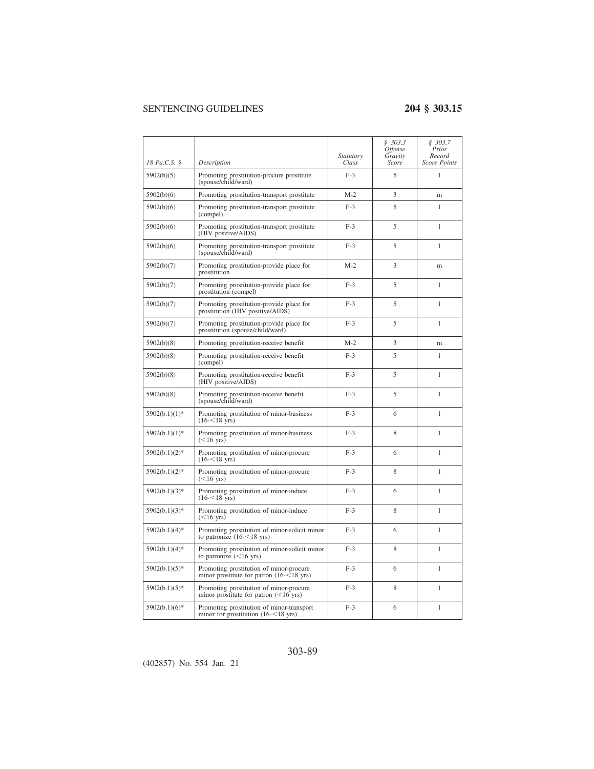| 18 Pa.C.S. § | Description | Statutory Class | § 303.3 Offense Gravity Score | § 303.7 Prior Record Score Points |
|---|---|---|---|---|
| 5902(b)(5) | Promoting prostitution-procure prostitute (spouse/child/ward) | F-3 | 5 | 1 |
| 5902(b)(6) | Promoting prostitution-transport prostitute | M-2 | 3 | m |
| 5902(b)(6) | Promoting prostitution-transport prostitute (compel) | F-3 | 5 | 1 |
| 5902(b)(6) | Promoting prostitution-transport prostitute (HIV positive/AIDS) | F-3 | 5 | 1 |
| 5902(b)(6) | Promoting prostitution-transport prostitute (spouse/child/ward) | F-3 | 5 | 1 |
| 5902(b)(7) | Promoting prostitution-provide place for prostitution | M-2 | 3 | m |
| 5902(b)(7) | Promoting prostitution-provide place for prostitution (compel) | F-3 | 5 | 1 |
| 5902(b)(7) | Promoting prostitution-provide place for prostitution (HIV positive/AIDS) | F-3 | 5 | 1 |
| 5902(b)(7) | Promoting prostitution-provide place for prostitution (spouse/child/ward) | F-3 | 5 | 1 |
| 5902(b)(8) | Promoting prostitution-receive benefit | M-2 | 3 | m |
| 5902(b)(8) | Promoting prostitution-receive benefit (compel) | F-3 | 5 | 1 |
| 5902(b)(8) | Promoting prostitution-receive benefit (HIV positive/AIDS) | F-3 | 5 | 1 |
| 5902(b)(8) | Promoting prostitution-receive benefit (spouse/child/ward) | F-3 | 5 | 1 |
| 5902(b.1)(1)* | Promoting prostitution of minor-business (16-<18 yrs) | F-3 | 6 | 1 |
| 5902(b.1)(1)* | Promoting prostitution of minor-business (<16 yrs) | F-3 | 8 | 1 |
| 5902(b.1)(2)* | Promoting prostitution of minor-procure (16-<18 yrs) | F-3 | 6 | 1 |
| 5902(b.1)(2)* | Promoting prostitution of minor-procure (<16 yrs) | F-3 | 8 | 1 |
| 5902(b.1)(3)* | Promoting prostitution of minor-induce (16-<18 yrs) | F-3 | 6 | 1 |
| 5902(b.1)(3)* | Promoting prostitution of minor-induce (<16 yrs) | F-3 | 8 | 1 |
| 5902(b.1)(4)* | Promoting prostitution of minor-solicit minor to patronize (16-<18 yrs) | F-3 | 6 | 1 |
| 5902(b.1)(4)* | Promoting prostitution of minor-solicit minor to patronize (<16 yrs) | F-3 | 8 | 1 |
| 5902(b.1)(5)* | Promoting prostitution of minor-procure minor prostitute for patron (16-<18 yrs) | F-3 | 6 | 1 |
| 5902(b.1)(5)* | Promoting prostitution of minor-procure minor prostitute for patron (<16 yrs) | F-3 | 8 | 1 |
| 5902(b.1)(6)* | Promoting prostitution of minor-transport minor for prostitution (16-<18 yrs) | F-3 | 6 | 1 |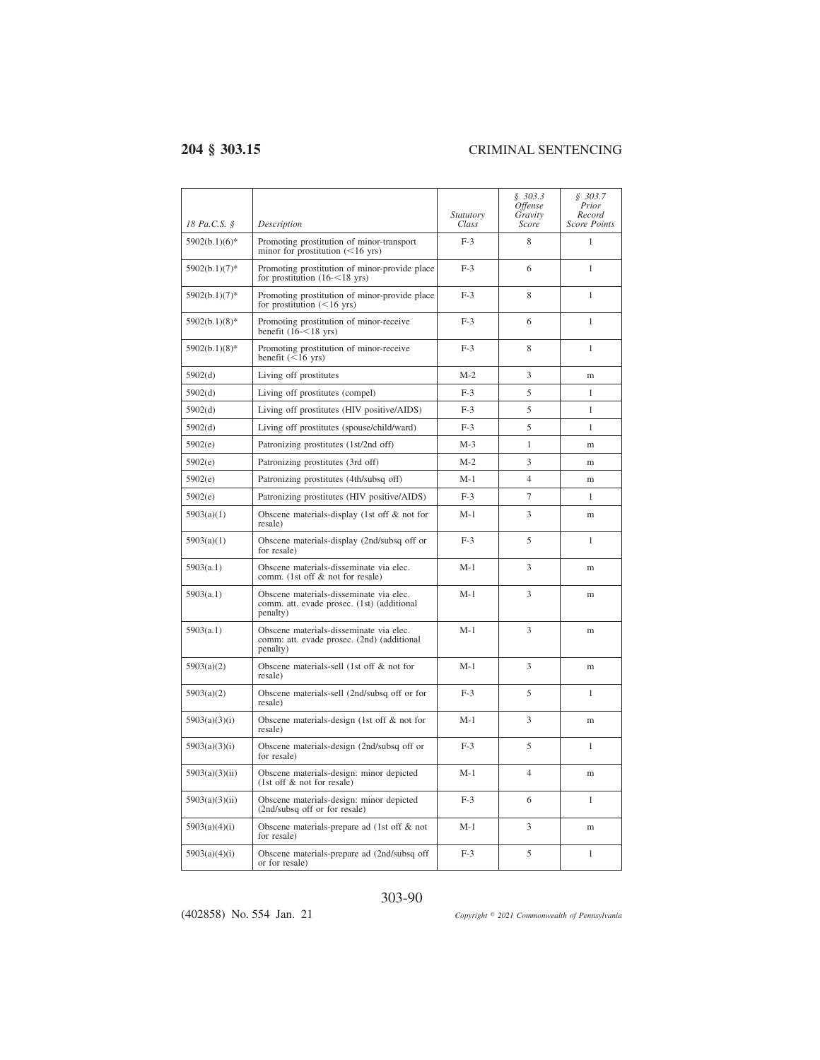| 18 Pa.C.S. § | Description | Statutory Class | § 303.3 Offense Gravity Score | § 303.7 Prior Record Score Points |
|---|---|---|---|---|
| 5902(b.1)(6)* | Promoting prostitution of minor-transport minor for prostitution (<16 yrs) | F-3 | 8 | 1 |
| 5902(b.1)(7)* | Promoting prostitution of minor-provide place for prostitution (16-<18 yrs) | F-3 | 6 | 1 |
| 5902(b.1)(7)* | Promoting prostitution of minor-provide place for prostitution (<16 yrs) | F-3 | 8 | 1 |
| 5902(b.1)(8)* | Promoting prostitution of minor-receive benefit (16-<18 yrs) | F-3 | 6 | 1 |
| 5902(b.1)(8)* | Promoting prostitution of minor-receive benefit (<16 yrs) | F-3 | 8 | 1 |
| 5902(d) | Living off prostitutes | M-2 | 3 | m |
| 5902(d) | Living off prostitutes (compel) | F-3 | 5 | 1 |
| 5902(d) | Living off prostitutes (HIV positive/AIDS) | F-3 | 5 | 1 |
| 5902(d) | Living off prostitutes (spouse/child/ward) | F-3 | 5 | 1 |
| 5902(e) | Patronizing prostitutes (1st/2nd off) | M-3 | 1 | m |
| 5902(e) | Patronizing prostitutes (3rd off) | M-2 | 3 | m |
| 5902(e) | Patronizing prostitutes (4th/subsq off) | M-1 | 4 | m |
| 5902(e) | Patronizing prostitutes (HIV positive/AIDS) | F-3 | 7 | 1 |
| 5903(a)(1) | Obscene materials-display (1st off & not for resale) | M-1 | 3 | m |
| 5903(a)(1) | Obscene materials-display (2nd/subsq off or for resale) | F-3 | 5 | 1 |
| 5903(a.1) | Obscene materials-disseminate via elec. comm. (1st off & not for resale) | M-1 | 3 | m |
| 5903(a.1) | Obscene materials-disseminate via elec. comm. att. evade prosec. (1st) (additional penalty) | M-1 | 3 | m |
| 5903(a.1) | Obscene materials-disseminate via elec. comm: att. evade prosec. (2nd) (additional penalty) | M-1 | 3 | m |
| 5903(a)(2) | Obscene materials-sell (1st off & not for resale) | M-1 | 3 | m |
| 5903(a)(2) | Obscene materials-sell (2nd/subsq off or for resale) | F-3 | 5 | 1 |
| 5903(a)(3)(i) | Obscene materials-design (1st off & not for resale) | M-1 | 3 | m |
| 5903(a)(3)(i) | Obscene materials-design (2nd/subsq off or for resale) | F-3 | 5 | 1 |
| 5903(a)(3)(ii) | Obscene materials-design: minor depicted (1st off & not for resale) | M-1 | 4 | m |
| 5903(a)(3)(ii) | Obscene materials-design: minor depicted (2nd/subsq off or for resale) | F-3 | 6 | 1 |
| 5903(a)(4)(i) | Obscene materials-prepare ad (1st off & not for resale) | M-1 | 3 | m |
| 5903(a)(4)(i) | Obscene materials-prepare ad (2nd/subsq off or for resale) | F-3 | 5 | 1 |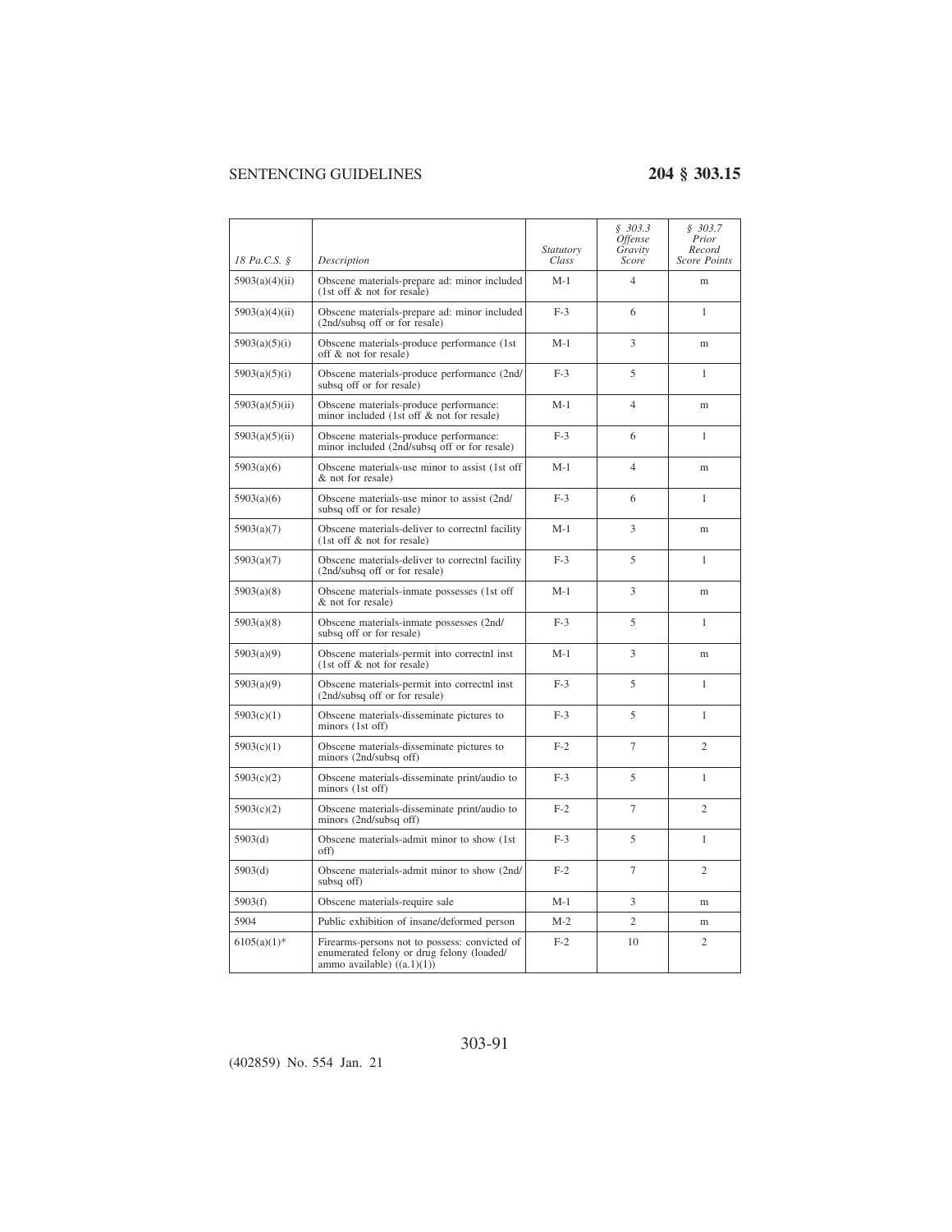| *18 Pa.C.S. §* | *Description* | *Statutory Class* | *§ 303.3 Offense Gravity Score* | *§ 303.7 Prior Record Score Points* |
|---|---|---|---|---|
| 5903(a)(4)(ii) | Obscene materials-prepare ad: minor included (1st off & not for resale) | M-1 | 4 | m |
| 5903(a)(4)(ii) | Obscene materials-prepare ad: minor included (2nd/subsq off or for resale) | F-3 | 6 | 1 |
| 5903(a)(5)(i) | Obscene materials-produce performance (1st off & not for resale) | M-1 | 3 | m |
| 5903(a)(5)(i) | Obscene materials-produce performance (2nd/subsq off or for resale) | F-3 | 5 | 1 |
| 5903(a)(5)(ii) | Obscene materials-produce performance: minor included (1st off & not for resale) | M-1 | 4 | m |
| 5903(a)(5)(ii) | Obscene materials-produce performance: minor included (2nd/subsq off or for resale) | F-3 | 6 | 1 |
| 5903(a)(6) | Obscene materials-use minor to assist (1st off & not for resale) | M-1 | 4 | m |
| 5903(a)(6) | Obscene materials-use minor to assist (2nd/subsq off or for resale) | F-3 | 6 | 1 |
| 5903(a)(7) | Obscene materials-deliver to correctnl facility (1st off & not for resale) | M-1 | 3 | m |
| 5903(a)(7) | Obscene materials-deliver to correctnl facility (2nd/subsq off or for resale) | F-3 | 5 | 1 |
| 5903(a)(8) | Obscene materials-inmate possesses (1st off & not for resale) | M-1 | 3 | m |
| 5903(a)(8) | Obscene materials-inmate possesses (2nd/subsq off or for resale) | F-3 | 5 | 1 |
| 5903(a)(9) | Obscene materials-permit into correctnl inst (1st off & not for resale) | M-1 | 3 | m |
| 5903(a)(9) | Obscene materials-permit into correctnl inst (2nd/subsq off or for resale) | F-3 | 5 | 1 |
| 5903(c)(1) | Obscene materials-disseminate pictures to minors (1st off) | F-3 | 5 | 1 |
| 5903(c)(1) | Obscene materials-disseminate pictures to minors (2nd/subsq off) | F-2 | 7 | 2 |
| 5903(c)(2) | Obscene materials-disseminate print/audio to minors (1st off) | F-3 | 5 | 1 |
| 5903(c)(2) | Obscene materials-disseminate print/audio to minors (2nd/subsq off) | F-2 | 7 | 2 |
| 5903(d) | Obscene materials-admit minor to show (1st off) | F-3 | 5 | 1 |
| 5903(d) | Obscene materials-admit minor to show (2nd/subsq off) | F-2 | 7 | 2 |
| 5903(f) | Obscene materials-require sale | M-1 | 3 | m |
| 5904 | Public exhibition of insane/deformed person | M-2 | 2 | m |
| 6105(a)(1)* | Firearms-persons not to possess: convicted of enumerated felony or drug felony (loaded/ammo available) ((a.1)(1)) | F-2 | 10 | 2 |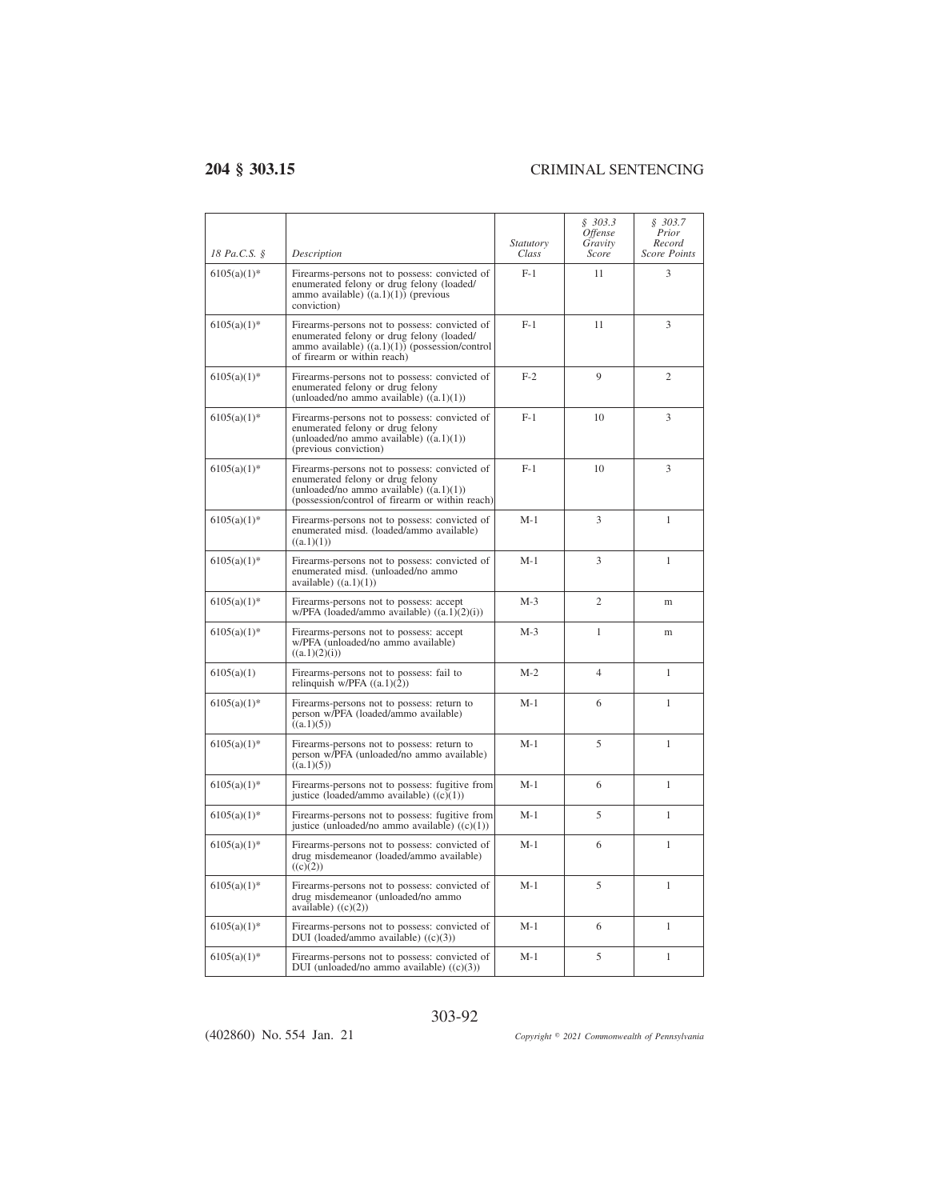| 18 Pa.C.S. § | Description | Statutory Class | § 303.3 Offense Gravity Score | § 303.7 Prior Record Score Points |
|---|---|---|---|---|
| 6105(a)(1)* | Firearms-persons not to possess: convicted of enumerated felony or drug felony (loaded/ammo available) ((a.1)(1)) (previous conviction) | F-1 | 11 | 3 |
| 6105(a)(1)* | Firearms-persons not to possess: convicted of enumerated felony or drug felony (loaded/ammo available) ((a.1)(1)) (possession/control of firearm or within reach) | F-1 | 11 | 3 |
| 6105(a)(1)* | Firearms-persons not to possess: convicted of enumerated felony or drug felony (unloaded/no ammo available) ((a.1)(1)) | F-2 | 9 | 2 |
| 6105(a)(1)* | Firearms-persons not to possess: convicted of enumerated felony or drug felony (unloaded/no ammo available) ((a.1)(1)) (previous conviction) | F-1 | 10 | 3 |
| 6105(a)(1)* | Firearms-persons not to possess: convicted of enumerated felony or drug felony (unloaded/no ammo available) ((a.1)(1)) (possession/control of firearm or within reach) | F-1 | 10 | 3 |
| 6105(a)(1)* | Firearms-persons not to possess: convicted of enumerated misd. (loaded/ammo available) ((a.1)(1)) | M-1 | 3 | 1 |
| 6105(a)(1)* | Firearms-persons not to possess: convicted of enumerated misd. (unloaded/no ammo available) ((a.1)(1)) | M-1 | 3 | 1 |
| 6105(a)(1)* | Firearms-persons not to possess: accept w/PFA (loaded/ammo available) ((a.1)(2)(i)) | M-3 | 2 | m |
| 6105(a)(1)* | Firearms-persons not to possess: accept w/PFA (unloaded/no ammo available) ((a.1)(2)(i)) | M-3 | 1 | m |
| 6105(a)(1) | Firearms-persons not to possess: fail to relinquish w/PFA ((a.1)(2)) | M-2 | 4 | 1 |
| 6105(a)(1)* | Firearms-persons not to possess: return to person w/PFA (loaded/ammo available) ((a.1)(5)) | M-1 | 6 | 1 |
| 6105(a)(1)* | Firearms-persons not to possess: return to person w/PFA (unloaded/no ammo available) ((a.1)(5)) | M-1 | 5 | 1 |
| 6105(a)(1)* | Firearms-persons not to possess: fugitive from justice (loaded/ammo available) ((c)(1)) | M-1 | 6 | 1 |
| 6105(a)(1)* | Firearms-persons not to possess: fugitive from justice (unloaded/no ammo available) ((c)(1)) | M-1 | 5 | 1 |
| 6105(a)(1)* | Firearms-persons not to possess: convicted of drug misdemeanor (loaded/ammo available) ((c)(2)) | M-1 | 6 | 1 |
| 6105(a)(1)* | Firearms-persons not to possess: convicted of drug misdemeanor (unloaded/no ammo available) ((c)(2)) | M-1 | 5 | 1 |
| 6105(a)(1)* | Firearms-persons not to possess: convicted of DUI (loaded/ammo available) ((c)(3)) | M-1 | 6 | 1 |
| 6105(a)(1)* | Firearms-persons not to possess: convicted of DUI (unloaded/no ammo available) ((c)(3)) | M-1 | 5 | 1 |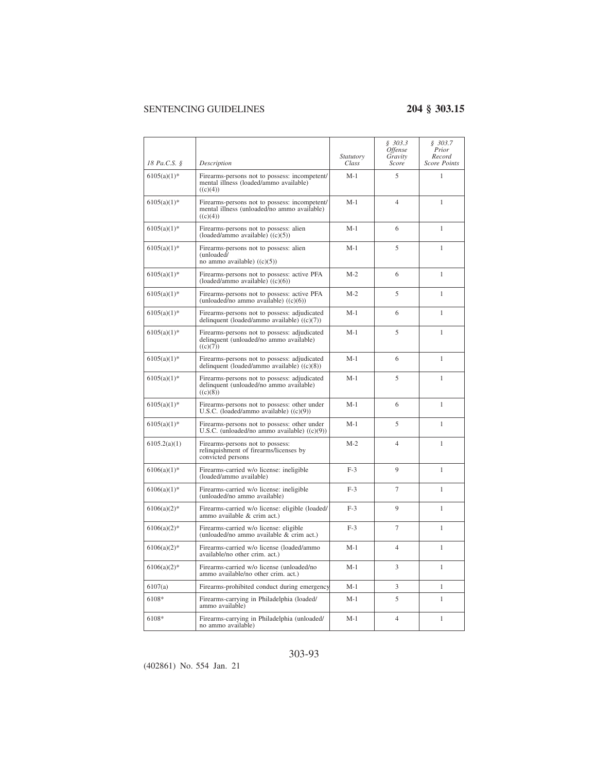| 18 Pa.C.S. § | Description | Statutory Class | § 303.3 Offense Gravity Score | § 303.7 Prior Record Score Points |
|---|---|---|---|---|
| 6105(a)(1)* | Firearms-persons not to possess: incompetent/ mental illness (loaded/ammo available) ((c)(4)) | M-1 | 5 | 1 |
| 6105(a)(1)* | Firearms-persons not to possess: incompetent/ mental illness (unloaded/no ammo available) ((c)(4)) | M-1 | 4 | 1 |
| 6105(a)(1)* | Firearms-persons not to possess: alien (loaded/ammo available) ((c)(5)) | M-1 | 6 | 1 |
| 6105(a)(1)* | Firearms-persons not to possess: alien (unloaded/ no ammo available) ((c)(5)) | M-1 | 5 | 1 |
| 6105(a)(1)* | Firearms-persons not to possess: active PFA (loaded/ammo available) ((c)(6)) | M-2 | 6 | 1 |
| 6105(a)(1)* | Firearms-persons not to possess: active PFA (unloaded/no ammo available) ((c)(6)) | M-2 | 5 | 1 |
| 6105(a)(1)* | Firearms-persons not to possess: adjudicated delinquent (loaded/ammo available) ((c)(7)) | M-1 | 6 | 1 |
| 6105(a)(1)* | Firearms-persons not to possess: adjudicated delinquent (unloaded/no ammo available) ((c)(7)) | M-1 | 5 | 1 |
| 6105(a)(1)* | Firearms-persons not to possess: adjudicated delinquent (loaded/ammo available) ((c)(8)) | M-1 | 6 | 1 |
| 6105(a)(1)* | Firearms-persons not to possess: adjudicated delinquent (unloaded/no ammo available) ((c)(8)) | M-1 | 5 | 1 |
| 6105(a)(1)* | Firearms-persons not to possess: other under U.S.C. (loaded/ammo available) ((c)(9)) | M-1 | 6 | 1 |
| 6105(a)(1)* | Firearms-persons not to possess: other under U.S.C. (unloaded/no ammo available) ((c)(9)) | M-1 | 5 | 1 |
| 6105.2(a)(1) | Firearms-persons not to possess: relinquishment of firearms/licenses by convicted persons | M-2 | 4 | 1 |
| 6106(a)(1)* | Firearms-carried w/o license: ineligible (loaded/ammo available) | F-3 | 9 | 1 |
| 6106(a)(1)* | Firearms-carried w/o license: ineligible (unloaded/no ammo available) | F-3 | 7 | 1 |
| 6106(a)(2)* | Firearms-carried w/o license: eligible (loaded/ ammo available & crim act.) | F-3 | 9 | 1 |
| 6106(a)(2)* | Firearms-carried w/o license: eligible (unloaded/no ammo available & crim act.) | F-3 | 7 | 1 |
| 6106(a)(2)* | Firearms-carried w/o license (loaded/ammo available/no other crim. act.) | M-1 | 4 | 1 |
| 6106(a)(2)* | Firearms-carried w/o license (unloaded/no ammo available/no other crim. act.) | M-1 | 3 | 1 |
| 6107(a) | Firearms-prohibited conduct during emergency | M-1 | 3 | 1 |
| 6108* | Firearms-carrying in Philadelphia (loaded/ ammo available) | M-1 | 5 | 1 |
| 6108* | Firearms-carrying in Philadelphia (unloaded/ no ammo available) | M-1 | 4 | 1 |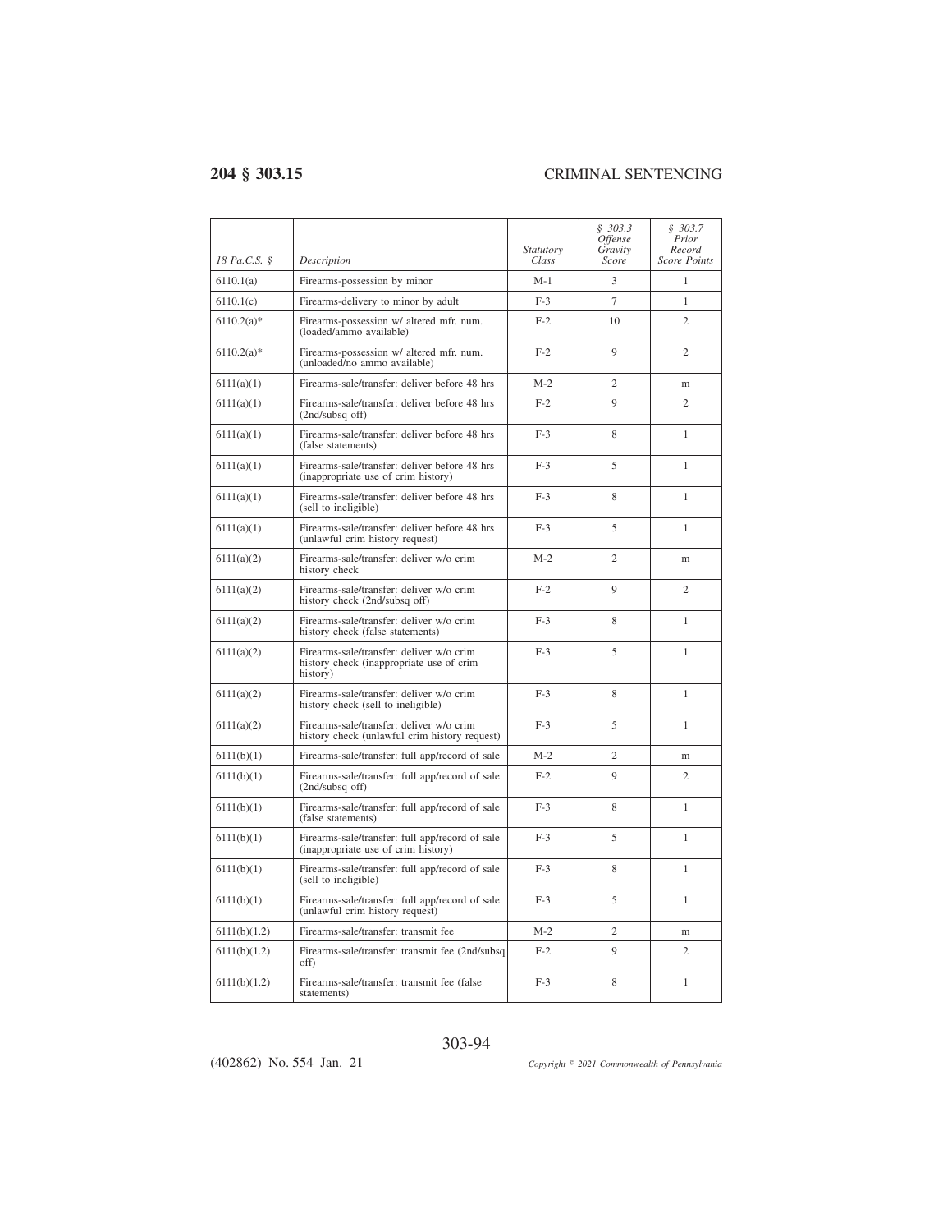| 18 Pa.C.S. § | Description | Statutory Class | § 303.3 Offense Gravity Score | § 303.7 Prior Record Score Points |
|---|---|---|---|---|
| 6110.1(a) | Firearms-possession by minor | M-1 | 3 | 1 |
| 6110.1(c) | Firearms-delivery to minor by adult | F-3 | 7 | 1 |
| 6110.2(a)* | Firearms-possession w/ altered mfr. num. (loaded/ammo available) | F-2 | 10 | 2 |
| 6110.2(a)* | Firearms-possession w/ altered mfr. num. (unloaded/no ammo available) | F-2 | 9 | 2 |
| 6111(a)(1) | Firearms-sale/transfer: deliver before 48 hrs | M-2 | 2 | m |
| 6111(a)(1) | Firearms-sale/transfer: deliver before 48 hrs (2nd/subsq off) | F-2 | 9 | 2 |
| 6111(a)(1) | Firearms-sale/transfer: deliver before 48 hrs (false statements) | F-3 | 8 | 1 |
| 6111(a)(1) | Firearms-sale/transfer: deliver before 48 hrs (inappropriate use of crim history) | F-3 | 5 | 1 |
| 6111(a)(1) | Firearms-sale/transfer: deliver before 48 hrs (sell to ineligible) | F-3 | 8 | 1 |
| 6111(a)(1) | Firearms-sale/transfer: deliver before 48 hrs (unlawful crim history request) | F-3 | 5 | 1 |
| 6111(a)(2) | Firearms-sale/transfer: deliver w/o crim history check | M-2 | 2 | m |
| 6111(a)(2) | Firearms-sale/transfer: deliver w/o crim history check (2nd/subsq off) | F-2 | 9 | 2 |
| 6111(a)(2) | Firearms-sale/transfer: deliver w/o crim history check (false statements) | F-3 | 8 | 1 |
| 6111(a)(2) | Firearms-sale/transfer: deliver w/o crim history check (inappropriate use of crim history) | F-3 | 5 | 1 |
| 6111(a)(2) | Firearms-sale/transfer: deliver w/o crim history check (sell to ineligible) | F-3 | 8 | 1 |
| 6111(a)(2) | Firearms-sale/transfer: deliver w/o crim history check (unlawful crim history request) | F-3 | 5 | 1 |
| 6111(b)(1) | Firearms-sale/transfer: full app/record of sale | M-2 | 2 | m |
| 6111(b)(1) | Firearms-sale/transfer: full app/record of sale (2nd/subsq off) | F-2 | 9 | 2 |
| 6111(b)(1) | Firearms-sale/transfer: full app/record of sale (false statements) | F-3 | 8 | 1 |
| 6111(b)(1) | Firearms-sale/transfer: full app/record of sale (inappropriate use of crim history) | F-3 | 5 | 1 |
| 6111(b)(1) | Firearms-sale/transfer: full app/record of sale (sell to ineligible) | F-3 | 8 | 1 |
| 6111(b)(1) | Firearms-sale/transfer: full app/record of sale (unlawful crim history request) | F-3 | 5 | 1 |
| 6111(b)(1.2) | Firearms-sale/transfer: transmit fee | M-2 | 2 | m |
| 6111(b)(1.2) | Firearms-sale/transfer: transmit fee (2nd/subsq off) | F-2 | 9 | 2 |
| 6111(b)(1.2) | Firearms-sale/transfer: transmit fee (false statements) | F-3 | 8 | 1 |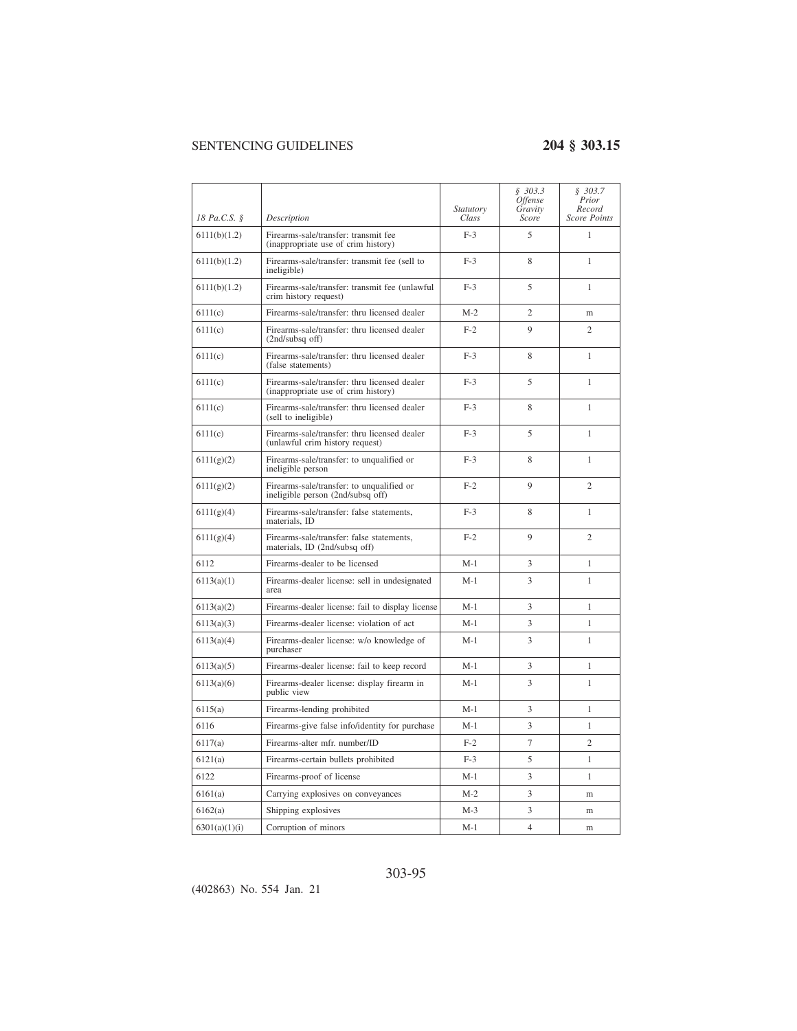| 18 Pa.C.S. § | Description | Statutory Class | § 303.3 Offense Gravity Score | § 303.7 Prior Record Score Points |
|---|---|---|---|---|
| 6111(b)(1.2) | Firearms-sale/transfer: transmit fee (inappropriate use of crim history) | F-3 | 5 | 1 |
| 6111(b)(1.2) | Firearms-sale/transfer: transmit fee (sell to ineligible) | F-3 | 8 | 1 |
| 6111(b)(1.2) | Firearms-sale/transfer: transmit fee (unlawful crim history request) | F-3 | 5 | 1 |
| 6111(c) | Firearms-sale/transfer: thru licensed dealer | M-2 | 2 | m |
| 6111(c) | Firearms-sale/transfer: thru licensed dealer (2nd/subsq off) | F-2 | 9 | 2 |
| 6111(c) | Firearms-sale/transfer: thru licensed dealer (false statements) | F-3 | 8 | 1 |
| 6111(c) | Firearms-sale/transfer: thru licensed dealer (inappropriate use of crim history) | F-3 | 5 | 1 |
| 6111(c) | Firearms-sale/transfer: thru licensed dealer (sell to ineligible) | F-3 | 8 | 1 |
| 6111(c) | Firearms-sale/transfer: thru licensed dealer (unlawful crim history request) | F-3 | 5 | 1 |
| 6111(g)(2) | Firearms-sale/transfer: to unqualified or ineligible person | F-3 | 8 | 1 |
| 6111(g)(2) | Firearms-sale/transfer: to unqualified or ineligible person (2nd/subsq off) | F-2 | 9 | 2 |
| 6111(g)(4) | Firearms-sale/transfer: false statements, materials, ID | F-3 | 8 | 1 |
| 6111(g)(4) | Firearms-sale/transfer: false statements, materials, ID (2nd/subsq off) | F-2 | 9 | 2 |
| 6112 | Firearms-dealer to be licensed | M-1 | 3 | 1 |
| 6113(a)(1) | Firearms-dealer license: sell in undesignated area | M-1 | 3 | 1 |
| 6113(a)(2) | Firearms-dealer license: fail to display license | M-1 | 3 | 1 |
| 6113(a)(3) | Firearms-dealer license: violation of act | M-1 | 3 | 1 |
| 6113(a)(4) | Firearms-dealer license: w/o knowledge of purchaser | M-1 | 3 | 1 |
| 6113(a)(5) | Firearms-dealer license: fail to keep record | M-1 | 3 | 1 |
| 6113(a)(6) | Firearms-dealer license: display firearm in public view | M-1 | 3 | 1 |
| 6115(a) | Firearms-lending prohibited | M-1 | 3 | 1 |
| 6116 | Firearms-give false info/identity for purchase | M-1 | 3 | 1 |
| 6117(a) | Firearms-alter mfr. number/ID | F-2 | 7 | 2 |
| 6121(a) | Firearms-certain bullets prohibited | F-3 | 5 | 1 |
| 6122 | Firearms-proof of license | M-1 | 3 | 1 |
| 6161(a) | Carrying explosives on conveyances | M-2 | 3 | m |
| 6162(a) | Shipping explosives | M-3 | 3 | m |
| 6301(a)(1)(i) | Corruption of minors | M-1 | 4 | m |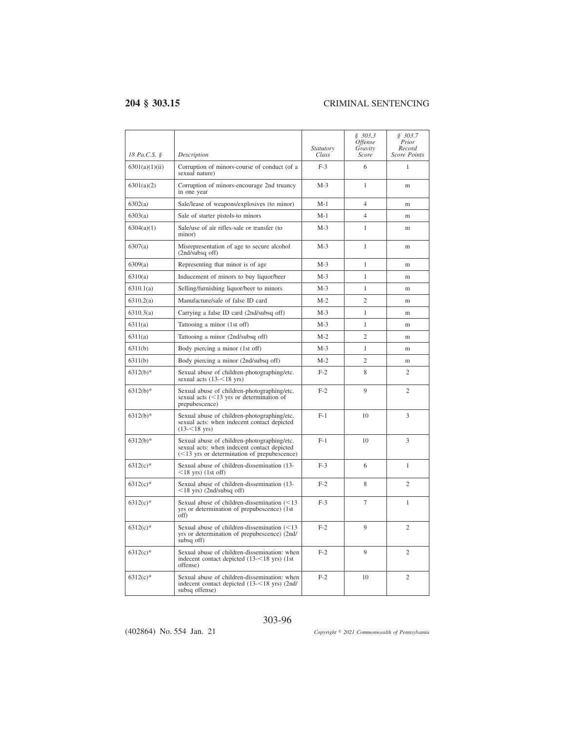| *18 Pa.C.S. §* | *Description* | *Statutory Class* | *§ 303.3 Offense Gravity Score* | *§ 303.7 Prior Record Score Points* |
|---|---|---|---|---|
| 6301(a)(1)(ii) | Corruption of minors-course of conduct (of a sexual nature) | F-3 | 6 | 1 |
| 6301(a)(2) | Corruption of minors-encourage 2nd truancy in one year | M-3 | 1 | m |
| 6302(a) | Sale/lease of weapons/explosives (to minor) | M-1 | 4 | m |
| 6303(a) | Sale of starter pistols-to minors | M-1 | 4 | m |
| 6304(a)(1) | Sale/use of air rifles-sale or transfer (to minor) | M-3 | 1 | m |
| 6307(a) | Misrepresentation of age to secure alcohol (2nd/subsq off) | M-3 | 1 | m |
| 6309(a) | Representing that minor is of age | M-3 | 1 | m |
| 6310(a) | Inducement of minors to buy liquor/beer | M-3 | 1 | m |
| 6310.1(a) | Selling/furnishing liquor/beer to minors | M-3 | 1 | m |
| 6310.2(a) | Manufacture/sale of false ID card | M-2 | 2 | m |
| 6310.3(a) | Carrying a false ID card (2nd/subsq off) | M-3 | 1 | m |
| 6311(a) | Tattooing a minor (1st off) | M-3 | 1 | m |
| 6311(a) | Tattooing a minor (2nd/subsq off) | M-2 | 2 | m |
| 6311(b) | Body piercing a minor (1st off) | M-3 | 1 | m |
| 6311(b) | Body piercing a minor (2nd/subsq off) | M-2 | 2 | m |
| 6312(b)* | Sexual abuse of children-photographing/etc. sexual acts (13-<18 yrs) | F-2 | 8 | 2 |
| 6312(b)* | Sexual abuse of children-photographing/etc. sexual acts (<13 yrs or determination of prepubescence) | F-2 | 9 | 2 |
| 6312(b)* | Sexual abuse of children-photographing/etc. sexual acts: when indecent contact depicted (13-<18 yrs) | F-1 | 10 | 3 |
| 6312(b)* | Sexual abuse of children-photographing/etc. sexual acts: when indecent contact depicted (<13 yrs or determination of prepubescence) | F-1 | 10 | 3 |
| 6312(c)* | Sexual abuse of children-dissemination (13-<18 yrs) (1st off) | F-3 | 6 | 1 |
| 6312(c)* | Sexual abuse of children-dissemination (13-<18 yrs) (2nd/subsq off) | F-2 | 8 | 2 |
| 6312(c)* | Sexual abuse of children-dissemination (<13 yrs or determination of prepubescence) (1st off) | F-3 | 7 | 1 |
| 6312(c)* | Sexual abuse of children-dissemination (<13 yrs or determination of prepubescence) (2nd/subsq off) | F-2 | 9 | 2 |
| 6312(c)* | Sexual abuse of children-dissemination: when indecent contact depicted (13-<18 yrs) (1st offense) | F-2 | 9 | 2 |
| 6312(c)* | Sexual abuse of children-dissemination: when indecent contact depicted (13-<18 yrs) (2nd/subsq offense) | F-2 | 10 | 2 |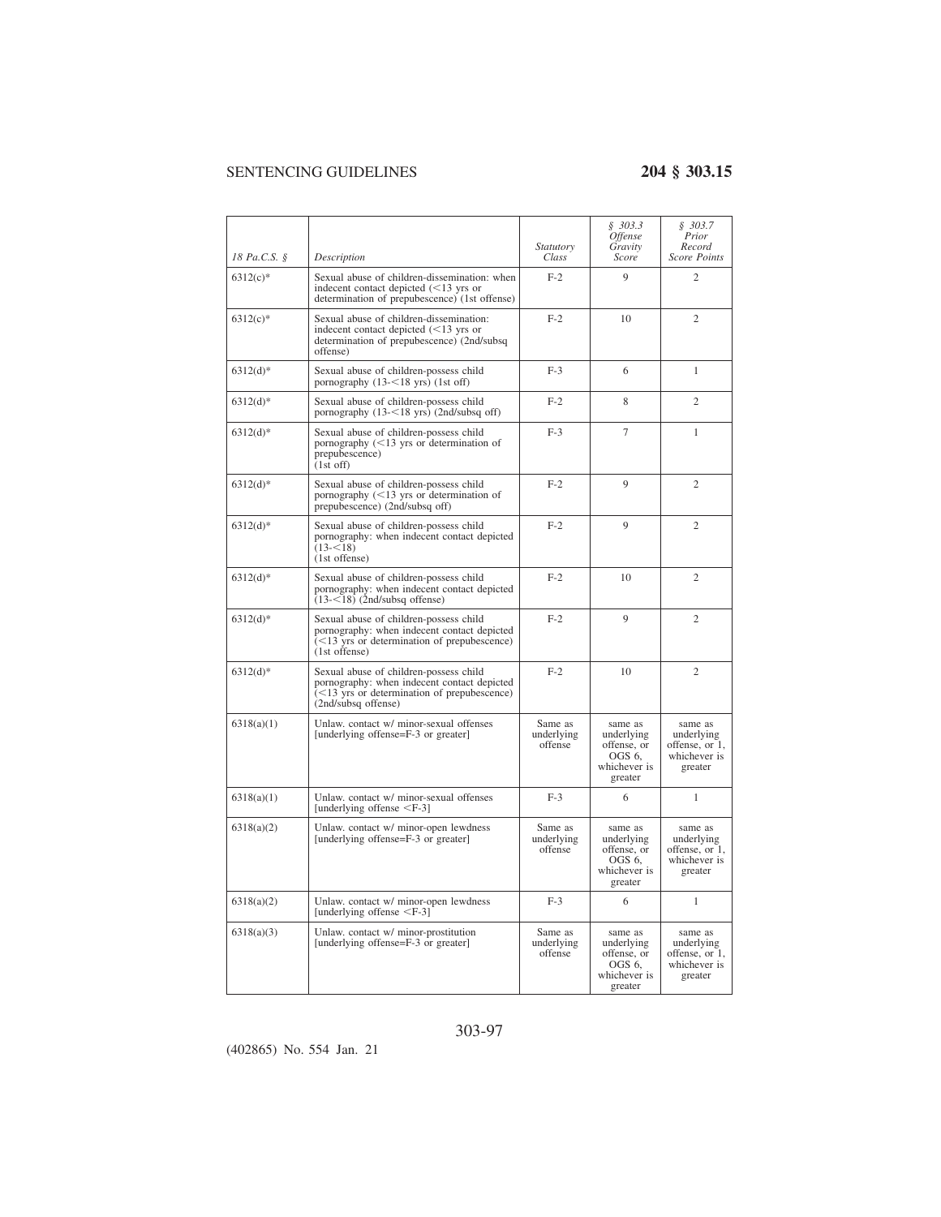| 18 Pa.C.S. § | Description | Statutory Class | § 303.3 Offense Gravity Score | § 303.7 Prior Record Score Points |
|---|---|---|---|---|
| 6312(c)* | Sexual abuse of children-dissemination: when indecent contact depicted (<13 yrs or determination of prepubescence) (1st offense) | F-2 | 9 | 2 |
| 6312(c)* | Sexual abuse of children-dissemination: indecent contact depicted (<13 yrs or determination of prepubescence) (2nd/subsq offense) | F-2 | 10 | 2 |
| 6312(d)* | Sexual abuse of children-possess child pornography (13-<18 yrs) (1st off) | F-3 | 6 | 1 |
| 6312(d)* | Sexual abuse of children-possess child pornography (13-<18 yrs) (2nd/subsq off) | F-2 | 8 | 2 |
| 6312(d)* | Sexual abuse of children-possess child pornography (<13 yrs or determination of prepubescence) (1st off) | F-3 | 7 | 1 |
| 6312(d)* | Sexual abuse of children-possess child pornography (<13 yrs or determination of prepubescence) (2nd/subsq off) | F-2 | 9 | 2 |
| 6312(d)* | Sexual abuse of children-possess child pornography: when indecent contact depicted (13-<18) (1st offense) | F-2 | 9 | 2 |
| 6312(d)* | Sexual abuse of children-possess child pornography: when indecent contact depicted (13-<18) (2nd/subsq offense) | F-2 | 10 | 2 |
| 6312(d)* | Sexual abuse of children-possess child pornography: when indecent contact depicted (<13 yrs or determination of prepubescence) (1st offense) | F-2 | 9 | 2 |
| 6312(d)* | Sexual abuse of children-possess child pornography: when indecent contact depicted (<13 yrs or determination of prepubescence) (2nd/subsq offense) | F-2 | 10 | 2 |
| 6318(a)(1) | Unlaw. contact w/ minor-sexual offenses [underlying offense=F-3 or greater] | Same as underlying offense | same as underlying offense, or OGS 6, whichever is greater | same as underlying offense, or 1, whichever is greater |
| 6318(a)(1) | Unlaw. contact w/ minor-sexual offenses [underlying offense <F-3] | F-3 | 6 | 1 |
| 6318(a)(2) | Unlaw. contact w/ minor-open lewdness [underlying offense=F-3 or greater] | Same as underlying offense | same as underlying offense, or OGS 6, whichever is greater | same as underlying offense, or 1, whichever is greater |
| 6318(a)(2) | Unlaw. contact w/ minor-open lewdness [underlying offense <F-3] | F-3 | 6 | 1 |
| 6318(a)(3) | Unlaw. contact w/ minor-prostitution [underlying offense=F-3 or greater] | Same as underlying offense | same as underlying offense, or OGS 6, whichever is greater | same as underlying offense, or 1, whichever is greater |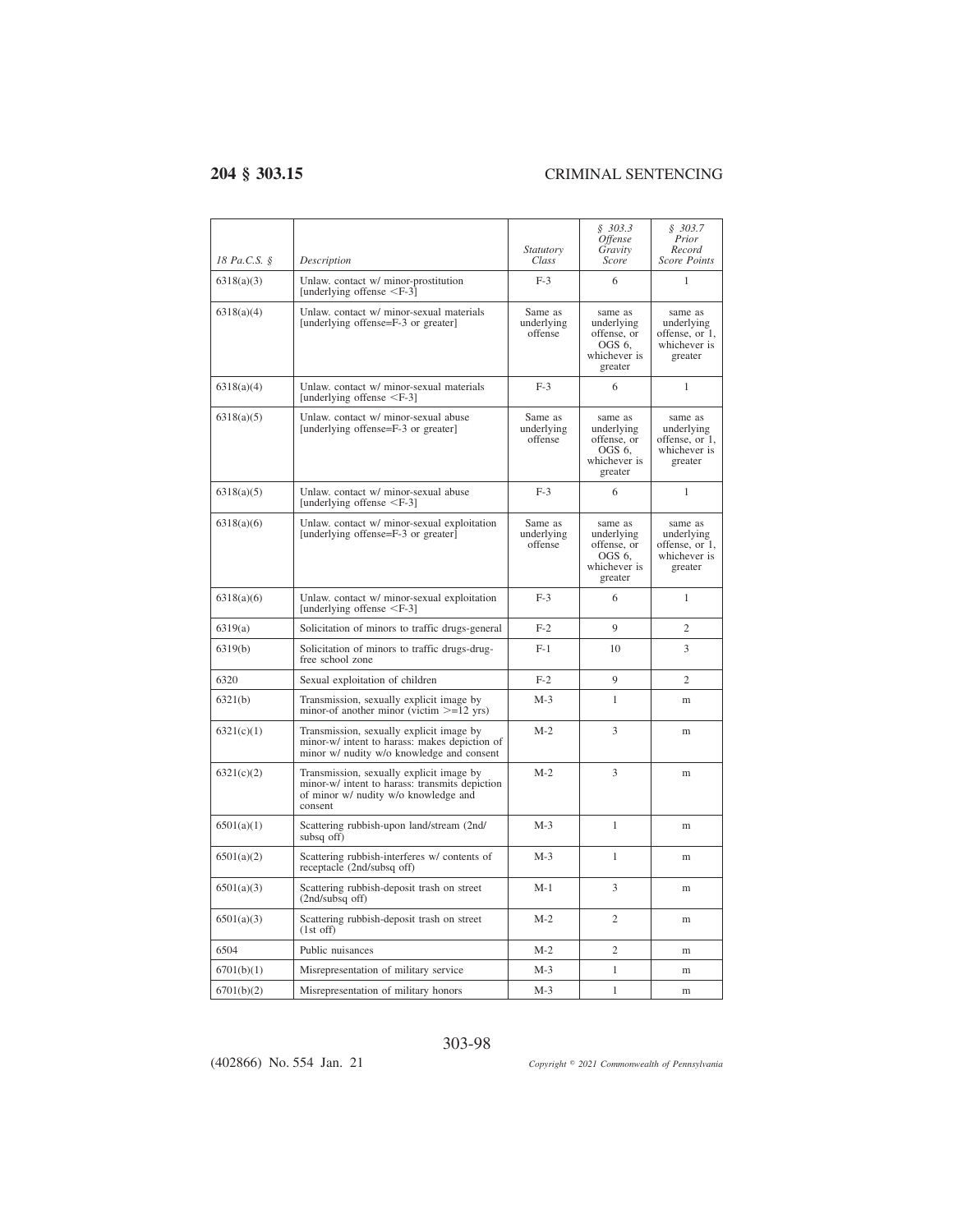| 18 Pa.C.S. § | Description | Statutory Class | § 303.3 Offense Gravity Score | § 303.7 Prior Record Score Points |
|---|---|---|---|---|
| 6318(a)(3) | Unlaw. contact w/ minor-prostitution [underlying offense <F-3] | F-3 | 6 | 1 |
| 6318(a)(4) | Unlaw. contact w/ minor-sexual materials [underlying offense=F-3 or greater] | Same as underlying offense | same as underlying offense, or OGS 6, whichever is greater | same as underlying offense, or 1, whichever is greater |
| 6318(a)(4) | Unlaw. contact w/ minor-sexual materials [underlying offense <F-3] | F-3 | 6 | 1 |
| 6318(a)(5) | Unlaw. contact w/ minor-sexual abuse [underlying offense=F-3 or greater] | Same as underlying offense | same as underlying offense, or OGS 6, whichever is greater | same as underlying offense, or 1, whichever is greater |
| 6318(a)(5) | Unlaw. contact w/ minor-sexual abuse [underlying offense <F-3] | F-3 | 6 | 1 |
| 6318(a)(6) | Unlaw. contact w/ minor-sexual exploitation [underlying offense=F-3 or greater] | Same as underlying offense | same as underlying offense, or OGS 6, whichever is greater | same as underlying offense, or 1, whichever is greater |
| 6318(a)(6) | Unlaw. contact w/ minor-sexual exploitation [underlying offense <F-3] | F-3 | 6 | 1 |
| 6319(a) | Solicitation of minors to traffic drugs-general | F-2 | 9 | 2 |
| 6319(b) | Solicitation of minors to traffic drugs-drug-free school zone | F-1 | 10 | 3 |
| 6320 | Sexual exploitation of children | F-2 | 9 | 2 |
| 6321(b) | Transmission, sexually explicit image by minor-of another minor (victim >=12 yrs) | M-3 | 1 | m |
| 6321(c)(1) | Transmission, sexually explicit image by minor-w/ intent to harass: makes depiction of minor w/ nudity w/o knowledge and consent | M-2 | 3 | m |
| 6321(c)(2) | Transmission, sexually explicit image by minor-w/ intent to harass: transmits depiction of minor w/ nudity w/o knowledge and consent | M-2 | 3 | m |
| 6501(a)(1) | Scattering rubbish-upon land/stream (2nd/subsq off) | M-3 | 1 | m |
| 6501(a)(2) | Scattering rubbish-interferes w/ contents of receptacle (2nd/subsq off) | M-3 | 1 | m |
| 6501(a)(3) | Scattering rubbish-deposit trash on street (2nd/subsq off) | M-1 | 3 | m |
| 6501(a)(3) | Scattering rubbish-deposit trash on street (1st off) | M-2 | 2 | m |
| 6504 | Public nuisances | M-2 | 2 | m |
| 6701(b)(1) | Misrepresentation of military service | M-3 | 1 | m |
| 6701(b)(2) | Misrepresentation of military honors | M-3 | 1 | m |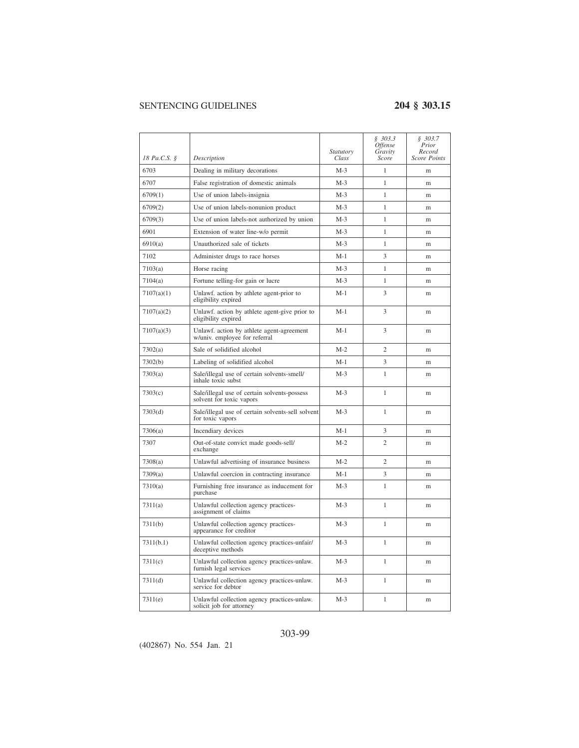| 18 Pa.C.S. § | Description | Statutory Class | § 303.3 Offense Gravity Score | § 303.7 Prior Record Score Points |
|---|---|---|---|---|
| 6703 | Dealing in military decorations | M-3 | 1 | m |
| 6707 | False registration of domestic animals | M-3 | 1 | m |
| 6709(1) | Use of union labels-insignia | M-3 | 1 | m |
| 6709(2) | Use of union labels-nonunion product | M-3 | 1 | m |
| 6709(3) | Use of union labels-not authorized by union | M-3 | 1 | m |
| 6901 | Extension of water line-w/o permit | M-3 | 1 | m |
| 6910(a) | Unauthorized sale of tickets | M-3 | 1 | m |
| 7102 | Administer drugs to race horses | M-1 | 3 | m |
| 7103(a) | Horse racing | M-3 | 1 | m |
| 7104(a) | Fortune telling-for gain or lucre | M-3 | 1 | m |
| 7107(a)(1) | Unlawf. action by athlete agent-prior to eligibility expired | M-1 | 3 | m |
| 7107(a)(2) | Unlawf. action by athlete agent-give prior to eligibility expired | M-1 | 3 | m |
| 7107(a)(3) | Unlawf. action by athlete agent-agreement w/univ. employee for referral | M-1 | 3 | m |
| 7302(a) | Sale of solidified alcohol | M-2 | 2 | m |
| 7302(b) | Labeling of solidified alcohol | M-1 | 3 | m |
| 7303(a) | Sale/illegal use of certain solvents-smell/ inhale toxic subst | M-3 | 1 | m |
| 7303(c) | Sale/illegal use of certain solvents-possess solvent for toxic vapors | M-3 | 1 | m |
| 7303(d) | Sale/illegal use of certain solvents-sell solvent for toxic vapors | M-3 | 1 | m |
| 7306(a) | Incendiary devices | M-1 | 3 | m |
| 7307 | Out-of-state convict made goods-sell/ exchange | M-2 | 2 | m |
| 7308(a) | Unlawful advertising of insurance business | M-2 | 2 | m |
| 7309(a) | Unlawful coercion in contracting insurance | M-1 | 3 | m |
| 7310(a) | Furnishing free insurance as inducement for purchase | M-3 | 1 | m |
| 7311(a) | Unlawful collection agency practices-assignment of claims | M-3 | 1 | m |
| 7311(b) | Unlawful collection agency practices-appearance for creditor | M-3 | 1 | m |
| 7311(b.1) | Unlawful collection agency practices-unfair/ deceptive methods | M-3 | 1 | m |
| 7311(c) | Unlawful collection agency practices-unlaw. furnish legal services | M-3 | 1 | m |
| 7311(d) | Unlawful collection agency practices-unlaw. service for debtor | M-3 | 1 | m |
| 7311(e) | Unlawful collection agency practices-unlaw. solicit job for attorney | M-3 | 1 | m |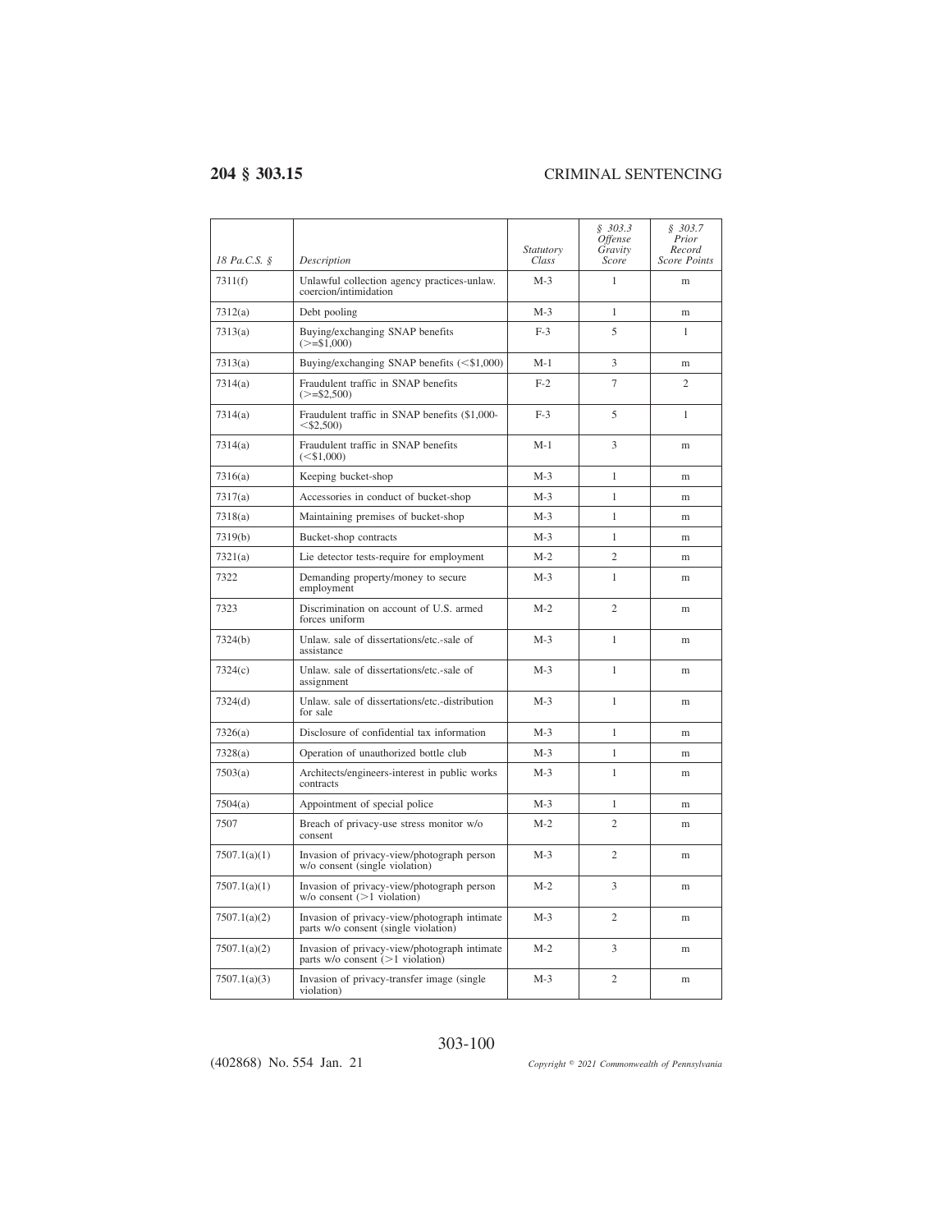| 18 Pa.C.S. § | Description | Statutory Class | § 303.3 Offense Gravity Score | § 303.7 Prior Record Score Points |
|---|---|---|---|---|
| 7311(f) | Unlawful collection agency practices-unlaw. coercion/intimidation | M-3 | 1 | m |
| 7312(a) | Debt pooling | M-3 | 1 | m |
| 7313(a) | Buying/exchanging SNAP benefits (>=$1,000) | F-3 | 5 | 1 |
| 7313(a) | Buying/exchanging SNAP benefits (<$1,000) | M-1 | 3 | m |
| 7314(a) | Fraudulent traffic in SNAP benefits (>=$2,500) | F-2 | 7 | 2 |
| 7314(a) | Fraudulent traffic in SNAP benefits ($1,000-<$2,500) | F-3 | 5 | 1 |
| 7314(a) | Fraudulent traffic in SNAP benefits (<$1,000) | M-1 | 3 | m |
| 7316(a) | Keeping bucket-shop | M-3 | 1 | m |
| 7317(a) | Accessories in conduct of bucket-shop | M-3 | 1 | m |
| 7318(a) | Maintaining premises of bucket-shop | M-3 | 1 | m |
| 7319(b) | Bucket-shop contracts | M-3 | 1 | m |
| 7321(a) | Lie detector tests-require for employment | M-2 | 2 | m |
| 7322 | Demanding property/money to secure employment | M-3 | 1 | m |
| 7323 | Discrimination on account of U.S. armed forces uniform | M-2 | 2 | m |
| 7324(b) | Unlaw. sale of dissertations/etc.-sale of assistance | M-3 | 1 | m |
| 7324(c) | Unlaw. sale of dissertations/etc.-sale of assignment | M-3 | 1 | m |
| 7324(d) | Unlaw. sale of dissertations/etc.-distribution for sale | M-3 | 1 | m |
| 7326(a) | Disclosure of confidential tax information | M-3 | 1 | m |
| 7328(a) | Operation of unauthorized bottle club | M-3 | 1 | m |
| 7503(a) | Architects/engineers-interest in public works contracts | M-3 | 1 | m |
| 7504(a) | Appointment of special police | M-3 | 1 | m |
| 7507 | Breach of privacy-use stress monitor w/o consent | M-2 | 2 | m |
| 7507.1(a)(1) | Invasion of privacy-view/photograph person w/o consent (single violation) | M-3 | 2 | m |
| 7507.1(a)(1) | Invasion of privacy-view/photograph person w/o consent (>1 violation) | M-2 | 3 | m |
| 7507.1(a)(2) | Invasion of privacy-view/photograph intimate parts w/o consent (single violation) | M-3 | 2 | m |
| 7507.1(a)(2) | Invasion of privacy-view/photograph intimate parts w/o consent (>1 violation) | M-2 | 3 | m |
| 7507.1(a)(3) | Invasion of privacy-transfer image (single violation) | M-3 | 2 | m |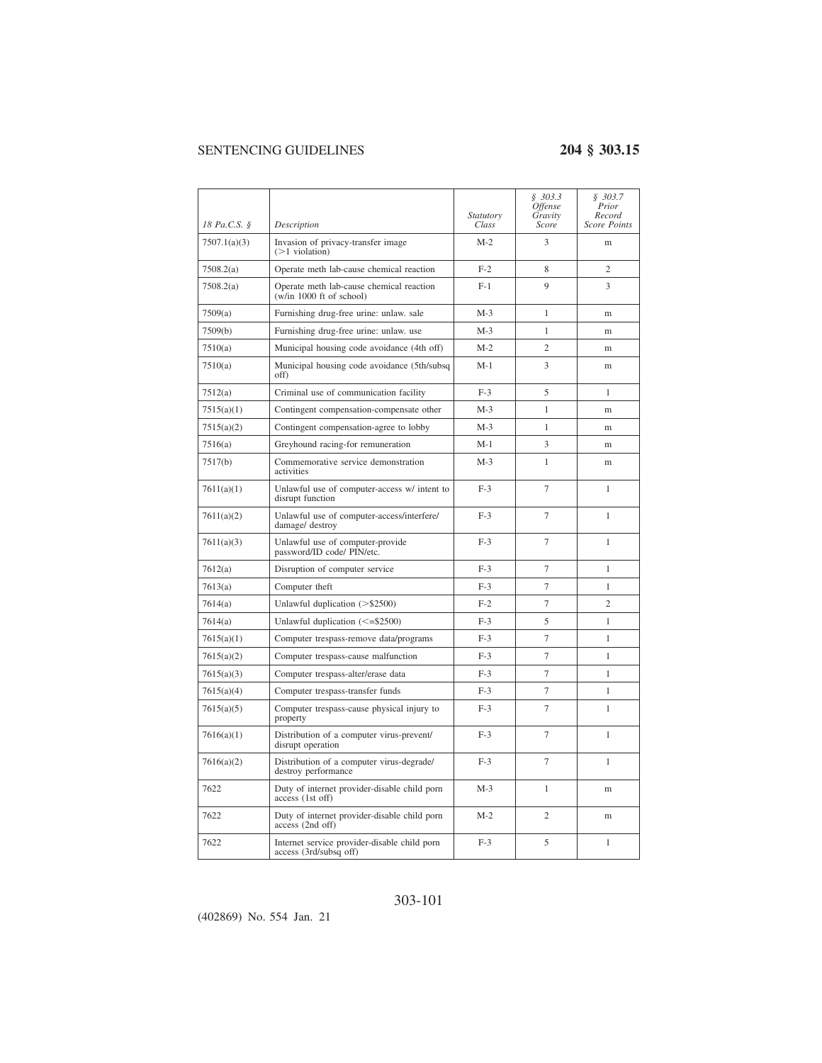| 18 Pa.C.S. § | Description | Statutory Class | § 303.3 Offense Gravity Score | § 303.7 Prior Record Score Points |
|---|---|---|---|---|
| 7507.1(a)(3) | Invasion of privacy-transfer image (>1 violation) | M-2 | 3 | m |
| 7508.2(a) | Operate meth lab-cause chemical reaction | F-2 | 8 | 2 |
| 7508.2(a) | Operate meth lab-cause chemical reaction (w/in 1000 ft of school) | F-1 | 9 | 3 |
| 7509(a) | Furnishing drug-free urine: unlaw. sale | M-3 | 1 | m |
| 7509(b) | Furnishing drug-free urine: unlaw. use | M-3 | 1 | m |
| 7510(a) | Municipal housing code avoidance (4th off) | M-2 | 2 | m |
| 7510(a) | Municipal housing code avoidance (5th/subsq off) | M-1 | 3 | m |
| 7512(a) | Criminal use of communication facility | F-3 | 5 | 1 |
| 7515(a)(1) | Contingent compensation-compensate other | M-3 | 1 | m |
| 7515(a)(2) | Contingent compensation-agree to lobby | M-3 | 1 | m |
| 7516(a) | Greyhound racing-for remuneration | M-1 | 3 | m |
| 7517(b) | Commemorative service demonstration activities | M-3 | 1 | m |
| 7611(a)(1) | Unlawful use of computer-access w/ intent to disrupt function | F-3 | 7 | 1 |
| 7611(a)(2) | Unlawful use of computer-access/interfere/ damage/ destroy | F-3 | 7 | 1 |
| 7611(a)(3) | Unlawful use of computer-provide password/ID code/ PIN/etc. | F-3 | 7 | 1 |
| 7612(a) | Disruption of computer service | F-3 | 7 | 1 |
| 7613(a) | Computer theft | F-3 | 7 | 1 |
| 7614(a) | Unlawful duplication (>$2500) | F-2 | 7 | 2 |
| 7614(a) | Unlawful duplication (<=$2500) | F-3 | 5 | 1 |
| 7615(a)(1) | Computer trespass-remove data/programs | F-3 | 7 | 1 |
| 7615(a)(2) | Computer trespass-cause malfunction | F-3 | 7 | 1 |
| 7615(a)(3) | Computer trespass-alter/erase data | F-3 | 7 | 1 |
| 7615(a)(4) | Computer trespass-transfer funds | F-3 | 7 | 1 |
| 7615(a)(5) | Computer trespass-cause physical injury to property | F-3 | 7 | 1 |
| 7616(a)(1) | Distribution of a computer virus-prevent/ disrupt operation | F-3 | 7 | 1 |
| 7616(a)(2) | Distribution of a computer virus-degrade/ destroy performance | F-3 | 7 | 1 |
| 7622 | Duty of internet provider-disable child porn access (1st off) | M-3 | 1 | m |
| 7622 | Duty of internet provider-disable child porn access (2nd off) | M-2 | 2 | m |
| 7622 | Internet service provider-disable child porn access (3rd/subsq off) | F-3 | 5 | 1 |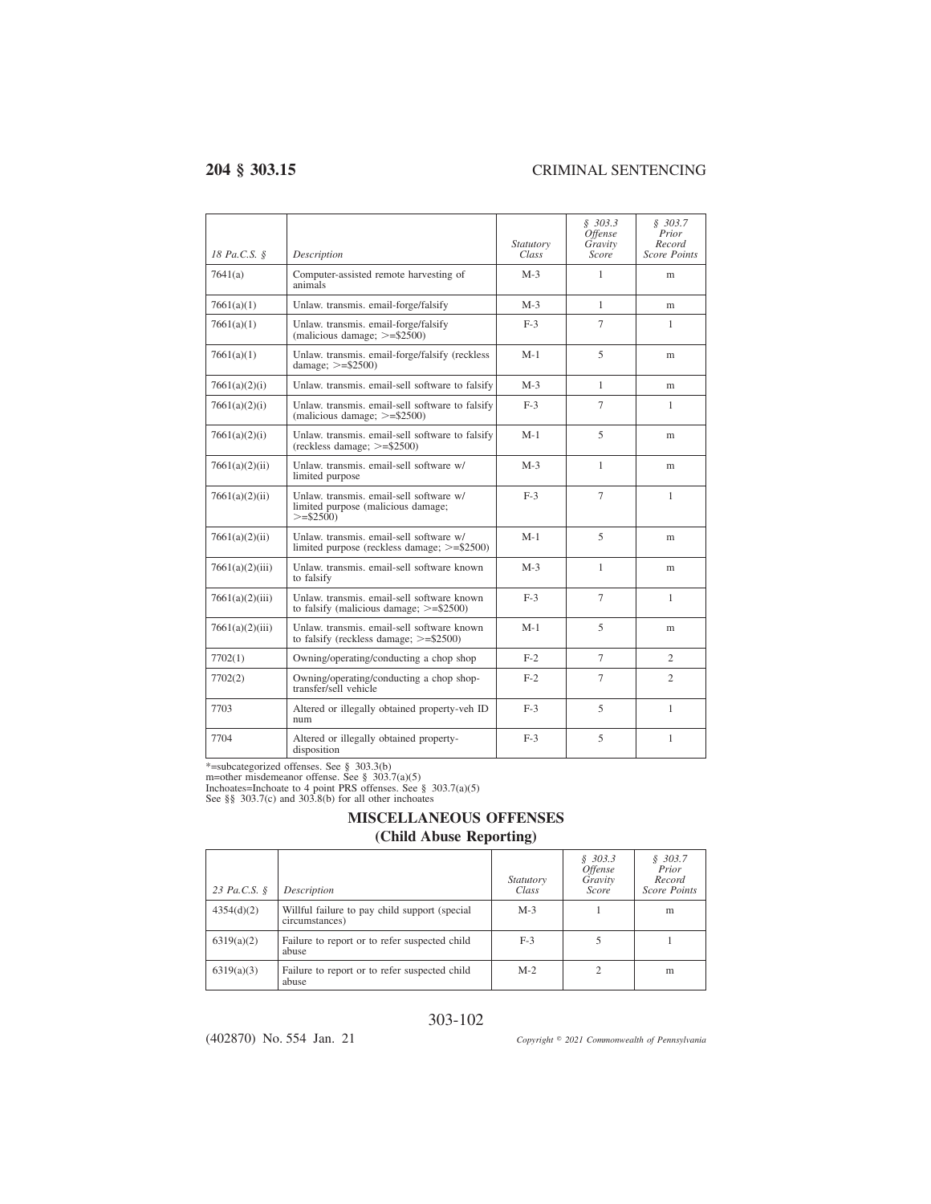| 18 Pa.C.S. § | Description | Statutory Class | § 303.3 Offense Gravity Score | § 303.7 Prior Record Score Points |
|---|---|---|---|---|
| 7641(a) | Computer-assisted remote harvesting of animals | M-3 | 1 | m |
| 7661(a)(1) | Unlaw. transmis. email-forge/falsify | M-3 | 1 | m |
| 7661(a)(1) | Unlaw. transmis. email-forge/falsify (malicious damage; >=$2500) | F-3 | 7 | 1 |
| 7661(a)(1) | Unlaw. transmis. email-forge/falsify (reckless damage; >=$2500) | M-1 | 5 | m |
| 7661(a)(2)(i) | Unlaw. transmis. email-sell software to falsify | M-3 | 1 | m |
| 7661(a)(2)(i) | Unlaw. transmis. email-sell software to falsify (malicious damage; >=$2500) | F-3 | 7 | 1 |
| 7661(a)(2)(i) | Unlaw. transmis. email-sell software to falsify (reckless damage; >=$2500) | M-1 | 5 | m |
| 7661(a)(2)(ii) | Unlaw. transmis. email-sell software w/ limited purpose | M-3 | 1 | m |
| 7661(a)(2)(ii) | Unlaw. transmis. email-sell software w/ limited purpose (malicious damage; >=$2500) | F-3 | 7 | 1 |
| 7661(a)(2)(ii) | Unlaw. transmis. email-sell software w/ limited purpose (reckless damage; >=$2500) | M-1 | 5 | m |
| 7661(a)(2)(iii) | Unlaw. transmis. email-sell software known to falsify | M-3 | 1 | m |
| 7661(a)(2)(iii) | Unlaw. transmis. email-sell software known to falsify (malicious damage; >=$2500) | F-3 | 7 | 1 |
| 7661(a)(2)(iii) | Unlaw. transmis. email-sell software known to falsify (reckless damage; >=$2500) | M-1 | 5 | m |
| 7702(1) | Owning/operating/conducting a chop shop | F-2 | 7 | 2 |
| 7702(2) | Owning/operating/conducting a chop shop-transfer/sell vehicle | F-2 | 7 | 2 |
| 7703 | Altered or illegally obtained property-veh ID num | F-3 | 5 | 1 |
| 7704 | Altered or illegally obtained property-disposition | F-3 | 5 | 1 |

*=subcategorized offenses. See § 303.3(b)
m=other misdemeanor offense. See § 303.7(a)(5)
Inchoates=Inchoate to 4 point PRS offenses. See § 303.7(a)(5)
See §§ 303.7(c) and 303.8(b) for all other inchoates

## MISCELLANEOUS OFFENSES
## (Child Abuse Reporting)

| 23 Pa.C.S. § | Description | Statutory Class | § 303.3 Offense Gravity Score | § 303.7 Prior Record Score Points |
|---|---|---|---|---|
| 4354(d)(2) | Willful failure to pay child support (special circumstances) | M-3 | 1 | m |
| 6319(a)(2) | Failure to report or to refer suspected child abuse | F-3 | 5 | 1 |
| 6319(a)(3) | Failure to report or to refer suspected child abuse | M-2 | 2 | m |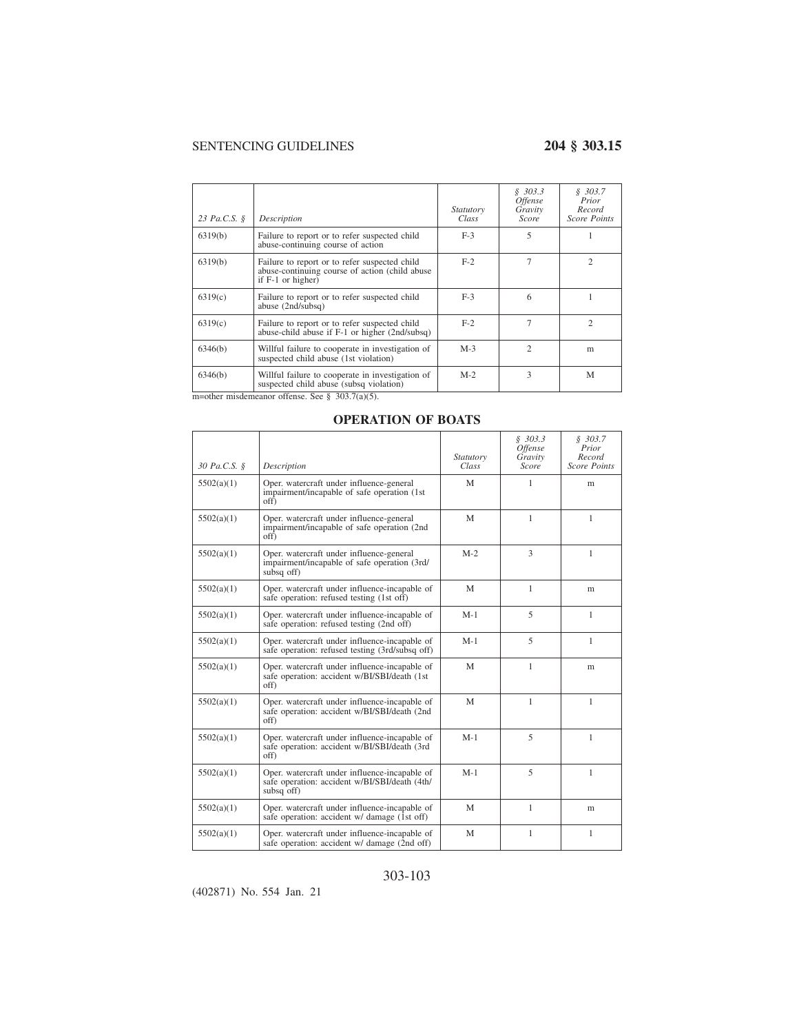| 23 Pa.C.S. § | Description | Statutory Class | § 303.3 Offense Gravity Score | § 303.7 Prior Record Score Points |
|---|---|---|---|---|
| 6319(b) | Failure to report or to refer suspected child abuse-continuing course of action | F-3 | 5 | 1 |
| 6319(b) | Failure to report or to refer suspected child abuse-continuing course of action (child abuse if F-1 or higher) | F-2 | 7 | 2 |
| 6319(c) | Failure to report or to refer suspected child abuse (2nd/subsq) | F-3 | 6 | 1 |
| 6319(c) | Failure to report or to refer suspected child abuse-child abuse if F-1 or higher (2nd/subsq) | F-2 | 7 | 2 |
| 6346(b) | Willful failure to cooperate in investigation of suspected child abuse (1st violation) | M-3 | 2 | m |
| 6346(b) | Willful failure to cooperate in investigation of suspected child abuse (subsq violation) | M-2 | 3 | M |

m=other misdemeanor offense. See § 303.7(a)(5).

## OPERATION OF BOATS

| 30 Pa.C.S. § | Description | Statutory Class | § 303.3 Offense Gravity Score | § 303.7 Prior Record Score Points |
|---|---|---|---|---|
| 5502(a)(1) | Oper. watercraft under influence-general impairment/incapable of safe operation (1st off) | M | 1 | m |
| 5502(a)(1) | Oper. watercraft under influence-general impairment/incapable of safe operation (2nd off) | M | 1 | 1 |
| 5502(a)(1) | Oper. watercraft under influence-general impairment/incapable of safe operation (3rd/subsq off) | M-2 | 3 | 1 |
| 5502(a)(1) | Oper. watercraft under influence-incapable of safe operation: refused testing (1st off) | M | 1 | m |
| 5502(a)(1) | Oper. watercraft under influence-incapable of safe operation: refused testing (2nd off) | M-1 | 5 | 1 |
| 5502(a)(1) | Oper. watercraft under influence-incapable of safe operation: refused testing (3rd/subsq off) | M-1 | 5 | 1 |
| 5502(a)(1) | Oper. watercraft under influence-incapable of safe operation: accident w/BI/SBI/death (1st off) | M | 1 | m |
| 5502(a)(1) | Oper. watercraft under influence-incapable of safe operation: accident w/BI/SBI/death (2nd off) | M | 1 | 1 |
| 5502(a)(1) | Oper. watercraft under influence-incapable of safe operation: accident w/BI/SBI/death (3rd off) | M-1 | 5 | 1 |
| 5502(a)(1) | Oper. watercraft under influence-incapable of safe operation: accident w/BI/SBI/death (4th/subsq off) | M-1 | 5 | 1 |
| 5502(a)(1) | Oper. watercraft under influence-incapable of safe operation: accident w/ damage (1st off) | M | 1 | m |
| 5502(a)(1) | Oper. watercraft under influence-incapable of safe operation: accident w/ damage (2nd off) | M | 1 | 1 |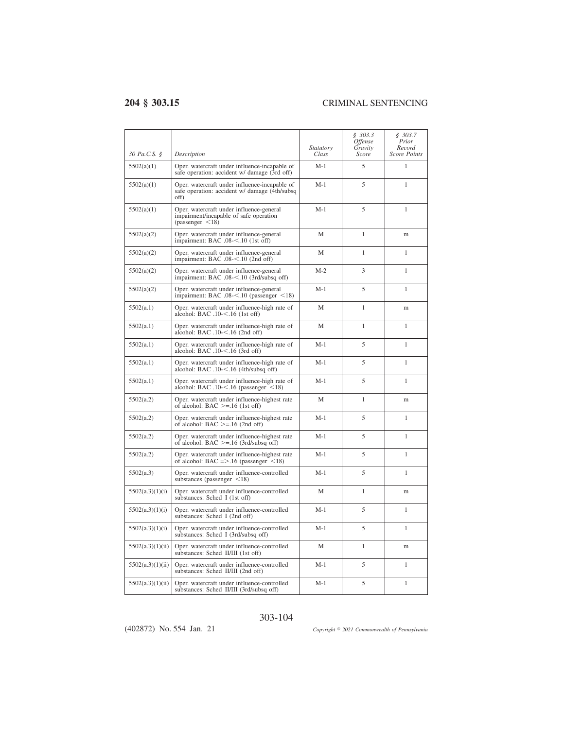| 30 Pa.C.S. § | Description | Statutory Class | § 303.3 Offense Gravity Score | § 303.7 Prior Record Score Points |
|---|---|---|---|---|
| 5502(a)(1) | Oper. watercraft under influence-incapable of safe operation: accident w/ damage (3rd off) | M-1 | 5 | 1 |
| 5502(a)(1) | Oper. watercraft under influence-incapable of safe operation: accident w/ damage (4th/subsq off) | M-1 | 5 | 1 |
| 5502(a)(1) | Oper. watercraft under influence-general impairment/incapable of safe operation (passenger <18) | M-1 | 5 | 1 |
| 5502(a)(2) | Oper. watercraft under influence-general impairment: BAC .08-<.10 (1st off) | M | 1 | m |
| 5502(a)(2) | Oper. watercraft under influence-general impairment: BAC .08-<.10 (2nd off) | M | 1 | 1 |
| 5502(a)(2) | Oper. watercraft under influence-general impairment: BAC .08-<.10 (3rd/subsq off) | M-2 | 3 | 1 |
| 5502(a)(2) | Oper. watercraft under influence-general impairment: BAC .08-<.10 (passenger <18) | M-1 | 5 | 1 |
| 5502(a.1) | Oper. watercraft under influence-high rate of alcohol: BAC .10-<.16 (1st off) | M | 1 | m |
| 5502(a.1) | Oper. watercraft under influence-high rate of alcohol: BAC .10-<.16 (2nd off) | M | 1 | 1 |
| 5502(a.1) | Oper. watercraft under influence-high rate of alcohol: BAC .10-<.16 (3rd off) | M-1 | 5 | 1 |
| 5502(a.1) | Oper. watercraft under influence-high rate of alcohol: BAC .10-<.16 (4th/subsq off) | M-1 | 5 | 1 |
| 5502(a.1) | Oper. watercraft under influence-high rate of alcohol: BAC .10-<.16 (passenger <18) | M-1 | 5 | 1 |
| 5502(a.2) | Oper. watercraft under influence-highest rate of alcohol: BAC >=.16 (1st off) | M | 1 | m |
| 5502(a.2) | Oper. watercraft under influence-highest rate of alcohol: BAC >=.16 (2nd off) | M-1 | 5 | 1 |
| 5502(a.2) | Oper. watercraft under influence-highest rate of alcohol: BAC >=.16 (3rd/subsq off) | M-1 | 5 | 1 |
| 5502(a.2) | Oper. watercraft under influence-highest rate of alcohol: BAC =>.16 (passenger <18) | M-1 | 5 | 1 |
| 5502(a.3) | Oper. watercraft under influence-controlled substances (passenger <18) | M-1 | 5 | 1 |
| 5502(a.3)(1)(i) | Oper. watercraft under influence-controlled substances: Sched I (1st off) | M | 1 | m |
| 5502(a.3)(1)(i) | Oper. watercraft under influence-controlled substances: Sched I (2nd off) | M-1 | 5 | 1 |
| 5502(a.3)(1)(i) | Oper. watercraft under influence-controlled substances: Sched I (3rd/subsq off) | M-1 | 5 | 1 |
| 5502(a.3)(1)(ii) | Oper. watercraft under influence-controlled substances: Sched II/III (1st off) | M | 1 | m |
| 5502(a.3)(1)(ii) | Oper. watercraft under influence-controlled substances: Sched II/III (2nd off) | M-1 | 5 | 1 |
| 5502(a.3)(1)(ii) | Oper. watercraft under influence-controlled substances: Sched II/III (3rd/subsq off) | M-1 | 5 | 1 |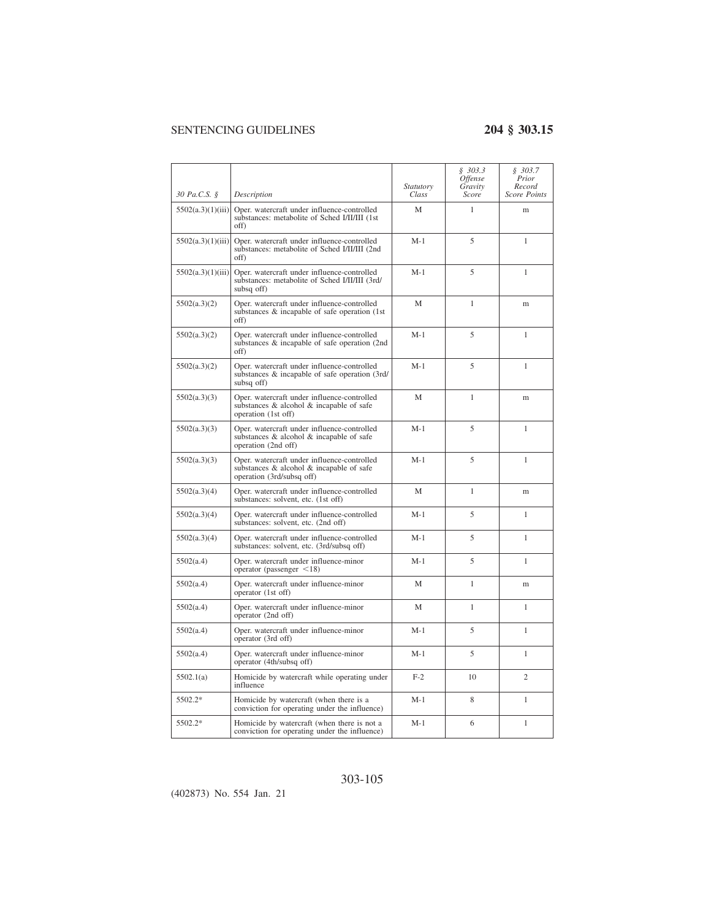| 30 Pa.C.S. § | Description | Statutory Class | § 303.3 Offense Gravity Score | § 303.7 Prior Record Score Points |
|---|---|---|---|---|
| 5502(a.3)(1)(iii) | Oper. watercraft under influence-controlled substances: metabolite of Sched I/II/III (1st off) | M | 1 | m |
| 5502(a.3)(1)(iii) | Oper. watercraft under influence-controlled substances: metabolite of Sched I/II/III (2nd off) | M-1 | 5 | 1 |
| 5502(a.3)(1)(iii) | Oper. watercraft under influence-controlled substances: metabolite of Sched I/II/III (3rd/subsq off) | M-1 | 5 | 1 |
| 5502(a.3)(2) | Oper. watercraft under influence-controlled substances & incapable of safe operation (1st off) | M | 1 | m |
| 5502(a.3)(2) | Oper. watercraft under influence-controlled substances & incapable of safe operation (2nd off) | M-1 | 5 | 1 |
| 5502(a.3)(2) | Oper. watercraft under influence-controlled substances & incapable of safe operation (3rd/subsq off) | M-1 | 5 | 1 |
| 5502(a.3)(3) | Oper. watercraft under influence-controlled substances & alcohol & incapable of safe operation (1st off) | M | 1 | m |
| 5502(a.3)(3) | Oper. watercraft under influence-controlled substances & alcohol & incapable of safe operation (2nd off) | M-1 | 5 | 1 |
| 5502(a.3)(3) | Oper. watercraft under influence-controlled substances & alcohol & incapable of safe operation (3rd/subsq off) | M-1 | 5 | 1 |
| 5502(a.3)(4) | Oper. watercraft under influence-controlled substances: solvent, etc. (1st off) | M | 1 | m |
| 5502(a.3)(4) | Oper. watercraft under influence-controlled substances: solvent, etc. (2nd off) | M-1 | 5 | 1 |
| 5502(a.3)(4) | Oper. watercraft under influence-controlled substances: solvent, etc. (3rd/subsq off) | M-1 | 5 | 1 |
| 5502(a.4) | Oper. watercraft under influence-minor operator (passenger <18) | M-1 | 5 | 1 |
| 5502(a.4) | Oper. watercraft under influence-minor operator (1st off) | M | 1 | m |
| 5502(a.4) | Oper. watercraft under influence-minor operator (2nd off) | M | 1 | 1 |
| 5502(a.4) | Oper. watercraft under influence-minor operator (3rd off) | M-1 | 5 | 1 |
| 5502(a.4) | Oper. watercraft under influence-minor operator (4th/subsq off) | M-1 | 5 | 1 |
| 5502.1(a) | Homicide by watercraft while operating under influence | F-2 | 10 | 2 |
| 5502.2* | Homicide by watercraft (when there is a conviction for operating under the influence) | M-1 | 8 | 1 |
| 5502.2* | Homicide by watercraft (when there is not a conviction for operating under the influence) | M-1 | 6 | 1 |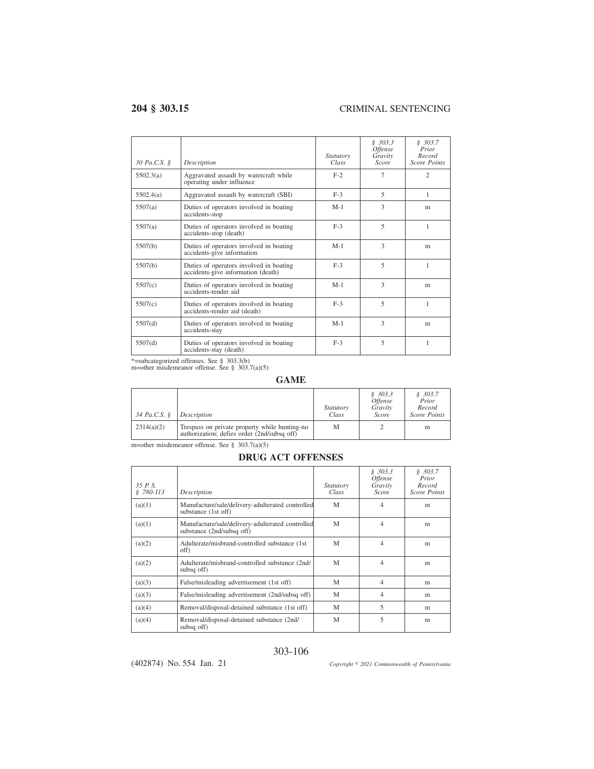| 30 Pa.C.S. § | Description | Statutory Class | § 303.3 Offense Gravity Score | § 303.7 Prior Record Score Points |
|---|---|---|---|---|
| 5502.3(a) | Aggravated assault by watercraft while operating under influence | F-2 | 7 | 2 |
| 5502.4(a) | Aggravated assault by watercraft (SBI) | F-3 | 5 | 1 |
| 5507(a) | Duties of operators involved in boating accidents-stop | M-1 | 3 | m |
| 5507(a) | Duties of operators involved in boating accidents-stop (death) | F-3 | 5 | 1 |
| 5507(b) | Duties of operators involved in boating accidents-give information | M-1 | 3 | m |
| 5507(b) | Duties of operators involved in boating accidents-give information (death) | F-3 | 5 | 1 |
| 5507(c) | Duties of operators involved in boating accidents-render aid | M-1 | 3 | m |
| 5507(c) | Duties of operators involved in boating accidents-render aid (death) | F-3 | 5 | 1 |
| 5507(d) | Duties of operators involved in boating accidents-stay | M-1 | 3 | m |
| 5507(d) | Duties of operators involved in boating accidents-stay (death) | F-3 | 5 | 1 |

*=subcategorized offenses. See § 303.3(b)
m=other misdemeanor offense. See § 303.7(a)(5)

## GAME

| 34 Pa.C.S. § | Description | Statutory Class | § 303.3 Offense Gravity Score | § 303.7 Prior Record Score Points |
|---|---|---|---|---|
| 2314(a)(2) | Trespass on private property while hunting-no authorization; defies order (2nd/subsq off) | M | 2 | m |

m=other misdemeanor offense. See § 303.7(a)(5)

## DRUG ACT OFFENSES

| 35 P. S. § 780-113 | Description | Statutory Class | § 303.3 Offense Gravity Score | § 303.7 Prior Record Score Points |
|---|---|---|---|---|
| (a)(1) | Manufacture/sale/delivery-adulterated controlled substance (1st off) | M | 4 | m |
| (a)(1) | Manufacture/sale/delivery-adulterated controlled substance (2nd/subsq off) | M | 4 | m |
| (a)(2) | Adulterate/misbrand-controlled substance (1st off) | M | 4 | m |
| (a)(2) | Adulterate/misbrand-controlled substance (2nd/subsq off) | M | 4 | m |
| (a)(3) | False/misleading advertisement (1st off) | M | 4 | m |
| (a)(3) | False/misleading advertisement (2nd/subsq off) | M | 4 | m |
| (a)(4) | Removal/disposal-detained substance (1st off) | M | 5 | m |
| (a)(4) | Removal/disposal-detained substance (2nd/subsq off) | M | 5 | m |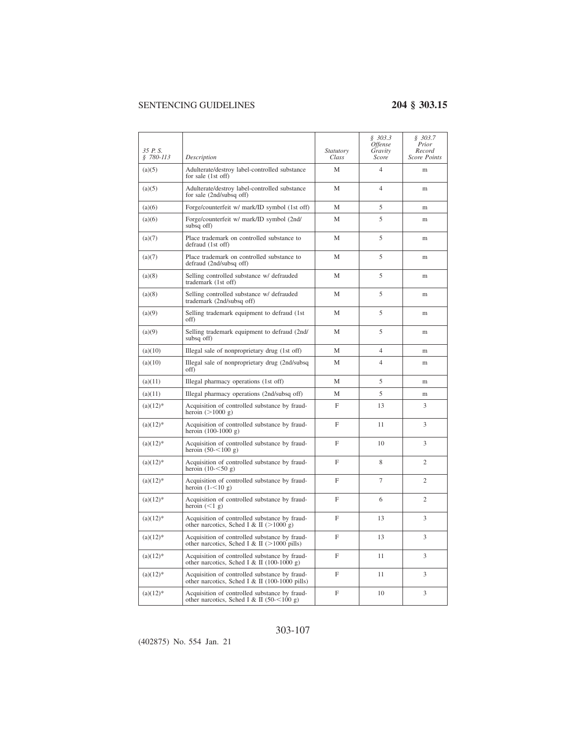| 35 P. S. § 780-113 | Description | Statutory Class | § 303.3 Offense Gravity Score | § 303.7 Prior Record Score Points |
|---|---|---|---|---|
| (a)(5) | Adulterate/destroy label-controlled substance for sale (1st off) | M | 4 | m |
| (a)(5) | Adulterate/destroy label-controlled substance for sale (2nd/subsq off) | M | 4 | m |
| (a)(6) | Forge/counterfeit w/ mark/ID symbol (1st off) | M | 5 | m |
| (a)(6) | Forge/counterfeit w/ mark/ID symbol (2nd/subsq off) | M | 5 | m |
| (a)(7) | Place trademark on controlled substance to defraud (1st off) | M | 5 | m |
| (a)(7) | Place trademark on controlled substance to defraud (2nd/subsq off) | M | 5 | m |
| (a)(8) | Selling controlled substance w/ defrauded trademark (1st off) | M | 5 | m |
| (a)(8) | Selling controlled substance w/ defrauded trademark (2nd/subsq off) | M | 5 | m |
| (a)(9) | Selling trademark equipment to defraud (1st off) | M | 5 | m |
| (a)(9) | Selling trademark equipment to defraud (2nd/subsq off) | M | 5 | m |
| (a)(10) | Illegal sale of nonproprietary drug (1st off) | M | 4 | m |
| (a)(10) | Illegal sale of nonproprietary drug (2nd/subsq off) | M | 4 | m |
| (a)(11) | Illegal pharmacy operations (1st off) | M | 5 | m |
| (a)(11) | Illegal pharmacy operations (2nd/subsq off) | M | 5 | m |
| (a)(12)* | Acquisition of controlled substance by fraud-heroin (>1000 g) | F | 13 | 3 |
| (a)(12)* | Acquisition of controlled substance by fraud-heroin (100-1000 g) | F | 11 | 3 |
| (a)(12)* | Acquisition of controlled substance by fraud-heroin (50-<100 g) | F | 10 | 3 |
| (a)(12)* | Acquisition of controlled substance by fraud-heroin (10-<50 g) | F | 8 | 2 |
| (a)(12)* | Acquisition of controlled substance by fraud-heroin (1-<10 g) | F | 7 | 2 |
| (a)(12)* | Acquisition of controlled substance by fraud-heroin (<1 g) | F | 6 | 2 |
| (a)(12)* | Acquisition of controlled substance by fraud-other narcotics, Sched I & II (>1000 g) | F | 13 | 3 |
| (a)(12)* | Acquisition of controlled substance by fraud-other narcotics, Sched I & II (>1000 pills) | F | 13 | 3 |
| (a)(12)* | Acquisition of controlled substance by fraud-other narcotics, Sched I & II (100-1000 g) | F | 11 | 3 |
| (a)(12)* | Acquisition of controlled substance by fraud-other narcotics, Sched I & II (100-1000 pills) | F | 11 | 3 |
| (a)(12)* | Acquisition of controlled substance by fraud-other narcotics, Sched I & II (50-<100 g) | F | 10 | 3 |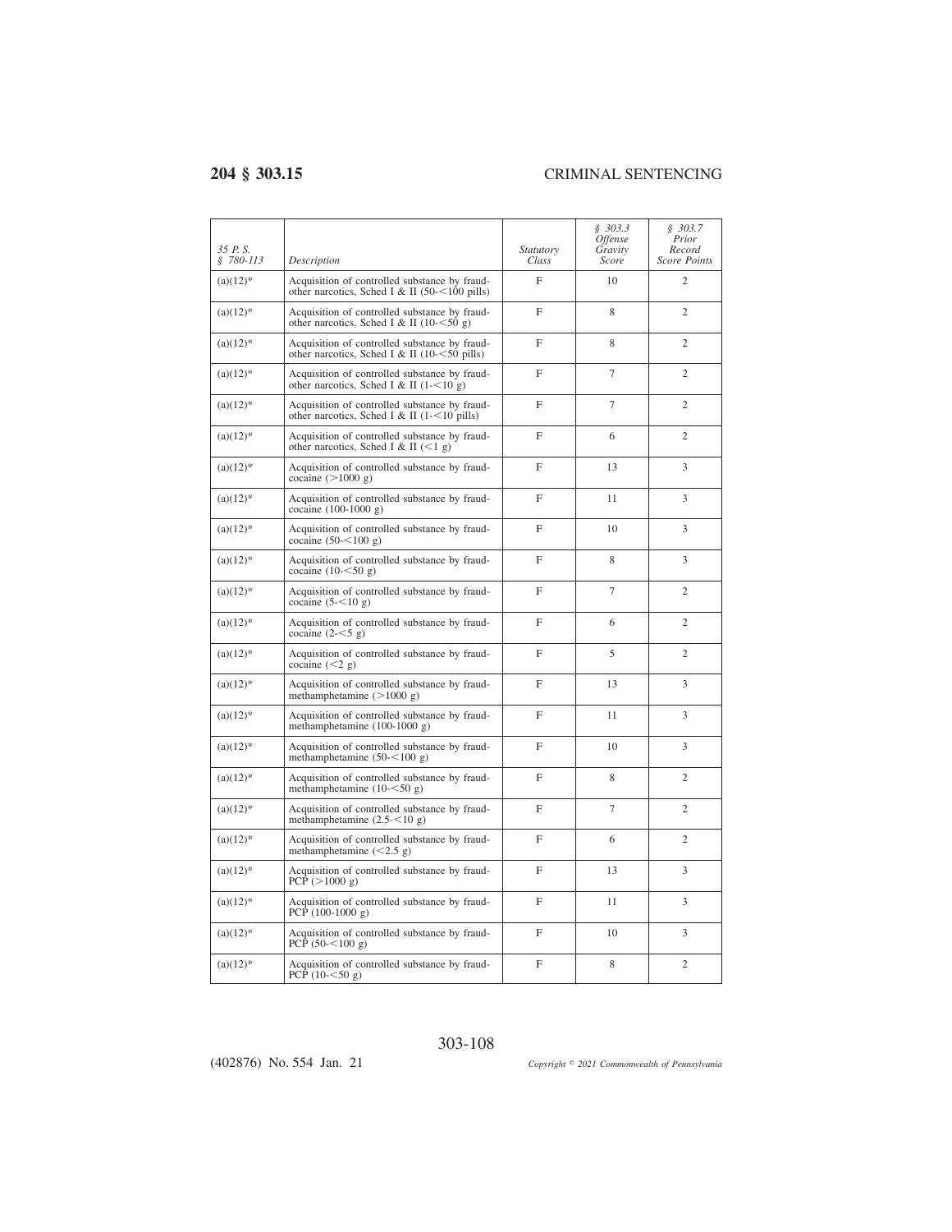| 35 P. S. § 780-113 | Description | Statutory Class | § 303.3 Offense Gravity Score | § 303.7 Prior Record Score Points |
|---|---|---|---|---|
| (a)(12)* | Acquisition of controlled substance by fraud-other narcotics, Sched I & II (50-<100 pills) | F | 10 | 2 |
| (a)(12)* | Acquisition of controlled substance by fraud-other narcotics, Sched I & II (10-<50 g) | F | 8 | 2 |
| (a)(12)* | Acquisition of controlled substance by fraud-other narcotics, Sched I & II (10-<50 pills) | F | 8 | 2 |
| (a)(12)* | Acquisition of controlled substance by fraud-other narcotics, Sched I & II (1-<10 g) | F | 7 | 2 |
| (a)(12)* | Acquisition of controlled substance by fraud-other narcotics, Sched I & II (1-<10 pills) | F | 7 | 2 |
| (a)(12)* | Acquisition of controlled substance by fraud-other narcotics, Sched I & II (<1 g) | F | 6 | 2 |
| (a)(12)* | Acquisition of controlled substance by fraud-cocaine (>1000 g) | F | 13 | 3 |
| (a)(12)* | Acquisition of controlled substance by fraud-cocaine (100-1000 g) | F | 11 | 3 |
| (a)(12)* | Acquisition of controlled substance by fraud-cocaine (50-<100 g) | F | 10 | 3 |
| (a)(12)* | Acquisition of controlled substance by fraud-cocaine (10-<50 g) | F | 8 | 3 |
| (a)(12)* | Acquisition of controlled substance by fraud-cocaine (5-<10 g) | F | 7 | 2 |
| (a)(12)* | Acquisition of controlled substance by fraud-cocaine (2-<5 g) | F | 6 | 2 |
| (a)(12)* | Acquisition of controlled substance by fraud-cocaine (<2 g) | F | 5 | 2 |
| (a)(12)* | Acquisition of controlled substance by fraud-methamphetamine (>1000 g) | F | 13 | 3 |
| (a)(12)* | Acquisition of controlled substance by fraud-methamphetamine (100-1000 g) | F | 11 | 3 |
| (a)(12)* | Acquisition of controlled substance by fraud-methamphetamine (50-<100 g) | F | 10 | 3 |
| (a)(12)* | Acquisition of controlled substance by fraud-methamphetamine (10-<50 g) | F | 8 | 2 |
| (a)(12)* | Acquisition of controlled substance by fraud-methamphetamine (2.5-<10 g) | F | 7 | 2 |
| (a)(12)* | Acquisition of controlled substance by fraud-methamphetamine (<2.5 g) | F | 6 | 2 |
| (a)(12)* | Acquisition of controlled substance by fraud-PCP (>1000 g) | F | 13 | 3 |
| (a)(12)* | Acquisition of controlled substance by fraud-PCP (100-1000 g) | F | 11 | 3 |
| (a)(12)* | Acquisition of controlled substance by fraud-PCP (50-<100 g) | F | 10 | 3 |
| (a)(12)* | Acquisition of controlled substance by fraud-PCP (10-<50 g) | F | 8 | 2 |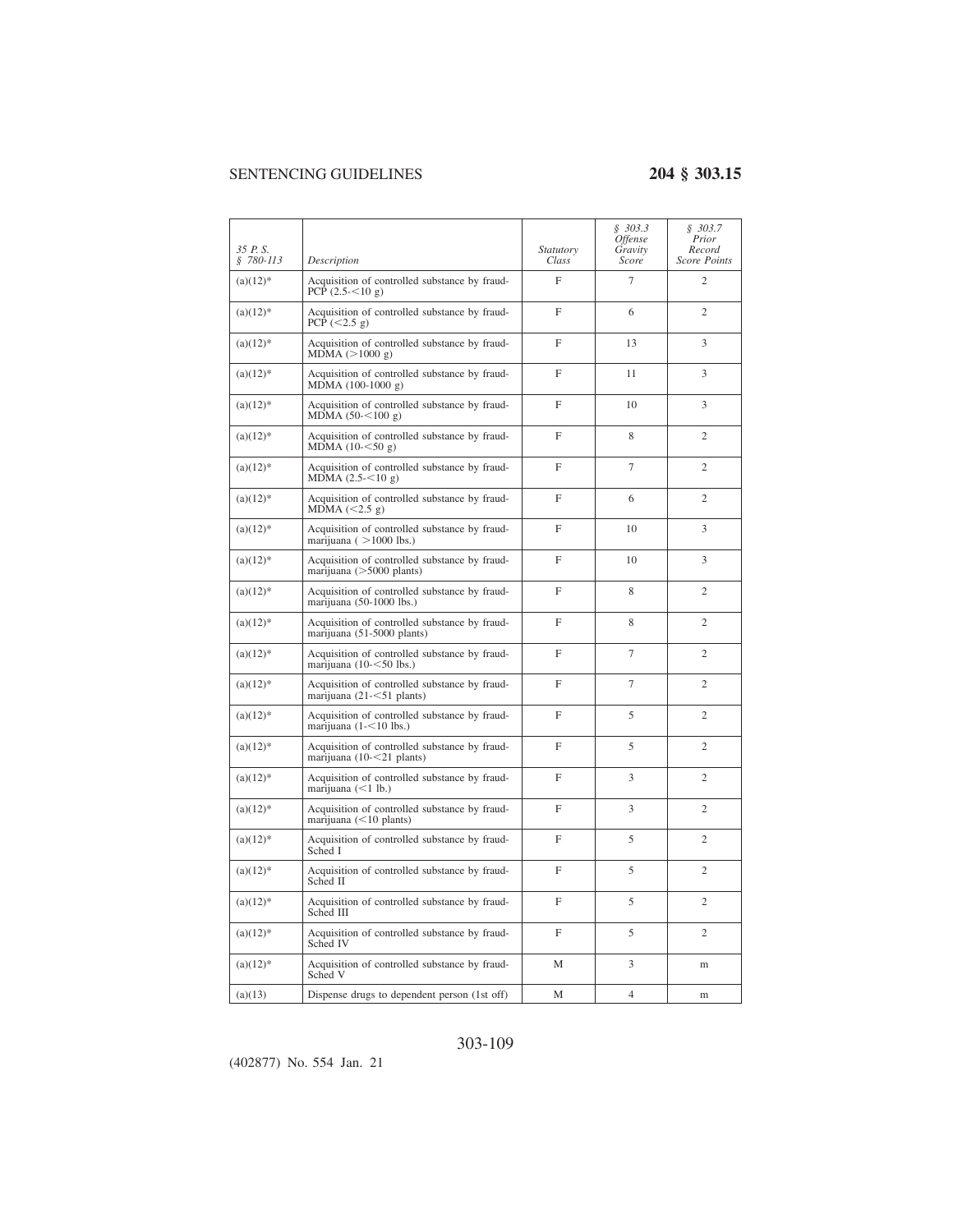| *35 P. S. § 780-113* | *Description* | *Statutory Class* | *§ 303.3 Offense Gravity Score* | *§ 303.7 Prior Record Score Points* |
|---|---|---|---|---|
| (a)(12)* | Acquisition of controlled substance by fraud-PCP (2.5-<10 g) | F | 7 | 2 |
| (a)(12)* | Acquisition of controlled substance by fraud-PCP (<2.5 g) | F | 6 | 2 |
| (a)(12)* | Acquisition of controlled substance by fraud-MDMA (>1000 g) | F | 13 | 3 |
| (a)(12)* | Acquisition of controlled substance by fraud-MDMA (100-1000 g) | F | 11 | 3 |
| (a)(12)* | Acquisition of controlled substance by fraud-MDMA (50-<100 g) | F | 10 | 3 |
| (a)(12)* | Acquisition of controlled substance by fraud-MDMA (10-<50 g) | F | 8 | 2 |
| (a)(12)* | Acquisition of controlled substance by fraud-MDMA (2.5-<10 g) | F | 7 | 2 |
| (a)(12)* | Acquisition of controlled substance by fraud-MDMA (<2.5 g) | F | 6 | 2 |
| (a)(12)* | Acquisition of controlled substance by fraud-marijuana ( >1000 lbs.) | F | 10 | 3 |
| (a)(12)* | Acquisition of controlled substance by fraud-marijuana (>5000 plants) | F | 10 | 3 |
| (a)(12)* | Acquisition of controlled substance by fraud-marijuana (50-1000 lbs.) | F | 8 | 2 |
| (a)(12)* | Acquisition of controlled substance by fraud-marijuana (51-5000 plants) | F | 8 | 2 |
| (a)(12)* | Acquisition of controlled substance by fraud-marijuana (10-<50 lbs.) | F | 7 | 2 |
| (a)(12)* | Acquisition of controlled substance by fraud-marijuana (21-<51 plants) | F | 7 | 2 |
| (a)(12)* | Acquisition of controlled substance by fraud-marijuana (1-<10 lbs.) | F | 5 | 2 |
| (a)(12)* | Acquisition of controlled substance by fraud-marijuana (10-<21 plants) | F | 5 | 2 |
| (a)(12)* | Acquisition of controlled substance by fraud-marijuana (<1 lb.) | F | 3 | 2 |
| (a)(12)* | Acquisition of controlled substance by fraud-marijuana (<10 plants) | F | 3 | 2 |
| (a)(12)* | Acquisition of controlled substance by fraud-Sched I | F | 5 | 2 |
| (a)(12)* | Acquisition of controlled substance by fraud-Sched II | F | 5 | 2 |
| (a)(12)* | Acquisition of controlled substance by fraud-Sched III | F | 5 | 2 |
| (a)(12)* | Acquisition of controlled substance by fraud-Sched IV | F | 5 | 2 |
| (a)(12)* | Acquisition of controlled substance by fraud-Sched V | M | 3 | m |
| (a)(13) | Dispense drugs to dependent person (1st off) | M | 4 | m |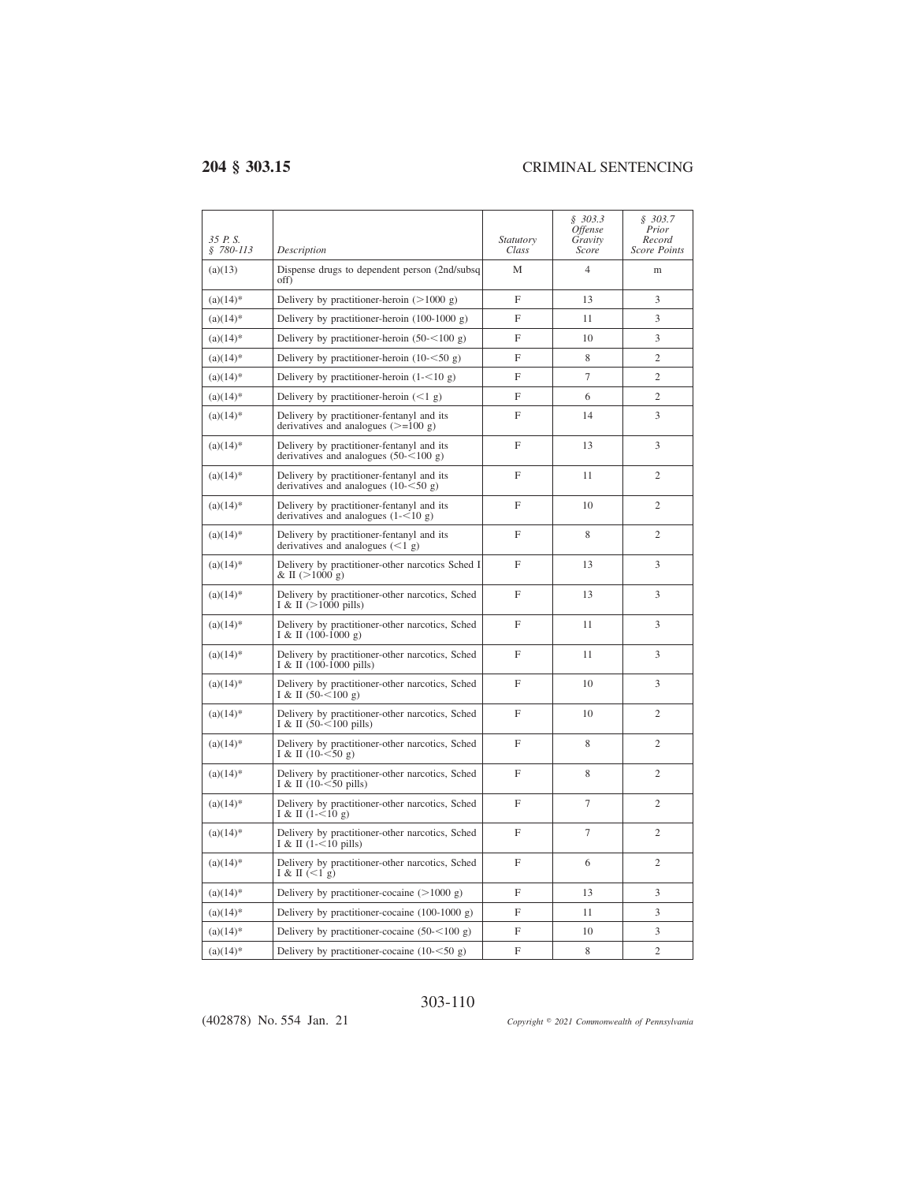| 35 P. S. § 780-113 | Description | Statutory Class | § 303.3 Offense Gravity Score | § 303.7 Prior Record Score Points |
|---|---|---|---|---|
| (a)(13) | Dispense drugs to dependent person (2nd/subsq off) | M | 4 | m |
| (a)(14)* | Delivery by practitioner-heroin (>1000 g) | F | 13 | 3 |
| (a)(14)* | Delivery by practitioner-heroin (100-1000 g) | F | 11 | 3 |
| (a)(14)* | Delivery by practitioner-heroin (50-<100 g) | F | 10 | 3 |
| (a)(14)* | Delivery by practitioner-heroin (10-<50 g) | F | 8 | 2 |
| (a)(14)* | Delivery by practitioner-heroin (1-<10 g) | F | 7 | 2 |
| (a)(14)* | Delivery by practitioner-heroin (<1 g) | F | 6 | 2 |
| (a)(14)* | Delivery by practitioner-fentanyl and its derivatives and analogues (>=100 g) | F | 14 | 3 |
| (a)(14)* | Delivery by practitioner-fentanyl and its derivatives and analogues (50-<100 g) | F | 13 | 3 |
| (a)(14)* | Delivery by practitioner-fentanyl and its derivatives and analogues (10-<50 g) | F | 11 | 2 |
| (a)(14)* | Delivery by practitioner-fentanyl and its derivatives and analogues (1-<10 g) | F | 10 | 2 |
| (a)(14)* | Delivery by practitioner-fentanyl and its derivatives and analogues (<1 g) | F | 8 | 2 |
| (a)(14)* | Delivery by practitioner-other narcotics Sched I & II (>1000 g) | F | 13 | 3 |
| (a)(14)* | Delivery by practitioner-other narcotics, Sched I & II (>1000 pills) | F | 13 | 3 |
| (a)(14)* | Delivery by practitioner-other narcotics, Sched I & II (100-1000 g) | F | 11 | 3 |
| (a)(14)* | Delivery by practitioner-other narcotics, Sched I & II (100-1000 pills) | F | 11 | 3 |
| (a)(14)* | Delivery by practitioner-other narcotics, Sched I & II (50-<100 g) | F | 10 | 3 |
| (a)(14)* | Delivery by practitioner-other narcotics, Sched I & II (50-<100 pills) | F | 10 | 2 |
| (a)(14)* | Delivery by practitioner-other narcotics, Sched I & II (10-<50 g) | F | 8 | 2 |
| (a)(14)* | Delivery by practitioner-other narcotics, Sched I & II (10-<50 pills) | F | 8 | 2 |
| (a)(14)* | Delivery by practitioner-other narcotics, Sched I & II (1-<10 g) | F | 7 | 2 |
| (a)(14)* | Delivery by practitioner-other narcotics, Sched I & II (1-<10 pills) | F | 7 | 2 |
| (a)(14)* | Delivery by practitioner-other narcotics, Sched I & II (<1 g) | F | 6 | 2 |
| (a)(14)* | Delivery by practitioner-cocaine (>1000 g) | F | 13 | 3 |
| (a)(14)* | Delivery by practitioner-cocaine (100-1000 g) | F | 11 | 3 |
| (a)(14)* | Delivery by practitioner-cocaine (50-<100 g) | F | 10 | 3 |
| (a)(14)* | Delivery by practitioner-cocaine (10-<50 g) | F | 8 | 2 |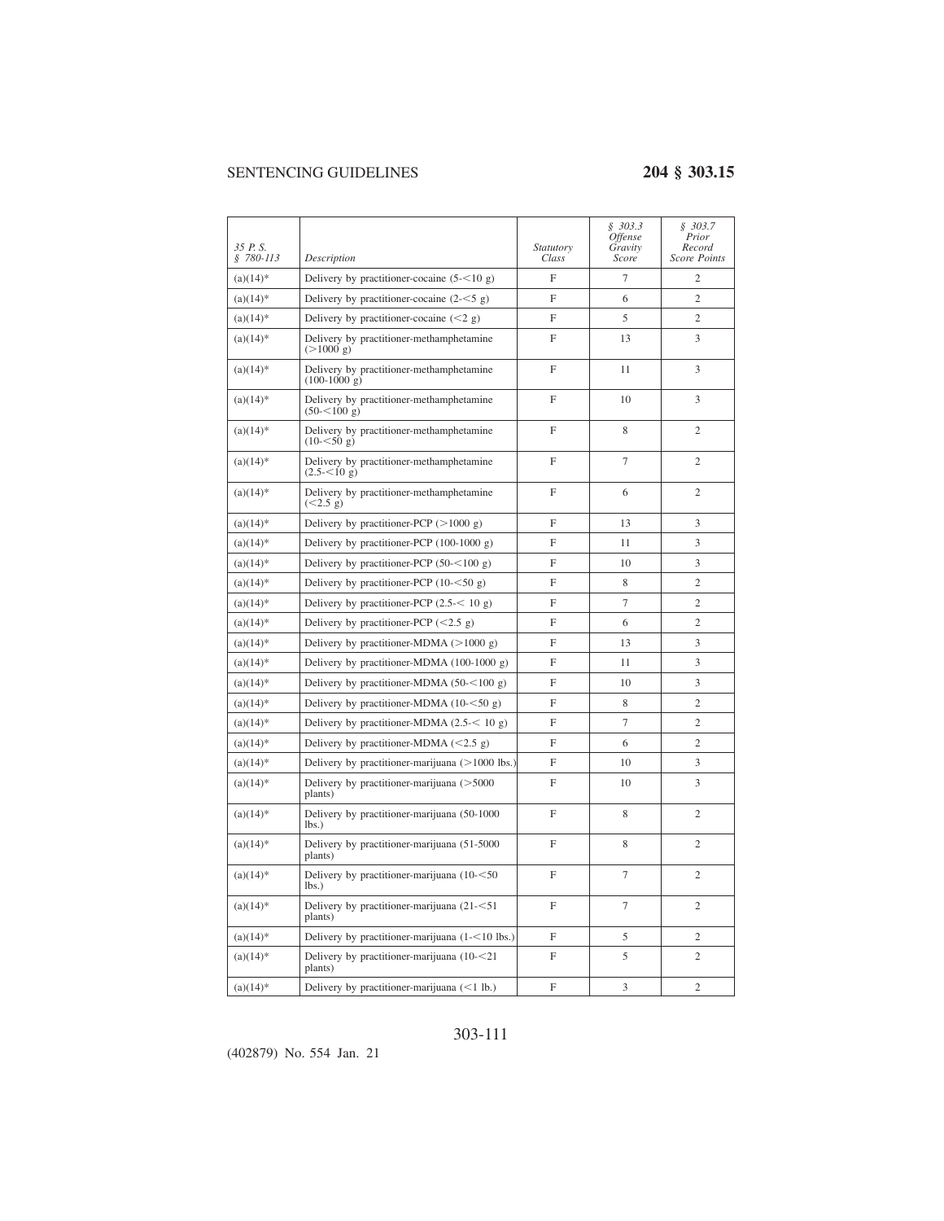| 35 P. S. § 780-113 | Description | Statutory Class | § 303.3 Offense Gravity Score | § 303.7 Prior Record Score Points |
|---|---|---|---|---|
| (a)(14)* | Delivery by practitioner-cocaine (5-<10 g) | F | 7 | 2 |
| (a)(14)* | Delivery by practitioner-cocaine (2-<5 g) | F | 6 | 2 |
| (a)(14)* | Delivery by practitioner-cocaine (<2 g) | F | 5 | 2 |
| (a)(14)* | Delivery by practitioner-methamphetamine (>1000 g) | F | 13 | 3 |
| (a)(14)* | Delivery by practitioner-methamphetamine (100-1000 g) | F | 11 | 3 |
| (a)(14)* | Delivery by practitioner-methamphetamine (50-<100 g) | F | 10 | 3 |
| (a)(14)* | Delivery by practitioner-methamphetamine (10-<50 g) | F | 8 | 2 |
| (a)(14)* | Delivery by practitioner-methamphetamine (2.5-<10 g) | F | 7 | 2 |
| (a)(14)* | Delivery by practitioner-methamphetamine (<2.5 g) | F | 6 | 2 |
| (a)(14)* | Delivery by practitioner-PCP (>1000 g) | F | 13 | 3 |
| (a)(14)* | Delivery by practitioner-PCP (100-1000 g) | F | 11 | 3 |
| (a)(14)* | Delivery by practitioner-PCP (50-<100 g) | F | 10 | 3 |
| (a)(14)* | Delivery by practitioner-PCP (10-<50 g) | F | 8 | 2 |
| (a)(14)* | Delivery by practitioner-PCP (2.5-< 10 g) | F | 7 | 2 |
| (a)(14)* | Delivery by practitioner-PCP (<2.5 g) | F | 6 | 2 |
| (a)(14)* | Delivery by practitioner-MDMA (>1000 g) | F | 13 | 3 |
| (a)(14)* | Delivery by practitioner-MDMA (100-1000 g) | F | 11 | 3 |
| (a)(14)* | Delivery by practitioner-MDMA (50-<100 g) | F | 10 | 3 |
| (a)(14)* | Delivery by practitioner-MDMA (10-<50 g) | F | 8 | 2 |
| (a)(14)* | Delivery by practitioner-MDMA (2.5-< 10 g) | F | 7 | 2 |
| (a)(14)* | Delivery by practitioner-MDMA (<2.5 g) | F | 6 | 2 |
| (a)(14)* | Delivery by practitioner-marijuana (>1000 lbs.) | F | 10 | 3 |
| (a)(14)* | Delivery by practitioner-marijuana (>5000 plants) | F | 10 | 3 |
| (a)(14)* | Delivery by practitioner-marijuana (50-1000 lbs.) | F | 8 | 2 |
| (a)(14)* | Delivery by practitioner-marijuana (51-5000 plants) | F | 8 | 2 |
| (a)(14)* | Delivery by practitioner-marijuana (10-<50 lbs.) | F | 7 | 2 |
| (a)(14)* | Delivery by practitioner-marijuana (21-<51 plants) | F | 7 | 2 |
| (a)(14)* | Delivery by practitioner-marijuana (1-<10 lbs.) | F | 5 | 2 |
| (a)(14)* | Delivery by practitioner-marijuana (10-<21 plants) | F | 5 | 2 |
| (a)(14)* | Delivery by practitioner-marijuana (<1 lb.) | F | 3 | 2 |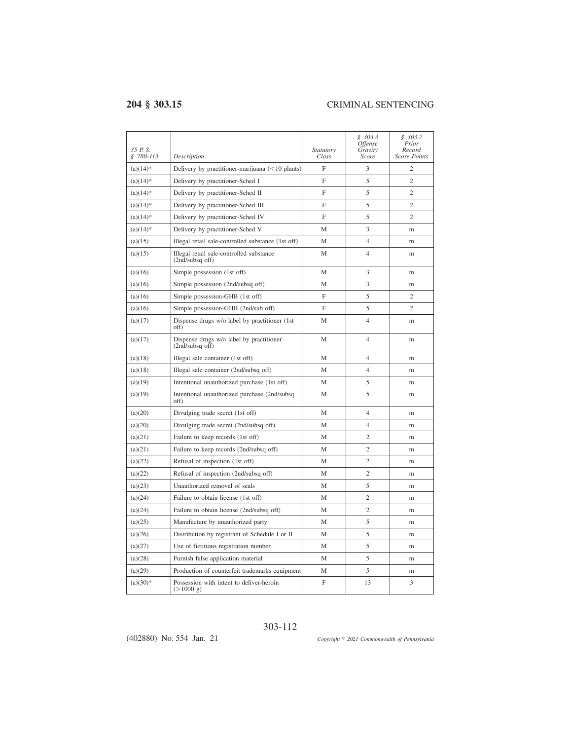| *35 P. S. § 780-113* | *Description* | *Statutory Class* | *§ 303.3 Offense Gravity Score* | *§ 303.7 Prior Record Score Points* |
|---|---|---|---|---|
| (a)(14)* | Delivery by practitioner-marijuana (<10 plants) | F | 3 | 2 |
| (a)(14)* | Delivery by practitioner-Sched I | F | 5 | 2 |
| (a)(14)* | Delivery by practitioner-Sched II | F | 5 | 2 |
| (a)(14)* | Delivery by practitioner-Sched III | F | 5 | 2 |
| (a)(14)* | Delivery by practitioner-Sched IV | F | 5 | 2 |
| (a)(14)* | Delivery by practitioner-Sched V | M | 3 | m |
| (a)(15) | Illegal retail sale-controlled substance (1st off) | M | 4 | m |
| (a)(15) | Illegal retail sale-controlled substance (2nd/subsq off) | M | 4 | m |
| (a)(16) | Simple possession (1st off) | M | 3 | m |
| (a)(16) | Simple possession (2nd/subsq off) | M | 3 | m |
| (a)(16) | Simple possession-GHB (1st off) | F | 5 | 2 |
| (a)(16) | Simple possession-GHB (2nd/sub off) | F | 5 | 2 |
| (a)(17) | Dispense drugs w/o label by practitioner (1st off) | M | 4 | m |
| (a)(17) | Dispense drugs w/o label by practitioner (2nd/subsq off) | M | 4 | m |
| (a)(18) | Illegal sale container (1st off) | M | 4 | m |
| (a)(18) | Illegal sale container (2nd/subsq off) | M | 4 | m |
| (a)(19) | Intentional unauthorized purchase (1st off) | M | 5 | m |
| (a)(19) | Intentional unauthorized purchase (2nd/subsq off) | M | 5 | m |
| (a)(20) | Divulging trade secret (1st off) | M | 4 | m |
| (a)(20) | Divulging trade secret (2nd/subsq off) | M | 4 | m |
| (a)(21) | Failure to keep records (1st off) | M | 2 | m |
| (a)(21) | Failure to keep records (2nd/subsq off) | M | 2 | m |
| (a)(22) | Refusal of inspection (1st off) | M | 2 | m |
| (a)(22) | Refusal of inspection (2nd/subsq off) | M | 2 | m |
| (a)(23) | Unauthorized removal of seals | M | 5 | m |
| (a)(24) | Failure to obtain license (1st off) | M | 2 | m |
| (a)(24) | Failure to obtain license (2nd/subsq off) | M | 2 | m |
| (a)(25) | Manufacture by unauthorized party | M | 5 | m |
| (a)(26) | Distribution by registrant of Schedule I or II | M | 5 | m |
| (a)(27) | Use of fictitious registration number | M | 5 | m |
| (a)(28) | Furnish false application material | M | 5 | m |
| (a)(29) | Production of counterfeit trademarks equipment | M | 5 | m |
| (a)(30)* | Possession with intent to deliver-heroin (>1000 g) | F | 13 | 3 |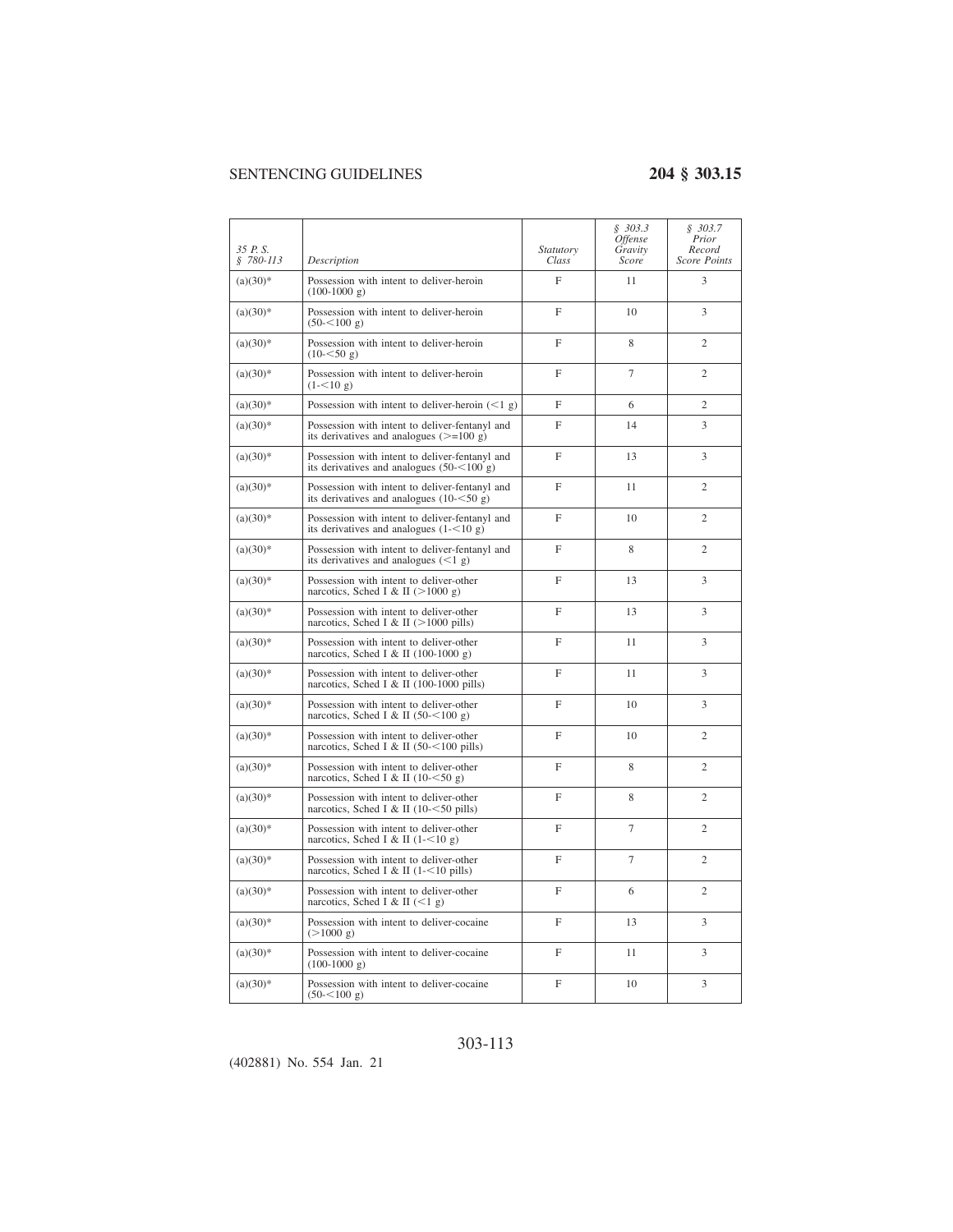| 35 P. S. § 780-113 | Description | Statutory Class | § 303.3 Offense Gravity Score | § 303.7 Prior Record Score Points |
|---|---|---|---|---|
| (a)(30)* | Possession with intent to deliver-heroin (100-1000 g) | F | 11 | 3 |
| (a)(30)* | Possession with intent to deliver-heroin (50-<100 g) | F | 10 | 3 |
| (a)(30)* | Possession with intent to deliver-heroin (10-<50 g) | F | 8 | 2 |
| (a)(30)* | Possession with intent to deliver-heroin (1-<10 g) | F | 7 | 2 |
| (a)(30)* | Possession with intent to deliver-heroin (<1 g) | F | 6 | 2 |
| (a)(30)* | Possession with intent to deliver-fentanyl and its derivatives and analogues (>=100 g) | F | 14 | 3 |
| (a)(30)* | Possession with intent to deliver-fentanyl and its derivatives and analogues (50-<100 g) | F | 13 | 3 |
| (a)(30)* | Possession with intent to deliver-fentanyl and its derivatives and analogues (10-<50 g) | F | 11 | 2 |
| (a)(30)* | Possession with intent to deliver-fentanyl and its derivatives and analogues (1-<10 g) | F | 10 | 2 |
| (a)(30)* | Possession with intent to deliver-fentanyl and its derivatives and analogues (<1 g) | F | 8 | 2 |
| (a)(30)* | Possession with intent to deliver-other narcotics, Sched I & II (>1000 g) | F | 13 | 3 |
| (a)(30)* | Possession with intent to deliver-other narcotics, Sched I & II (>1000 pills) | F | 13 | 3 |
| (a)(30)* | Possession with intent to deliver-other narcotics, Sched I & II (100-1000 g) | F | 11 | 3 |
| (a)(30)* | Possession with intent to deliver-other narcotics, Sched I & II (100-1000 pills) | F | 11 | 3 |
| (a)(30)* | Possession with intent to deliver-other narcotics, Sched I & II (50-<100 g) | F | 10 | 3 |
| (a)(30)* | Possession with intent to deliver-other narcotics, Sched I & II (50-<100 pills) | F | 10 | 2 |
| (a)(30)* | Possession with intent to deliver-other narcotics, Sched I & II (10-<50 g) | F | 8 | 2 |
| (a)(30)* | Possession with intent to deliver-other narcotics, Sched I & II (10-<50 pills) | F | 8 | 2 |
| (a)(30)* | Possession with intent to deliver-other narcotics, Sched I & II (1-<10 g) | F | 7 | 2 |
| (a)(30)* | Possession with intent to deliver-other narcotics, Sched I & II (1-<10 pills) | F | 7 | 2 |
| (a)(30)* | Possession with intent to deliver-other narcotics, Sched I & II (<1 g) | F | 6 | 2 |
| (a)(30)* | Possession with intent to deliver-cocaine (>1000 g) | F | 13 | 3 |
| (a)(30)* | Possession with intent to deliver-cocaine (100-1000 g) | F | 11 | 3 |
| (a)(30)* | Possession with intent to deliver-cocaine (50-<100 g) | F | 10 | 3 |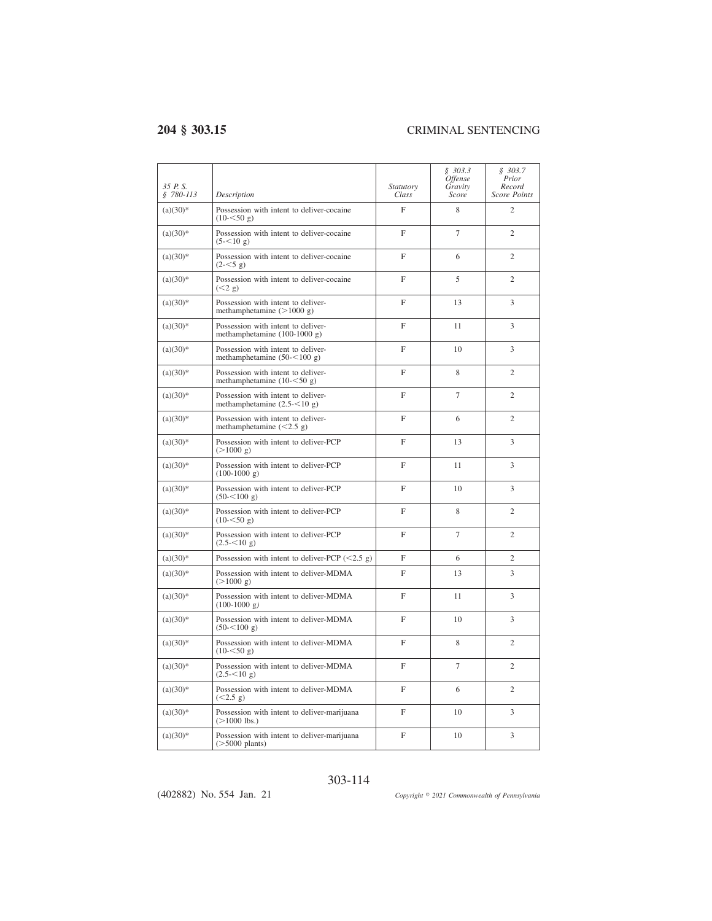| 35 P. S. § 780-113 | Description | Statutory Class | § 303.3 Offense Gravity Score | § 303.7 Prior Record Score Points |
|---|---|---|---|---|
| (a)(30)* | Possession with intent to deliver-cocaine (10-<50 g) | F | 8 | 2 |
| (a)(30)* | Possession with intent to deliver-cocaine (5-<10 g) | F | 7 | 2 |
| (a)(30)* | Possession with intent to deliver-cocaine (2-<5 g) | F | 6 | 2 |
| (a)(30)* | Possession with intent to deliver-cocaine (<2 g) | F | 5 | 2 |
| (a)(30)* | Possession with intent to deliver-methamphetamine (>1000 g) | F | 13 | 3 |
| (a)(30)* | Possession with intent to deliver-methamphetamine (100-1000 g) | F | 11 | 3 |
| (a)(30)* | Possession with intent to deliver-methamphetamine (50-<100 g) | F | 10 | 3 |
| (a)(30)* | Possession with intent to deliver-methamphetamine (10-<50 g) | F | 8 | 2 |
| (a)(30)* | Possession with intent to deliver-methamphetamine (2.5-<10 g) | F | 7 | 2 |
| (a)(30)* | Possession with intent to deliver-methamphetamine (<2.5 g) | F | 6 | 2 |
| (a)(30)* | Possession with intent to deliver-PCP (>1000 g) | F | 13 | 3 |
| (a)(30)* | Possession with intent to deliver-PCP (100-1000 g) | F | 11 | 3 |
| (a)(30)* | Possession with intent to deliver-PCP (50-<100 g) | F | 10 | 3 |
| (a)(30)* | Possession with intent to deliver-PCP (10-<50 g) | F | 8 | 2 |
| (a)(30)* | Possession with intent to deliver-PCP (2.5-<10 g) | F | 7 | 2 |
| (a)(30)* | Possession with intent to deliver-PCP (<2.5 g) | F | 6 | 2 |
| (a)(30)* | Possession with intent to deliver-MDMA (>1000 g) | F | 13 | 3 |
| (a)(30)* | Possession with intent to deliver-MDMA (100-1000 g) | F | 11 | 3 |
| (a)(30)* | Possession with intent to deliver-MDMA (50-<100 g) | F | 10 | 3 |
| (a)(30)* | Possession with intent to deliver-MDMA (10-<50 g) | F | 8 | 2 |
| (a)(30)* | Possession with intent to deliver-MDMA (2.5-<10 g) | F | 7 | 2 |
| (a)(30)* | Possession with intent to deliver-MDMA (<2.5 g) | F | 6 | 2 |
| (a)(30)* | Possession with intent to deliver-marijuana (>1000 lbs.) | F | 10 | 3 |
| (a)(30)* | Possession with intent to deliver-marijuana (>5000 plants) | F | 10 | 3 |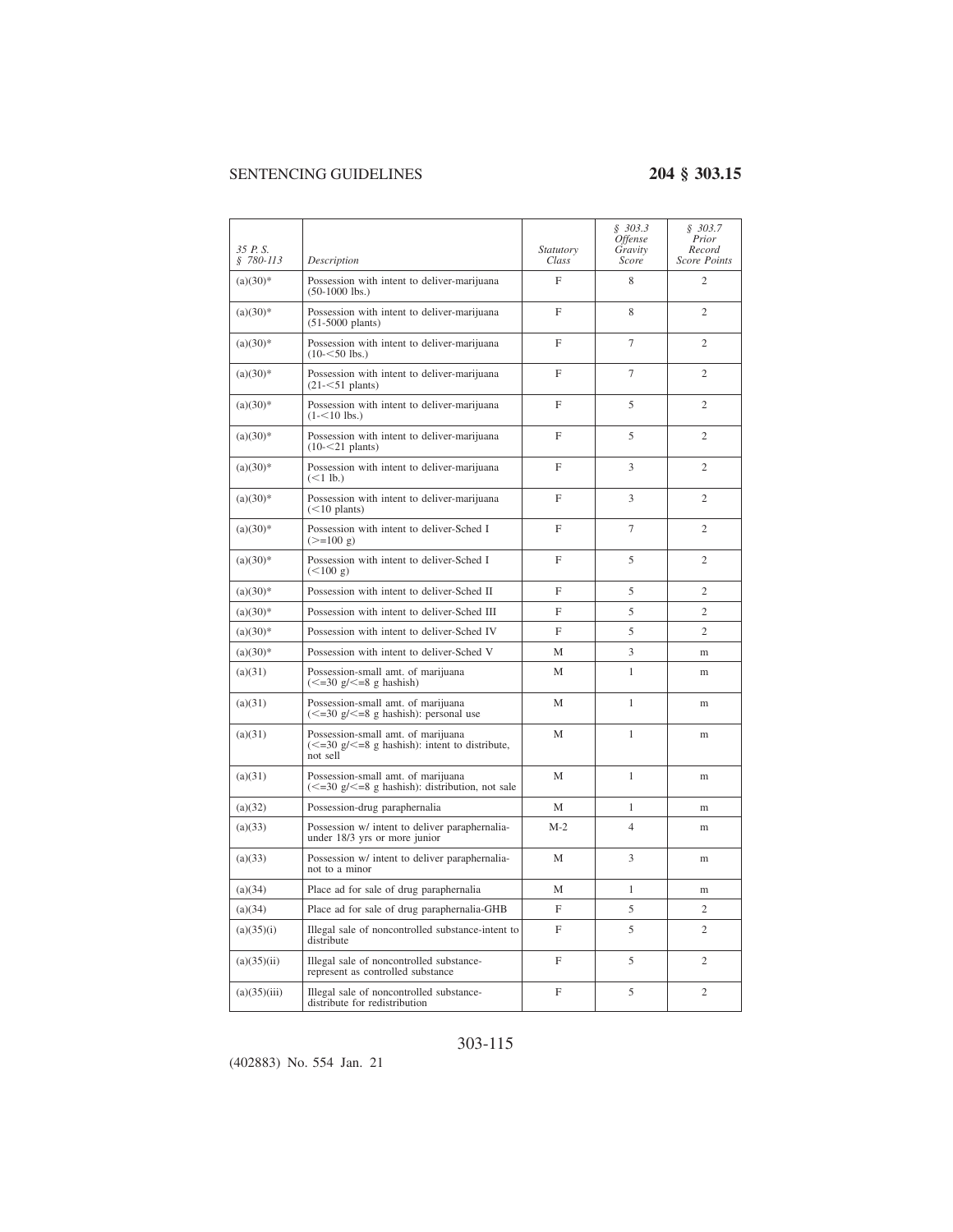| 35 P. S. § 780-113 | Description | Statutory Class | § 303.3 Offense Gravity Score | § 303.7 Prior Record Score Points |
| --- | --- | --- | --- | --- |
| (a)(30)* | Possession with intent to deliver-marijuana (50-1000 lbs.) | F | 8 | 2 |
| (a)(30)* | Possession with intent to deliver-marijuana (51-5000 plants) | F | 8 | 2 |
| (a)(30)* | Possession with intent to deliver-marijuana (10-<50 lbs.) | F | 7 | 2 |
| (a)(30)* | Possession with intent to deliver-marijuana (21-<51 plants) | F | 7 | 2 |
| (a)(30)* | Possession with intent to deliver-marijuana (1-<10 lbs.) | F | 5 | 2 |
| (a)(30)* | Possession with intent to deliver-marijuana (10-<21 plants) | F | 5 | 2 |
| (a)(30)* | Possession with intent to deliver-marijuana (<1 lb.) | F | 3 | 2 |
| (a)(30)* | Possession with intent to deliver-marijuana (<10 plants) | F | 3 | 2 |
| (a)(30)* | Possession with intent to deliver-Sched I (>=100 g) | F | 7 | 2 |
| (a)(30)* | Possession with intent to deliver-Sched I (<100 g) | F | 5 | 2 |
| (a)(30)* | Possession with intent to deliver-Sched II | F | 5 | 2 |
| (a)(30)* | Possession with intent to deliver-Sched III | F | 5 | 2 |
| (a)(30)* | Possession with intent to deliver-Sched IV | F | 5 | 2 |
| (a)(30)* | Possession with intent to deliver-Sched V | M | 3 | m |
| (a)(31) | Possession-small amt. of marijuana (<=30 g/<=8 g hashish) | M | 1 | m |
| (a)(31) | Possession-small amt. of marijuana (<=30 g/<=8 g hashish): personal use | M | 1 | m |
| (a)(31) | Possession-small amt. of marijuana (<=30 g/<=8 g hashish): intent to distribute, not sell | M | 1 | m |
| (a)(31) | Possession-small amt. of marijuana (<=30 g/<=8 g hashish): distribution, not sale | M | 1 | m |
| (a)(32) | Possession-drug paraphernalia | M | 1 | m |
| (a)(33) | Possession w/ intent to deliver paraphernalia-under 18/3 yrs or more junior | M-2 | 4 | m |
| (a)(33) | Possession w/ intent to deliver paraphernalia-not to a minor | M | 3 | m |
| (a)(34) | Place ad for sale of drug paraphernalia | M | 1 | m |
| (a)(34) | Place ad for sale of drug paraphernalia-GHB | F | 5 | 2 |
| (a)(35)(i) | Illegal sale of noncontrolled substance-intent to distribute | F | 5 | 2 |
| (a)(35)(ii) | Illegal sale of noncontrolled substance-represent as controlled substance | F | 5 | 2 |
| (a)(35)(iii) | Illegal sale of noncontrolled substance-distribute for redistribution | F | 5 | 2 |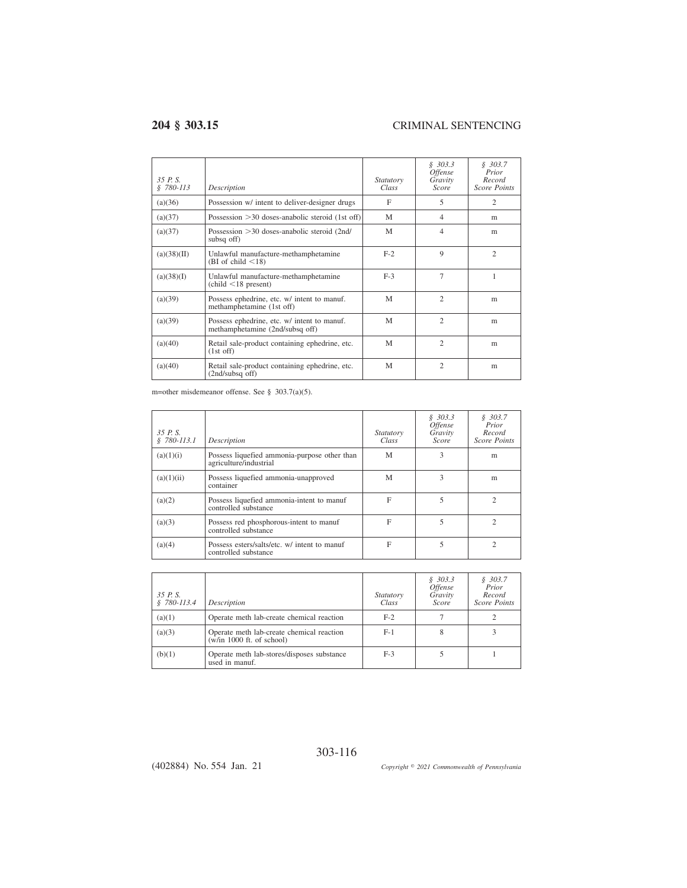| 35 P. S. § 780-113 | Description | Statutory Class | § 303.3 Offense Gravity Score | § 303.7 Prior Record Score Points |
|---|---|---|---|---|
| (a)(36) | Possession w/ intent to deliver-designer drugs | F | 5 | 2 |
| (a)(37) | Possession >30 doses-anabolic steroid (1st off) | M | 4 | m |
| (a)(37) | Possession >30 doses-anabolic steroid (2nd/ subsq off) | M | 4 | m |
| (a)(38)(II) | Unlawful manufacture-methamphetamine (BI of child <18) | F-2 | 9 | 2 |
| (a)(38)(I) | Unlawful manufacture-methamphetamine (child <18 present) | F-3 | 7 | 1 |
| (a)(39) | Possess ephedrine, etc. w/ intent to manuf. methamphetamine (1st off) | M | 2 | m |
| (a)(39) | Possess ephedrine, etc. w/ intent to manuf. methamphetamine (2nd/subsq off) | M | 2 | m |
| (a)(40) | Retail sale-product containing ephedrine, etc. (1st off) | M | 2 | m |
| (a)(40) | Retail sale-product containing ephedrine, etc. (2nd/subsq off) | M | 2 | m |

m=other misdemeanor offense. See § 303.7(a)(5).

| 35 P. S. § 780-113.1 | Description | Statutory Class | § 303.3 Offense Gravity Score | § 303.7 Prior Record Score Points |
|---|---|---|---|---|
| (a)(1)(i) | Possess liquefied ammonia-purpose other than agriculture/industrial | M | 3 | m |
| (a)(1)(ii) | Possess liquefied ammonia-unapproved container | M | 3 | m |
| (a)(2) | Possess liquefied ammonia-intent to manuf controlled substance | F | 5 | 2 |
| (a)(3) | Possess red phosphorous-intent to manuf controlled substance | F | 5 | 2 |
| (a)(4) | Possess esters/salts/etc. w/ intent to manuf controlled substance | F | 5 | 2 |

| 35 P. S. § 780-113.4 | Description | Statutory Class | § 303.3 Offense Gravity Score | § 303.7 Prior Record Score Points |
|---|---|---|---|---|
| (a)(1) | Operate meth lab-create chemical reaction | F-2 | 7 | 2 |
| (a)(3) | Operate meth lab-create chemical reaction (w/in 1000 ft. of school) | F-1 | 8 | 3 |
| (b)(1) | Operate meth lab-stores/disposes substance used in manuf. | F-3 | 5 | 1 |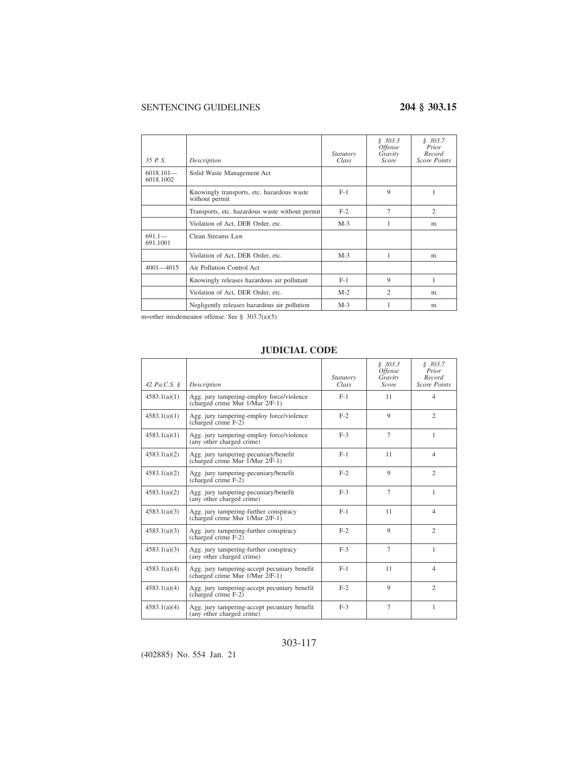| 35 P. S. | Description | Statutory Class | § 303.3 Offense Gravity Score | § 303.7 Prior Record Score Points |
|---|---|---|---|---|
| 6018.101—6018.1002 | Solid Waste Management Act | | | |
| | Knowingly transports, etc. hazardous waste without permit | F-1 | 9 | 1 |
| | Transports, etc. hazardous waste without permit | F-2 | 7 | 2 |
| | Violation of Act, DER Order, etc. | M-3 | 1 | m |
| 691.1—691.1001 | Clean Streams Law | | | |
| | Violation of Act, DER Order, etc. | M-3 | 1 | m |
| 4001—4015 | Air Pollution Control Act | | | |
| | Knowingly releases hazardous air pollutant | F-1 | 9 | 1 |
| | Violation of Act, DER Order, etc. | M-2 | 2 | m |
| | Negligently releases hazardous air pollution | M-3 | 1 | m |

m=other misdemeanor offense. See § 303.7(a)(5).

## JUDICIAL CODE

| 42 Pa.C.S. § | Description | Statutory Class | § 303.3 Offense Gravity Score | § 303.7 Prior Record Score Points |
|---|---|---|---|---|
| 4583.1(a)(1) | Agg. jury tampering-employ force/violence (charged crime Mur 1/Mur 2/F-1) | F-1 | 11 | 4 |
| 4583.1(a)(1) | Agg. jury tampering-employ force/violence (charged crime F-2) | F-2 | 9 | 2 |
| 4583.1(a)(1) | Agg. jury tampering-employ force/violence (any other charged crime) | F-3 | 7 | 1 |
| 4583.1(a)(2) | Agg. jury tampering-pecuniary/benefit (charged crime Mur 1/Mur 2/F-1) | F-1 | 11 | 4 |
| 4583.1(a)(2) | Agg. jury tampering-pecuniary/benefit (charged crime F-2) | F-2 | 9 | 2 |
| 4583.1(a)(2) | Agg. jury tampering-pecuniary/benefit (any other charged crime) | F-3 | 7 | 1 |
| 4583.1(a)(3) | Agg. jury tampering-further conspiracy (charged crime Mur 1/Mur 2/F-1) | F-1 | 11 | 4 |
| 4583.1(a)(3) | Agg. jury tampering-further conspiracy (charged crime F-2) | F-2 | 9 | 2 |
| 4583.1(a)(3) | Agg. jury tampering-further conspiracy (any other charged crime) | F-3 | 7 | 1 |
| 4583.1(a)(4) | Agg. jury tampering-accept pecuniary benefit (charged crime Mur 1/Mur 2/F-1) | F-1 | 11 | 4 |
| 4583.1(a)(4) | Agg. jury tampering-accept pecuniary benefit (charged crime F-2) | F-2 | 9 | 2 |
| 4583.1(a)(4) | Agg. jury tampering-accept pecuniary benefit (any other charged crime) | F-3 | 7 | 1 |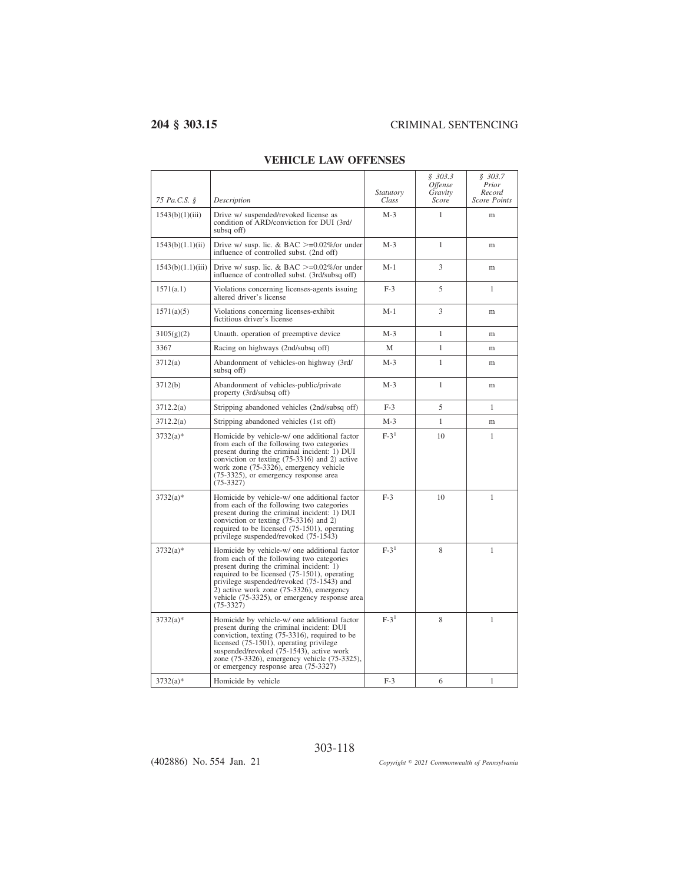## VEHICLE LAW OFFENSES

| 75 Pa.C.S. § | Description | Statutory Class | § 303.3 Offense Gravity Score | § 303.7 Prior Record Score Points |
|---|---|---|---|---|
| 1543(b)(1)(iii) | Drive w/ suspended/revoked license as condition of ARD/conviction for DUI (3rd/ subsq off) | M-3 | 1 | m |
| 1543(b)(1.1)(ii) | Drive w/ susp. lic. & BAC >=0.02%/or under influence of controlled subst. (2nd off) | M-3 | 1 | m |
| 1543(b)(1.1)(iii) | Drive w/ susp. lic. & BAC >=0.02%/or under influence of controlled subst. (3rd/subsq off) | M-1 | 3 | m |
| 1571(a.1) | Violations concerning licenses-agents issuing altered driver's license | F-3 | 5 | 1 |
| 1571(a)(5) | Violations concerning licenses-exhibit fictitious driver's license | M-1 | 3 | m |
| 3105(g)(2) | Unauth. operation of preemptive device | M-3 | 1 | m |
| 3367 | Racing on highways (2nd/subsq off) | M | 1 | m |
| 3712(a) | Abandonment of vehicles-on highway (3rd/ subsq off) | M-3 | 1 | m |
| 3712(b) | Abandonment of vehicles-public/private property (3rd/subsq off) | M-3 | 1 | m |
| 3712.2(a) | Stripping abandoned vehicles (2nd/subsq off) | F-3 | 5 | 1 |
| 3712.2(a) | Stripping abandoned vehicles (1st off) | M-3 | 1 | m |
| 3732(a)* | Homicide by vehicle-w/ one additional factor from each of the following two categories present during the criminal incident: 1) DUI conviction or texting (75-3316) and 2) active work zone (75-3326), emergency vehicle (75-3325), or emergency response area (75-3327) | F-3[1] | 10 | 1 |
| 3732(a)* | Homicide by vehicle-w/ one additional factor from each of the following two categories present during the criminal incident: 1) DUI conviction or texting (75-3316) and 2) required to be licensed (75-1501), operating privilege suspended/revoked (75-1543) | F-3 | 10 | 1 |
| 3732(a)* | Homicide by vehicle-w/ one additional factor from each of the following two categories present during the criminal incident: 1) required to be licensed (75-1501), operating privilege suspended/revoked (75-1543) and 2) active work zone (75-3326), emergency vehicle (75-3325), or emergency response area (75-3327) | F-3[1] | 8 | 1 |
| 3732(a)* | Homicide by vehicle-w/ one additional factor present during the criminal incident: DUI conviction, texting (75-3316), required to be licensed (75-1501), operating privilege suspended/revoked (75-1543), active work zone (75-3326), emergency vehicle (75-3325), or emergency response area (75-3327) | F-3[1] | 8 | 1 |
| 3732(a)* | Homicide by vehicle | F-3 | 6 | 1 |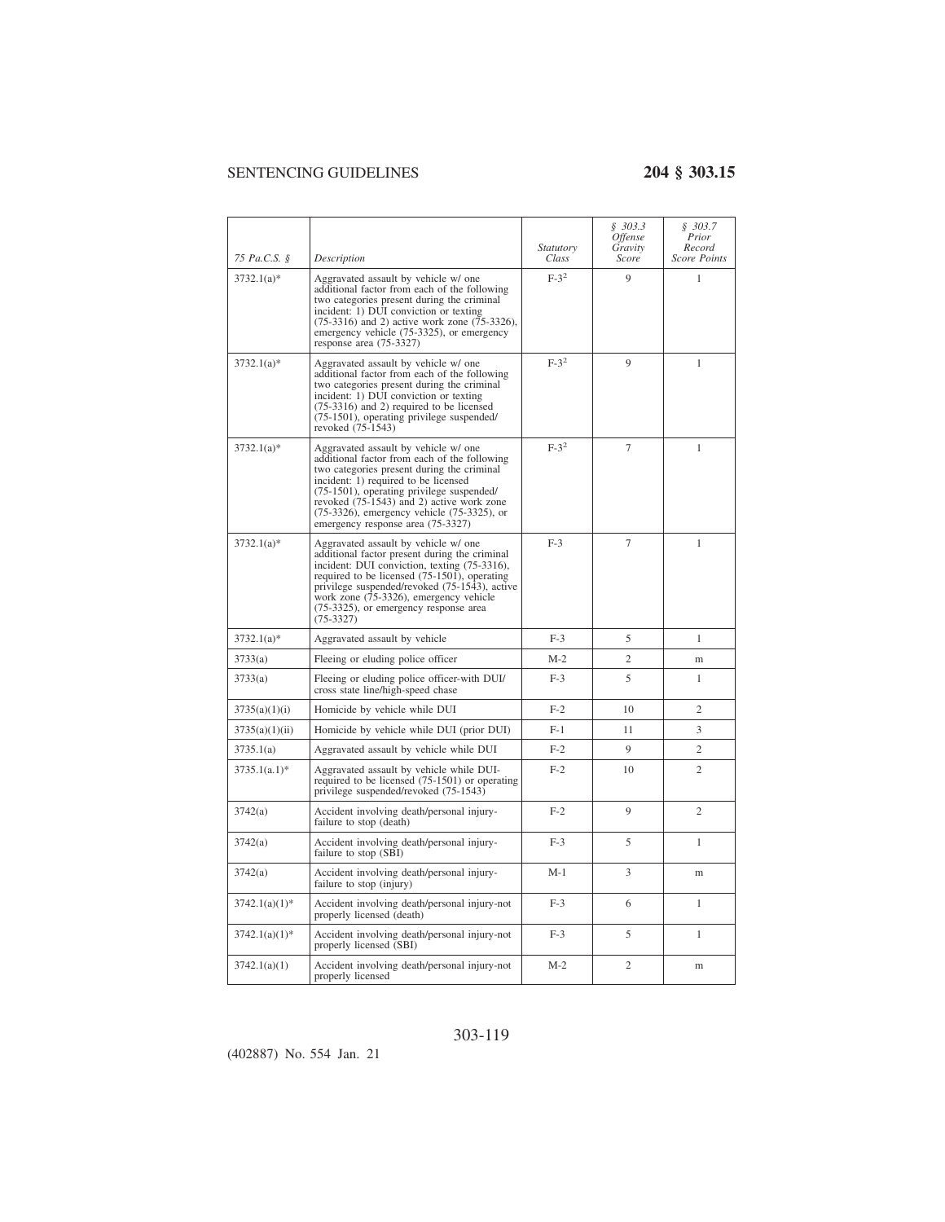| 75 Pa.C.S. § | Description | Statutory Class | § 303.3 Offense Gravity Score | § 303.7 Prior Record Score Points |
|---|---|---|---|---|
| 3732.1(a)* | Aggravated assault by vehicle w/ one additional factor from each of the following two categories present during the criminal incident: 1) DUI conviction or texting (75-3316) and 2) active work zone (75-3326), emergency vehicle (75-3325), or emergency response area (75-3327) | F-3[2] | 9 | 1 |
| 3732.1(a)* | Aggravated assault by vehicle w/ one additional factor from each of the following two categories present during the criminal incident: 1) DUI conviction or texting (75-3316) and 2) required to be licensed (75-1501), operating privilege suspended/revoked (75-1543) | F-3[2] | 9 | 1 |
| 3732.1(a)* | Aggravated assault by vehicle w/ one additional factor from each of the following two categories present during the criminal incident: 1) required to be licensed (75-1501), operating privilege suspended/revoked (75-1543) and 2) active work zone (75-3326), emergency vehicle (75-3325), or emergency response area (75-3327) | F-3[2] | 7 | 1 |
| 3732.1(a)* | Aggravated assault by vehicle w/ one additional factor present during the criminal incident: DUI conviction, texting (75-3316), required to be licensed (75-1501), operating privilege suspended/revoked (75-1543), active work zone (75-3326), emergency vehicle (75-3325), or emergency response area (75-3327) | F-3 | 7 | 1 |
| 3732.1(a)* | Aggravated assault by vehicle | F-3 | 5 | 1 |
| 3733(a) | Fleeing or eluding police officer | M-2 | 2 | m |
| 3733(a) | Fleeing or eluding police officer-with DUI/cross state line/high-speed chase | F-3 | 5 | 1 |
| 3735(a)(1)(i) | Homicide by vehicle while DUI | F-2 | 10 | 2 |
| 3735(a)(1)(ii) | Homicide by vehicle while DUI (prior DUI) | F-1 | 11 | 3 |
| 3735.1(a) | Aggravated assault by vehicle while DUI | F-2 | 9 | 2 |
| 3735.1(a.1)* | Aggravated assault by vehicle while DUI-required to be licensed (75-1501) or operating privilege suspended/revoked (75-1543) | F-2 | 10 | 2 |
| 3742(a) | Accident involving death/personal injury-failure to stop (death) | F-2 | 9 | 2 |
| 3742(a) | Accident involving death/personal injury-failure to stop (SBI) | F-3 | 5 | 1 |
| 3742(a) | Accident involving death/personal injury-failure to stop (injury) | M-1 | 3 | m |
| 3742.1(a)(1)* | Accident involving death/personal injury-not properly licensed (death) | F-3 | 6 | 1 |
| 3742.1(a)(1)* | Accident involving death/personal injury-not properly licensed (SBI) | F-3 | 5 | 1 |
| 3742.1(a)(1) | Accident involving death/personal injury-not properly licensed | M-2 | 2 | m |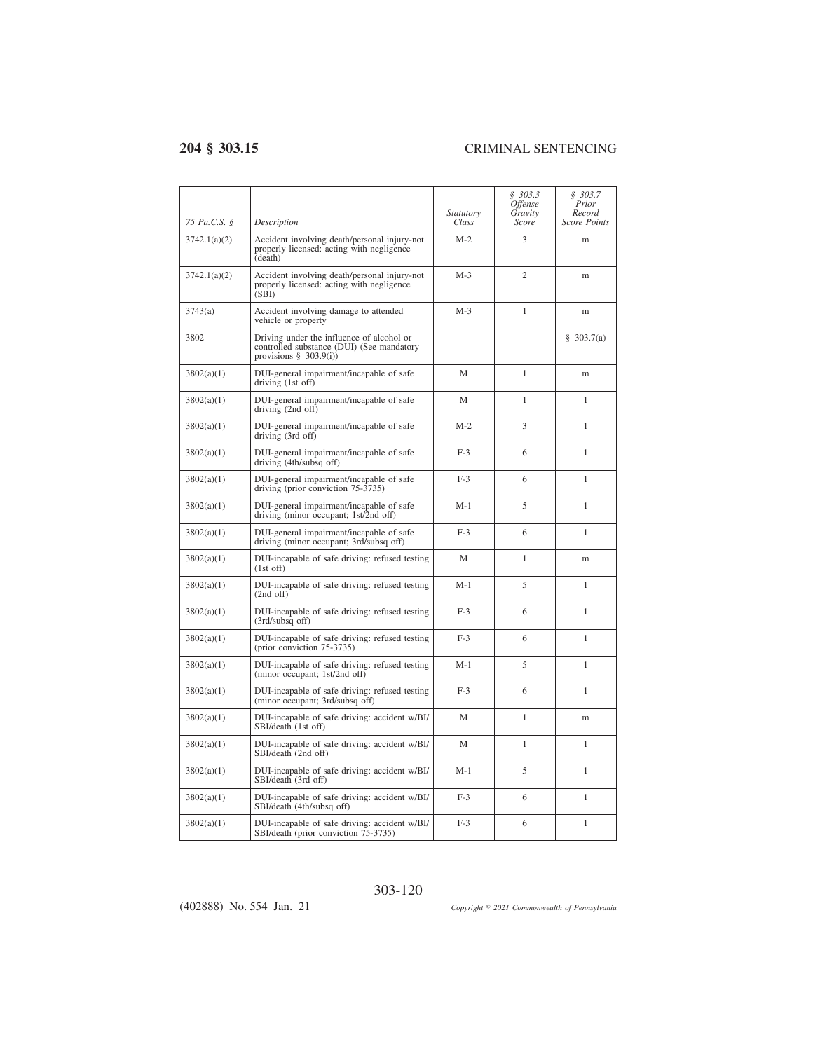| 75 Pa.C.S. § | Description | Statutory Class | § 303.3 Offense Gravity Score | § 303.7 Prior Record Score Points |
|---|---|---|---|---|
| 3742.1(a)(2) | Accident involving death/personal injury-not properly licensed: acting with negligence (death) | M-2 | 3 | m |
| 3742.1(a)(2) | Accident involving death/personal injury-not properly licensed: acting with negligence (SBI) | M-3 | 2 | m |
| 3743(a) | Accident involving damage to attended vehicle or property | M-3 | 1 | m |
| 3802 | Driving under the influence of alcohol or controlled substance (DUI) (See mandatory provisions § 303.9(i)) | | | § 303.7(a) |
| 3802(a)(1) | DUI-general impairment/incapable of safe driving (1st off) | M | 1 | m |
| 3802(a)(1) | DUI-general impairment/incapable of safe driving (2nd off) | M | 1 | 1 |
| 3802(a)(1) | DUI-general impairment/incapable of safe driving (3rd off) | M-2 | 3 | 1 |
| 3802(a)(1) | DUI-general impairment/incapable of safe driving (4th/subsq off) | F-3 | 6 | 1 |
| 3802(a)(1) | DUI-general impairment/incapable of safe driving (prior conviction 75-3735) | F-3 | 6 | 1 |
| 3802(a)(1) | DUI-general impairment/incapable of safe driving (minor occupant; 1st/2nd off) | M-1 | 5 | 1 |
| 3802(a)(1) | DUI-general impairment/incapable of safe driving (minor occupant; 3rd/subsq off) | F-3 | 6 | 1 |
| 3802(a)(1) | DUI-incapable of safe driving: refused testing (1st off) | M | 1 | m |
| 3802(a)(1) | DUI-incapable of safe driving: refused testing (2nd off) | M-1 | 5 | 1 |
| 3802(a)(1) | DUI-incapable of safe driving: refused testing (3rd/subsq off) | F-3 | 6 | 1 |
| 3802(a)(1) | DUI-incapable of safe driving: refused testing (prior conviction 75-3735) | F-3 | 6 | 1 |
| 3802(a)(1) | DUI-incapable of safe driving: refused testing (minor occupant; 1st/2nd off) | M-1 | 5 | 1 |
| 3802(a)(1) | DUI-incapable of safe driving: refused testing (minor occupant; 3rd/subsq off) | F-3 | 6 | 1 |
| 3802(a)(1) | DUI-incapable of safe driving: accident w/BI/SBI/death (1st off) | M | 1 | m |
| 3802(a)(1) | DUI-incapable of safe driving: accident w/BI/SBI/death (2nd off) | M | 1 | 1 |
| 3802(a)(1) | DUI-incapable of safe driving: accident w/BI/SBI/death (3rd off) | M-1 | 5 | 1 |
| 3802(a)(1) | DUI-incapable of safe driving: accident w/BI/SBI/death (4th/subsq off) | F-3 | 6 | 1 |
| 3802(a)(1) | DUI-incapable of safe driving: accident w/BI/SBI/death (prior conviction 75-3735) | F-3 | 6 | 1 |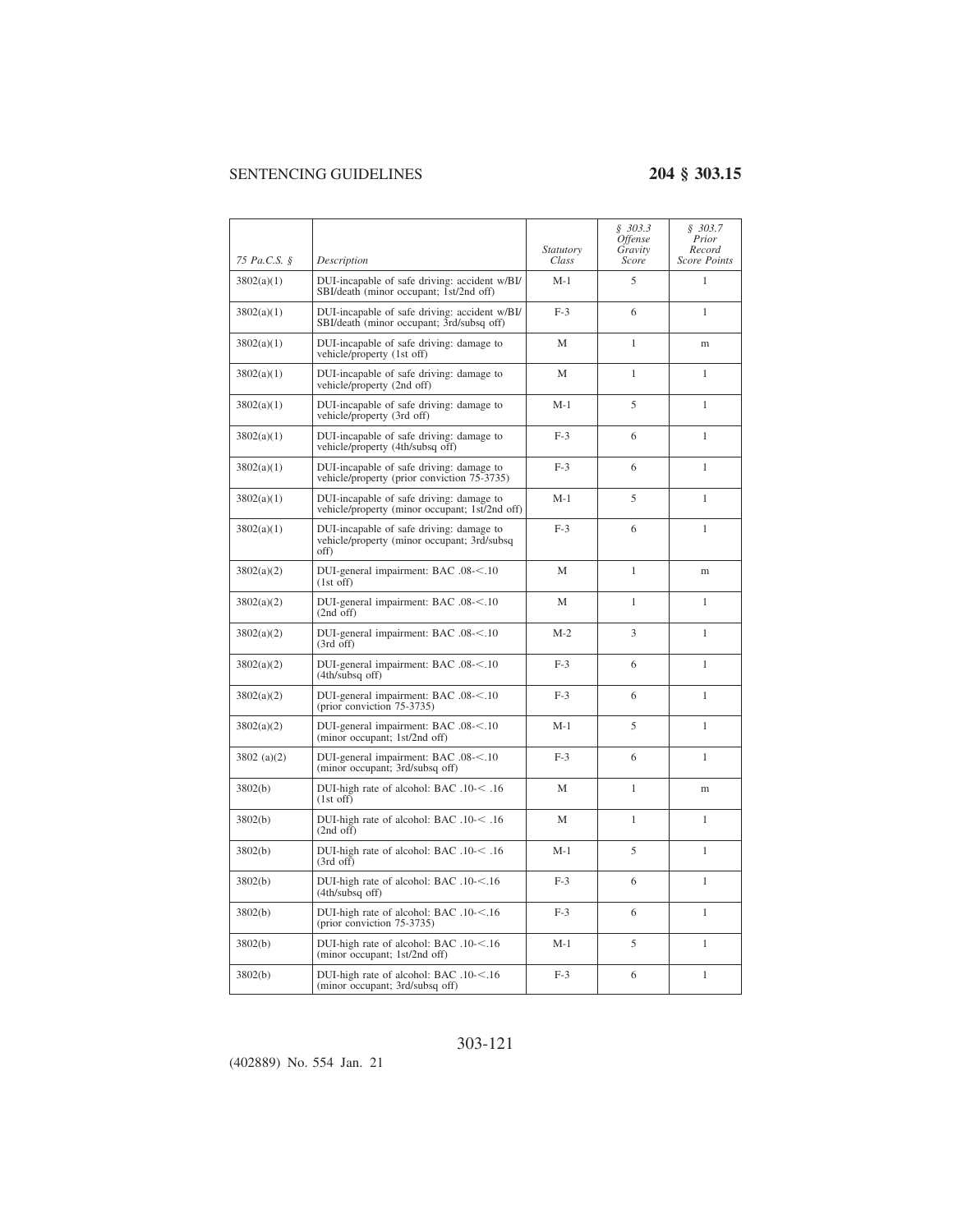| 75 Pa.C.S. § | Description | Statutory Class | § 303.3 Offense Gravity Score | § 303.7 Prior Record Score Points |
|---|---|---|---|---|
| 3802(a)(1) | DUI-incapable of safe driving: accident w/BI/ SBI/death (minor occupant; 1st/2nd off) | M-1 | 5 | 1 |
| 3802(a)(1) | DUI-incapable of safe driving: accident w/BI/ SBI/death (minor occupant; 3rd/subsq off) | F-3 | 6 | 1 |
| 3802(a)(1) | DUI-incapable of safe driving: damage to vehicle/property (1st off) | M | 1 | m |
| 3802(a)(1) | DUI-incapable of safe driving: damage to vehicle/property (2nd off) | M | 1 | 1 |
| 3802(a)(1) | DUI-incapable of safe driving: damage to vehicle/property (3rd off) | M-1 | 5 | 1 |
| 3802(a)(1) | DUI-incapable of safe driving: damage to vehicle/property (4th/subsq off) | F-3 | 6 | 1 |
| 3802(a)(1) | DUI-incapable of safe driving: damage to vehicle/property (prior conviction 75-3735) | F-3 | 6 | 1 |
| 3802(a)(1) | DUI-incapable of safe driving: damage to vehicle/property (minor occupant; 1st/2nd off) | M-1 | 5 | 1 |
| 3802(a)(1) | DUI-incapable of safe driving: damage to vehicle/property (minor occupant; 3rd/subsq off) | F-3 | 6 | 1 |
| 3802(a)(2) | DUI-general impairment: BAC .08-<.10 (1st off) | M | 1 | m |
| 3802(a)(2) | DUI-general impairment: BAC .08-<.10 (2nd off) | M | 1 | 1 |
| 3802(a)(2) | DUI-general impairment: BAC .08-<.10 (3rd off) | M-2 | 3 | 1 |
| 3802(a)(2) | DUI-general impairment: BAC .08-<.10 (4th/subsq off) | F-3 | 6 | 1 |
| 3802(a)(2) | DUI-general impairment: BAC .08-<.10 (prior conviction 75-3735) | F-3 | 6 | 1 |
| 3802(a)(2) | DUI-general impairment: BAC .08-<.10 (minor occupant; 1st/2nd off) | M-1 | 5 | 1 |
| 3802 (a)(2) | DUI-general impairment: BAC .08-<.10 (minor occupant; 3rd/subsq off) | F-3 | 6 | 1 |
| 3802(b) | DUI-high rate of alcohol: BAC .10-< .16 (1st off) | M | 1 | m |
| 3802(b) | DUI-high rate of alcohol: BAC .10-< .16 (2nd off) | M | 1 | 1 |
| 3802(b) | DUI-high rate of alcohol: BAC .10-< .16 (3rd off) | M-1 | 5 | 1 |
| 3802(b) | DUI-high rate of alcohol: BAC .10-<.16 (4th/subsq off) | F-3 | 6 | 1 |
| 3802(b) | DUI-high rate of alcohol: BAC .10-<.16 (prior conviction 75-3735) | F-3 | 6 | 1 |
| 3802(b) | DUI-high rate of alcohol: BAC .10-<.16 (minor occupant; 1st/2nd off) | M-1 | 5 | 1 |
| 3802(b) | DUI-high rate of alcohol: BAC .10-<.16 (minor occupant; 3rd/subsq off) | F-3 | 6 | 1 |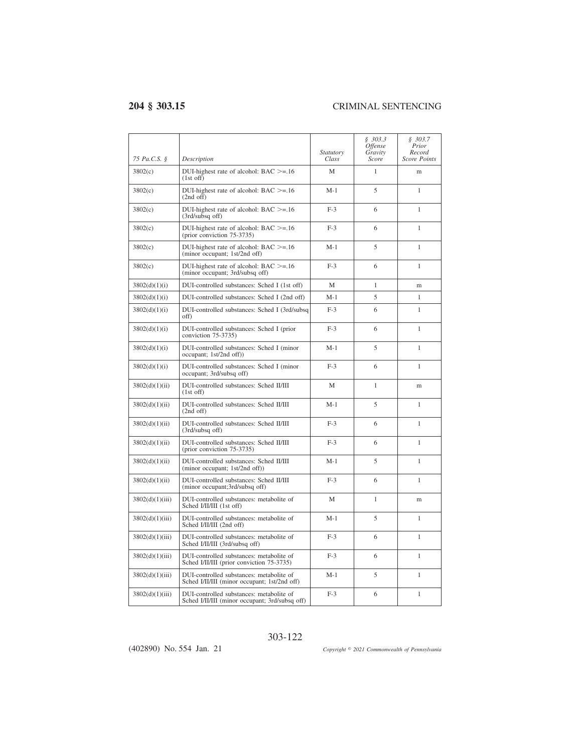| 75 Pa.C.S. § | Description | Statutory Class | § 303.3 Offense Gravity Score | § 303.7 Prior Record Score Points |
|---|---|---|---|---|
| 3802(c) | DUI-highest rate of alcohol: BAC >=.16 (1st off) | M | 1 | m |
| 3802(c) | DUI-highest rate of alcohol: BAC >=.16 (2nd off) | M-1 | 5 | 1 |
| 3802(c) | DUI-highest rate of alcohol: BAC >=.16 (3rd/subsq off) | F-3 | 6 | 1 |
| 3802(c) | DUI-highest rate of alcohol: BAC >=.16 (prior conviction 75-3735) | F-3 | 6 | 1 |
| 3802(c) | DUI-highest rate of alcohol: BAC >=.16 (minor occupant; 1st/2nd off) | M-1 | 5 | 1 |
| 3802(c) | DUI-highest rate of alcohol: BAC >=.16 (minor occupant; 3rd/subsq off) | F-3 | 6 | 1 |
| 3802(d)(1)(i) | DUI-controlled substances: Sched I (1st off) | M | 1 | m |
| 3802(d)(1)(i) | DUI-controlled substances: Sched I (2nd off) | M-1 | 5 | 1 |
| 3802(d)(1)(i) | DUI-controlled substances: Sched I (3rd/subsq off) | F-3 | 6 | 1 |
| 3802(d)(1)(i) | DUI-controlled substances: Sched I (prior conviction 75-3735) | F-3 | 6 | 1 |
| 3802(d)(1)(i) | DUI-controlled substances: Sched I (minor occupant; 1st/2nd off)) | M-1 | 5 | 1 |
| 3802(d)(1)(i) | DUI-controlled substances: Sched I (minor occupant; 3rd/subsq off) | F-3 | 6 | 1 |
| 3802(d)(1)(ii) | DUI-controlled substances: Sched II/III (1st off) | M | 1 | m |
| 3802(d)(1)(ii) | DUI-controlled substances: Sched II/III (2nd off) | M-1 | 5 | 1 |
| 3802(d)(1)(ii) | DUI-controlled substances: Sched II/III (3rd/subsq off) | F-3 | 6 | 1 |
| 3802(d)(1)(ii) | DUI-controlled substances: Sched II/III (prior conviction 75-3735) | F-3 | 6 | 1 |
| 3802(d)(1)(ii) | DUI-controlled substances: Sched II/III (minor occupant; 1st/2nd off)) | M-1 | 5 | 1 |
| 3802(d)(1)(ii) | DUI-controlled substances: Sched II/III (minor occupant;3rd/subsq off) | F-3 | 6 | 1 |
| 3802(d)(1)(iii) | DUI-controlled substances: metabolite of Sched I/II/III (1st off) | M | 1 | m |
| 3802(d)(1)(iii) | DUI-controlled substances: metabolite of Sched I/II/III (2nd off) | M-1 | 5 | 1 |
| 3802(d)(1)(iii) | DUI-controlled substances: metabolite of Sched I/II/III (3rd/subsq off) | F-3 | 6 | 1 |
| 3802(d)(1)(iii) | DUI-controlled substances: metabolite of Sched I/II/III (prior conviction 75-3735) | F-3 | 6 | 1 |
| 3802(d)(1)(iii) | DUI-controlled substances: metabolite of Sched I/II/III (minor occupant; 1st/2nd off) | M-1 | 5 | 1 |
| 3802(d)(1)(iii) | DUI-controlled substances: metabolite of Sched I/II/III (minor occupant; 3rd/subsq off) | F-3 | 6 | 1 |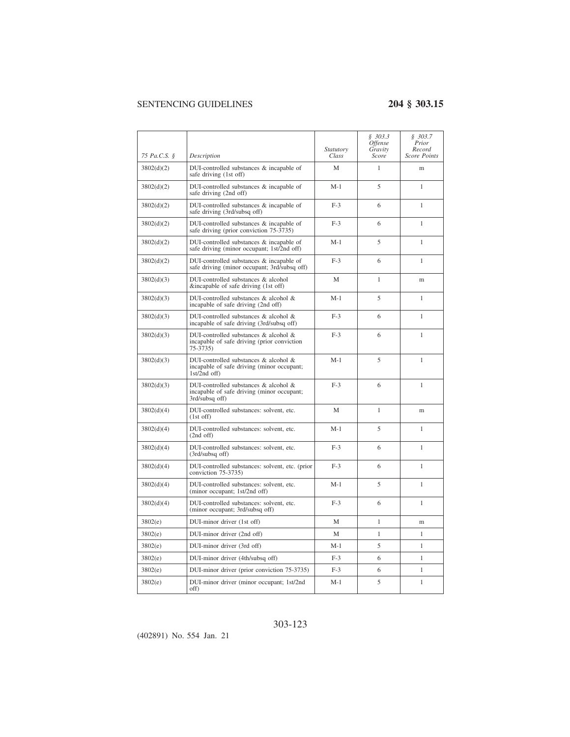| 75 Pa.C.S. § | Description | Statutory Class | § 303.3 Offense Gravity Score | § 303.7 Prior Record Score Points |
|---|---|---|---|---|
| 3802(d)(2) | DUI-controlled substances & incapable of safe driving (1st off) | M | 1 | m |
| 3802(d)(2) | DUI-controlled substances & incapable of safe driving (2nd off) | M-1 | 5 | 1 |
| 3802(d)(2) | DUI-controlled substances & incapable of safe driving (3rd/subsq off) | F-3 | 6 | 1 |
| 3802(d)(2) | DUI-controlled substances & incapable of safe driving (prior conviction 75-3735) | F-3 | 6 | 1 |
| 3802(d)(2) | DUI-controlled substances & incapable of safe driving (minor occupant; 1st/2nd off) | M-1 | 5 | 1 |
| 3802(d)(2) | DUI-controlled substances & incapable of safe driving (minor occupant; 3rd/subsq off) | F-3 | 6 | 1 |
| 3802(d)(3) | DUI-controlled substances & alcohol &incapable of safe driving (1st off) | M | 1 | m |
| 3802(d)(3) | DUI-controlled substances & alcohol & incapable of safe driving (2nd off) | M-1 | 5 | 1 |
| 3802(d)(3) | DUI-controlled substances & alcohol & incapable of safe driving (3rd/subsq off) | F-3 | 6 | 1 |
| 3802(d)(3) | DUI-controlled substances & alcohol & incapable of safe driving (prior conviction 75-3735) | F-3 | 6 | 1 |
| 3802(d)(3) | DUI-controlled substances & alcohol & incapable of safe driving (minor occupant; 1st/2nd off) | M-1 | 5 | 1 |
| 3802(d)(3) | DUI-controlled substances & alcohol & incapable of safe driving (minor occupant; 3rd/subsq off) | F-3 | 6 | 1 |
| 3802(d)(4) | DUI-controlled substances: solvent, etc. (1st off) | M | 1 | m |
| 3802(d)(4) | DUI-controlled substances: solvent, etc. (2nd off) | M-1 | 5 | 1 |
| 3802(d)(4) | DUI-controlled substances: solvent, etc. (3rd/subsq off) | F-3 | 6 | 1 |
| 3802(d)(4) | DUI-controlled substances: solvent, etc. (prior conviction 75-3735) | F-3 | 6 | 1 |
| 3802(d)(4) | DUI-controlled substances: solvent, etc. (minor occupant; 1st/2nd off) | M-1 | 5 | 1 |
| 3802(d)(4) | DUI-controlled substances: solvent, etc. (minor occupant; 3rd/subsq off) | F-3 | 6 | 1 |
| 3802(e) | DUI-minor driver (1st off) | M | 1 | m |
| 3802(e) | DUI-minor driver (2nd off) | M | 1 | 1 |
| 3802(e) | DUI-minor driver (3rd off) | M-1 | 5 | 1 |
| 3802(e) | DUI-minor driver (4th/subsq off) | F-3 | 6 | 1 |
| 3802(e) | DUI-minor driver (prior conviction 75-3735) | F-3 | 6 | 1 |
| 3802(e) | DUI-minor driver (minor occupant; 1st/2nd off) | M-1 | 5 | 1 |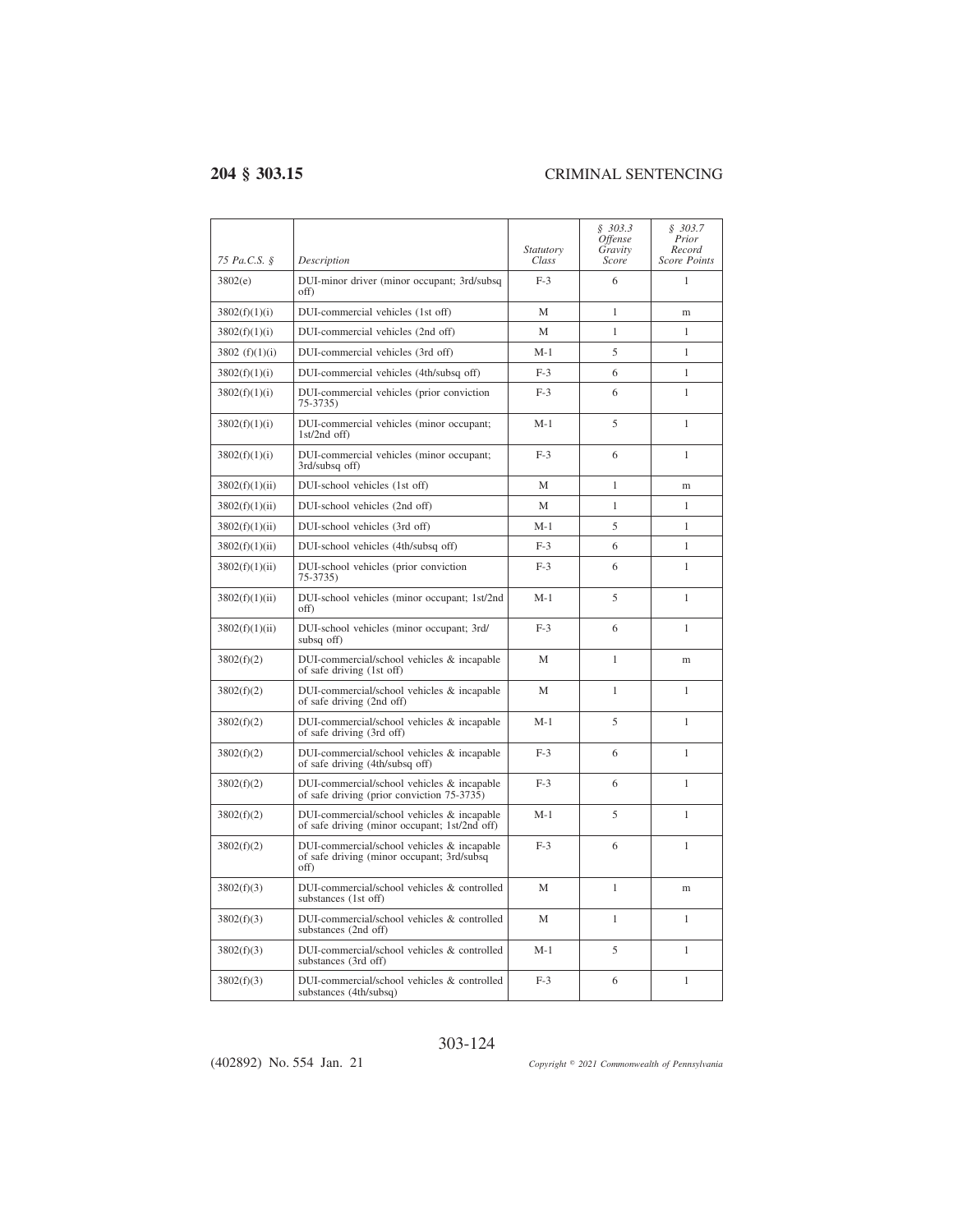| 75 Pa.C.S. § | Description | Statutory Class | § 303.3 Offense Gravity Score | § 303.7 Prior Record Score Points |
|---|---|---|---|---|
| 3802(e) | DUI-minor driver (minor occupant; 3rd/subsq off) | F-3 | 6 | 1 |
| 3802(f)(1)(i) | DUI-commercial vehicles (1st off) | M | 1 | m |
| 3802(f)(1)(i) | DUI-commercial vehicles (2nd off) | M | 1 | 1 |
| 3802 (f)(1)(i) | DUI-commercial vehicles (3rd off) | M-1 | 5 | 1 |
| 3802(f)(1)(i) | DUI-commercial vehicles (4th/subsq off) | F-3 | 6 | 1 |
| 3802(f)(1)(i) | DUI-commercial vehicles (prior conviction 75-3735) | F-3 | 6 | 1 |
| 3802(f)(1)(i) | DUI-commercial vehicles (minor occupant; 1st/2nd off) | M-1 | 5 | 1 |
| 3802(f)(1)(i) | DUI-commercial vehicles (minor occupant; 3rd/subsq off) | F-3 | 6 | 1 |
| 3802(f)(1)(ii) | DUI-school vehicles (1st off) | M | 1 | m |
| 3802(f)(1)(ii) | DUI-school vehicles (2nd off) | M | 1 | 1 |
| 3802(f)(1)(ii) | DUI-school vehicles (3rd off) | M-1 | 5 | 1 |
| 3802(f)(1)(ii) | DUI-school vehicles (4th/subsq off) | F-3 | 6 | 1 |
| 3802(f)(1)(ii) | DUI-school vehicles (prior conviction 75-3735) | F-3 | 6 | 1 |
| 3802(f)(1)(ii) | DUI-school vehicles (minor occupant; 1st/2nd off) | M-1 | 5 | 1 |
| 3802(f)(1)(ii) | DUI-school vehicles (minor occupant; 3rd/ subsq off) | F-3 | 6 | 1 |
| 3802(f)(2) | DUI-commercial/school vehicles & incapable of safe driving (1st off) | M | 1 | m |
| 3802(f)(2) | DUI-commercial/school vehicles & incapable of safe driving (2nd off) | M | 1 | 1 |
| 3802(f)(2) | DUI-commercial/school vehicles & incapable of safe driving (3rd off) | M-1 | 5 | 1 |
| 3802(f)(2) | DUI-commercial/school vehicles & incapable of safe driving (4th/subsq off) | F-3 | 6 | 1 |
| 3802(f)(2) | DUI-commercial/school vehicles & incapable of safe driving (prior conviction 75-3735) | F-3 | 6 | 1 |
| 3802(f)(2) | DUI-commercial/school vehicles & incapable of safe driving (minor occupant; 1st/2nd off) | M-1 | 5 | 1 |
| 3802(f)(2) | DUI-commercial/school vehicles & incapable of safe driving (minor occupant; 3rd/subsq off) | F-3 | 6 | 1 |
| 3802(f)(3) | DUI-commercial/school vehicles & controlled substances (1st off) | M | 1 | m |
| 3802(f)(3) | DUI-commercial/school vehicles & controlled substances (2nd off) | M | 1 | 1 |
| 3802(f)(3) | DUI-commercial/school vehicles & controlled substances (3rd off) | M-1 | 5 | 1 |
| 3802(f)(3) | DUI-commercial/school vehicles & controlled substances (4th/subsq) | F-3 | 6 | 1 |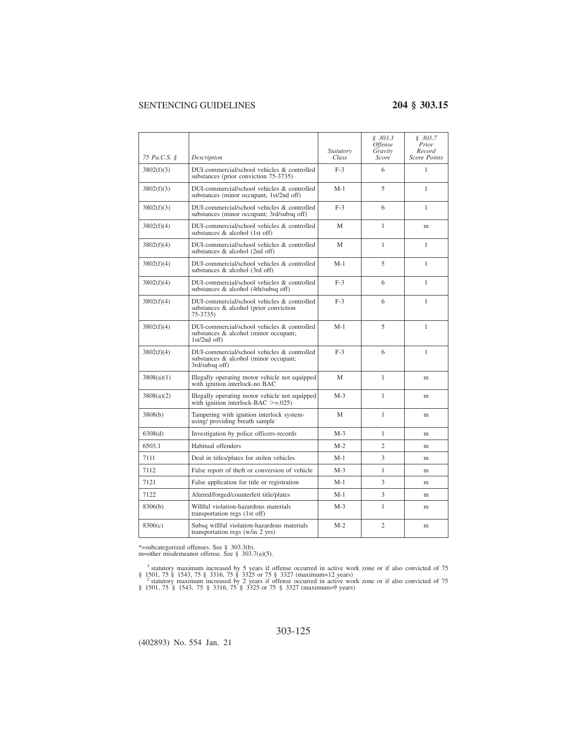| *75 Pa.C.S. §* | *Description* | *Statutory Class* | *§ 303.3 Offense Gravity Score* | *§ 303.7 Prior Record Score Points* |
|---|---|---|---|---|
| 3802(f)(3) | DUI-commercial/school vehicles & controlled substances (prior conviction 75-3735) | F-3 | 6 | 1 |
| 3802(f)(3) | DUI-commercial/school vehicles & controlled substances (minor occupant; 1st/2nd off) | M-1 | 5 | 1 |
| 3802(f)(3) | DUI-commercial/school vehicles & controlled substances (minor occupant; 3rd/subsq off) | F-3 | 6 | 1 |
| 3802(f)(4) | DUI-commercial/school vehicles & controlled substances & alcohol (1st off) | M | 1 | m |
| 3802(f)(4) | DUI-commercial/school vehicles & controlled substances & alcohol (2nd off) | M | 1 | 1 |
| 3802(f)(4) | DUI-commercial/school vehicles & controlled substances & alcohol (3rd off) | M-1 | 5 | 1 |
| 3802(f)(4) | DUI-commercial/school vehicles & controlled substances & alcohol (4th/subsq off) | F-3 | 6 | 1 |
| 3802(f)(4) | DUI-commercial/school vehicles & controlled substances & alcohol (prior conviction 75-3735) | F-3 | 6 | 1 |
| 3802(f)(4) | DUI-commercial/school vehicles & controlled substances & alcohol (minor occupant; 1st/2nd off) | M-1 | 5 | 1 |
| 3802(f)(4) | DUI-commercial/school vehicles & controlled substances & alcohol (minor occupant; 3rd/subsq off) | F-3 | 6 | 1 |
| 3808(a)(1) | Illegally operating motor vehicle not equipped with ignition interlock-no BAC | M | 1 | m |
| 3808(a)(2) | Illegally operating motor vehicle not equipped with ignition interlock-BAC >=.025) | M-3 | 1 | m |
| 3808(b) | Tampering with ignition interlock system-using/ providing breath sample | M | 1 | m |
| 6308(d) | Investigation by police officers-records | M-3 | 1 | m |
| 6503.1 | Habitual offenders | M-2 | 2 | m |
| 7111 | Deal in titles/plates for stolen vehicles | M-1 | 3 | m |
| 7112 | False report of theft or conversion of vehicle | M-3 | 1 | m |
| 7121 | False application for title or registration | M-1 | 3 | m |
| 7122 | Altered/forged/counterfeit title/plates | M-1 | 3 | m |
| 8306(b) | Willful violation-hazardous materials transportation regs (1st off) | M-3 | 1 | m |
| 8306(c) | Subsq willful violation-hazardous materials transportation regs (w/in 2 yrs) | M-2 | 2 | m |

*=subcategorized offenses. See § 303.3(b).
m=other misdemeanor offense. See § 303.7(a)(5).

[1] statutory maximum increased by 5 years if offense occurred in active work zone or if also convicted of 75 § 1501, 75 § 1543, 75 § 3316, 75 § 3325 or 75 § 3327 (maximum=12 years)

[2] statutory maximum increased by 2 years if offense occurred in active work zone or if also convicted of 75 § 1501, 75 § 1543, 75 § 3316, 75 § 3325 or 75 § 3327 (maximum=9 years)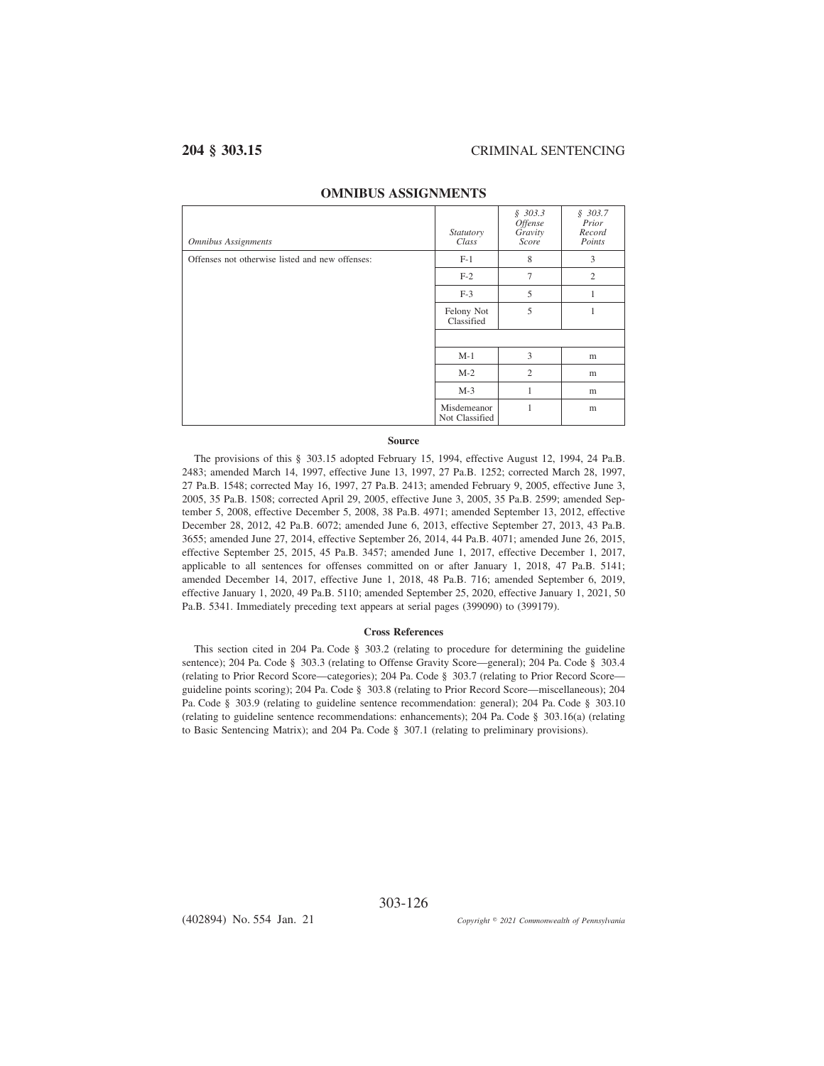## OMNIBUS ASSIGNMENTS

| *Omnibus Assignments* | *Statutory Class* | *§ 303.3 Offense Gravity Score* | *§ 303.7 Prior Record Points* |
|---|---|---|---|
| Offenses not otherwise listed and new offenses: | F-1 | 8 | 3 |
| | F-2 | 7 | 2 |
| | F-3 | 5 | 1 |
| | Felony Not Classified | 5 | 1 |
| | | | |
| | M-1 | 3 | m |
| | M-2 | 2 | m |
| | M-3 | 1 | m |
| | Misdemeanor Not Classified | 1 | m |

### Source

The provisions of this § 303.15 adopted February 15, 1994, effective August 12, 1994, 24 Pa.B. 2483; amended March 14, 1997, effective June 13, 1997, 27 Pa.B. 1252; corrected March 28, 1997, 27 Pa.B. 1548; corrected May 16, 1997, 27 Pa.B. 2413; amended February 9, 2005, effective June 3, 2005, 35 Pa.B. 1508; corrected April 29, 2005, effective June 3, 2005, 35 Pa.B. 2599; amended September 5, 2008, effective December 5, 2008, 38 Pa.B. 4971; amended September 13, 2012, effective December 28, 2012, 42 Pa.B. 6072; amended June 6, 2013, effective September 27, 2013, 43 Pa.B. 3655; amended June 27, 2014, effective September 26, 2014, 44 Pa.B. 4071; amended June 26, 2015, effective September 25, 2015, 45 Pa.B. 3457; amended June 1, 2017, effective December 1, 2017, applicable to all sentences for offenses committed on or after January 1, 2018, 47 Pa.B. 5141; amended December 14, 2017, effective June 1, 2018, 48 Pa.B. 716; amended September 6, 2019, effective January 1, 2020, 49 Pa.B. 5110; amended September 25, 2020, effective January 1, 2021, 50 Pa.B. 5341. Immediately preceding text appears at serial pages (399090) to (399179).

### Cross References

This section cited in 204 Pa. Code § 303.2 (relating to procedure for determining the guideline sentence); 204 Pa. Code § 303.3 (relating to Offense Gravity Score—general); 204 Pa. Code § 303.4 (relating to Prior Record Score—categories); 204 Pa. Code § 303.7 (relating to Prior Record Score—guideline points scoring); 204 Pa. Code § 303.8 (relating to Prior Record Score—miscellaneous); 204 Pa. Code § 303.9 (relating to guideline sentence recommendation: general); 204 Pa. Code § 303.10 (relating to guideline sentence recommendations: enhancements); 204 Pa. Code § 303.16(a) (relating to Basic Sentencing Matrix); and 204 Pa. Code § 307.1 (relating to preliminary provisions).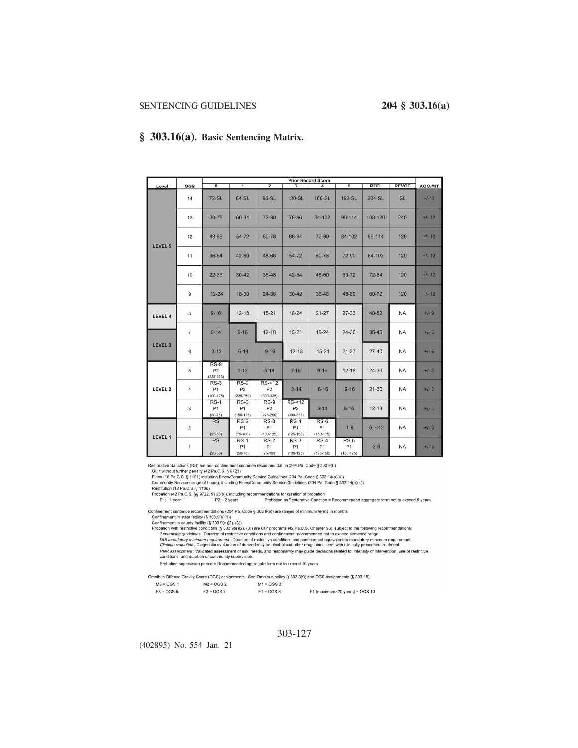## § 303.16(a). Basic Sentencing Matrix.

| Level | OGS | Prior Record Score 0 | 1 | 2 | 3 | 4 | 5 | RFEL | REVOC | AGG/MIT |
|---|---|---|---|---|---|---|---|---|---|---|
| LEVEL 5 | 14 | 72-SL | 84-SL | 96-SL | 120-SL | 168-SL | 192-SL | 204-SL | SL | ~/-12 |
| | 13 | 60-78 | 66-84 | 72-90 | 78-96 | 84-102 | 96-114 | 108-126 | 240 | +/- 12 |
| | 12 | 48-66 | 54-72 | 60-78 | 66-84 | 72-90 | 84-102 | 96-114 | 120 | +/- 12 |
| | 11 | 36-54 | 42-60 | 48-66 | 54-72 | 60-78 | 72-90 | 84-102 | 120 | +/- 12 |
| | 10 | 22-36 | 30-42 | 36-48 | 42-54 | 48-60 | 60-72 | 72-84 | 120 | +/- 12 |
| | 9 | 12-24 | 18-30 | 24-36 | 30-42 | 36-48 | 48-60 | 60-72 | 120 | +/- 12 |
| LEVEL 4 | 8 | 9-16 | 12-18 | 15-21 | 18-24 | 21-27 | 27-33 | 40-52 | NA | +/- 9 |
| LEVEL 3 | 7 | 6-14 | 9-16 | 12-18 | 15-21 | 18-24 | 24-30 | 35-45 | NA | +/- 6 |
| | 6 | 3-12 | 6-14 | 9-16 | 12-18 | 15-21 | 21-27 | 27-40 | NA | +/- 6 |
| LEVEL 2 | 5 | RS-9 P2 (225-250) | 1-12 | 3-14 | 6-16 | 9-16 | 12-18 | 24-36 | NA | +/- 3 |
| | 4 | RS-3 P1 (100-125) | RS-9 P2 (225-250) | RS-<12 P2 (300-325) | 3-14 | 6-16 | 9-16 | 21-30 | NA | +/- 3 |
| | 3 | RS-1 P1 (50-75) | RS-6 P1 (150-175) | RS-9 P2 (225-250) | RS-<12 P2 (300-325) | 3-14 | 6-16 | 12-18 | NA | +/- 3 |
| LEVEL 1 | 2 | RS (25-50) | RS-2 P1 (75-100) | RS-3 P1 (100-125) | RS-4 P1 (125-150) | RS-6 P1 (150-175) | 1-9 | 6- <12 | NA | +/- 3 |
| | 1 | RS (25-50) | RS-1 P1 (50-75) | RS-2 P1 (75-100) | RS-3 P1 (100-125) | RS-4 P1 (125-150) | RS-6 P1 (150-175) | 3-6 | NA | +/- 3 |

Restorative Sanctions (RS) are non-confinement sentence recommendation (204 Pa. Code § 303.9(f))
- Guilt without further penalty (42 Pa.C.S. § 9723)
- Fines (18 Pa.C.S. § 1101) including Fines/Community Service Guidelines (204 Pa. Code § 303.14(a)(4))
- Community Service (range of hours), including Fines/Community Service Guidelines (204 Pa. Code § 303.14(a)(4))
- Restitution (18 Pa.C.S. § 1106)
- Probation (42 Pa.C.S. §§ 9722, 9763(b)), including recommendations for duration of probation
  - P1: 1 year  P2: 2 years  Probation as Restorative Sanction = Recommended aggregate term not to exceed 5 years.

Confinement sentence recommendations (204 Pa. Code § 303.9(e)) are ranges of minimum terms in months
- Confinement in state facility (§ 303.9(e)(1))
- Confinement in county facility (§ 303.9(e)(2), (3))
- Probation with restrictive conditions (§ 303.9(e)(2), (3)) are CIP programs (42 Pa.C.S. Chapter 98), subject to the following recommendations:
  - *Sentencing guidelines* . Duration of restrictive conditions and confinement recommended not to exceed sentence range.
  - *DUI mandatory minimum requirement* . Duration of restrictive conditions and confinement equivalent to mandatory minimum requirement.
  - *Clinical evaluation* . Diagnostic evaluation of dependency on alcohol and other drugs consistent with clinically prescribed treatment.
  - *RNR assessment* . Validated assessment of risk, needs, and responsivity may guide decisions related to: intensity of intervention, use of restrictive conditions, and duration of community supervision.

  Probation supervision period = Recommended aggregate term not to exceed 10 years.

Omnibus Offense Gravity Score (OGS) assignments. See Omnibus policy (§ 303.3(f)) and OGS assignments (§ 303.15):

M3 = OGS 1  M2 = OGS 2  M1 = OGS 3
F3 = OGS 5  F2 = OGS 7  F1 = OGS 8  F1 (maximum>20 years) = OGS 10

(402895) No. 554 Jan. 21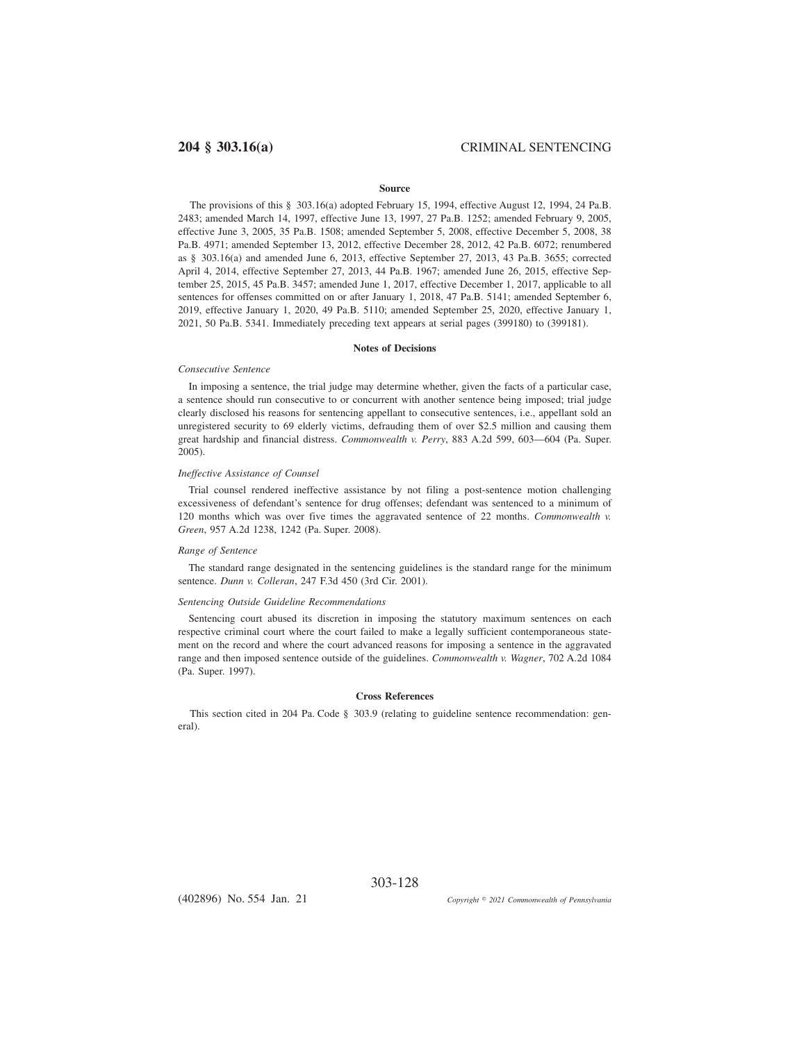### Source

The provisions of this § 303.16(a) adopted February 15, 1994, effective August 12, 1994, 24 Pa.B. 2483; amended March 14, 1997, effective June 13, 1997, 27 Pa.B. 1252; amended February 9, 2005, effective June 3, 2005, 35 Pa.B. 1508; amended September 5, 2008, effective December 5, 2008, 38 Pa.B. 4971; amended September 13, 2012, effective December 28, 2012, 42 Pa.B. 6072; renumbered as § 303.16(a) and amended June 6, 2013, effective September 27, 2013, 43 Pa.B. 3655; corrected April 4, 2014, effective September 27, 2013, 44 Pa.B. 1967; amended June 26, 2015, effective September 25, 2015, 45 Pa.B. 3457; amended June 1, 2017, effective December 1, 2017, applicable to all sentences for offenses committed on or after January 1, 2018, 47 Pa.B. 5141; amended September 6, 2019, effective January 1, 2020, 49 Pa.B. 5110; amended September 25, 2020, effective January 1, 2021, 50 Pa.B. 5341. Immediately preceding text appears at serial pages (399180) to (399181).

### Notes of Decisions

*Consecutive Sentence*

In imposing a sentence, the trial judge may determine whether, given the facts of a particular case, a sentence should run consecutive to or concurrent with another sentence being imposed; trial judge clearly disclosed his reasons for sentencing appellant to consecutive sentences, i.e., appellant sold an unregistered security to 69 elderly victims, defrauding them of over $2.5 million and causing them great hardship and financial distress. *Commonwealth v. Perry*, 883 A.2d 599, 603—604 (Pa. Super. 2005).

*Ineffective Assistance of Counsel*

Trial counsel rendered ineffective assistance by not filing a post-sentence motion challenging excessiveness of defendant's sentence for drug offenses; defendant was sentenced to a minimum of 120 months which was over five times the aggravated sentence of 22 months. *Commonwealth v. Green*, 957 A.2d 1238, 1242 (Pa. Super. 2008).

*Range of Sentence*

The standard range designated in the sentencing guidelines is the standard range for the minimum sentence. *Dunn v. Colleran*, 247 F.3d 450 (3rd Cir. 2001).

*Sentencing Outside Guideline Recommendations*

Sentencing court abused its discretion in imposing the statutory maximum sentences on each respective criminal court where the court failed to make a legally sufficient contemporaneous statement on the record and where the court advanced reasons for imposing a sentence in the aggravated range and then imposed sentence outside of the guidelines. *Commonwealth v. Wagner*, 702 A.2d 1084 (Pa. Super. 1997).

### Cross References

This section cited in 204 Pa. Code § 303.9 (relating to guideline sentence recommendation: general).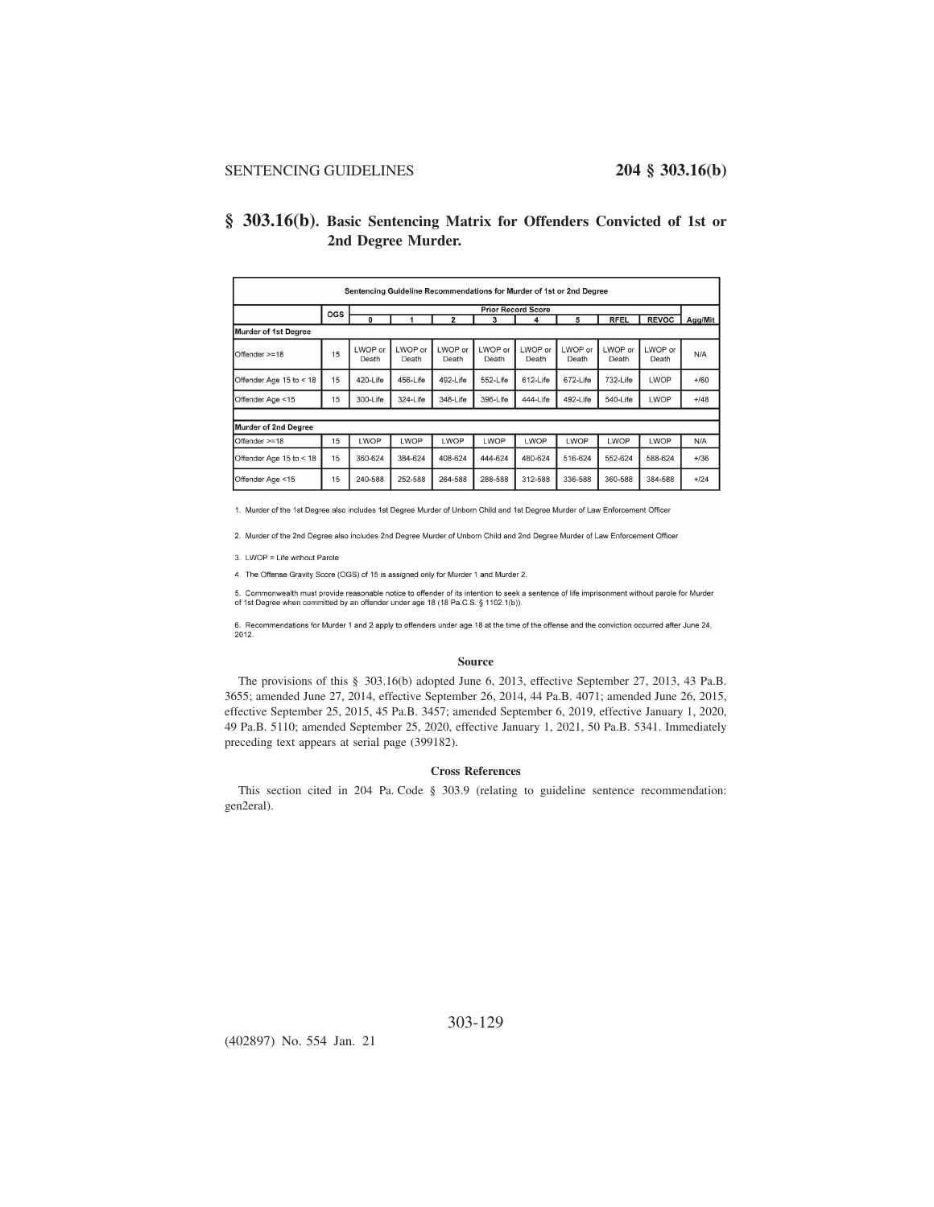## § 303.16(b). Basic Sentencing Matrix for Offenders Convicted of 1st or 2nd Degree Murder.

| Sentencing Guideline Recommendations for Murder of 1st or 2nd Degree | | | | | | | | | | | |
|---|---|---|---|---|---|---|---|---|---|---|---|
| | OGS | Prior Record Score | | | | | | | | | Agg/Mit |
| | | 0 | 1 | 2 | 3 | 4 | 5 | RFEL | REVOC | |
| **Murder of 1st Degree** | | | | | | | | | | | |
| Offender >=18 | 15 | LWOP or Death | LWOP or Death | LWOP or Death | LWOP or Death | LWOP or Death | LWOP or Death | LWOP or Death | LWOP or Death | N/A |
| Offender Age 15 to < 18 | 15 | 420-Life | 456-Life | 492-Life | 552-Life | 612-Life | 672-Life | 732-Life | LWOP | +/60 |
| Offender Age <15 | 15 | 300-Life | 324-Life | 348-Life | 396-Life | 444-Life | 492-Life | 540-Life | LWOP | +/48 |
| **Murder of 2nd Degree** | | | | | | | | | | | |
| Offender >=18 | 15 | LWOP | LWOP | LWOP | LWOP | LWOP | LWOP | LWOP | LWOP | N/A |
| Offender Age 15 to < 18 | 15 | 360-624 | 384-624 | 408-624 | 444-624 | 480-624 | 516-624 | 552-624 | 588-624 | +/36 |
| Offender Age <15 | 15 | 240-588 | 252-588 | 264-588 | 288-588 | 312-588 | 336-588 | 360-588 | 384-588 | +/24 |

1. Murder of the 1st Degree also includes 1st Degree Murder of Unborn Child and 1st Degree Murder of Law Enforcement Officer

2. Murder of the 2nd Degree also includes 2nd Degree Murder of Unborn Child and 2nd Degree Murder of Law Enforcement Officer

3. LWOP = Life without Parole

4. The Offense Gravity Score (OGS) of 15 is assigned only for Murder 1 and Murder 2.

5. Commonwealth must provide reasonable notice to offender of its intention to seek a sentence of life imprisonment without parole for Murder of 1st Degree when committed by an offender under age 18 (18 Pa.C.S. § 1102.1(b)).

6. Recommendations for Murder 1 and 2 apply to offenders under age 18 at the time of the offense and the conviction occurred after June 24, 2012.

#### Source

The provisions of this § 303.16(b) adopted June 6, 2013, effective September 27, 2013, 43 Pa.B. 3655; amended June 27, 2014, effective September 26, 2014, 44 Pa.B. 4071; amended June 26, 2015, effective September 25, 2015, 45 Pa.B. 3457; amended September 6, 2019, effective January 1, 2020, 49 Pa.B. 5110; amended September 25, 2020, effective January 1, 2021, 50 Pa.B. 5341. Immediately preceding text appears at serial page (399182).

#### Cross References

This section cited in 204 Pa. Code § 303.9 (relating to guideline sentence recommendation: gen2eral).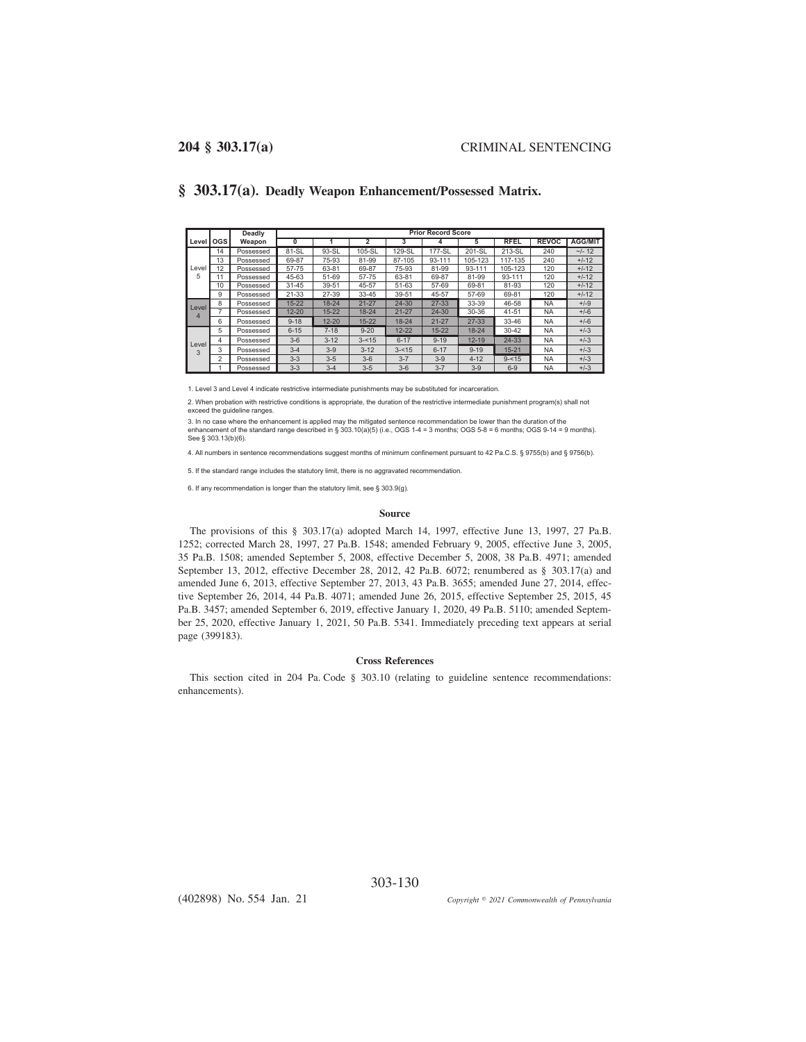## § 303.17(a). Deadly Weapon Enhancement/Possessed Matrix.

| Level | OGS | Deadly Weapon | Prior Record Score | | | | | | | | |
|---|---|---|---|---|---|---|---|---|---|---|---|
| | | | 0 | 1 | 2 | 3 | 4 | 5 | RFEL | REVOC | AGG/MIT |
| Level 5 | 14 | Possessed | 81-SL | 93-SL | 105-SL | 129-SL | 177-SL | 201-SL | 213-SL | 240 | −/- 12 |
| | 13 | Possessed | 69-87 | 75-93 | 81-99 | 87-105 | 93-111 | 105-123 | 117-135 | 240 | +/-12 |
| | 12 | Possessed | 57-75 | 63-81 | 69-87 | 75-93 | 81-99 | 93-111 | 105-123 | 120 | +/-12 |
| | 11 | Possessed | 45-63 | 51-69 | 57-75 | 63-81 | 69-87 | 81-99 | 93-111 | 120 | +/-12 |
| | 10 | Possessed | 31-45 | 39-51 | 45-57 | 51-63 | 57-69 | 69-81 | 81-93 | 120 | +/-12 |
| | 9 | Possessed | 21-33 | 27-39 | 33-45 | 39-51 | 45-57 | 57-69 | 69-81 | 120 | +/-12 |
| Level 4 | 8 | Possessed | 15-22 | 18-24 | 21-27 | 24-30 | 27-33 | 33-39 | 46-58 | NA | +/-9 |
| | 7 | Possessed | 12-20 | 15-22 | 18-24 | 21-27 | 24-30 | 30-36 | 41-51 | NA | +/-6 |
| | 6 | Possessed | 9-18 | 12-20 | 15-22 | 18-24 | 21-27 | 27-33 | 33-46 | NA | +/-6 |
| Level 3 | 5 | Possessed | 6-15 | 7-18 | 9-20 | 12-22 | 15-22 | 18-24 | 30-42 | NA | +/-3 |
| | 4 | Possessed | 3-6 | 3-12 | 3-<15 | 6-17 | 9-19 | 12-19 | 24-33 | NA | +/-3 |
| | 3 | Possessed | 3-4 | 3-9 | 3-12 | 3-<15 | 6-17 | 9-19 | 15-21 | NA | +/-3 |
| | 2 | Possessed | 3-3 | 3-5 | 3-6 | 3-7 | 3-9 | 4-12 | 9-<15 | NA | +/-3 |
| | 1 | Possessed | 3-3 | 3-4 | 3-5 | 3-6 | 3-7 | 3-9 | 6-9 | NA | +/-3 |

1. Level 3 and Level 4 indicate restrictive intermediate punishments may be substituted for incarceration.

2. When probation with restrictive conditions is appropriate, the duration of the restrictive intermediate punishment program(s) shall not exceed the guideline ranges.

3. In no case where the enhancement is applied may the mitigated sentence recommendation be lower than the duration of the enhancement of the standard range described in § 303.10(a)(5) (i.e., OGS 1-4 = 3 months; OGS 5-8 = 6 months; OGS 9-14 = 9 months). See § 303.13(b)(6).

4. All numbers in sentence recommendations suggest months of minimum confinement pursuant to 42 Pa.C.S. § 9755(b) and § 9756(b).

5. If the standard range includes the statutory limit, there is no aggravated recommendation.

6. If any recommendation is longer than the statutory limit, see § 303.9(g).

### Source

The provisions of this § 303.17(a) adopted March 14, 1997, effective June 13, 1997, 27 Pa.B. 1252; corrected March 28, 1997, 27 Pa.B. 1548; amended February 9, 2005, effective June 3, 2005, 35 Pa.B. 1508; amended September 5, 2008, effective December 5, 2008, 38 Pa.B. 4971; amended September 13, 2012, effective December 28, 2012, 42 Pa.B. 6072; renumbered as § 303.17(a) and amended June 6, 2013, effective September 27, 2013, 43 Pa.B. 3655; amended June 27, 2014, effective September 26, 2014, 44 Pa.B. 4071; amended June 26, 2015, effective September 25, 2015, 45 Pa.B. 3457; amended September 6, 2019, effective January 1, 2020, 49 Pa.B. 5110; amended September 25, 2020, effective January 1, 2021, 50 Pa.B. 5341. Immediately preceding text appears at serial page (399183).

### Cross References

This section cited in 204 Pa. Code § 303.10 (relating to guideline sentence recommendations: enhancements).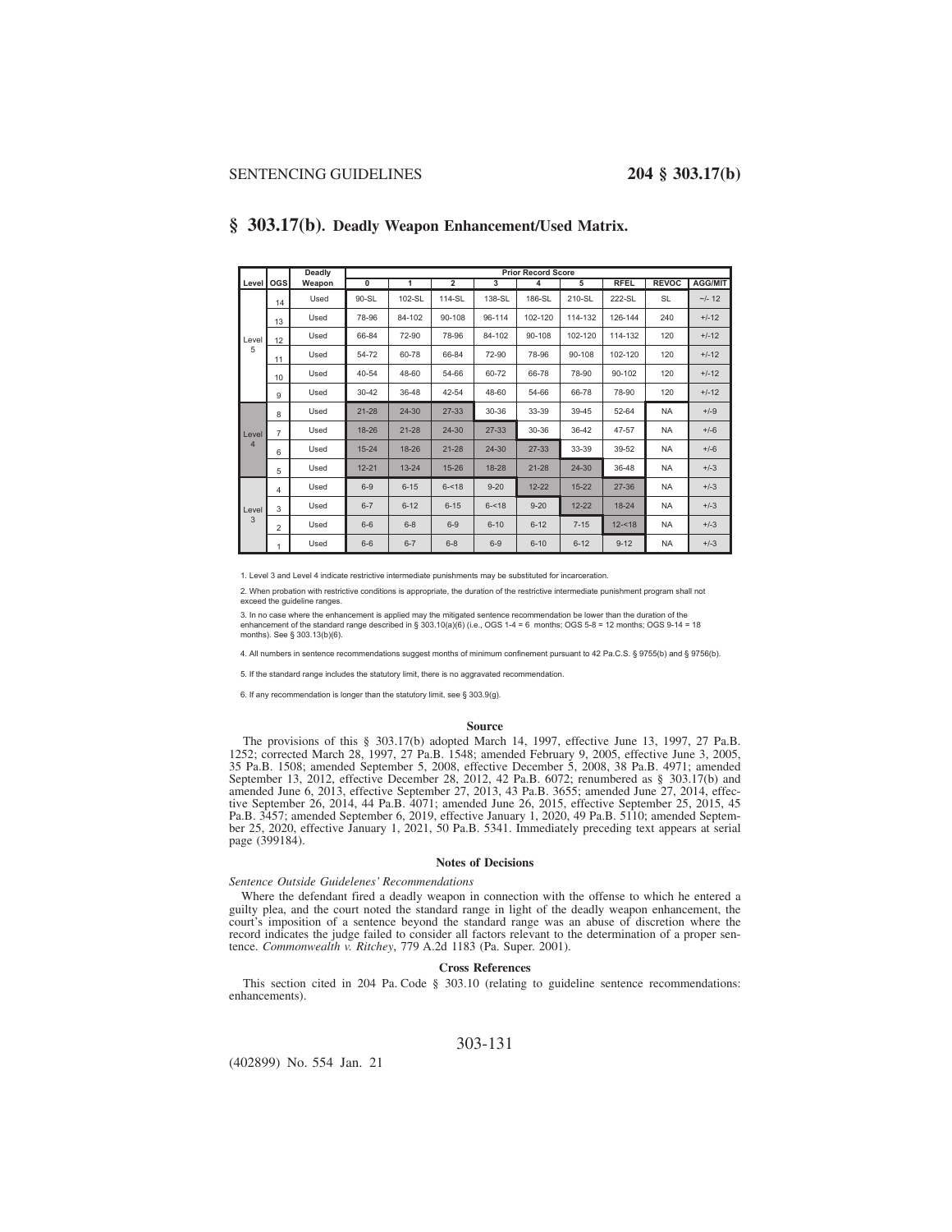## § 303.17(b). Deadly Weapon Enhancement/Used Matrix.

| Level | OGS | Deadly Weapon | Prior Record Score | | | | | | | | |
|---|---|---|---|---|---|---|---|---|---|---|---|
| | | | 0 | 1 | 2 | 3 | 4 | 5 | RFEL | REVOC | AGG/MIT |
| Level 5 | 14 | Used | 90-SL | 102-SL | 114-SL | 138-SL | 186-SL | 210-SL | 222-SL | SL | -/- 12 |
| | 13 | Used | 78-96 | 84-102 | 90-108 | 96-114 | 102-120 | 114-132 | 126-144 | 240 | +/-12 |
| | 12 | Used | 66-84 | 72-90 | 78-96 | 84-102 | 90-108 | 102-120 | 114-132 | 120 | +/-12 |
| | 11 | Used | 54-72 | 60-78 | 66-84 | 72-90 | 78-96 | 90-108 | 102-120 | 120 | +/-12 |
| | 10 | Used | 40-54 | 48-60 | 54-66 | 60-72 | 66-78 | 78-90 | 90-102 | 120 | +/-12 |
| | 9 | Used | 30-42 | 36-48 | 42-54 | 48-60 | 54-66 | 66-78 | 78-90 | 120 | +/-12 |
| Level 4 | 8 | Used | 21-28 | 24-30 | 27-33 | 30-36 | 33-39 | 39-45 | 52-64 | NA | +/-9 |
| | 7 | Used | 18-26 | 21-28 | 24-30 | 27-33 | 30-36 | 36-42 | 47-57 | NA | +/-6 |
| | 6 | Used | 15-24 | 18-26 | 21-28 | 24-30 | 27-33 | 33-39 | 39-52 | NA | +/-6 |
| | 5 | Used | 12-21 | 13-24 | 15-26 | 18-28 | 21-28 | 24-30 | 36-48 | NA | +/-3 |
| Level 3 | 4 | Used | 6-9 | 6-15 | 6-<18 | 9-20 | 12-22 | 15-22 | 27-36 | NA | +/-3 |
| | 3 | Used | 6-7 | 6-12 | 6-15 | 6-<18 | 9-20 | 12-22 | 18-24 | NA | +/-3 |
| | 2 | Used | 6-6 | 6-8 | 6-9 | 6-10 | 6-12 | 7-15 | 12-<18 | NA | +/-3 |
| | 1 | Used | 6-6 | 6-7 | 6-8 | 6-9 | 6-10 | 6-12 | 9-12 | NA | +/-3 |

1. Level 3 and Level 4 indicate restrictive intermediate punishments may be substituted for incarceration.

2. When probation with restrictive conditions is appropriate, the duration of the restrictive intermediate punishment program shall not exceed the guideline ranges.

3. In no case where the enhancement is applied may the mitigated sentence recommendation be lower than the duration of the enhancement of the standard range described in § 303.10(a)(6) (i.e., OGS 1-4 = 6 months; OGS 5-8 = 12 months; OGS 9-14 = 18 months). See § 303.13(b)(6).

4. All numbers in sentence recommendations suggest months of minimum confinement pursuant to 42 Pa.C.S. § 9755(b) and § 9756(b).

5. If the standard range includes the statutory limit, there is no aggravated recommendation.

6. If any recommendation is longer than the statutory limit, see § 303.9(g).

### Source

The provisions of this § 303.17(b) adopted March 14, 1997, effective June 13, 1997, 27 Pa.B. 1252; corrected March 28, 1997, 27 Pa.B. 1548; amended February 9, 2005, effective June 3, 2005, 35 Pa.B. 1508; amended September 5, 2008, effective December 5, 2008, 38 Pa.B. 4971; amended September 13, 2012, effective December 28, 2012, 42 Pa.B. 6072; renumbered as § 303.17(b) and amended June 6, 2013, effective September 27, 2013, 43 Pa.B. 3655; amended June 27, 2014, effective September 26, 2014, 44 Pa.B. 4071; amended June 26, 2015, effective September 25, 2015, 45 Pa.B. 3457; amended September 6, 2019, effective January 1, 2020, 49 Pa.B. 5110; amended September 25, 2020, effective January 1, 2021, 50 Pa.B. 5341. Immediately preceding text appears at serial page (399184).

### Notes of Decisions

*Sentence Outside Guidelenes' Recommendations*

Where the defendant fired a deadly weapon in connection with the offense to which he entered a guilty plea, and the court noted the standard range in light of the deadly weapon enhancement, the court's imposition of a sentence beyond the standard range was an abuse of discretion where the record indicates the judge failed to consider all factors relevant to the determination of a proper sentence. *Commonwealth v. Ritchey*, 779 A.2d 1183 (Pa. Super. 2001).

### Cross References

This section cited in 204 Pa. Code § 303.10 (relating to guideline sentence recommendations: enhancements).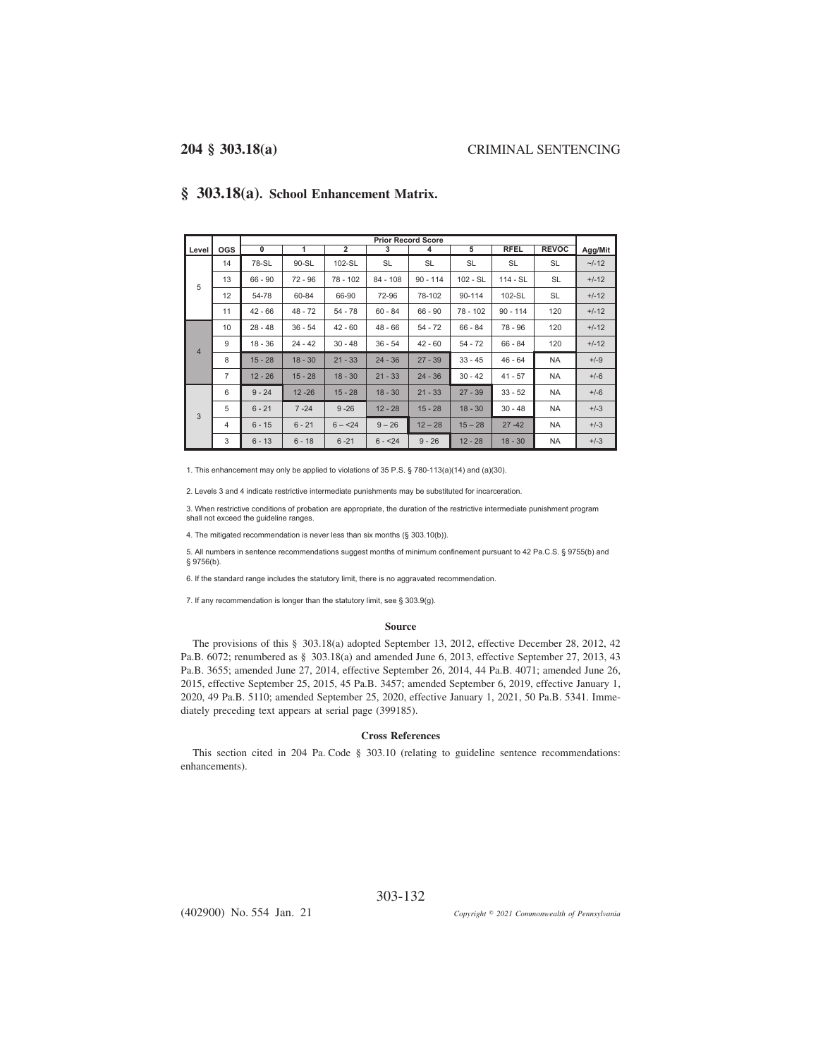## § 303.18(a). School Enhancement Matrix.

| Level | OGS | Prior Record Score 0 | 1 | 2 | 3 | 4 | 5 | RFEL | REVOC | Agg/Mit |
|---|---|---|---|---|---|---|---|---|---|---|
| 5 | 14 | 78-SL | 90-SL | 102-SL | SL | SL | SL | SL | SL | ~/-12 |
| | 13 | 66 - 90 | 72 - 96 | 78 - 102 | 84 - 108 | 90 - 114 | 102 - SL | 114 - SL | SL | +/-12 |
| | 12 | 54-78 | 60-84 | 66-90 | 72-96 | 78-102 | 90-114 | 102-SL | SL | +/-12 |
| | 11 | 42 - 66 | 48 - 72 | 54 - 78 | 60 - 84 | 66 - 90 | 78 - 102 | 90 - 114 | 120 | +/-12 |
| 4 | 10 | 28 - 48 | 36 - 54 | 42 - 60 | 48 - 66 | 54 - 72 | 66 - 84 | 78 - 96 | 120 | +/-12 |
| | 9 | 18 - 36 | 24 - 42 | 30 - 48 | 36 - 54 | 42 - 60 | 54 - 72 | 66 - 84 | 120 | +/-12 |
| | 8 | 15 - 28 | 18 - 30 | 21 - 33 | 24 - 36 | 27 - 39 | 33 - 45 | 46 - 64 | NA | +/-9 |
| | 7 | 12 - 26 | 15 - 28 | 18 - 30 | 21 - 33 | 24 - 36 | 30 - 42 | 41 - 57 | NA | +/-6 |
| 3 | 6 | 9 - 24 | 12 -26 | 15 - 28 | 18 - 30 | 21 - 33 | 27 - 39 | 33 - 52 | NA | +/-6 |
| | 5 | 6 - 21 | 7 -24 | 9 -26 | 12 - 28 | 15 - 28 | 18 - 30 | 30 - 48 | NA | +/-3 |
| | 4 | 6 - 15 | 6 - 21 | 6 – <24 | 9 – 26 | 12 – 28 | 15 – 28 | 27 -42 | NA | +/-3 |
| | 3 | 6 - 13 | 6 - 18 | 6 -21 | 6 - <24 | 9 - 26 | 12 - 28 | 18 - 30 | NA | +/-3 |

1. This enhancement may only be applied to violations of 35 P.S. § 780-113(a)(14) and (a)(30).

2. Levels 3 and 4 indicate restrictive intermediate punishments may be substituted for incarceration.

3. When restrictive conditions of probation are appropriate, the duration of the restrictive intermediate punishment program shall not exceed the guideline ranges.

4. The mitigated recommendation is never less than six months (§ 303.10(b)).

5. All numbers in sentence recommendations suggest months of minimum confinement pursuant to 42 Pa.C.S. § 9755(b) and § 9756(b).

6. If the standard range includes the statutory limit, there is no aggravated recommendation.

7. If any recommendation is longer than the statutory limit, see § 303.9(g).

### Source

The provisions of this § 303.18(a) adopted September 13, 2012, effective December 28, 2012, 42 Pa.B. 6072; renumbered as § 303.18(a) and amended June 6, 2013, effective September 27, 2013, 43 Pa.B. 3655; amended June 27, 2014, effective September 26, 2014, 44 Pa.B. 4071; amended June 26, 2015, effective September 25, 2015, 45 Pa.B. 3457; amended September 6, 2019, effective January 1, 2020, 49 Pa.B. 5110; amended September 25, 2020, effective January 1, 2021, 50 Pa.B. 5341. Immediately preceding text appears at serial page (399185).

### Cross References

This section cited in 204 Pa. Code § 303.10 (relating to guideline sentence recommendations: enhancements).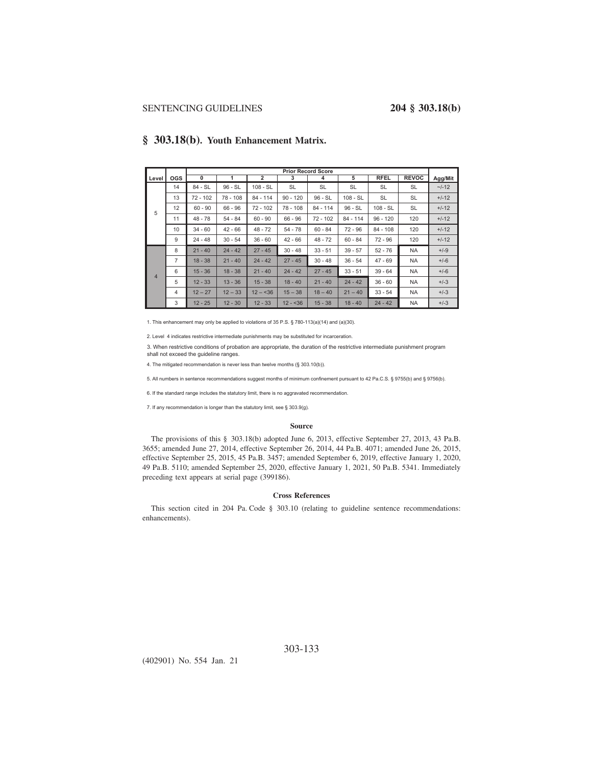## § 303.18(b). Youth Enhancement Matrix.

| Level | OGS | Prior Record Score 0 | 1 | 2 | 3 | 4 | 5 | RFEL | REVOC | Agg/Mit |
|---|---|---|---|---|---|---|---|---|---|---|
| 5 | 14 | 84 - SL | 96 - SL | 108 - SL | SL | SL | SL | SL | SL | ~/-12 |
| | 13 | 72 - 102 | 78 - 108 | 84 - 114 | 90 - 120 | 96 - SL | 108 - SL | SL | SL | +/-12 |
| | 12 | 60 - 90 | 66 - 96 | 72 - 102 | 78 - 108 | 84 - 114 | 96 - SL | 108 - SL | SL | +/-12 |
| | 11 | 48 - 78 | 54 - 84 | 60 - 90 | 66 - 96 | 72 - 102 | 84 - 114 | 96 - 120 | 120 | +/-12 |
| | 10 | 34 - 60 | 42 - 66 | 48 - 72 | 54 - 78 | 60 - 84 | 72 - 96 | 84 - 108 | 120 | +/-12 |
| | 9 | 24 - 48 | 30 - 54 | 36 - 60 | 42 - 66 | 48 - 72 | 60 - 84 | 72 - 96 | 120 | +/-12 |
| 4 | 8 | 21 - 40 | 24 - 42 | 27 - 45 | 30 - 48 | 33 - 51 | 39 - 57 | 52 - 76 | NA | +/-9 |
| | 7 | 18 - 38 | 21 - 40 | 24 - 42 | 27 - 45 | 30 - 48 | 36 - 54 | 47 - 69 | NA | +/-6 |
| | 6 | 15 - 36 | 18 - 38 | 21 - 40 | 24 - 42 | 27 - 45 | 33 - 51 | 39 - 64 | NA | +/-6 |
| | 5 | 12 - 33 | 13 - 36 | 15 - 38 | 18 - 40 | 21 - 40 | 24 - 42 | 36 - 60 | NA | +/-3 |
| | 4 | 12 – 27 | 12 – 33 | 12 – <36 | 15 – 38 | 18 – 40 | 21 – 40 | 33 - 54 | NA | +/-3 |
| | 3 | 12 - 25 | 12 - 30 | 12 - 33 | 12 - <36 | 15 - 38 | 18 - 40 | 24 - 42 | NA | +/-3 |

1. This enhancement may only be applied to violations of 35 P.S. § 780-113(a)(14) and (a)(30).

2. Level 4 indicates restrictive intermediate punishments may be substituted for incarceration.

3. When restrictive conditions of probation are appropriate, the duration of the restrictive intermediate punishment program shall not exceed the guideline ranges.

4. The mitigated recommendation is never less than twelve months (§ 303.10(b)).

5. All numbers in sentence recommendations suggest months of minimum confinement pursuant to 42 Pa.C.S. § 9755(b) and § 9756(b).

6. If the standard range includes the statutory limit, there is no aggravated recommendation.

7. If any recommendation is longer than the statutory limit, see § 303.9(g).

#### Source

The provisions of this § 303.18(b) adopted June 6, 2013, effective September 27, 2013, 43 Pa.B. 3655; amended June 27, 2014, effective September 26, 2014, 44 Pa.B. 4071; amended June 26, 2015, effective September 25, 2015, 45 Pa.B. 3457; amended September 6, 2019, effective January 1, 2020, 49 Pa.B. 5110; amended September 25, 2020, effective January 1, 2021, 50 Pa.B. 5341. Immediately preceding text appears at serial page (399186).

#### Cross References

This section cited in 204 Pa. Code § 303.10 (relating to guideline sentence recommendations: enhancements).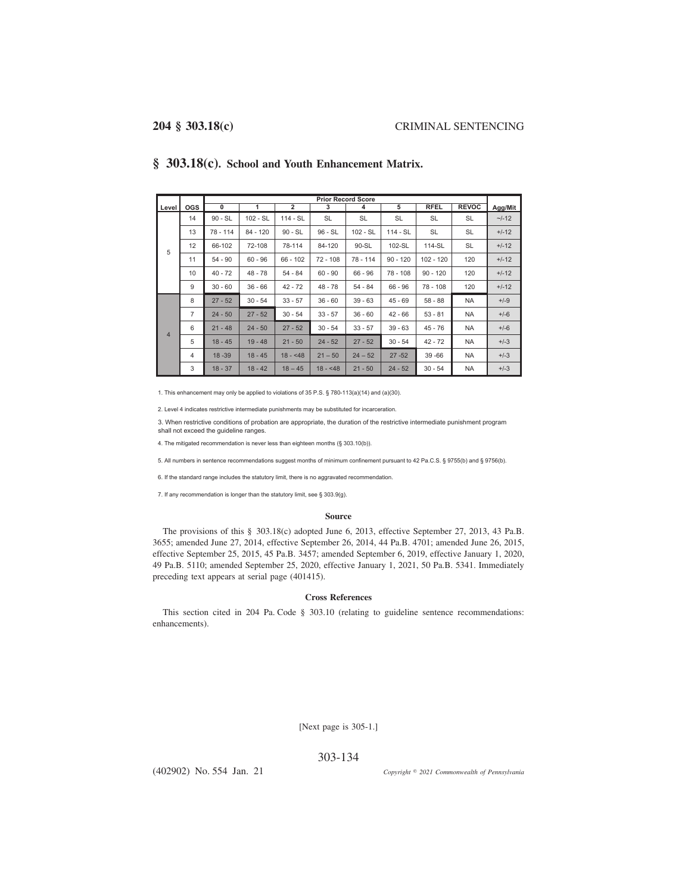## § 303.18(c). School and Youth Enhancement Matrix.

| Level | OGS | Prior Record Score | | | | | | | | Agg/Mit |
|---|---|---|---|---|---|---|---|---|---|---|
| | | 0 | 1 | 2 | 3 | 4 | 5 | RFEL | REVOC | |
| 5 | 14 | 90 - SL | 102 - SL | 114 - SL | SL | SL | SL | SL | SL | ~/-12 |
| | 13 | 78 - 114 | 84 - 120 | 90 - SL | 96 - SL | 102 - SL | 114 - SL | SL | SL | +/-12 |
| | 12 | 66-102 | 72-108 | 78-114 | 84-120 | 90-SL | 102-SL | 114-SL | SL | +/-12 |
| | 11 | 54 - 90 | 60 - 96 | 66 - 102 | 72 - 108 | 78 - 114 | 90 - 120 | 102 - 120 | 120 | +/-12 |
| | 10 | 40 - 72 | 48 - 78 | 54 - 84 | 60 - 90 | 66 - 96 | 78 - 108 | 90 - 120 | 120 | +/-12 |
| | 9 | 30 - 60 | 36 - 66 | 42 - 72 | 48 - 78 | 54 - 84 | 66 - 96 | 78 - 108 | 120 | +/-12 |
| 4 | 8 | 27 - 52 | 30 - 54 | 33 - 57 | 36 - 60 | 39 - 63 | 45 - 69 | 58 - 88 | NA | +/-9 |
| | 7 | 24 - 50 | 27 - 52 | 30 - 54 | 33 - 57 | 36 - 60 | 42 - 66 | 53 - 81 | NA | +/-6 |
| | 6 | 21 - 48 | 24 - 50 | 27 - 52 | 30 - 54 | 33 - 57 | 39 - 63 | 45 - 76 | NA | +/-6 |
| | 5 | 18 - 45 | 19 - 48 | 21 - 50 | 24 - 52 | 27 - 52 | 30 - 54 | 42 - 72 | NA | +/-3 |
| | 4 | 18 -39 | 18 - 45 | 18 - <48 | 21 – 50 | 24 – 52 | 27 -52 | 39 -66 | NA | +/-3 |
| | 3 | 18 - 37 | 18 - 42 | 18 – 45 | 18 - <48 | 21 - 50 | 24 - 52 | 30 - 54 | NA | +/-3 |

1. This enhancement may only be applied to violations of 35 P.S. § 780-113(a)(14) and (a)(30).

2. Level 4 indicates restrictive intermediate punishments may be substituted for incarceration.

3. When restrictive conditions of probation are appropriate, the duration of the restrictive intermediate punishment program shall not exceed the guideline ranges.

4. The mitigated recommendation is never less than eighteen months (§ 303.10(b)).

5. All numbers in sentence recommendations suggest months of minimum confinement pursuant to 42 Pa.C.S. § 9755(b) and § 9756(b).

6. If the standard range includes the statutory limit, there is no aggravated recommendation.

7. If any recommendation is longer than the statutory limit, see § 303.9(g).

### Source

The provisions of this § 303.18(c) adopted June 6, 2013, effective September 27, 2013, 43 Pa.B. 3655; amended June 27, 2014, effective September 26, 2014, 44 Pa.B. 4701; amended June 26, 2015, effective September 25, 2015, 45 Pa.B. 3457; amended September 6, 2019, effective January 1, 2020, 49 Pa.B. 5110; amended September 25, 2020, effective January 1, 2021, 50 Pa.B. 5341. Immediately preceding text appears at serial page (401415).

### Cross References

This section cited in 204 Pa. Code § 303.10 (relating to guideline sentence recommendations: enhancements).

[Next page is 305-1.]